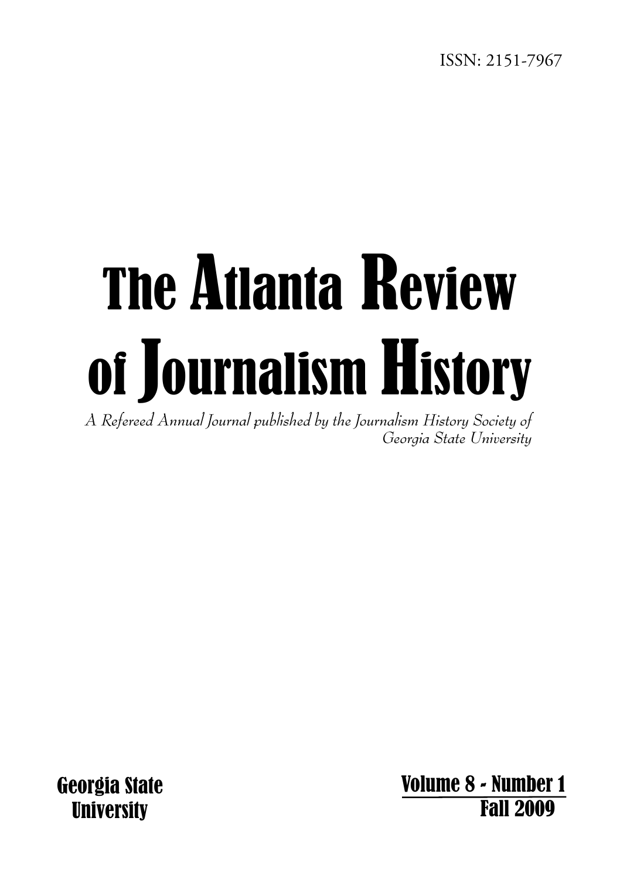ISSN: 2151-7967

# The Atlanta Review of Journalism History

*A Refereed Annual Journal published by the Journalism History Society of Georgia State University*

**Georgia State University**

**Volume 8 - Number 1**
**Fall 2009**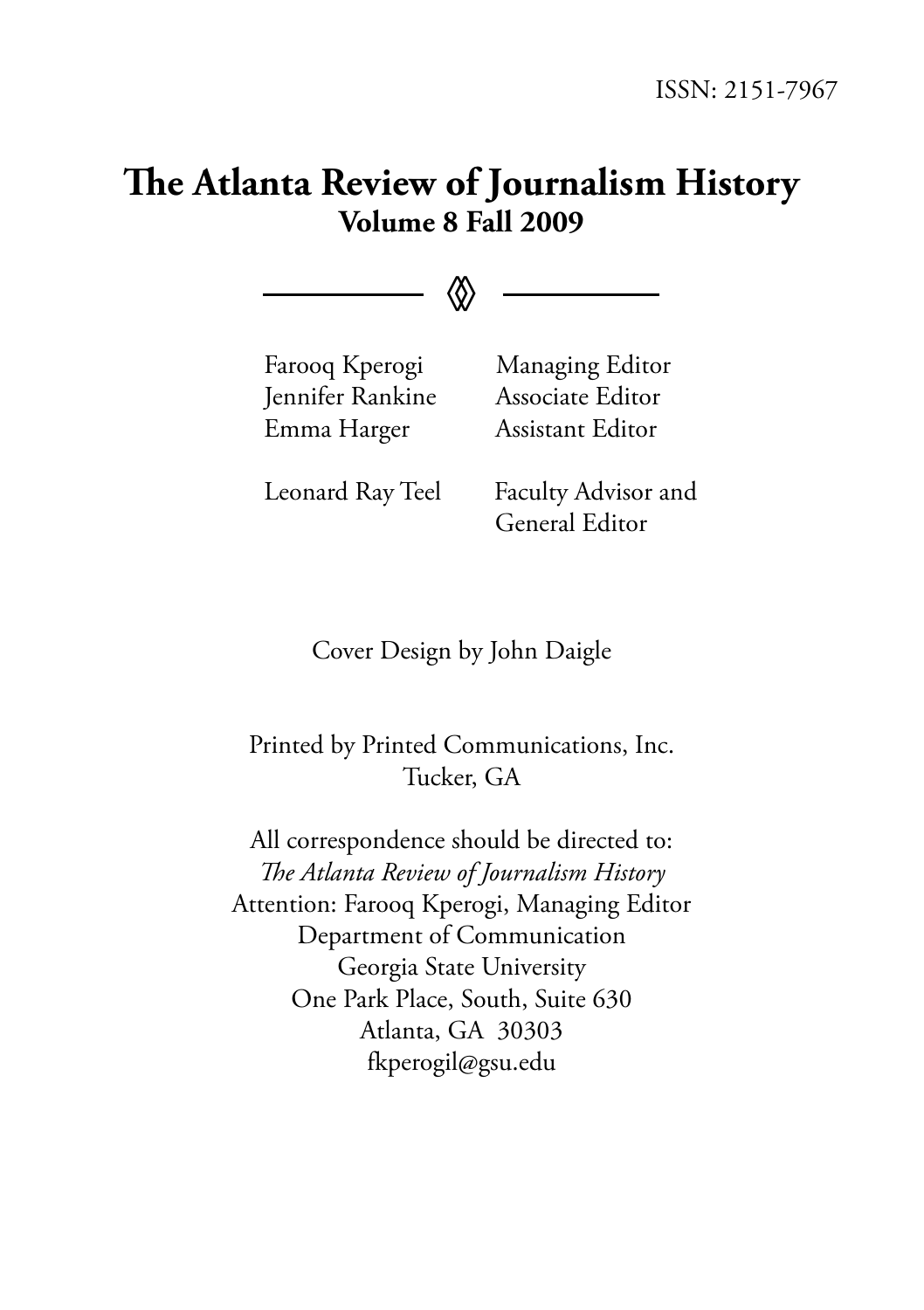ISSN: 2151-7967

# The Atlanta Review of Journalism History
## Volume 8 Fall 2009

| | |
|---|---|
| Farooq Kperogi | Managing Editor |
| Jennifer Rankine | Associate Editor |
| Emma Harger | Assistant Editor |
| Leonard Ray Teel | Faculty Advisor and General Editor |

Cover Design by John Daigle

Printed by Printed Communications, Inc.
Tucker, GA

All correspondence should be directed to:
*The Atlanta Review of Journalism History*
Attention: Farooq Kperogi, Managing Editor
Department of Communication
Georgia State University
One Park Place, South, Suite 630
Atlanta, GA 30303
fkperogil@gsu.edu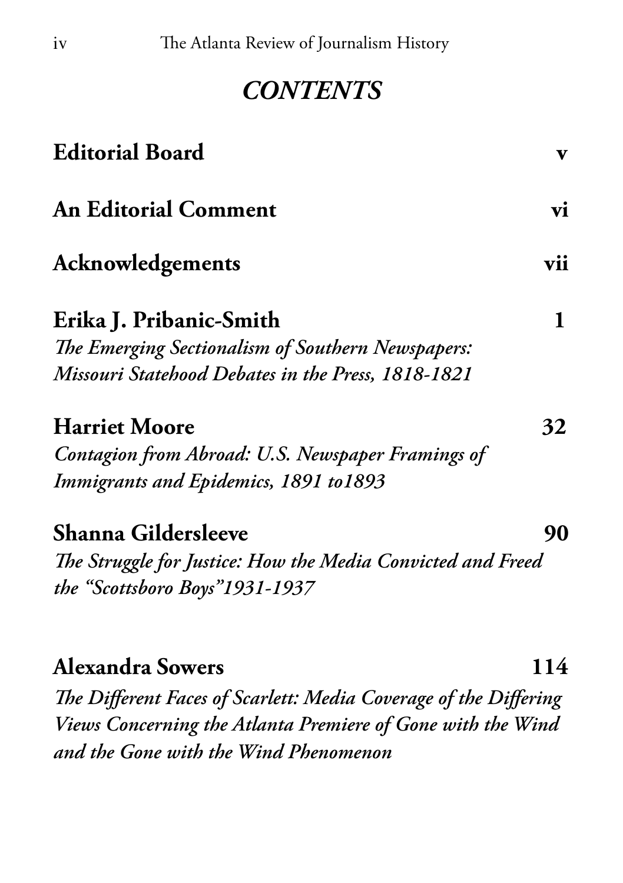# *CONTENTS*

**Editorial Board** **v**

**An Editorial Comment** **vi**

**Acknowledgements** **vii**

**Erika J. Pribanic-Smith** **1**
*The Emerging Sectionalism of Southern Newspapers: Missouri Statehood Debates in the Press, 1818-1821*

**Harriet Moore** **32**
*Contagion from Abroad: U.S. Newspaper Framings of Immigrants and Epidemics, 1891 to1893*

**Shanna Gildersleeve** **90**
*The Struggle for Justice: How the Media Convicted and Freed the "Scottsboro Boys"1931-1937*

**Alexandra Sowers** **114**
*The Different Faces of Scarlett: Media Coverage of the Differing Views Concerning the Atlanta Premiere of Gone with the Wind and the Gone with the Wind Phenomenon*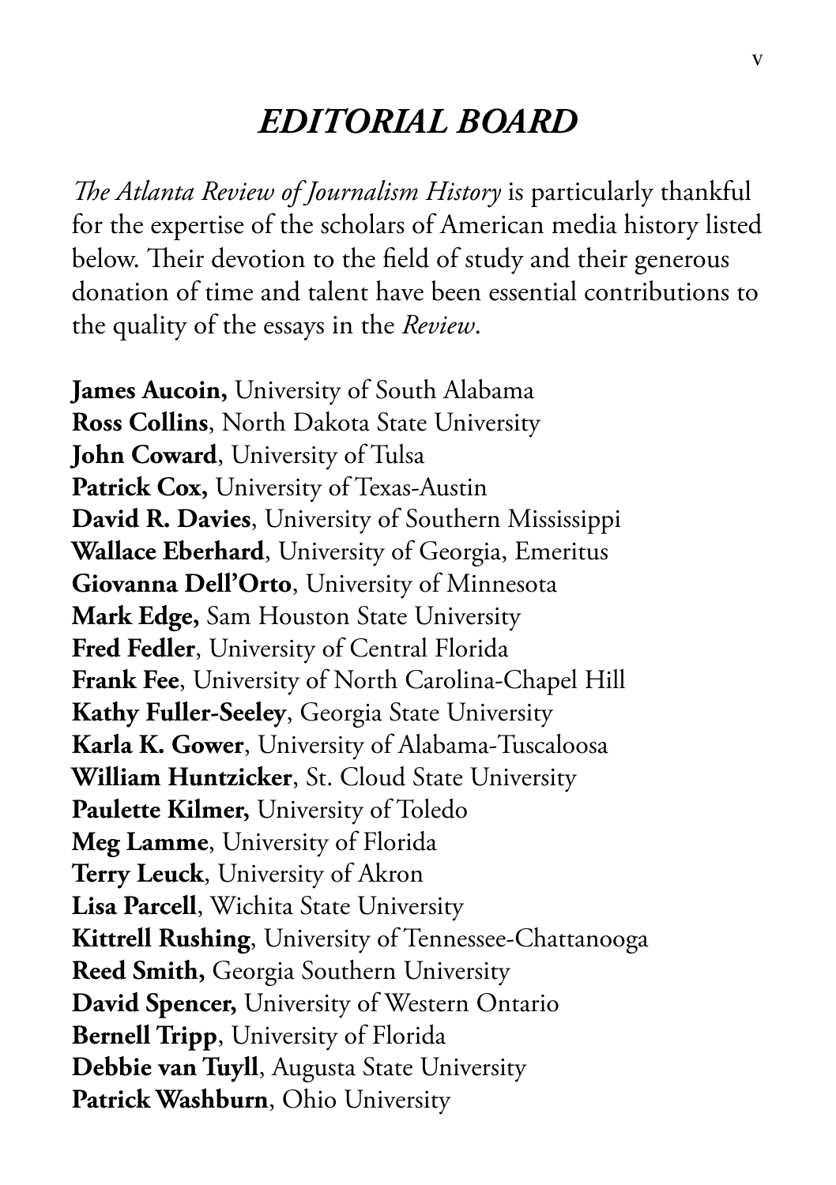# *EDITORIAL BOARD*

*The Atlanta Review of Journalism History* is particularly thankful for the expertise of the scholars of American media history listed below. Their devotion to the field of study and their generous donation of time and talent have been essential contributions to the quality of the essays in the *Review*.

**James Aucoin,** University of South Alabama
**Ross Collins**, North Dakota State University
**John Coward**, University of Tulsa
**Patrick Cox,** University of Texas-Austin
**David R. Davies**, University of Southern Mississippi
**Wallace Eberhard**, University of Georgia, Emeritus
**Giovanna Dell'Orto**, University of Minnesota
**Mark Edge,** Sam Houston State University
**Fred Fedler**, University of Central Florida
**Frank Fee**, University of North Carolina-Chapel Hill
**Kathy Fuller-Seeley**, Georgia State University
**Karla K. Gower**, University of Alabama-Tuscaloosa
**William Huntzicker**, St. Cloud State University
**Paulette Kilmer,** University of Toledo
**Meg Lamme**, University of Florida
**Terry Leuck**, University of Akron
**Lisa Parcell**, Wichita State University
**Kittrell Rushing**, University of Tennessee-Chattanooga
**Reed Smith,** Georgia Southern University
**David Spencer,** University of Western Ontario
**Bernell Tripp**, University of Florida
**Debbie van Tuyll**, Augusta State University
**Patrick Washburn**, Ohio University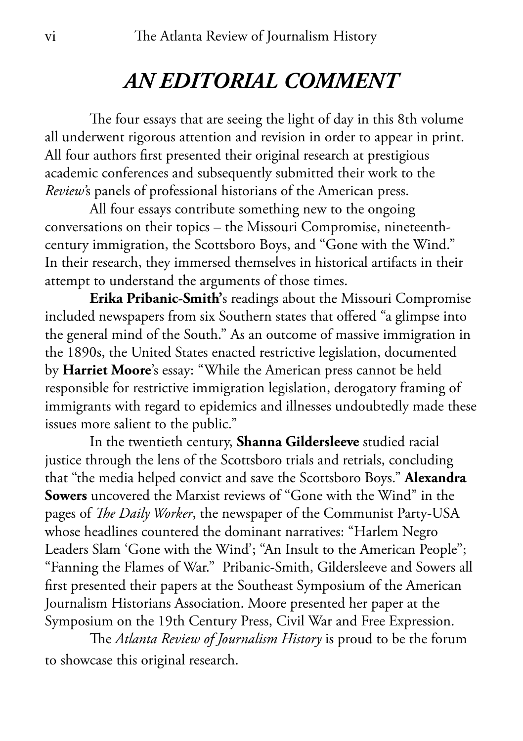# *AN EDITORIAL COMMENT*

The four essays that are seeing the light of day in this 8th volume all underwent rigorous attention and revision in order to appear in print. All four authors first presented their original research at prestigious academic conferences and subsequently submitted their work to the *Review*'s panels of professional historians of the American press.

All four essays contribute something new to the ongoing conversations on their topics – the Missouri Compromise, nineteenth-century immigration, the Scottsboro Boys, and "Gone with the Wind." In their research, they immersed themselves in historical artifacts in their attempt to understand the arguments of those times.

**Erika Pribanic-Smith'**s readings about the Missouri Compromise included newspapers from six Southern states that offered "a glimpse into the general mind of the South." As an outcome of massive immigration in the 1890s, the United States enacted restrictive legislation, documented by **Harriet Moore**'s essay: "While the American press cannot be held responsible for restrictive immigration legislation, derogatory framing of immigrants with regard to epidemics and illnesses undoubtedly made these issues more salient to the public."

In the twentieth century, **Shanna Gildersleeve** studied racial justice through the lens of the Scottsboro trials and retrials, concluding that "the media helped convict and save the Scottsboro Boys." **Alexandra Sowers** uncovered the Marxist reviews of "Gone with the Wind" in the pages of *The Daily Worker*, the newspaper of the Communist Party-USA whose headlines countered the dominant narratives: "Harlem Negro Leaders Slam 'Gone with the Wind'; "An Insult to the American People"; "Fanning the Flames of War." Pribanic-Smith, Gildersleeve and Sowers all first presented their papers at the Southeast Symposium of the American Journalism Historians Association. Moore presented her paper at the Symposium on the 19th Century Press, Civil War and Free Expression.

The *Atlanta Review of Journalism History* is proud to be the forum to showcase this original research.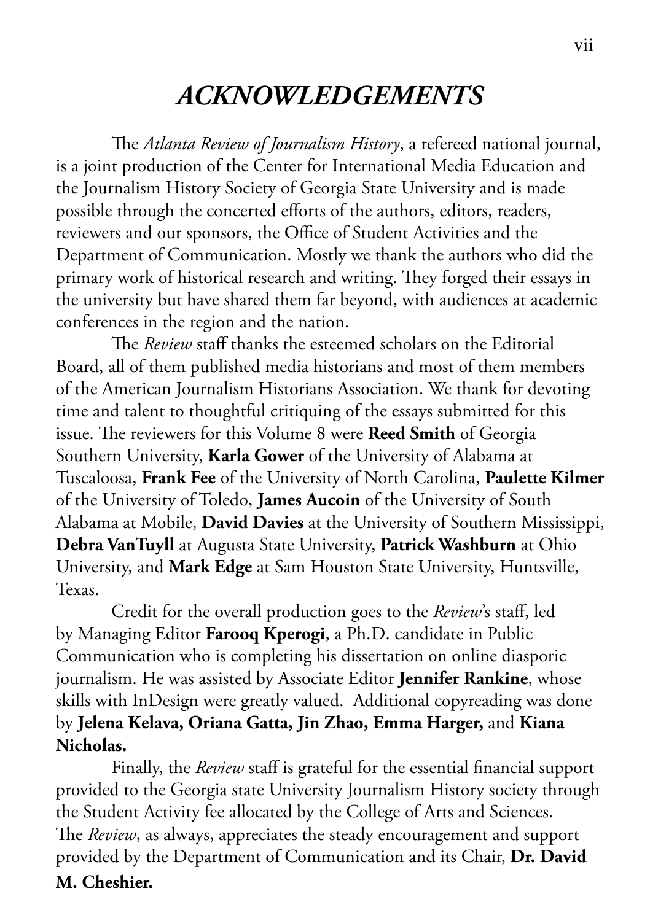# *ACKNOWLEDGEMENTS*

The *Atlanta Review of Journalism History*, a refereed national journal, is a joint production of the Center for International Media Education and the Journalism History Society of Georgia State University and is made possible through the concerted efforts of the authors, editors, readers, reviewers and our sponsors, the Office of Student Activities and the Department of Communication. Mostly we thank the authors who did the primary work of historical research and writing. They forged their essays in the university but have shared them far beyond, with audiences at academic conferences in the region and the nation.

The *Review* staff thanks the esteemed scholars on the Editorial Board, all of them published media historians and most of them members of the American Journalism Historians Association. We thank for devoting time and talent to thoughtful critiquing of the essays submitted for this issue. The reviewers for this Volume 8 were **Reed Smith** of Georgia Southern University, **Karla Gower** of the University of Alabama at Tuscaloosa, **Frank Fee** of the University of North Carolina, **Paulette Kilmer** of the University of Toledo, **James Aucoin** of the University of South Alabama at Mobile, **David Davies** at the University of Southern Mississippi, **Debra VanTuyll** at Augusta State University, **Patrick Washburn** at Ohio University, and **Mark Edge** at Sam Houston State University, Huntsville, Texas.

Credit for the overall production goes to the *Review*'s staff, led by Managing Editor **Farooq Kperogi**, a Ph.D. candidate in Public Communication who is completing his dissertation on online diasporic journalism. He was assisted by Associate Editor **Jennifer Rankine**, whose skills with InDesign were greatly valued. Additional copyreading was done by **Jelena Kelava, Oriana Gatta, Jin Zhao, Emma Harger,** and **Kiana Nicholas.**

Finally, the *Review* staff is grateful for the essential financial support provided to the Georgia state University Journalism History society through the Student Activity fee allocated by the College of Arts and Sciences. The *Review*, as always, appreciates the steady encouragement and support provided by the Department of Communication and its Chair, **Dr. David M. Cheshier.**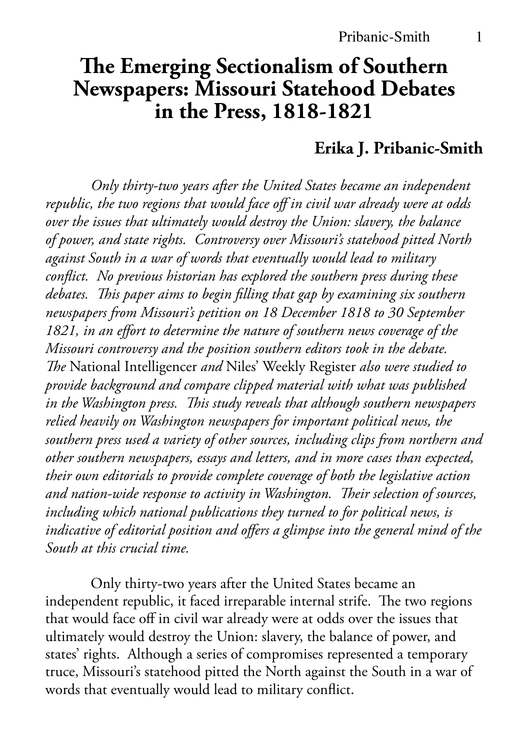# The Emerging Sectionalism of Southern Newspapers: Missouri Statehood Debates in the Press, 1818-1821

**Erika J. Pribanic-Smith**

*Only thirty-two years after the United States became an independent republic, the two regions that would face off in civil war already were at odds over the issues that ultimately would destroy the Union: slavery, the balance of power, and state rights. Controversy over Missouri's statehood pitted North against South in a war of words that eventually would lead to military conflict. No previous historian has explored the southern press during these debates. This paper aims to begin filling that gap by examining six southern newspapers from Missouri's petition on 18 December 1818 to 30 September 1821, in an effort to determine the nature of southern news coverage of the Missouri controversy and the position southern editors took in the debate. The* National Intelligencer *and* Niles' Weekly Register *also were studied to provide background and compare clipped material with what was published in the Washington press. This study reveals that although southern newspapers relied heavily on Washington newspapers for important political news, the southern press used a variety of other sources, including clips from northern and other southern newspapers, essays and letters, and in more cases than expected, their own editorials to provide complete coverage of both the legislative action and nation-wide response to activity in Washington. Their selection of sources, including which national publications they turned to for political news, is indicative of editorial position and offers a glimpse into the general mind of the South at this crucial time.*

Only thirty-two years after the United States became an independent republic, it faced irreparable internal strife. The two regions that would face off in civil war already were at odds over the issues that ultimately would destroy the Union: slavery, the balance of power, and states' rights. Although a series of compromises represented a temporary truce, Missouri's statehood pitted the North against the South in a war of words that eventually would lead to military conflict.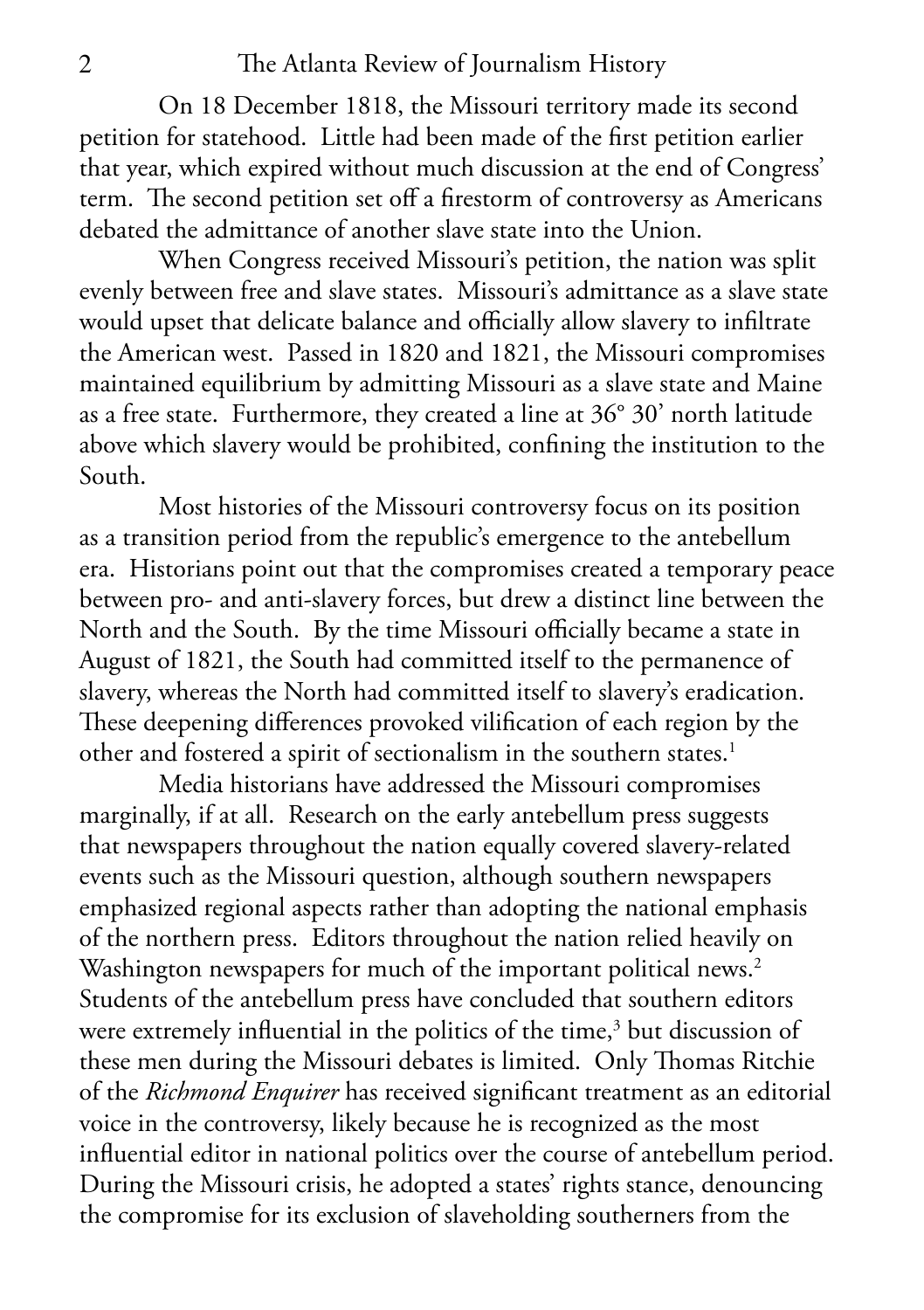On 18 December 1818, the Missouri territory made its second petition for statehood. Little had been made of the first petition earlier that year, which expired without much discussion at the end of Congress' term. The second petition set off a firestorm of controversy as Americans debated the admittance of another slave state into the Union.

When Congress received Missouri's petition, the nation was split evenly between free and slave states. Missouri's admittance as a slave state would upset that delicate balance and officially allow slavery to infiltrate the American west. Passed in 1820 and 1821, the Missouri compromises maintained equilibrium by admitting Missouri as a slave state and Maine as a free state. Furthermore, they created a line at 36° 30' north latitude above which slavery would be prohibited, confining the institution to the South.

Most histories of the Missouri controversy focus on its position as a transition period from the republic's emergence to the antebellum era. Historians point out that the compromises created a temporary peace between pro- and anti-slavery forces, but drew a distinct line between the North and the South. By the time Missouri officially became a state in August of 1821, the South had committed itself to the permanence of slavery, whereas the North had committed itself to slavery's eradication. These deepening differences provoked vilification of each region by the other and fostered a spirit of sectionalism in the southern states.[1]

Media historians have addressed the Missouri compromises marginally, if at all. Research on the early antebellum press suggests that newspapers throughout the nation equally covered slavery-related events such as the Missouri question, although southern newspapers emphasized regional aspects rather than adopting the national emphasis of the northern press. Editors throughout the nation relied heavily on Washington newspapers for much of the important political news.[2] Students of the antebellum press have concluded that southern editors were extremely influential in the politics of the time,[3] but discussion of these men during the Missouri debates is limited. Only Thomas Ritchie of the *Richmond Enquirer* has received significant treatment as an editorial voice in the controversy, likely because he is recognized as the most influential editor in national politics over the course of antebellum period. During the Missouri crisis, he adopted a states' rights stance, denouncing the compromise for its exclusion of slaveholding southerners from the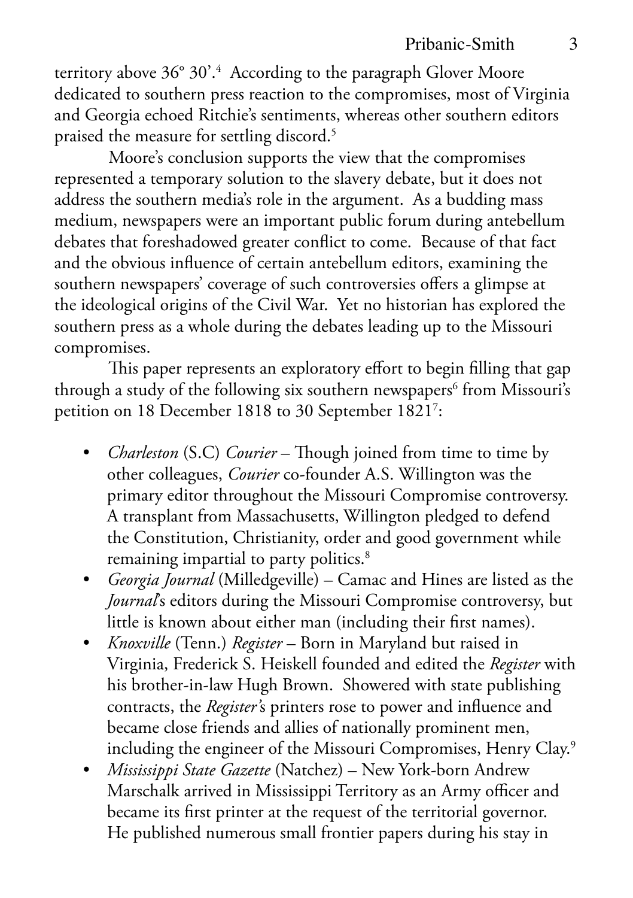territory above 36° 30'.[4] According to the paragraph Glover Moore dedicated to southern press reaction to the compromises, most of Virginia and Georgia echoed Ritchie's sentiments, whereas other southern editors praised the measure for settling discord.[5]

Moore's conclusion supports the view that the compromises represented a temporary solution to the slavery debate, but it does not address the southern media's role in the argument. As a budding mass medium, newspapers were an important public forum during antebellum debates that foreshadowed greater conflict to come. Because of that fact and the obvious influence of certain antebellum editors, examining the southern newspapers' coverage of such controversies offers a glimpse at the ideological origins of the Civil War. Yet no historian has explored the southern press as a whole during the debates leading up to the Missouri compromises.

This paper represents an exploratory effort to begin filling that gap through a study of the following six southern newspapers[6] from Missouri's petition on 18 December 1818 to 30 September 1821[7]:

- *Charleston* (S.C) *Courier* – Though joined from time to time by other colleagues, *Courier* co-founder A.S. Willington was the primary editor throughout the Missouri Compromise controversy. A transplant from Massachusetts, Willington pledged to defend the Constitution, Christianity, order and good government while remaining impartial to party politics.[8]
- *Georgia Journal* (Milledgeville) – Camac and Hines are listed as the *Journal*'s editors during the Missouri Compromise controversy, but little is known about either man (including their first names).
- *Knoxville* (Tenn.) *Register* – Born in Maryland but raised in Virginia, Frederick S. Heiskell founded and edited the *Register* with his brother-in-law Hugh Brown. Showered with state publishing contracts, the *Register*'s printers rose to power and influence and became close friends and allies of nationally prominent men, including the engineer of the Missouri Compromises, Henry Clay.[9]
- *Mississippi State Gazette* (Natchez) – New York-born Andrew Marschalk arrived in Mississippi Territory as an Army officer and became its first printer at the request of the territorial governor. He published numerous small frontier papers during his stay in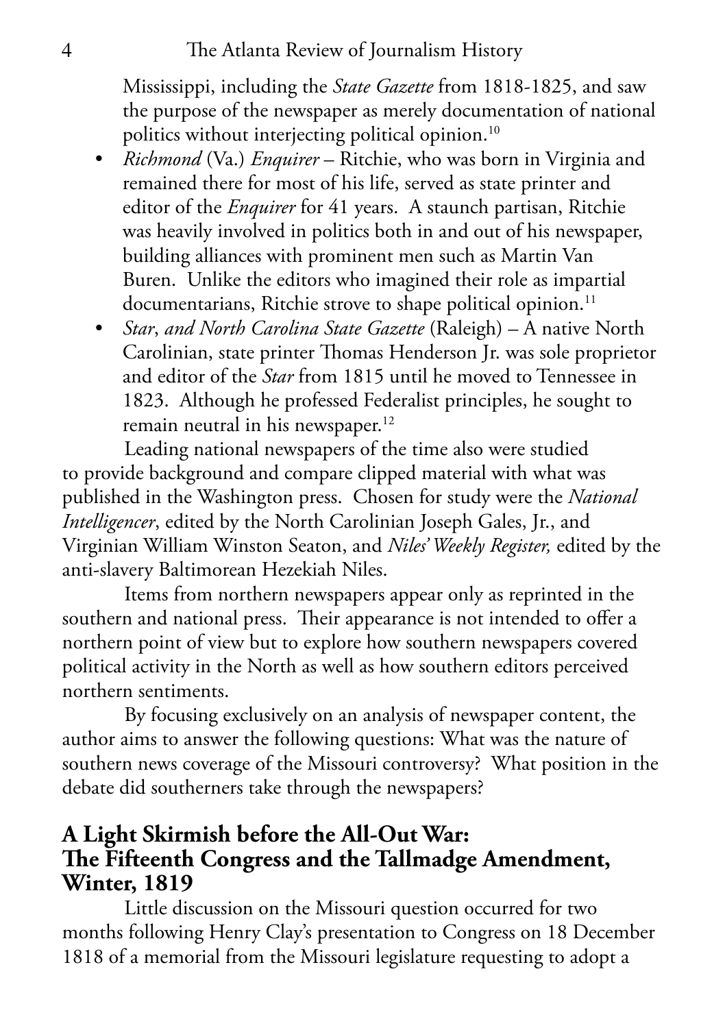Mississippi, including the *State Gazette* from 1818-1825, and saw the purpose of the newspaper as merely documentation of national politics without interjecting political opinion.[10]

- *Richmond* (Va.) *Enquirer* – Ritchie, who was born in Virginia and remained there for most of his life, served as state printer and editor of the *Enquirer* for 41 years. A staunch partisan, Ritchie was heavily involved in politics both in and out of his newspaper, building alliances with prominent men such as Martin Van Buren. Unlike the editors who imagined their role as impartial documentarians, Ritchie strove to shape political opinion.[11]
- *Star, and North Carolina State Gazette* (Raleigh) – A native North Carolinian, state printer Thomas Henderson Jr. was sole proprietor and editor of the *Star* from 1815 until he moved to Tennessee in 1823. Although he professed Federalist principles, he sought to remain neutral in his newspaper.[12]

Leading national newspapers of the time also were studied to provide background and compare clipped material with what was published in the Washington press. Chosen for study were the *National Intelligencer*, edited by the North Carolinian Joseph Gales, Jr., and Virginian William Winston Seaton, and *Niles' Weekly Register,* edited by the anti-slavery Baltimorean Hezekiah Niles.

Items from northern newspapers appear only as reprinted in the southern and national press. Their appearance is not intended to offer a northern point of view but to explore how southern newspapers covered political activity in the North as well as how southern editors perceived northern sentiments.

By focusing exclusively on an analysis of newspaper content, the author aims to answer the following questions: What was the nature of southern news coverage of the Missouri controversy? What position in the debate did southerners take through the newspapers?

## A Light Skirmish before the All-Out War: The Fifteenth Congress and the Tallmadge Amendment, Winter, 1819

Little discussion on the Missouri question occurred for two months following Henry Clay's presentation to Congress on 18 December 1818 of a memorial from the Missouri legislature requesting to adopt a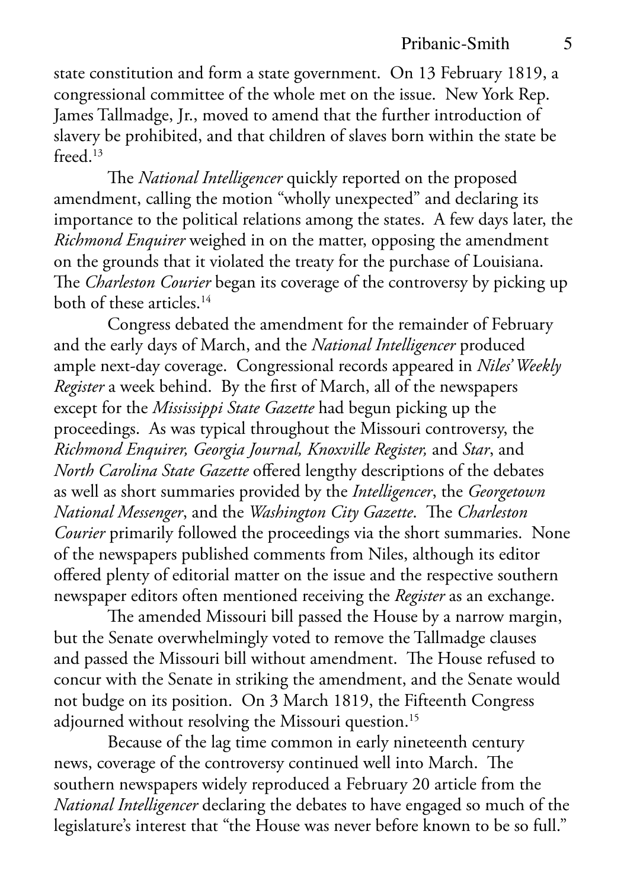state constitution and form a state government. On 13 February 1819, a congressional committee of the whole met on the issue. New York Rep. James Tallmadge, Jr., moved to amend that the further introduction of slavery be prohibited, and that children of slaves born within the state be freed.[13]

The *National Intelligencer* quickly reported on the proposed amendment, calling the motion "wholly unexpected" and declaring its importance to the political relations among the states. A few days later, the *Richmond Enquirer* weighed in on the matter, opposing the amendment on the grounds that it violated the treaty for the purchase of Louisiana. The *Charleston Courier* began its coverage of the controversy by picking up both of these articles.[14]

Congress debated the amendment for the remainder of February and the early days of March, and the *National Intelligencer* produced ample next-day coverage. Congressional records appeared in *Niles' Weekly Register* a week behind. By the first of March, all of the newspapers except for the *Mississippi State Gazette* had begun picking up the proceedings. As was typical throughout the Missouri controversy, the *Richmond Enquirer, Georgia Journal, Knoxville Register,* and *Star*, and *North Carolina State Gazette* offered lengthy descriptions of the debates as well as short summaries provided by the *Intelligencer*, the *Georgetown National Messenger*, and the *Washington City Gazette*. The *Charleston Courier* primarily followed the proceedings via the short summaries. None of the newspapers published comments from Niles, although its editor offered plenty of editorial matter on the issue and the respective southern newspaper editors often mentioned receiving the *Register* as an exchange.

The amended Missouri bill passed the House by a narrow margin, but the Senate overwhelmingly voted to remove the Tallmadge clauses and passed the Missouri bill without amendment. The House refused to concur with the Senate in striking the amendment, and the Senate would not budge on its position. On 3 March 1819, the Fifteenth Congress adjourned without resolving the Missouri question.[15]

Because of the lag time common in early nineteenth century news, coverage of the controversy continued well into March. The southern newspapers widely reproduced a February 20 article from the *National Intelligencer* declaring the debates to have engaged so much of the legislature's interest that "the House was never before known to be so full."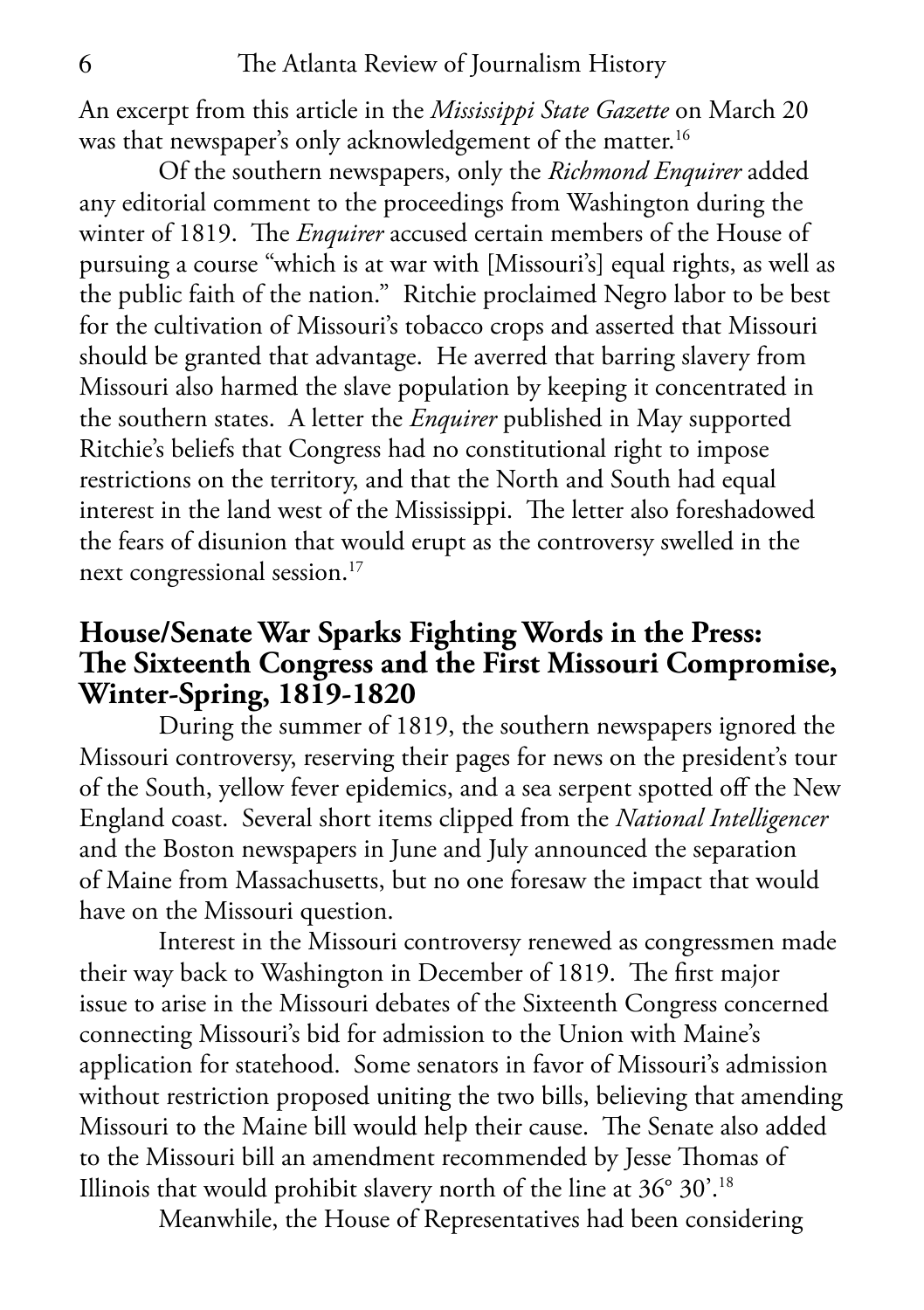An excerpt from this article in the *Mississippi State Gazette* on March 20 was that newspaper's only acknowledgement of the matter.[16]

Of the southern newspapers, only the *Richmond Enquirer* added any editorial comment to the proceedings from Washington during the winter of 1819. The *Enquirer* accused certain members of the House of pursuing a course "which is at war with [Missouri's] equal rights, as well as the public faith of the nation." Ritchie proclaimed Negro labor to be best for the cultivation of Missouri's tobacco crops and asserted that Missouri should be granted that advantage. He averred that barring slavery from Missouri also harmed the slave population by keeping it concentrated in the southern states. A letter the *Enquirer* published in May supported Ritchie's beliefs that Congress had no constitutional right to impose restrictions on the territory, and that the North and South had equal interest in the land west of the Mississippi. The letter also foreshadowed the fears of disunion that would erupt as the controversy swelled in the next congressional session.[17]

## House/Senate War Sparks Fighting Words in the Press: The Sixteenth Congress and the First Missouri Compromise, Winter-Spring, 1819-1820

During the summer of 1819, the southern newspapers ignored the Missouri controversy, reserving their pages for news on the president's tour of the South, yellow fever epidemics, and a sea serpent spotted off the New England coast. Several short items clipped from the *National Intelligencer* and the Boston newspapers in June and July announced the separation of Maine from Massachusetts, but no one foresaw the impact that would have on the Missouri question.

Interest in the Missouri controversy renewed as congressmen made their way back to Washington in December of 1819. The first major issue to arise in the Missouri debates of the Sixteenth Congress concerned connecting Missouri's bid for admission to the Union with Maine's application for statehood. Some senators in favor of Missouri's admission without restriction proposed uniting the two bills, believing that amending Missouri to the Maine bill would help their cause. The Senate also added to the Missouri bill an amendment recommended by Jesse Thomas of Illinois that would prohibit slavery north of the line at 36° 30'.[18]

Meanwhile, the House of Representatives had been considering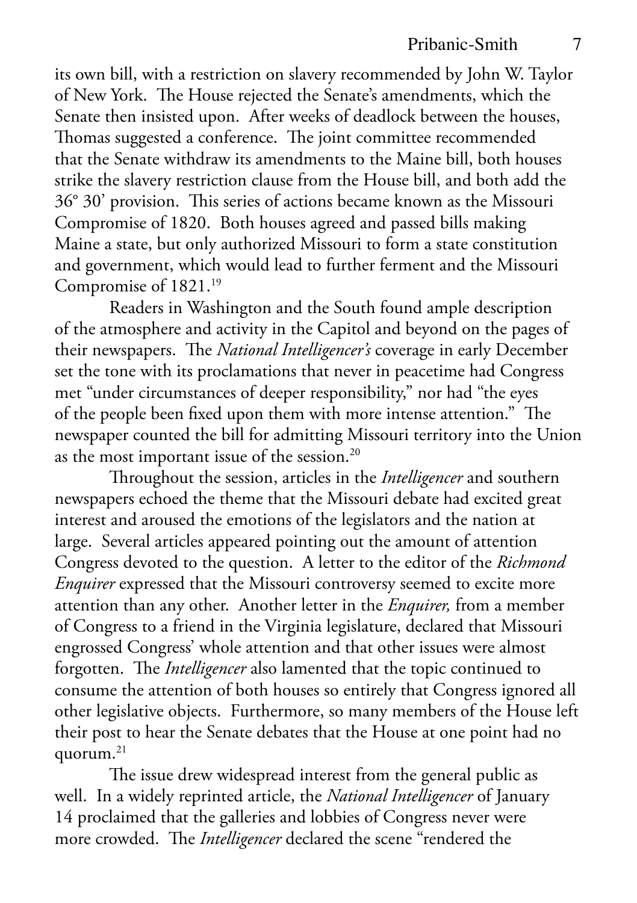its own bill, with a restriction on slavery recommended by John W. Taylor of New York. The House rejected the Senate's amendments, which the Senate then insisted upon. After weeks of deadlock between the houses, Thomas suggested a conference. The joint committee recommended that the Senate withdraw its amendments to the Maine bill, both houses strike the slavery restriction clause from the House bill, and both add the 36° 30' provision. This series of actions became known as the Missouri Compromise of 1820. Both houses agreed and passed bills making Maine a state, but only authorized Missouri to form a state constitution and government, which would lead to further ferment and the Missouri Compromise of 1821.[19]

Readers in Washington and the South found ample description of the atmosphere and activity in the Capitol and beyond on the pages of their newspapers. The *National Intelligencer's* coverage in early December set the tone with its proclamations that never in peacetime had Congress met "under circumstances of deeper responsibility," nor had "the eyes of the people been fixed upon them with more intense attention." The newspaper counted the bill for admitting Missouri territory into the Union as the most important issue of the session.[20]

Throughout the session, articles in the *Intelligencer* and southern newspapers echoed the theme that the Missouri debate had excited great interest and aroused the emotions of the legislators and the nation at large. Several articles appeared pointing out the amount of attention Congress devoted to the question. A letter to the editor of the *Richmond Enquirer* expressed that the Missouri controversy seemed to excite more attention than any other. Another letter in the *Enquirer,* from a member of Congress to a friend in the Virginia legislature, declared that Missouri engrossed Congress' whole attention and that other issues were almost forgotten. The *Intelligencer* also lamented that the topic continued to consume the attention of both houses so entirely that Congress ignored all other legislative objects. Furthermore, so many members of the House left their post to hear the Senate debates that the House at one point had no quorum.[21]

The issue drew widespread interest from the general public as well. In a widely reprinted article, the *National Intelligencer* of January 14 proclaimed that the galleries and lobbies of Congress never were more crowded. The *Intelligencer* declared the scene "rendered the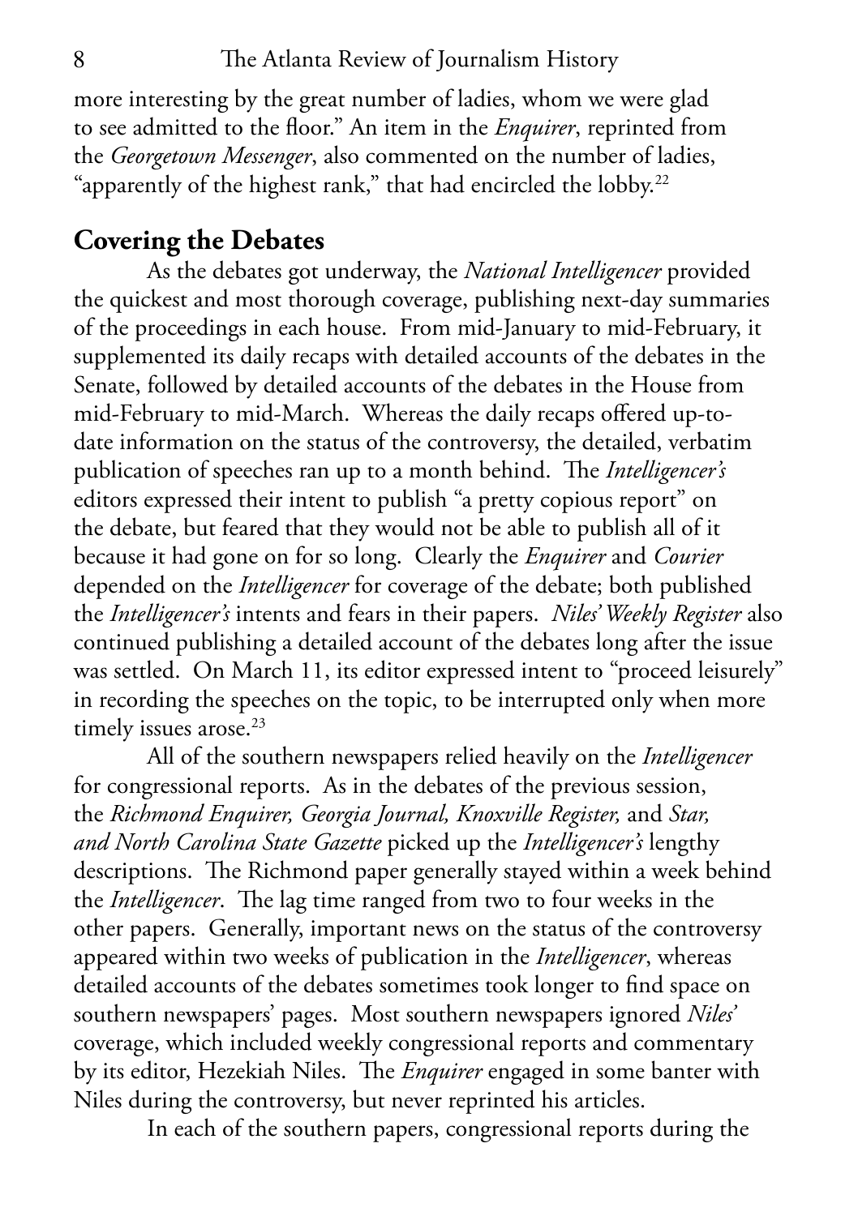more interesting by the great number of ladies, whom we were glad to see admitted to the floor." An item in the *Enquirer*, reprinted from the *Georgetown Messenger*, also commented on the number of ladies, "apparently of the highest rank," that had encircled the lobby.[22]

## Covering the Debates

As the debates got underway, the *National Intelligencer* provided the quickest and most thorough coverage, publishing next-day summaries of the proceedings in each house. From mid-January to mid-February, it supplemented its daily recaps with detailed accounts of the debates in the Senate, followed by detailed accounts of the debates in the House from mid-February to mid-March. Whereas the daily recaps offered up-to-date information on the status of the controversy, the detailed, verbatim publication of speeches ran up to a month behind. The *Intelligencer's* editors expressed their intent to publish "a pretty copious report" on the debate, but feared that they would not be able to publish all of it because it had gone on for so long. Clearly the *Enquirer* and *Courier* depended on the *Intelligencer* for coverage of the debate; both published the *Intelligencer's* intents and fears in their papers. *Niles' Weekly Register* also continued publishing a detailed account of the debates long after the issue was settled. On March 11, its editor expressed intent to "proceed leisurely" in recording the speeches on the topic, to be interrupted only when more timely issues arose.[23]

All of the southern newspapers relied heavily on the *Intelligencer* for congressional reports. As in the debates of the previous session, the *Richmond Enquirer, Georgia Journal, Knoxville Register,* and *Star, and North Carolina State Gazette* picked up the *Intelligencer's* lengthy descriptions. The Richmond paper generally stayed within a week behind the *Intelligencer*. The lag time ranged from two to four weeks in the other papers. Generally, important news on the status of the controversy appeared within two weeks of publication in the *Intelligencer*, whereas detailed accounts of the debates sometimes took longer to find space on southern newspapers' pages. Most southern newspapers ignored *Niles'* coverage, which included weekly congressional reports and commentary by its editor, Hezekiah Niles. The *Enquirer* engaged in some banter with Niles during the controversy, but never reprinted his articles.

In each of the southern papers, congressional reports during the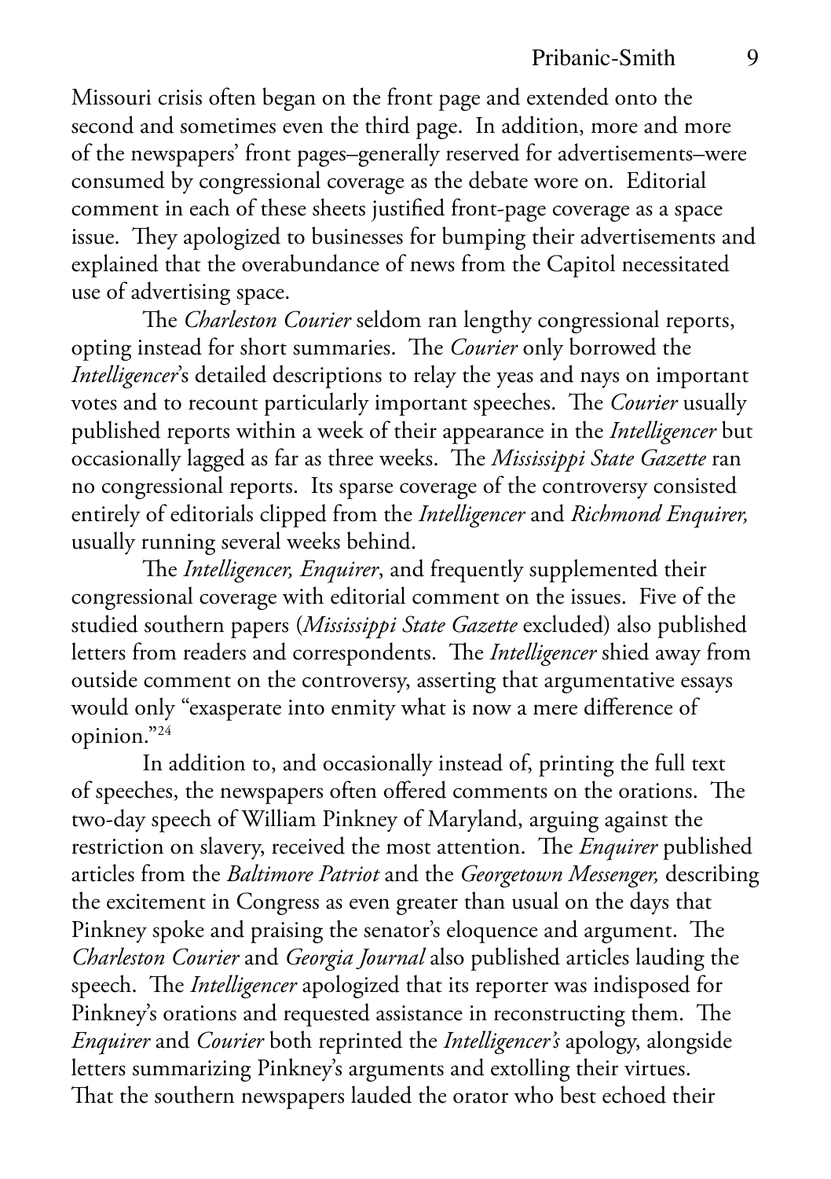Missouri crisis often began on the front page and extended onto the second and sometimes even the third page. In addition, more and more of the newspapers' front pages–generally reserved for advertisements–were consumed by congressional coverage as the debate wore on. Editorial comment in each of these sheets justified front-page coverage as a space issue. They apologized to businesses for bumping their advertisements and explained that the overabundance of news from the Capitol necessitated use of advertising space.

The *Charleston Courier* seldom ran lengthy congressional reports, opting instead for short summaries. The *Courier* only borrowed the *Intelligencer*'s detailed descriptions to relay the yeas and nays on important votes and to recount particularly important speeches. The *Courier* usually published reports within a week of their appearance in the *Intelligencer* but occasionally lagged as far as three weeks. The *Mississippi State Gazette* ran no congressional reports. Its sparse coverage of the controversy consisted entirely of editorials clipped from the *Intelligencer* and *Richmond Enquirer,* usually running several weeks behind.

The *Intelligencer, Enquirer*, and frequently supplemented their congressional coverage with editorial comment on the issues. Five of the studied southern papers (*Mississippi State Gazette* excluded) also published letters from readers and correspondents. The *Intelligencer* shied away from outside comment on the controversy, asserting that argumentative essays would only "exasperate into enmity what is now a mere difference of opinion."[24]

In addition to, and occasionally instead of, printing the full text of speeches, the newspapers often offered comments on the orations. The two-day speech of William Pinkney of Maryland, arguing against the restriction on slavery, received the most attention. The *Enquirer* published articles from the *Baltimore Patriot* and the *Georgetown Messenger,* describing the excitement in Congress as even greater than usual on the days that Pinkney spoke and praising the senator's eloquence and argument. The *Charleston Courier* and *Georgia Journal* also published articles lauding the speech. The *Intelligencer* apologized that its reporter was indisposed for Pinkney's orations and requested assistance in reconstructing them. The *Enquirer* and *Courier* both reprinted the *Intelligencer's* apology, alongside letters summarizing Pinkney's arguments and extolling their virtues. That the southern newspapers lauded the orator who best echoed their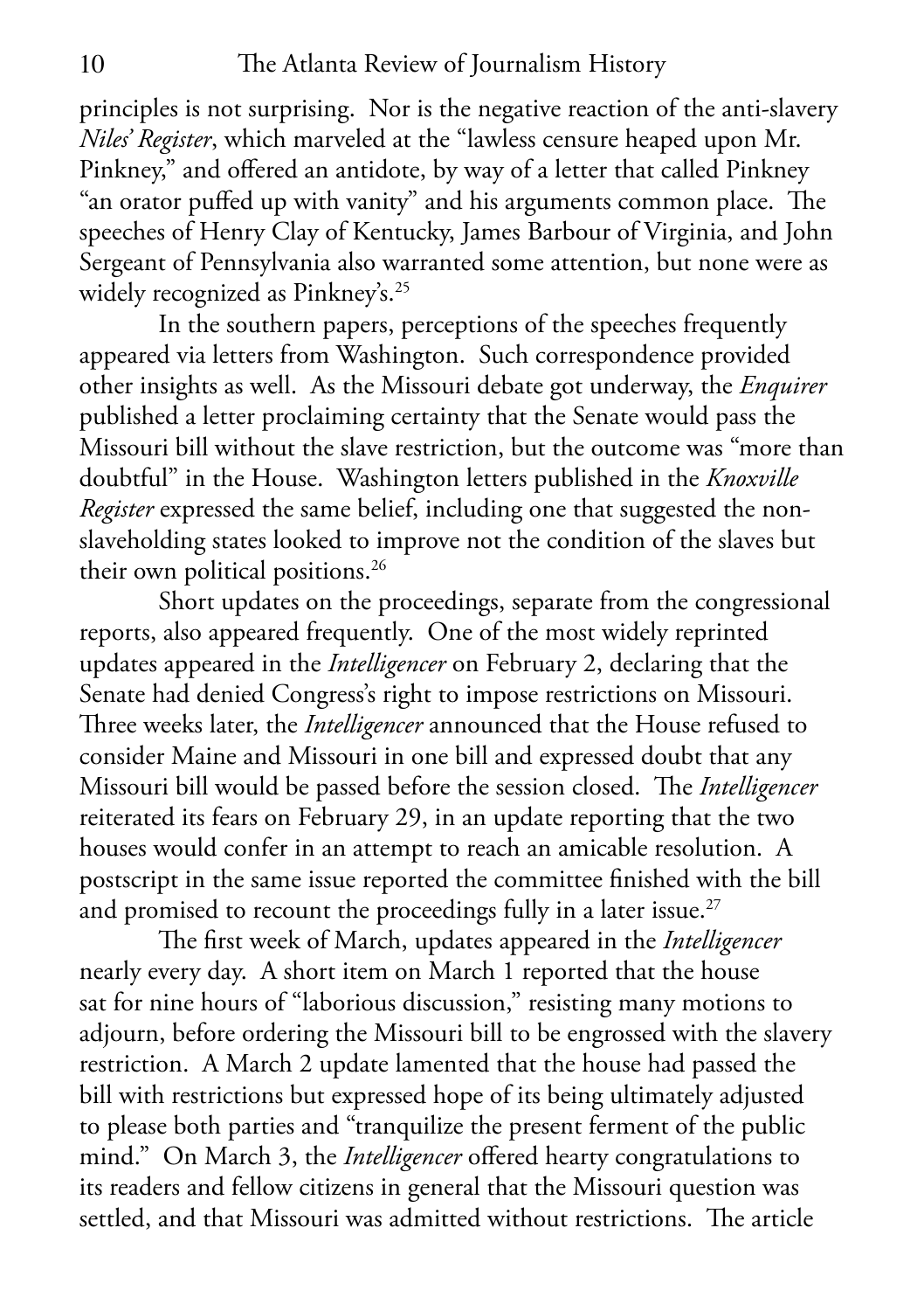principles is not surprising. Nor is the negative reaction of the anti-slavery *Niles' Register*, which marveled at the "lawless censure heaped upon Mr. Pinkney," and offered an antidote, by way of a letter that called Pinkney "an orator puffed up with vanity" and his arguments common place. The speeches of Henry Clay of Kentucky, James Barbour of Virginia, and John Sergeant of Pennsylvania also warranted some attention, but none were as widely recognized as Pinkney's.[25]

In the southern papers, perceptions of the speeches frequently appeared via letters from Washington. Such correspondence provided other insights as well. As the Missouri debate got underway, the *Enquirer* published a letter proclaiming certainty that the Senate would pass the Missouri bill without the slave restriction, but the outcome was "more than doubtful" in the House. Washington letters published in the *Knoxville Register* expressed the same belief, including one that suggested the non-slaveholding states looked to improve not the condition of the slaves but their own political positions.[26]

Short updates on the proceedings, separate from the congressional reports, also appeared frequently. One of the most widely reprinted updates appeared in the *Intelligencer* on February 2, declaring that the Senate had denied Congress's right to impose restrictions on Missouri. Three weeks later, the *Intelligencer* announced that the House refused to consider Maine and Missouri in one bill and expressed doubt that any Missouri bill would be passed before the session closed. The *Intelligencer* reiterated its fears on February 29, in an update reporting that the two houses would confer in an attempt to reach an amicable resolution. A postscript in the same issue reported the committee finished with the bill and promised to recount the proceedings fully in a later issue.[27]

The first week of March, updates appeared in the *Intelligencer* nearly every day. A short item on March 1 reported that the house sat for nine hours of "laborious discussion," resisting many motions to adjourn, before ordering the Missouri bill to be engrossed with the slavery restriction. A March 2 update lamented that the house had passed the bill with restrictions but expressed hope of its being ultimately adjusted to please both parties and "tranquilize the present ferment of the public mind." On March 3, the *Intelligencer* offered hearty congratulations to its readers and fellow citizens in general that the Missouri question was settled, and that Missouri was admitted without restrictions. The article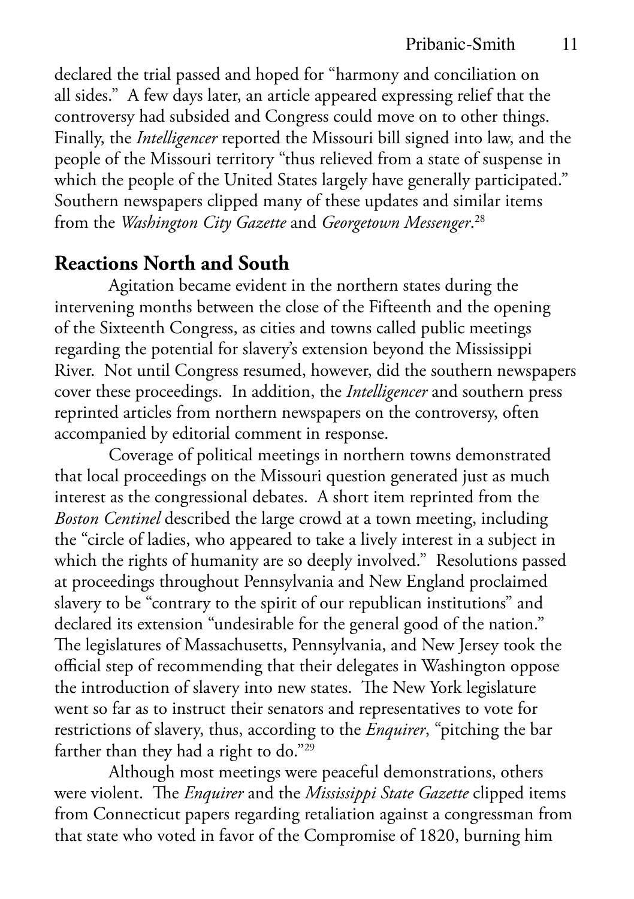declared the trial passed and hoped for "harmony and conciliation on all sides." A few days later, an article appeared expressing relief that the controversy had subsided and Congress could move on to other things. Finally, the *Intelligencer* reported the Missouri bill signed into law, and the people of the Missouri territory "thus relieved from a state of suspense in which the people of the United States largely have generally participated." Southern newspapers clipped many of these updates and similar items from the *Washington City Gazette* and *Georgetown Messenger*.[28]

## Reactions North and South

Agitation became evident in the northern states during the intervening months between the close of the Fifteenth and the opening of the Sixteenth Congress, as cities and towns called public meetings regarding the potential for slavery's extension beyond the Mississippi River. Not until Congress resumed, however, did the southern newspapers cover these proceedings. In addition, the *Intelligencer* and southern press reprinted articles from northern newspapers on the controversy, often accompanied by editorial comment in response.

Coverage of political meetings in northern towns demonstrated that local proceedings on the Missouri question generated just as much interest as the congressional debates. A short item reprinted from the *Boston Centinel* described the large crowd at a town meeting, including the "circle of ladies, who appeared to take a lively interest in a subject in which the rights of humanity are so deeply involved." Resolutions passed at proceedings throughout Pennsylvania and New England proclaimed slavery to be "contrary to the spirit of our republican institutions" and declared its extension "undesirable for the general good of the nation." The legislatures of Massachusetts, Pennsylvania, and New Jersey took the official step of recommending that their delegates in Washington oppose the introduction of slavery into new states. The New York legislature went so far as to instruct their senators and representatives to vote for restrictions of slavery, thus, according to the *Enquirer*, "pitching the bar farther than they had a right to do."[29]

Although most meetings were peaceful demonstrations, others were violent. The *Enquirer* and the *Mississippi State Gazette* clipped items from Connecticut papers regarding retaliation against a congressman from that state who voted in favor of the Compromise of 1820, burning him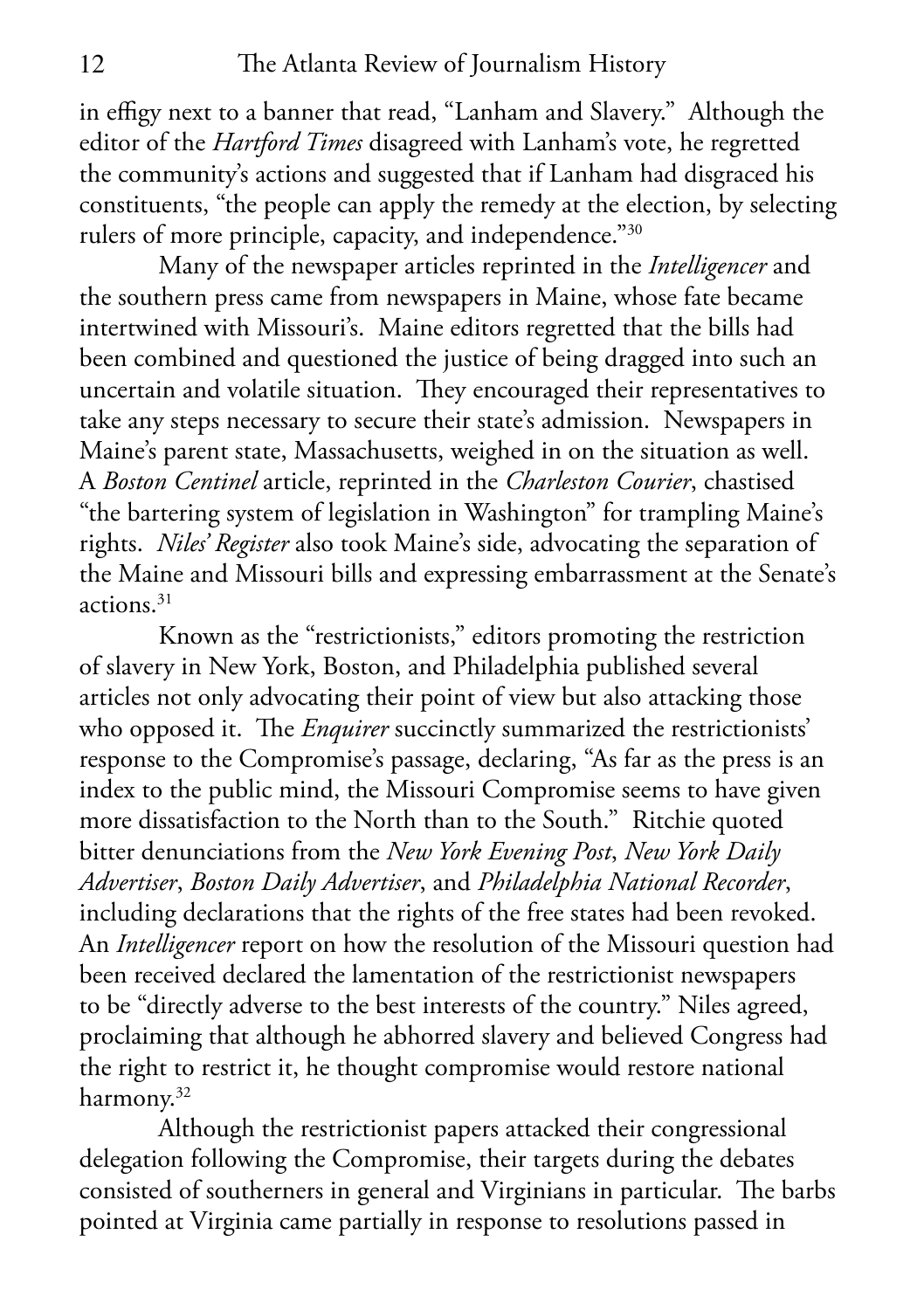in effigy next to a banner that read, "Lanham and Slavery." Although the editor of the *Hartford Times* disagreed with Lanham's vote, he regretted the community's actions and suggested that if Lanham had disgraced his constituents, "the people can apply the remedy at the election, by selecting rulers of more principle, capacity, and independence."[30]

Many of the newspaper articles reprinted in the *Intelligencer* and the southern press came from newspapers in Maine, whose fate became intertwined with Missouri's. Maine editors regretted that the bills had been combined and questioned the justice of being dragged into such an uncertain and volatile situation. They encouraged their representatives to take any steps necessary to secure their state's admission. Newspapers in Maine's parent state, Massachusetts, weighed in on the situation as well. A *Boston Centinel* article, reprinted in the *Charleston Courier*, chastised "the bartering system of legislation in Washington" for trampling Maine's rights. *Niles' Register* also took Maine's side, advocating the separation of the Maine and Missouri bills and expressing embarrassment at the Senate's actions.[31]

Known as the "restrictionists," editors promoting the restriction of slavery in New York, Boston, and Philadelphia published several articles not only advocating their point of view but also attacking those who opposed it. The *Enquirer* succinctly summarized the restrictionists' response to the Compromise's passage, declaring, "As far as the press is an index to the public mind, the Missouri Compromise seems to have given more dissatisfaction to the North than to the South." Ritchie quoted bitter denunciations from the *New York Evening Post*, *New York Daily Advertiser*, *Boston Daily Advertiser*, and *Philadelphia National Recorder*, including declarations that the rights of the free states had been revoked. An *Intelligencer* report on how the resolution of the Missouri question had been received declared the lamentation of the restrictionist newspapers to be "directly adverse to the best interests of the country." Niles agreed, proclaiming that although he abhorred slavery and believed Congress had the right to restrict it, he thought compromise would restore national harmony.[32]

Although the restrictionist papers attacked their congressional delegation following the Compromise, their targets during the debates consisted of southerners in general and Virginians in particular. The barbs pointed at Virginia came partially in response to resolutions passed in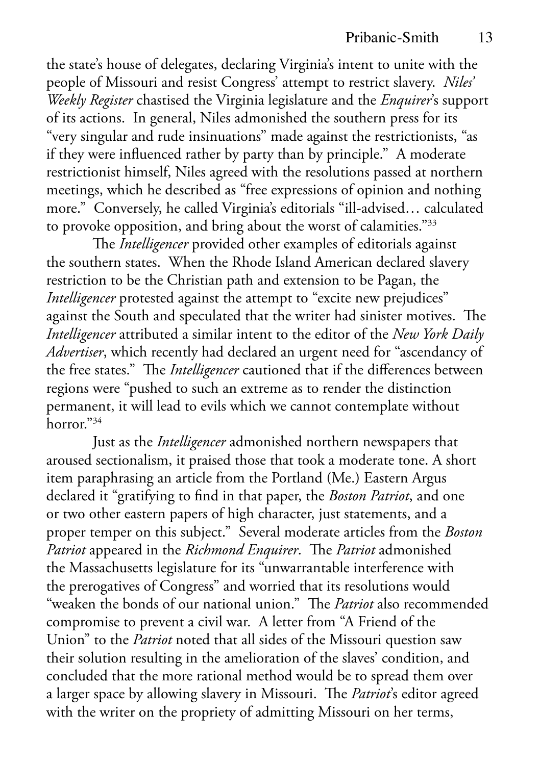the state's house of delegates, declaring Virginia's intent to unite with the people of Missouri and resist Congress' attempt to restrict slavery. *Niles' Weekly Register* chastised the Virginia legislature and the *Enquirer*'s support of its actions. In general, Niles admonished the southern press for its "very singular and rude insinuations" made against the restrictionists, "as if they were influenced rather by party than by principle." A moderate restrictionist himself, Niles agreed with the resolutions passed at northern meetings, which he described as "free expressions of opinion and nothing more." Conversely, he called Virginia's editorials "ill-advised… calculated to provoke opposition, and bring about the worst of calamities."[33]

The *Intelligencer* provided other examples of editorials against the southern states. When the Rhode Island American declared slavery restriction to be the Christian path and extension to be Pagan, the *Intelligencer* protested against the attempt to "excite new prejudices" against the South and speculated that the writer had sinister motives. The *Intelligencer* attributed a similar intent to the editor of the *New York Daily Advertiser*, which recently had declared an urgent need for "ascendancy of the free states." The *Intelligencer* cautioned that if the differences between regions were "pushed to such an extreme as to render the distinction permanent, it will lead to evils which we cannot contemplate without horror."[34]

Just as the *Intelligencer* admonished northern newspapers that aroused sectionalism, it praised those that took a moderate tone. A short item paraphrasing an article from the Portland (Me.) Eastern Argus declared it "gratifying to find in that paper, the *Boston Patriot*, and one or two other eastern papers of high character, just statements, and a proper temper on this subject." Several moderate articles from the *Boston Patriot* appeared in the *Richmond Enquirer*. The *Patriot* admonished the Massachusetts legislature for its "unwarrantable interference with the prerogatives of Congress" and worried that its resolutions would "weaken the bonds of our national union." The *Patriot* also recommended compromise to prevent a civil war. A letter from "A Friend of the Union" to the *Patriot* noted that all sides of the Missouri question saw their solution resulting in the amelioration of the slaves' condition, and concluded that the more rational method would be to spread them over a larger space by allowing slavery in Missouri. The *Patriot*'s editor agreed with the writer on the propriety of admitting Missouri on her terms,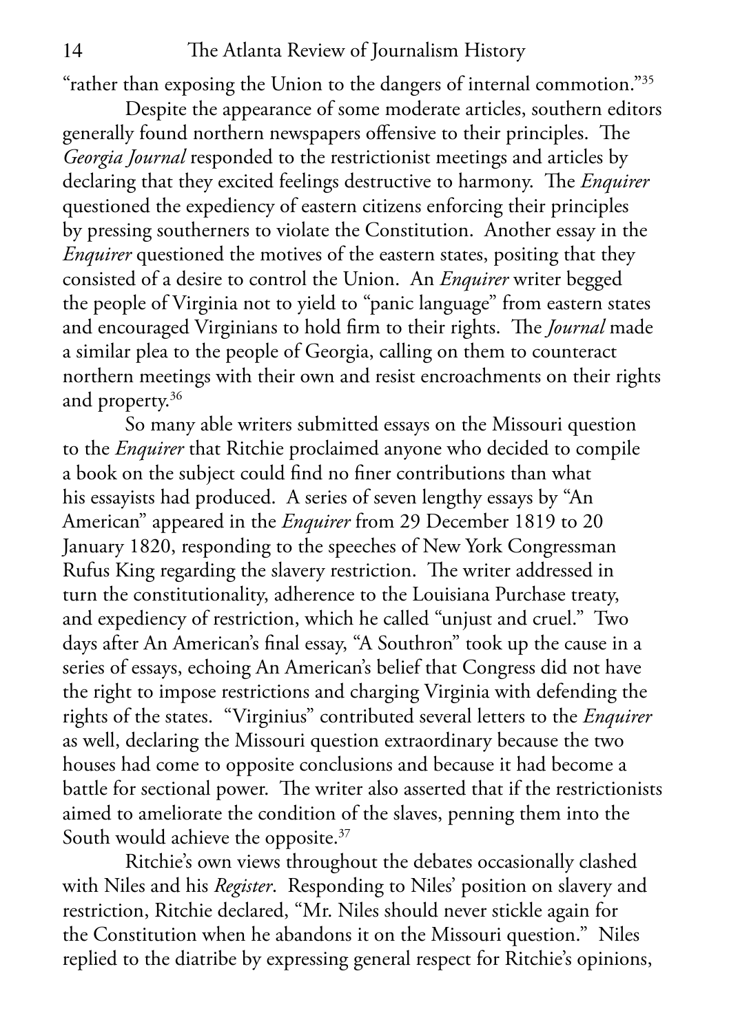"rather than exposing the Union to the dangers of internal commotion."[35]

Despite the appearance of some moderate articles, southern editors generally found northern newspapers offensive to their principles. The *Georgia Journal* responded to the restrictionist meetings and articles by declaring that they excited feelings destructive to harmony. The *Enquirer* questioned the expediency of eastern citizens enforcing their principles by pressing southerners to violate the Constitution. Another essay in the *Enquirer* questioned the motives of the eastern states, positing that they consisted of a desire to control the Union. An *Enquirer* writer begged the people of Virginia not to yield to "panic language" from eastern states and encouraged Virginians to hold firm to their rights. The *Journal* made a similar plea to the people of Georgia, calling on them to counteract northern meetings with their own and resist encroachments on their rights and property.[36]

So many able writers submitted essays on the Missouri question to the *Enquirer* that Ritchie proclaimed anyone who decided to compile a book on the subject could find no finer contributions than what his essayists had produced. A series of seven lengthy essays by "An American" appeared in the *Enquirer* from 29 December 1819 to 20 January 1820, responding to the speeches of New York Congressman Rufus King regarding the slavery restriction. The writer addressed in turn the constitutionality, adherence to the Louisiana Purchase treaty, and expediency of restriction, which he called "unjust and cruel." Two days after An American's final essay, "A Southron" took up the cause in a series of essays, echoing An American's belief that Congress did not have the right to impose restrictions and charging Virginia with defending the rights of the states. "Virginius" contributed several letters to the *Enquirer* as well, declaring the Missouri question extraordinary because the two houses had come to opposite conclusions and because it had become a battle for sectional power. The writer also asserted that if the restrictionists aimed to ameliorate the condition of the slaves, penning them into the South would achieve the opposite.[37]

Ritchie's own views throughout the debates occasionally clashed with Niles and his *Register*. Responding to Niles' position on slavery and restriction, Ritchie declared, "Mr. Niles should never stickle again for the Constitution when he abandons it on the Missouri question." Niles replied to the diatribe by expressing general respect for Ritchie's opinions,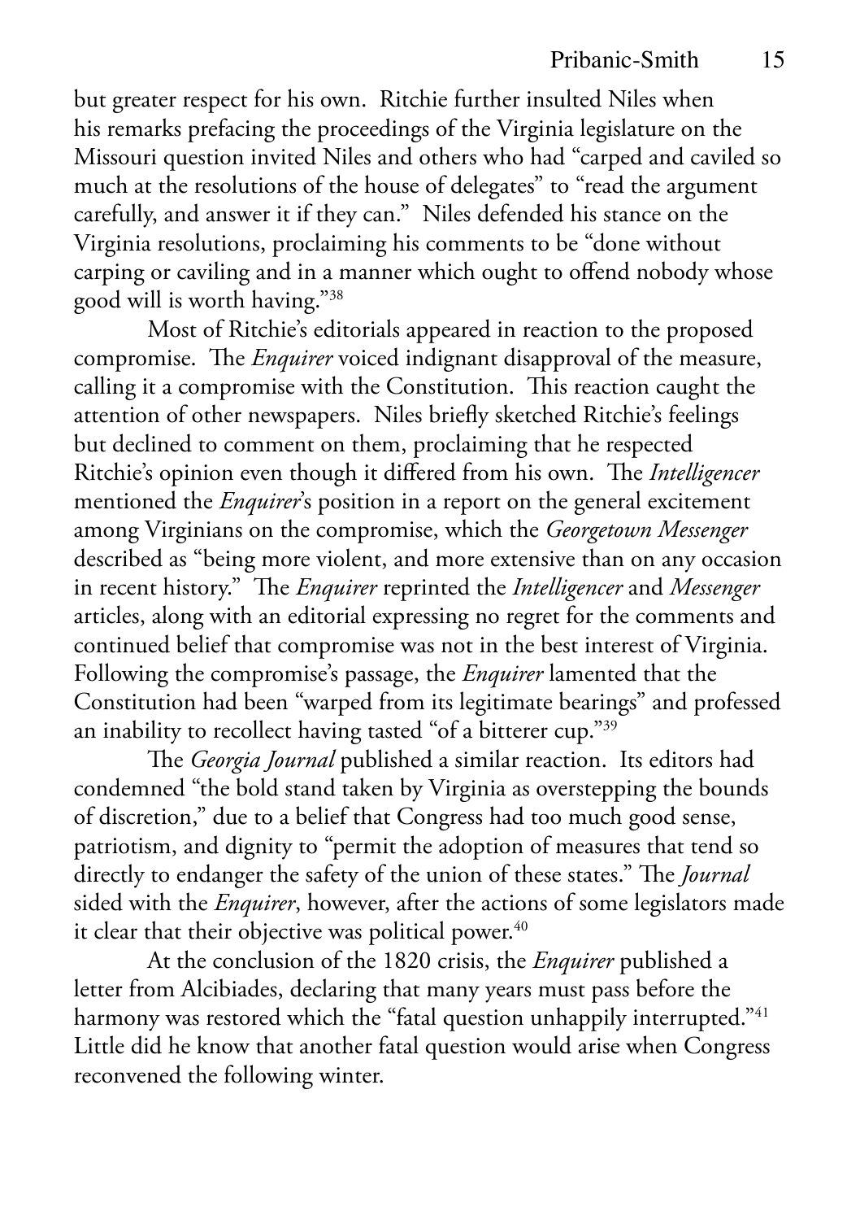but greater respect for his own. Ritchie further insulted Niles when his remarks prefacing the proceedings of the Virginia legislature on the Missouri question invited Niles and others who had "carped and caviled so much at the resolutions of the house of delegates" to "read the argument carefully, and answer it if they can." Niles defended his stance on the Virginia resolutions, proclaiming his comments to be "done without carping or caviling and in a manner which ought to offend nobody whose good will is worth having."[38]

Most of Ritchie's editorials appeared in reaction to the proposed compromise. The *Enquirer* voiced indignant disapproval of the measure, calling it a compromise with the Constitution. This reaction caught the attention of other newspapers. Niles briefly sketched Ritchie's feelings but declined to comment on them, proclaiming that he respected Ritchie's opinion even though it differed from his own. The *Intelligencer* mentioned the *Enquirer*'s position in a report on the general excitement among Virginians on the compromise, which the *Georgetown Messenger* described as "being more violent, and more extensive than on any occasion in recent history." The *Enquirer* reprinted the *Intelligencer* and *Messenger* articles, along with an editorial expressing no regret for the comments and continued belief that compromise was not in the best interest of Virginia. Following the compromise's passage, the *Enquirer* lamented that the Constitution had been "warped from its legitimate bearings" and professed an inability to recollect having tasted "of a bitterer cup."[39]

The *Georgia Journal* published a similar reaction. Its editors had condemned "the bold stand taken by Virginia as overstepping the bounds of discretion," due to a belief that Congress had too much good sense, patriotism, and dignity to "permit the adoption of measures that tend so directly to endanger the safety of the union of these states." The *Journal* sided with the *Enquirer*, however, after the actions of some legislators made it clear that their objective was political power.[40]

At the conclusion of the 1820 crisis, the *Enquirer* published a letter from Alcibiades, declaring that many years must pass before the harmony was restored which the "fatal question unhappily interrupted."[41] Little did he know that another fatal question would arise when Congress reconvened the following winter.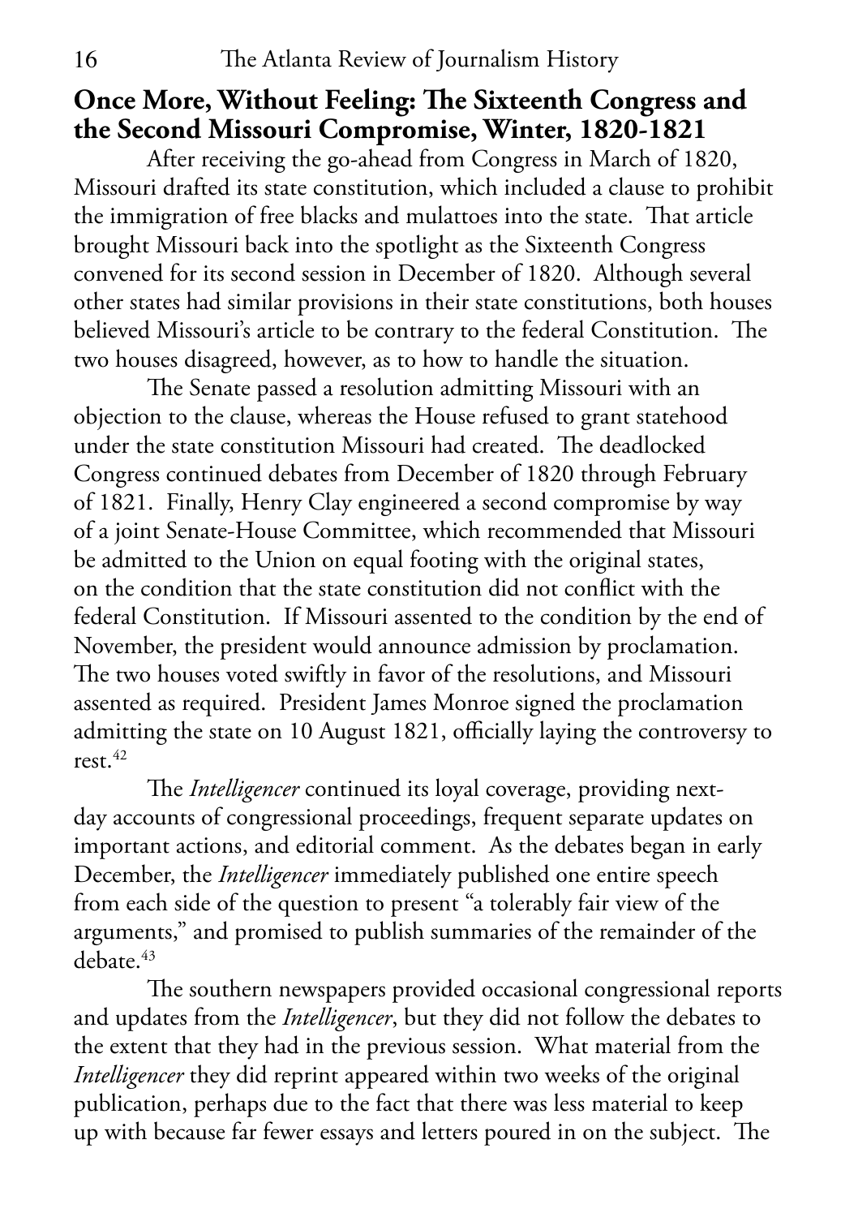## Once More, Without Feeling: The Sixteenth Congress and the Second Missouri Compromise, Winter, 1820-1821

After receiving the go-ahead from Congress in March of 1820, Missouri drafted its state constitution, which included a clause to prohibit the immigration of free blacks and mulattoes into the state. That article brought Missouri back into the spotlight as the Sixteenth Congress convened for its second session in December of 1820. Although several other states had similar provisions in their state constitutions, both houses believed Missouri's article to be contrary to the federal Constitution. The two houses disagreed, however, as to how to handle the situation.

The Senate passed a resolution admitting Missouri with an objection to the clause, whereas the House refused to grant statehood under the state constitution Missouri had created. The deadlocked Congress continued debates from December of 1820 through February of 1821. Finally, Henry Clay engineered a second compromise by way of a joint Senate-House Committee, which recommended that Missouri be admitted to the Union on equal footing with the original states, on the condition that the state constitution did not conflict with the federal Constitution. If Missouri assented to the condition by the end of November, the president would announce admission by proclamation. The two houses voted swiftly in favor of the resolutions, and Missouri assented as required. President James Monroe signed the proclamation admitting the state on 10 August 1821, officially laying the controversy to rest.[42]

The *Intelligencer* continued its loyal coverage, providing next-day accounts of congressional proceedings, frequent separate updates on important actions, and editorial comment. As the debates began in early December, the *Intelligencer* immediately published one entire speech from each side of the question to present "a tolerably fair view of the arguments," and promised to publish summaries of the remainder of the debate.[43]

The southern newspapers provided occasional congressional reports and updates from the *Intelligencer*, but they did not follow the debates to the extent that they had in the previous session. What material from the *Intelligencer* they did reprint appeared within two weeks of the original publication, perhaps due to the fact that there was less material to keep up with because far fewer essays and letters poured in on the subject. The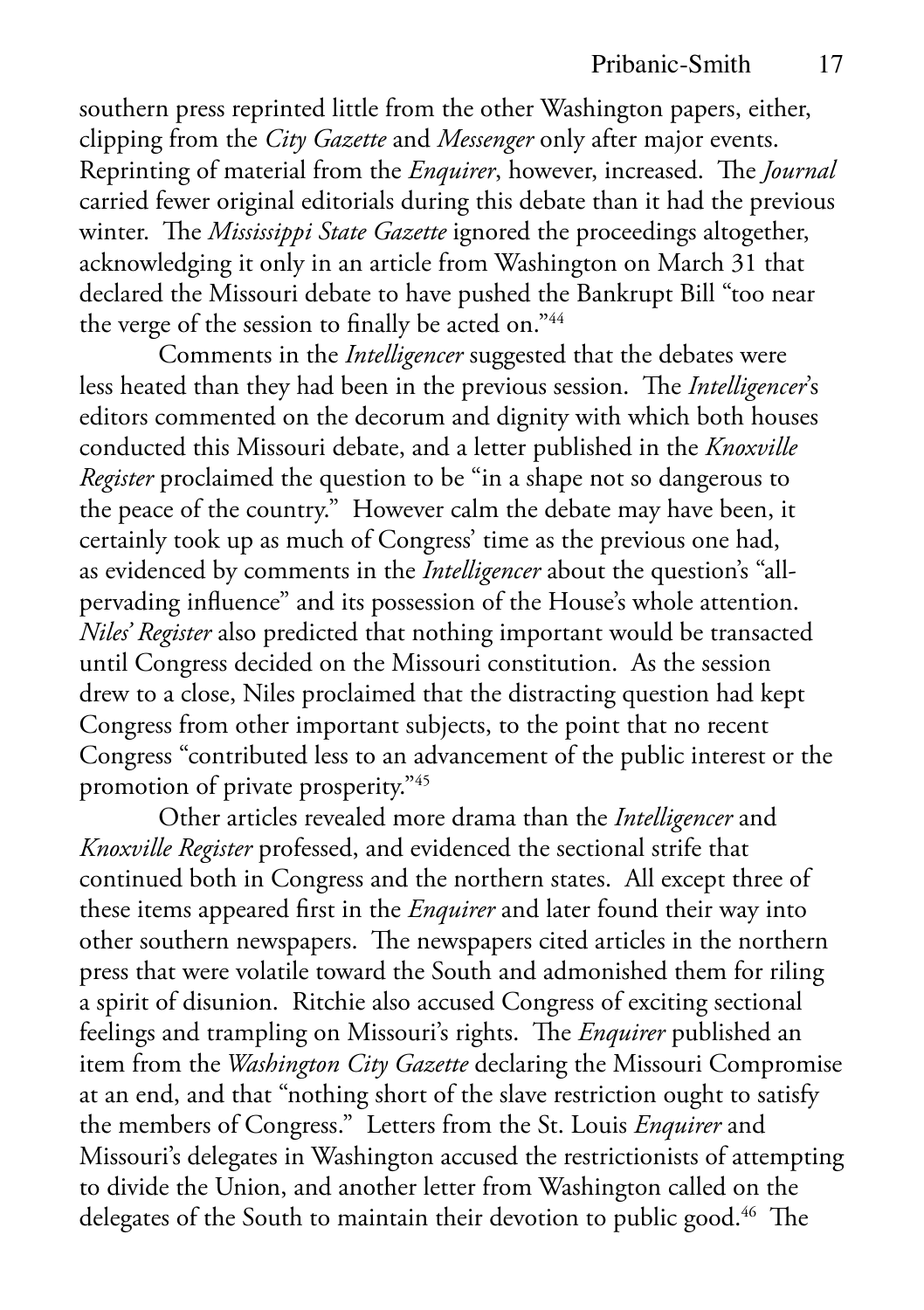southern press reprinted little from the other Washington papers, either, clipping from the *City Gazette* and *Messenger* only after major events. Reprinting of material from the *Enquirer*, however, increased. The *Journal* carried fewer original editorials during this debate than it had the previous winter. The *Mississippi State Gazette* ignored the proceedings altogether, acknowledging it only in an article from Washington on March 31 that declared the Missouri debate to have pushed the Bankrupt Bill "too near the verge of the session to finally be acted on."[44]

Comments in the *Intelligencer* suggested that the debates were less heated than they had been in the previous session. The *Intelligencer*'s editors commented on the decorum and dignity with which both houses conducted this Missouri debate, and a letter published in the *Knoxville Register* proclaimed the question to be "in a shape not so dangerous to the peace of the country." However calm the debate may have been, it certainly took up as much of Congress' time as the previous one had, as evidenced by comments in the *Intelligencer* about the question's "all-pervading influence" and its possession of the House's whole attention. *Niles' Register* also predicted that nothing important would be transacted until Congress decided on the Missouri constitution. As the session drew to a close, Niles proclaimed that the distracting question had kept Congress from other important subjects, to the point that no recent Congress "contributed less to an advancement of the public interest or the promotion of private prosperity."[45]

Other articles revealed more drama than the *Intelligencer* and *Knoxville Register* professed, and evidenced the sectional strife that continued both in Congress and the northern states. All except three of these items appeared first in the *Enquirer* and later found their way into other southern newspapers. The newspapers cited articles in the northern press that were volatile toward the South and admonished them for riling a spirit of disunion. Ritchie also accused Congress of exciting sectional feelings and trampling on Missouri's rights. The *Enquirer* published an item from the *Washington City Gazette* declaring the Missouri Compromise at an end, and that "nothing short of the slave restriction ought to satisfy the members of Congress." Letters from the St. Louis *Enquirer* and Missouri's delegates in Washington accused the restrictionists of attempting to divide the Union, and another letter from Washington called on the delegates of the South to maintain their devotion to public good.[46] The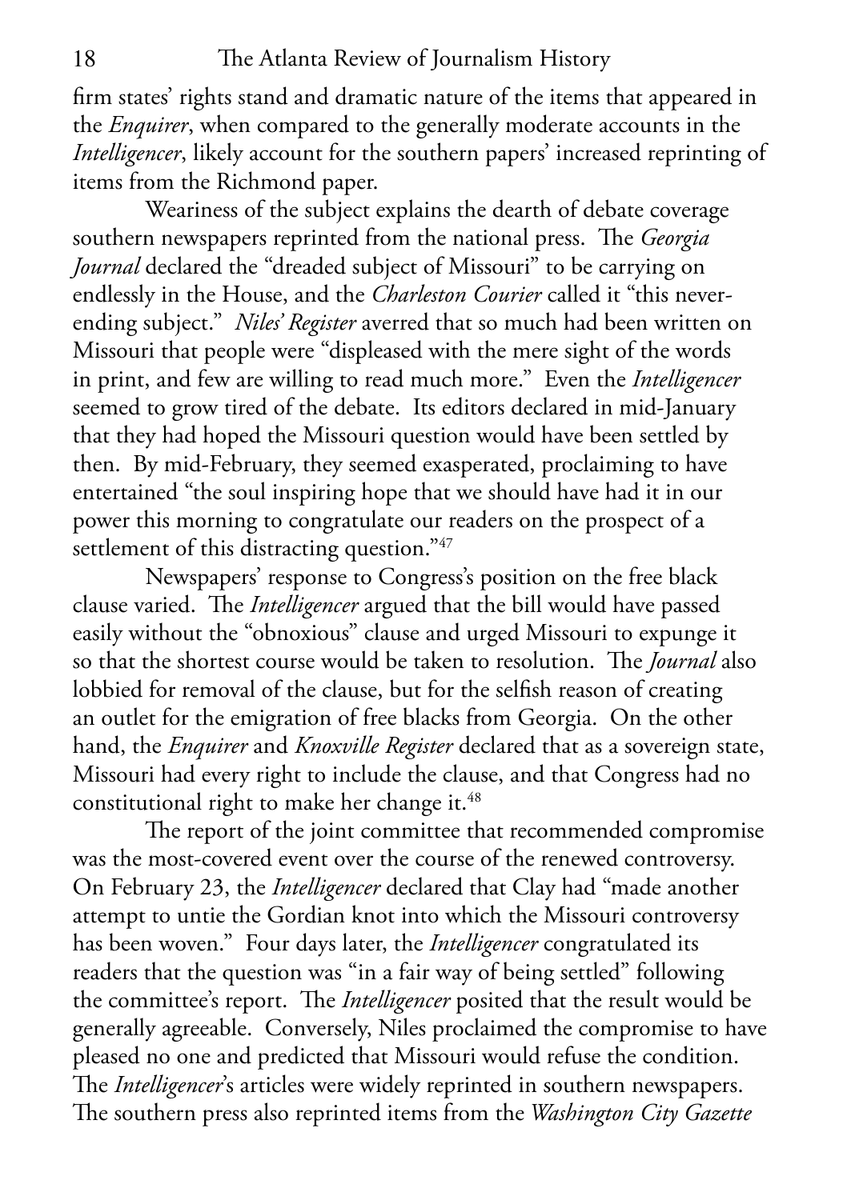firm states' rights stand and dramatic nature of the items that appeared in the *Enquirer*, when compared to the generally moderate accounts in the *Intelligencer*, likely account for the southern papers' increased reprinting of items from the Richmond paper.

Weariness of the subject explains the dearth of debate coverage southern newspapers reprinted from the national press. The *Georgia Journal* declared the "dreaded subject of Missouri" to be carrying on endlessly in the House, and the *Charleston Courier* called it "this never-ending subject." *Niles' Register* averred that so much had been written on Missouri that people were "displeased with the mere sight of the words in print, and few are willing to read much more." Even the *Intelligencer* seemed to grow tired of the debate. Its editors declared in mid-January that they had hoped the Missouri question would have been settled by then. By mid-February, they seemed exasperated, proclaiming to have entertained "the soul inspiring hope that we should have had it in our power this morning to congratulate our readers on the prospect of a settlement of this distracting question."[47]

Newspapers' response to Congress's position on the free black clause varied. The *Intelligencer* argued that the bill would have passed easily without the "obnoxious" clause and urged Missouri to expunge it so that the shortest course would be taken to resolution. The *Journal* also lobbied for removal of the clause, but for the selfish reason of creating an outlet for the emigration of free blacks from Georgia. On the other hand, the *Enquirer* and *Knoxville Register* declared that as a sovereign state, Missouri had every right to include the clause, and that Congress had no constitutional right to make her change it.[48]

The report of the joint committee that recommended compromise was the most-covered event over the course of the renewed controversy. On February 23, the *Intelligencer* declared that Clay had "made another attempt to untie the Gordian knot into which the Missouri controversy has been woven." Four days later, the *Intelligencer* congratulated its readers that the question was "in a fair way of being settled" following the committee's report. The *Intelligencer* posited that the result would be generally agreeable. Conversely, Niles proclaimed the compromise to have pleased no one and predicted that Missouri would refuse the condition. The *Intelligencer*'s articles were widely reprinted in southern newspapers. The southern press also reprinted items from the *Washington City Gazette*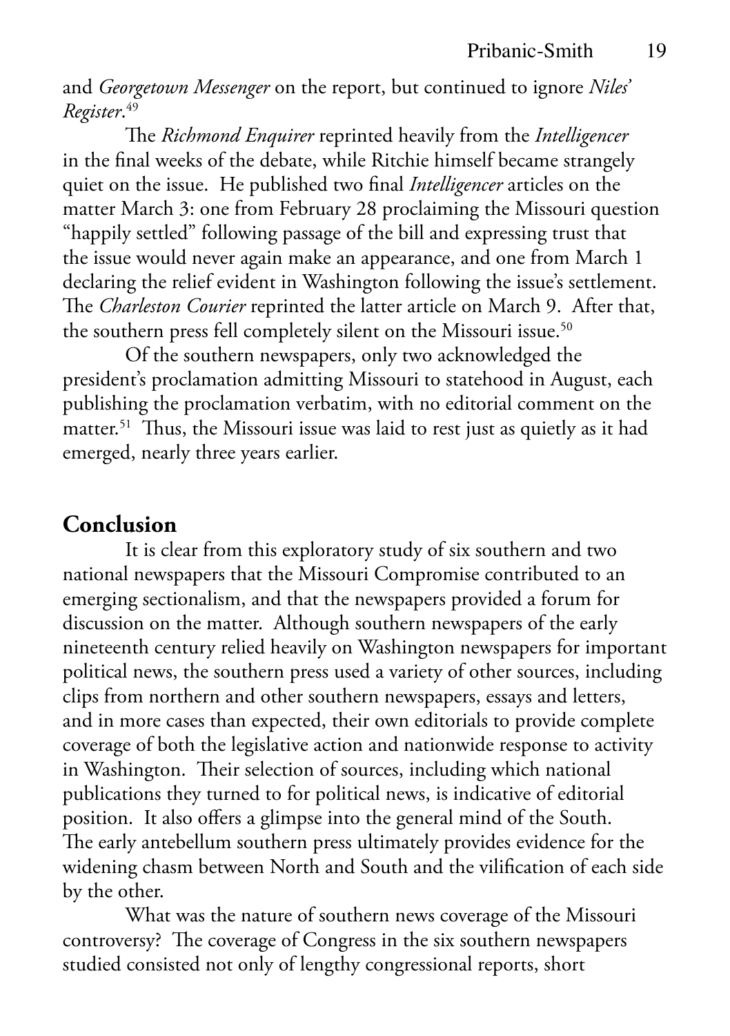and *Georgetown Messenger* on the report, but continued to ignore *Niles' Register*.[49]

The *Richmond Enquirer* reprinted heavily from the *Intelligencer* in the final weeks of the debate, while Ritchie himself became strangely quiet on the issue. He published two final *Intelligencer* articles on the matter March 3: one from February 28 proclaiming the Missouri question "happily settled" following passage of the bill and expressing trust that the issue would never again make an appearance, and one from March 1 declaring the relief evident in Washington following the issue's settlement. The *Charleston Courier* reprinted the latter article on March 9. After that, the southern press fell completely silent on the Missouri issue.[50]

Of the southern newspapers, only two acknowledged the president's proclamation admitting Missouri to statehood in August, each publishing the proclamation verbatim, with no editorial comment on the matter.[51] Thus, the Missouri issue was laid to rest just as quietly as it had emerged, nearly three years earlier.

## Conclusion

It is clear from this exploratory study of six southern and two national newspapers that the Missouri Compromise contributed to an emerging sectionalism, and that the newspapers provided a forum for discussion on the matter. Although southern newspapers of the early nineteenth century relied heavily on Washington newspapers for important political news, the southern press used a variety of other sources, including clips from northern and other southern newspapers, essays and letters, and in more cases than expected, their own editorials to provide complete coverage of both the legislative action and nationwide response to activity in Washington. Their selection of sources, including which national publications they turned to for political news, is indicative of editorial position. It also offers a glimpse into the general mind of the South. The early antebellum southern press ultimately provides evidence for the widening chasm between North and South and the vilification of each side by the other.

What was the nature of southern news coverage of the Missouri controversy? The coverage of Congress in the six southern newspapers studied consisted not only of lengthy congressional reports, short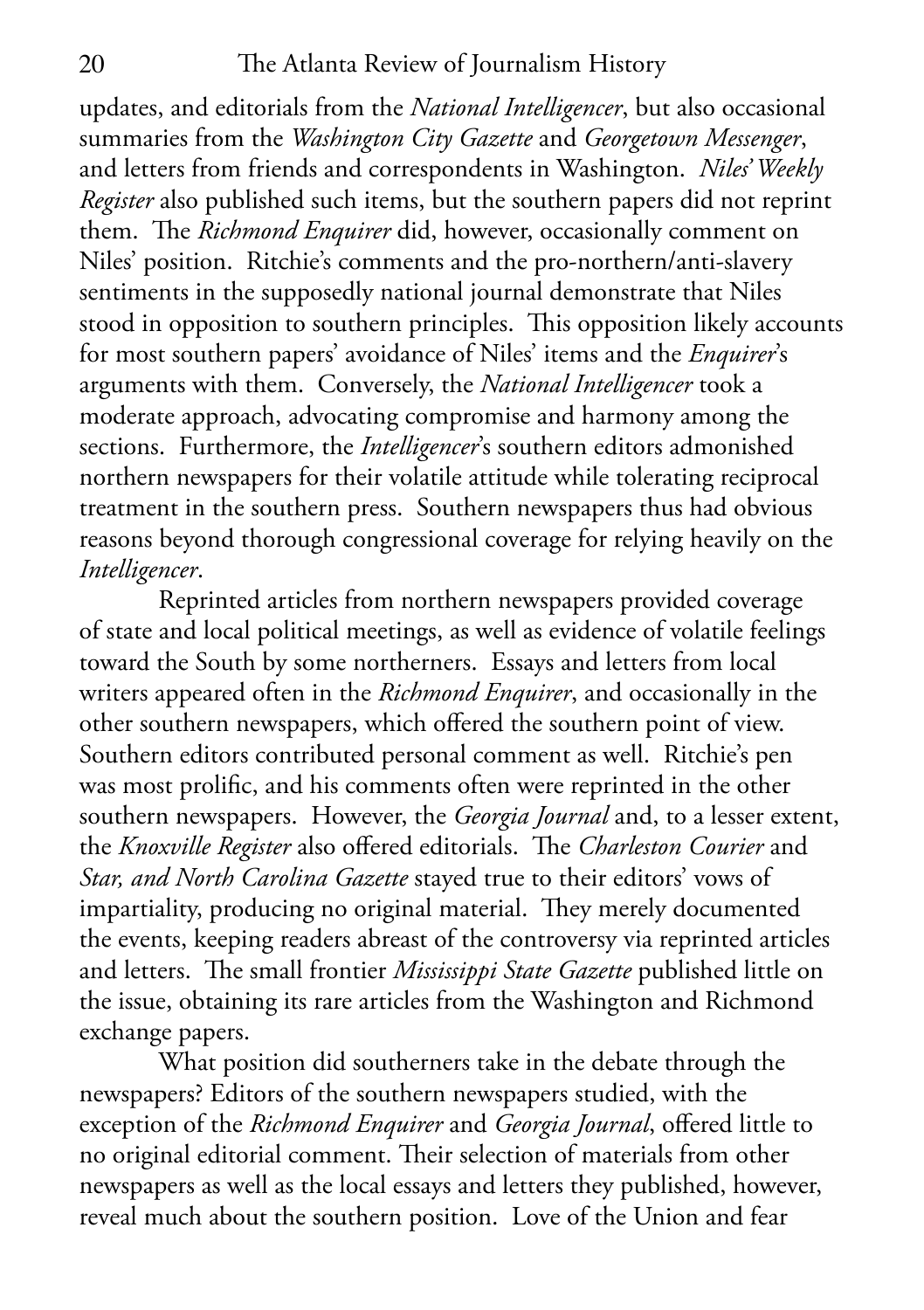updates, and editorials from the *National Intelligencer*, but also occasional summaries from the *Washington City Gazette* and *Georgetown Messenger*, and letters from friends and correspondents in Washington. *Niles' Weekly Register* also published such items, but the southern papers did not reprint them. The *Richmond Enquirer* did, however, occasionally comment on Niles' position. Ritchie's comments and the pro-northern/anti-slavery sentiments in the supposedly national journal demonstrate that Niles stood in opposition to southern principles. This opposition likely accounts for most southern papers' avoidance of Niles' items and the *Enquirer*'s arguments with them. Conversely, the *National Intelligencer* took a moderate approach, advocating compromise and harmony among the sections. Furthermore, the *Intelligencer*'s southern editors admonished northern newspapers for their volatile attitude while tolerating reciprocal treatment in the southern press. Southern newspapers thus had obvious reasons beyond thorough congressional coverage for relying heavily on the *Intelligencer*.

Reprinted articles from northern newspapers provided coverage of state and local political meetings, as well as evidence of volatile feelings toward the South by some northerners. Essays and letters from local writers appeared often in the *Richmond Enquirer*, and occasionally in the other southern newspapers, which offered the southern point of view. Southern editors contributed personal comment as well. Ritchie's pen was most prolific, and his comments often were reprinted in the other southern newspapers. However, the *Georgia Journal* and, to a lesser extent, the *Knoxville Register* also offered editorials. The *Charleston Courier* and *Star, and North Carolina Gazette* stayed true to their editors' vows of impartiality, producing no original material. They merely documented the events, keeping readers abreast of the controversy via reprinted articles and letters. The small frontier *Mississippi State Gazette* published little on the issue, obtaining its rare articles from the Washington and Richmond exchange papers.

What position did southerners take in the debate through the newspapers? Editors of the southern newspapers studied, with the exception of the *Richmond Enquirer* and *Georgia Journal*, offered little to no original editorial comment. Their selection of materials from other newspapers as well as the local essays and letters they published, however, reveal much about the southern position. Love of the Union and fear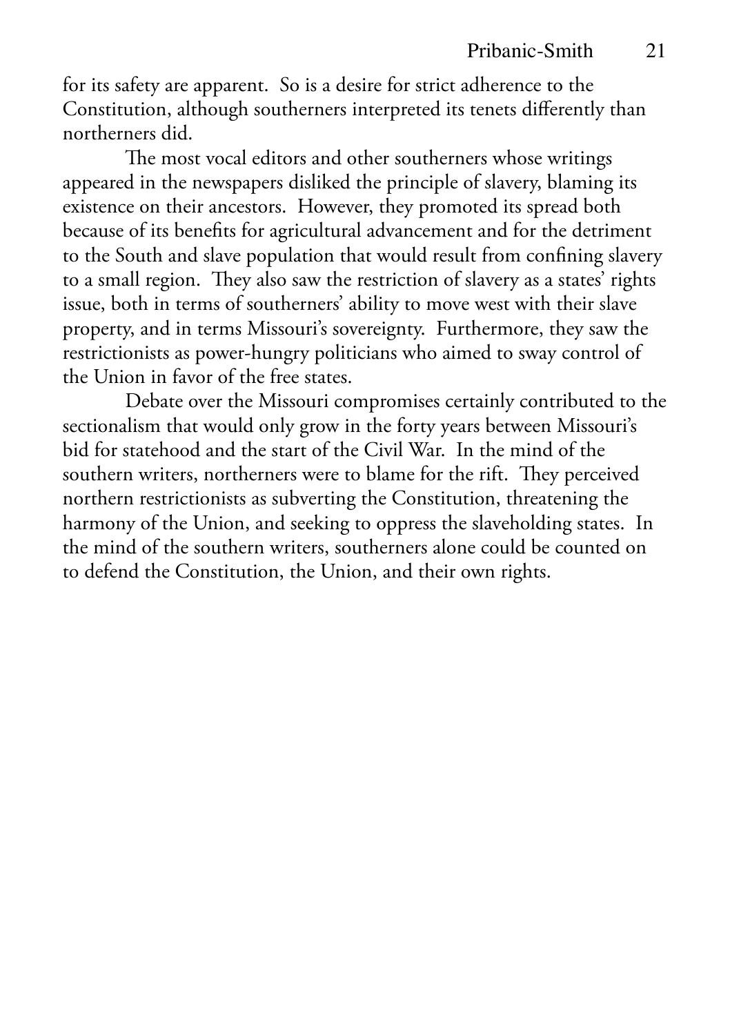for its safety are apparent. So is a desire for strict adherence to the Constitution, although southerners interpreted its tenets differently than northerners did.

The most vocal editors and other southerners whose writings appeared in the newspapers disliked the principle of slavery, blaming its existence on their ancestors. However, they promoted its spread both because of its benefits for agricultural advancement and for the detriment to the South and slave population that would result from confining slavery to a small region. They also saw the restriction of slavery as a states' rights issue, both in terms of southerners' ability to move west with their slave property, and in terms Missouri's sovereignty. Furthermore, they saw the restrictionists as power-hungry politicians who aimed to sway control of the Union in favor of the free states.

Debate over the Missouri compromises certainly contributed to the sectionalism that would only grow in the forty years between Missouri's bid for statehood and the start of the Civil War. In the mind of the southern writers, northerners were to blame for the rift. They perceived northern restrictionists as subverting the Constitution, threatening the harmony of the Union, and seeking to oppress the slaveholding states. In the mind of the southern writers, southerners alone could be counted on to defend the Constitution, the Union, and their own rights.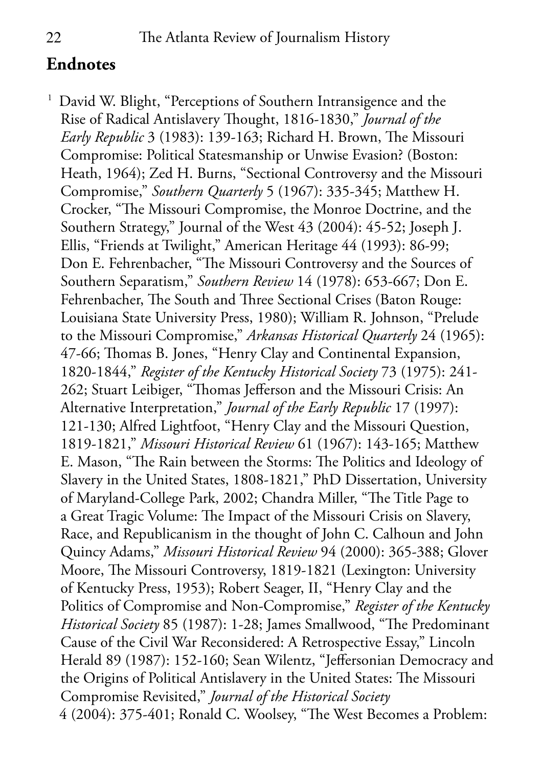## Endnotes

[1] David W. Blight, "Perceptions of Southern Intransigence and the Rise of Radical Antislavery Thought, 1816-1830," *Journal of the Early Republic* 3 (1983): 139-163; Richard H. Brown, The Missouri Compromise: Political Statesmanship or Unwise Evasion? (Boston: Heath, 1964); Zed H. Burns, "Sectional Controversy and the Missouri Compromise," *Southern Quarterly* 5 (1967): 335-345; Matthew H. Crocker, "The Missouri Compromise, the Monroe Doctrine, and the Southern Strategy," Journal of the West 43 (2004): 45-52; Joseph J. Ellis, "Friends at Twilight," American Heritage 44 (1993): 86-99; Don E. Fehrenbacher, "The Missouri Controversy and the Sources of Southern Separatism," *Southern Review* 14 (1978): 653-667; Don E. Fehrenbacher, The South and Three Sectional Crises (Baton Rouge: Louisiana State University Press, 1980); William R. Johnson, "Prelude to the Missouri Compromise," *Arkansas Historical Quarterly* 24 (1965): 47-66; Thomas B. Jones, "Henry Clay and Continental Expansion, 1820-1844," *Register of the Kentucky Historical Society* 73 (1975): 241-262; Stuart Leibiger, "Thomas Jefferson and the Missouri Crisis: An Alternative Interpretation," *Journal of the Early Republic* 17 (1997): 121-130; Alfred Lightfoot, "Henry Clay and the Missouri Question, 1819-1821," *Missouri Historical Review* 61 (1967): 143-165; Matthew E. Mason, "The Rain between the Storms: The Politics and Ideology of Slavery in the United States, 1808-1821," PhD Dissertation, University of Maryland-College Park, 2002; Chandra Miller, "The Title Page to a Great Tragic Volume: The Impact of the Missouri Crisis on Slavery, Race, and Republicanism in the thought of John C. Calhoun and John Quincy Adams," *Missouri Historical Review* 94 (2000): 365-388; Glover Moore, The Missouri Controversy, 1819-1821 (Lexington: University of Kentucky Press, 1953); Robert Seager, II, "Henry Clay and the Politics of Compromise and Non-Compromise," *Register of the Kentucky Historical Society* 85 (1987): 1-28; James Smallwood, "The Predominant Cause of the Civil War Reconsidered: A Retrospective Essay," Lincoln Herald 89 (1987): 152-160; Sean Wilentz, "Jeffersonian Democracy and the Origins of Political Antislavery in the United States: The Missouri Compromise Revisited," *Journal of the Historical Society* 4 (2004): 375-401; Ronald C. Woolsey, "The West Becomes a Problem: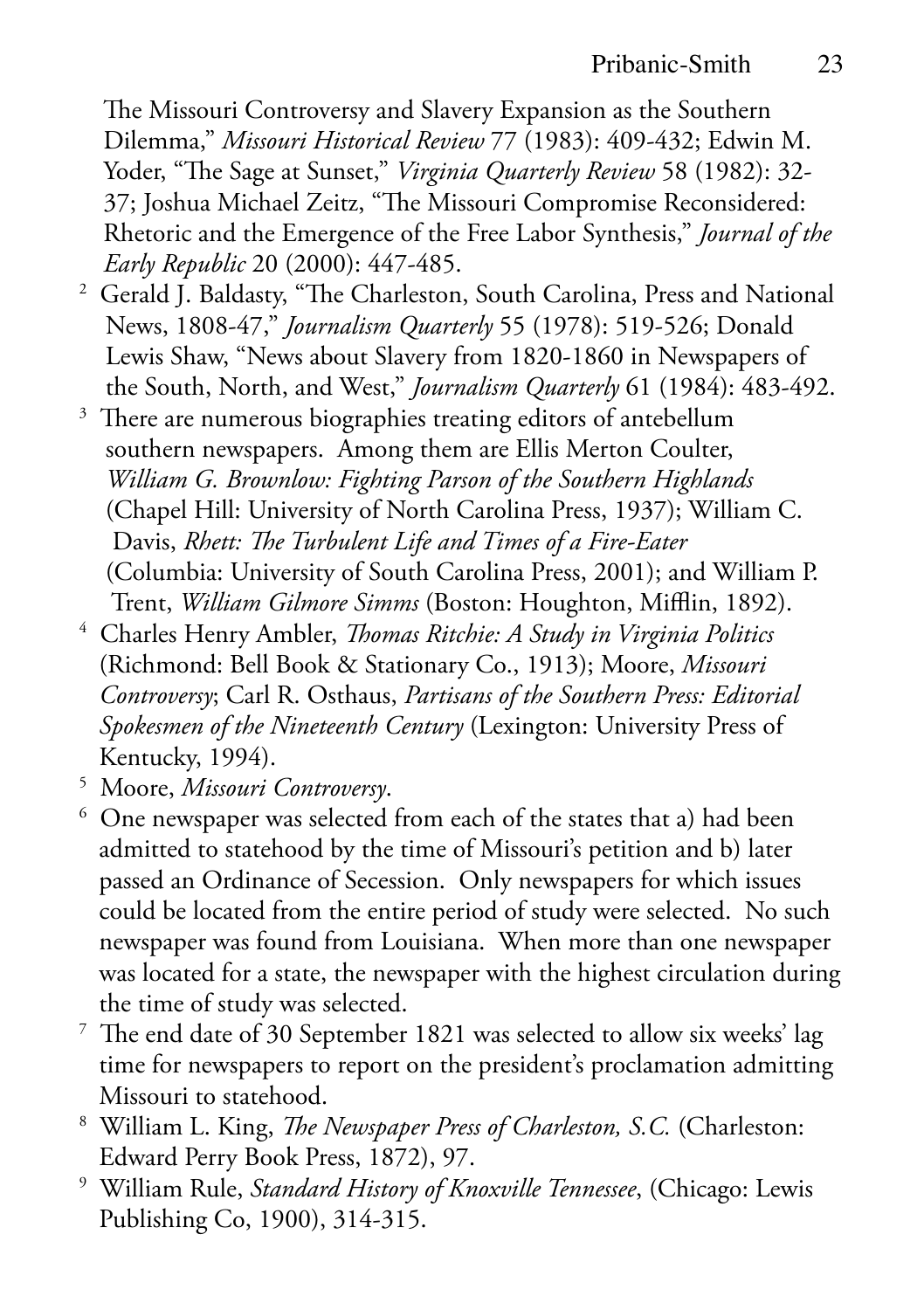The Missouri Controversy and Slavery Expansion as the Southern Dilemma," *Missouri Historical Review* 77 (1983): 409-432; Edwin M. Yoder, "The Sage at Sunset," *Virginia Quarterly Review* 58 (1982): 32-37; Joshua Michael Zeitz, "The Missouri Compromise Reconsidered: Rhetoric and the Emergence of the Free Labor Synthesis," *Journal of the Early Republic* 20 (2000): 447-485.

[2] Gerald J. Baldasty, "The Charleston, South Carolina, Press and National News, 1808-47," *Journalism Quarterly* 55 (1978): 519-526; Donald Lewis Shaw, "News about Slavery from 1820-1860 in Newspapers of the South, North, and West," *Journalism Quarterly* 61 (1984): 483-492.

[3] There are numerous biographies treating editors of antebellum southern newspapers. Among them are Ellis Merton Coulter, *William G. Brownlow: Fighting Parson of the Southern Highlands* (Chapel Hill: University of North Carolina Press, 1937); William C. Davis, *Rhett: The Turbulent Life and Times of a Fire-Eater* (Columbia: University of South Carolina Press, 2001); and William P. Trent, *William Gilmore Simms* (Boston: Houghton, Mifflin, 1892).

[4] Charles Henry Ambler, *Thomas Ritchie: A Study in Virginia Politics* (Richmond: Bell Book & Stationary Co., 1913); Moore, *Missouri Controversy*; Carl R. Osthaus, *Partisans of the Southern Press: Editorial Spokesmen of the Nineteenth Century* (Lexington: University Press of Kentucky, 1994).

[5] Moore, *Missouri Controversy*.

[6] One newspaper was selected from each of the states that a) had been admitted to statehood by the time of Missouri's petition and b) later passed an Ordinance of Secession. Only newspapers for which issues could be located from the entire period of study were selected. No such newspaper was found from Louisiana. When more than one newspaper was located for a state, the newspaper with the highest circulation during the time of study was selected.

[7] The end date of 30 September 1821 was selected to allow six weeks' lag time for newspapers to report on the president's proclamation admitting Missouri to statehood.

[8] William L. King, *The Newspaper Press of Charleston, S.C.* (Charleston: Edward Perry Book Press, 1872), 97.

[9] William Rule, *Standard History of Knoxville Tennessee*, (Chicago: Lewis Publishing Co, 1900), 314-315.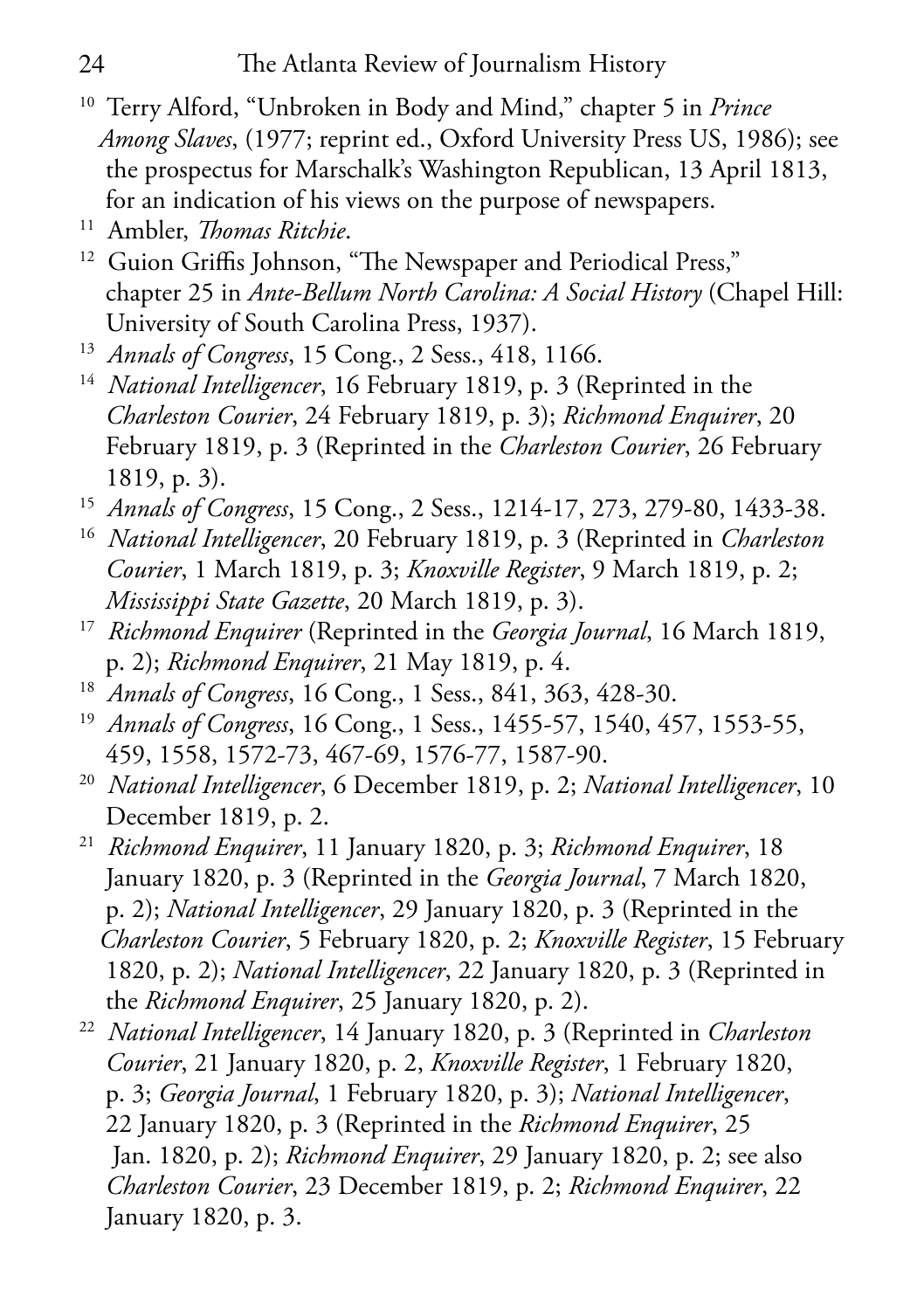[10] Terry Alford, "Unbroken in Body and Mind," chapter 5 in *Prince Among Slaves*, (1977; reprint ed., Oxford University Press US, 1986); see the prospectus for Marschalk's Washington Republican, 13 April 1813, for an indication of his views on the purpose of newspapers.

[11] Ambler, *Thomas Ritchie*.

[12] Guion Griffis Johnson, "The Newspaper and Periodical Press," chapter 25 in *Ante-Bellum North Carolina: A Social History* (Chapel Hill: University of South Carolina Press, 1937).

[13] *Annals of Congress*, 15 Cong., 2 Sess., 418, 1166.

[14] *National Intelligencer*, 16 February 1819, p. 3 (Reprinted in the *Charleston Courier*, 24 February 1819, p. 3); *Richmond Enquirer*, 20 February 1819, p. 3 (Reprinted in the *Charleston Courier*, 26 February 1819, p. 3).

[15] *Annals of Congress*, 15 Cong., 2 Sess., 1214-17, 273, 279-80, 1433-38.

[16] *National Intelligencer*, 20 February 1819, p. 3 (Reprinted in *Charleston Courier*, 1 March 1819, p. 3; *Knoxville Register*, 9 March 1819, p. 2; *Mississippi State Gazette*, 20 March 1819, p. 3).

[17] *Richmond Enquirer* (Reprinted in the *Georgia Journal*, 16 March 1819, p. 2); *Richmond Enquirer*, 21 May 1819, p. 4.

[18] *Annals of Congress*, 16 Cong., 1 Sess., 841, 363, 428-30.

[19] *Annals of Congress*, 16 Cong., 1 Sess., 1455-57, 1540, 457, 1553-55, 459, 1558, 1572-73, 467-69, 1576-77, 1587-90.

[20] *National Intelligencer*, 6 December 1819, p. 2; *National Intelligencer*, 10 December 1819, p. 2.

[21] *Richmond Enquirer*, 11 January 1820, p. 3; *Richmond Enquirer*, 18 January 1820, p. 3 (Reprinted in the *Georgia Journal*, 7 March 1820, p. 2); *National Intelligencer*, 29 January 1820, p. 3 (Reprinted in the *Charleston Courier*, 5 February 1820, p. 2; *Knoxville Register*, 15 February 1820, p. 2); *National Intelligencer*, 22 January 1820, p. 3 (Reprinted in the *Richmond Enquirer*, 25 January 1820, p. 2).

[22] *National Intelligencer*, 14 January 1820, p. 3 (Reprinted in *Charleston Courier*, 21 January 1820, p. 2, *Knoxville Register*, 1 February 1820, p. 3; *Georgia Journal*, 1 February 1820, p. 3); *National Intelligencer*, 22 January 1820, p. 3 (Reprinted in the *Richmond Enquirer*, 25 Jan. 1820, p. 2); *Richmond Enquirer*, 29 January 1820, p. 2; see also *Charleston Courier*, 23 December 1819, p. 2; *Richmond Enquirer*, 22 January 1820, p. 3.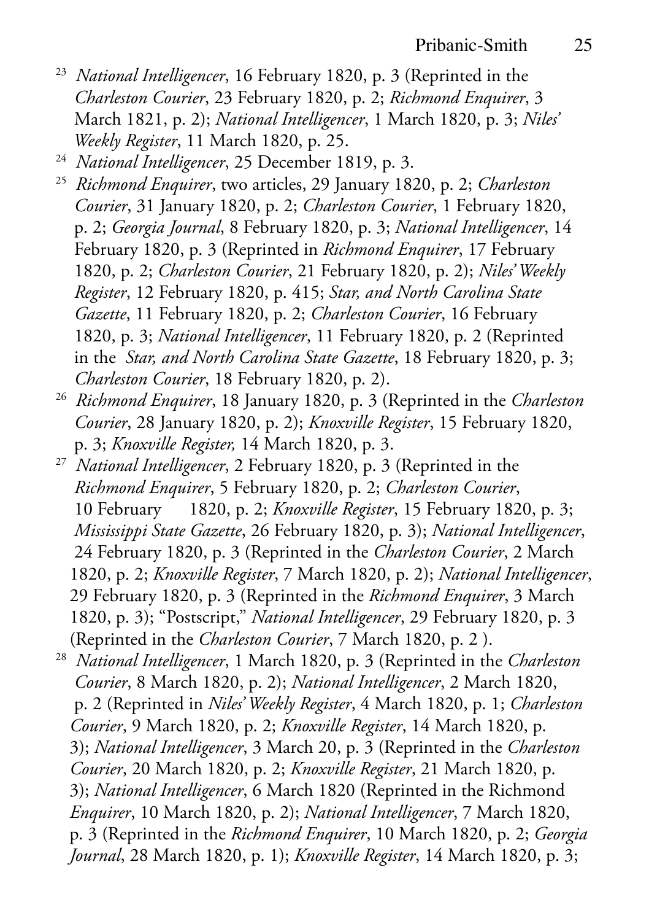[23] *National Intelligencer*, 16 February 1820, p. 3 (Reprinted in the *Charleston Courier*, 23 February 1820, p. 2; *Richmond Enquirer*, 3 March 1821, p. 2); *National Intelligencer*, 1 March 1820, p. 3; *Niles' Weekly Register*, 11 March 1820, p. 25.

[24] *National Intelligencer*, 25 December 1819, p. 3.

[25] *Richmond Enquirer*, two articles, 29 January 1820, p. 2; *Charleston Courier*, 31 January 1820, p. 2; *Charleston Courier*, 1 February 1820, p. 2; *Georgia Journal*, 8 February 1820, p. 3; *National Intelligencer*, 14 February 1820, p. 3 (Reprinted in *Richmond Enquirer*, 17 February 1820, p. 2; *Charleston Courier*, 21 February 1820, p. 2); *Niles' Weekly Register*, 12 February 1820, p. 415; *Star, and North Carolina State Gazette*, 11 February 1820, p. 2; *Charleston Courier*, 16 February 1820, p. 3; *National Intelligencer*, 11 February 1820, p. 2 (Reprinted in the *Star, and North Carolina State Gazette*, 18 February 1820, p. 3; *Charleston Courier*, 18 February 1820, p. 2).

[26] *Richmond Enquirer*, 18 January 1820, p. 3 (Reprinted in the *Charleston Courier*, 28 January 1820, p. 2); *Knoxville Register*, 15 February 1820, p. 3; *Knoxville Register,* 14 March 1820, p. 3.

[27] *National Intelligencer*, 2 February 1820, p. 3 (Reprinted in the *Richmond Enquirer*, 5 February 1820, p. 2; *Charleston Courier*, 10 February 1820, p. 2; *Knoxville Register*, 15 February 1820, p. 3; *Mississippi State Gazette*, 26 February 1820, p. 3); *National Intelligencer*, 24 February 1820, p. 3 (Reprinted in the *Charleston Courier*, 2 March 1820, p. 2; *Knoxville Register*, 7 March 1820, p. 2); *National Intelligencer*, 29 February 1820, p. 3 (Reprinted in the *Richmond Enquirer*, 3 March 1820, p. 3); "Postscript," *National Intelligencer*, 29 February 1820, p. 3 (Reprinted in the *Charleston Courier*, 7 March 1820, p. 2 ).

[28] *National Intelligencer*, 1 March 1820, p. 3 (Reprinted in the *Charleston Courier*, 8 March 1820, p. 2); *National Intelligencer*, 2 March 1820, p. 2 (Reprinted in *Niles' Weekly Register*, 4 March 1820, p. 1; *Charleston Courier*, 9 March 1820, p. 2; *Knoxville Register*, 14 March 1820, p. 3); *National Intelligencer*, 3 March 20, p. 3 (Reprinted in the *Charleston Courier*, 20 March 1820, p. 2; *Knoxville Register*, 21 March 1820, p. 3); *National Intelligencer*, 6 March 1820 (Reprinted in the Richmond *Enquirer*, 10 March 1820, p. 2); *National Intelligencer*, 7 March 1820, p. 3 (Reprinted in the *Richmond Enquirer*, 10 March 1820, p. 2; *Georgia Journal*, 28 March 1820, p. 1); *Knoxville Register*, 14 March 1820, p. 3;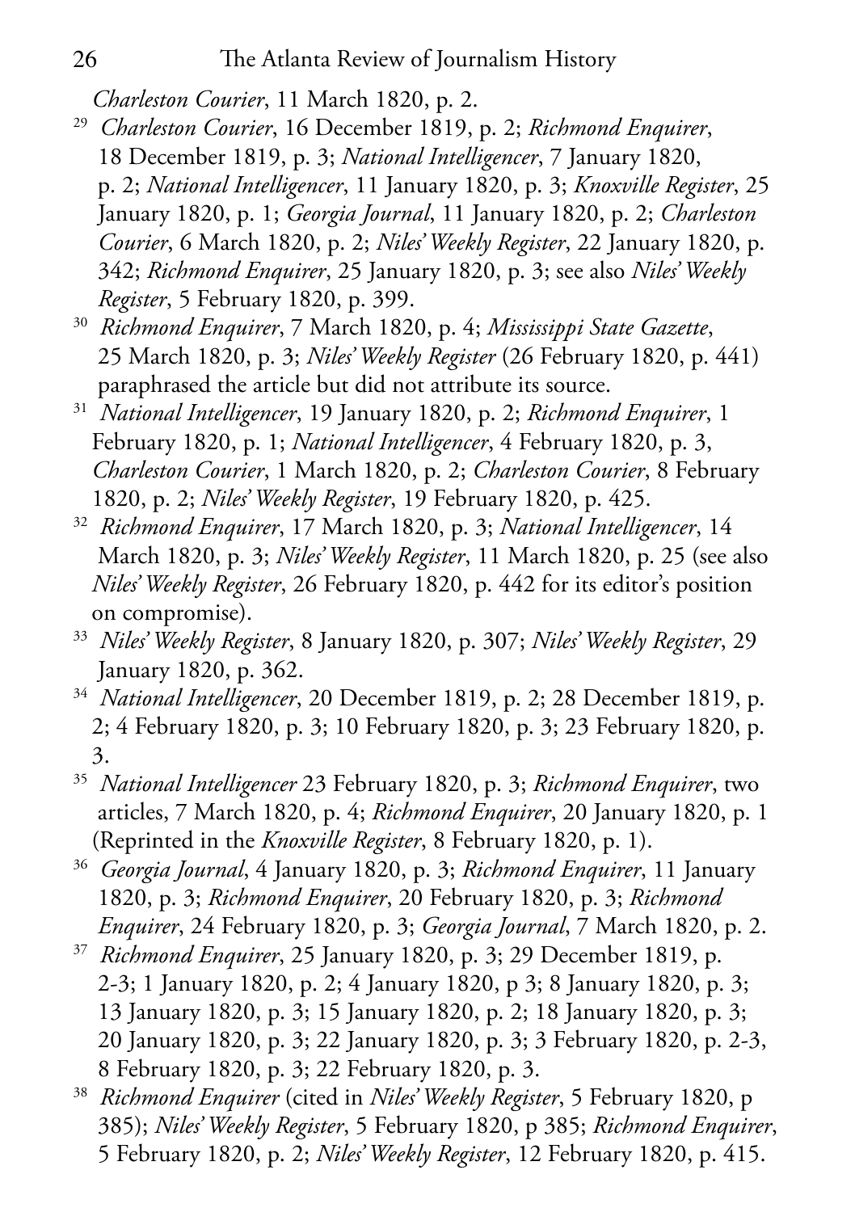*Charleston Courier*, 11 March 1820, p. 2.

[29] *Charleston Courier*, 16 December 1819, p. 2; *Richmond Enquirer*, 18 December 1819, p. 3; *National Intelligencer*, 7 January 1820, p. 2; *National Intelligencer*, 11 January 1820, p. 3; *Knoxville Register*, 25 January 1820, p. 1; *Georgia Journal*, 11 January 1820, p. 2; *Charleston Courier*, 6 March 1820, p. 2; *Niles' Weekly Register*, 22 January 1820, p. 342; *Richmond Enquirer*, 25 January 1820, p. 3; see also *Niles' Weekly Register*, 5 February 1820, p. 399.

[30] *Richmond Enquirer*, 7 March 1820, p. 4; *Mississippi State Gazette*, 25 March 1820, p. 3; *Niles' Weekly Register* (26 February 1820, p. 441) paraphrased the article but did not attribute its source.

[31] *National Intelligencer*, 19 January 1820, p. 2; *Richmond Enquirer*, 1 February 1820, p. 1; *National Intelligencer*, 4 February 1820, p. 3, *Charleston Courier*, 1 March 1820, p. 2; *Charleston Courier*, 8 February 1820, p. 2; *Niles' Weekly Register*, 19 February 1820, p. 425.

[32] *Richmond Enquirer*, 17 March 1820, p. 3; *National Intelligencer*, 14 March 1820, p. 3; *Niles' Weekly Register*, 11 March 1820, p. 25 (see also *Niles' Weekly Register*, 26 February 1820, p. 442 for its editor's position on compromise).

[33] *Niles' Weekly Register*, 8 January 1820, p. 307; *Niles' Weekly Register*, 29 January 1820, p. 362.

[34] *National Intelligencer*, 20 December 1819, p. 2; 28 December 1819, p. 2; 4 February 1820, p. 3; 10 February 1820, p. 3; 23 February 1820, p. 3.

[35] *National Intelligencer* 23 February 1820, p. 3; *Richmond Enquirer*, two articles, 7 March 1820, p. 4; *Richmond Enquirer*, 20 January 1820, p. 1 (Reprinted in the *Knoxville Register*, 8 February 1820, p. 1).

[36] *Georgia Journal*, 4 January 1820, p. 3; *Richmond Enquirer*, 11 January 1820, p. 3; *Richmond Enquirer*, 20 February 1820, p. 3; *Richmond Enquirer*, 24 February 1820, p. 3; *Georgia Journal*, 7 March 1820, p. 2.

[37] *Richmond Enquirer*, 25 January 1820, p. 3; 29 December 1819, p. 2-3; 1 January 1820, p. 2; 4 January 1820, p 3; 8 January 1820, p. 3; 13 January 1820, p. 3; 15 January 1820, p. 2; 18 January 1820, p. 3; 20 January 1820, p. 3; 22 January 1820, p. 3; 3 February 1820, p. 2-3, 8 February 1820, p. 3; 22 February 1820, p. 3.

[38] *Richmond Enquirer* (cited in *Niles' Weekly Register*, 5 February 1820, p 385); *Niles' Weekly Register*, 5 February 1820, p 385; *Richmond Enquirer*, 5 February 1820, p. 2; *Niles' Weekly Register*, 12 February 1820, p. 415.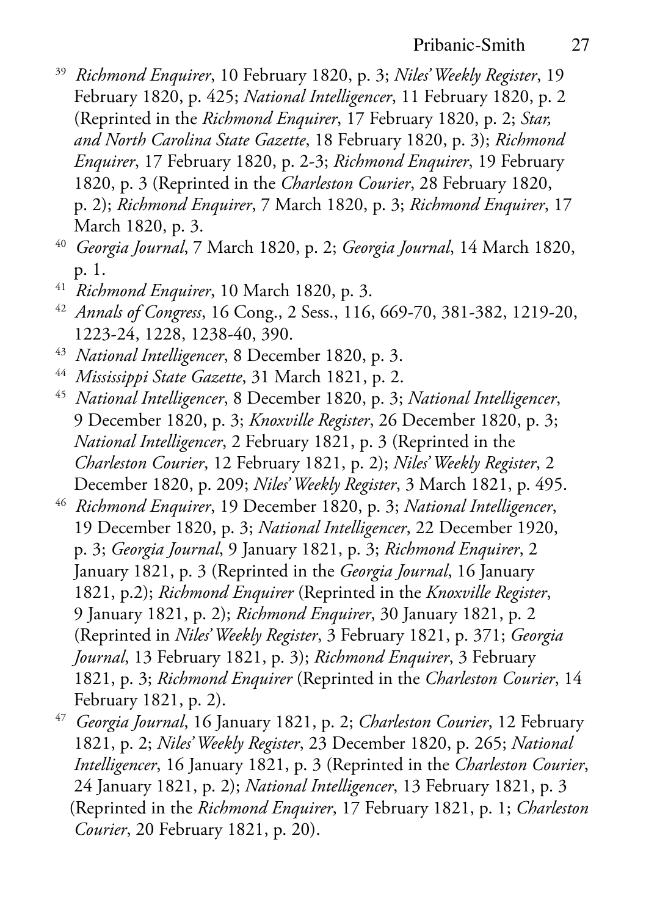[39] *Richmond Enquirer*, 10 February 1820, p. 3; *Niles' Weekly Register*, 19 February 1820, p. 425; *National Intelligencer*, 11 February 1820, p. 2 (Reprinted in the *Richmond Enquirer*, 17 February 1820, p. 2; *Star, and North Carolina State Gazette*, 18 February 1820, p. 3); *Richmond Enquirer*, 17 February 1820, p. 2-3; *Richmond Enquirer*, 19 February 1820, p. 3 (Reprinted in the *Charleston Courier*, 28 February 1820, p. 2); *Richmond Enquirer*, 7 March 1820, p. 3; *Richmond Enquirer*, 17 March 1820, p. 3.

[40] *Georgia Journal*, 7 March 1820, p. 2; *Georgia Journal*, 14 March 1820, p. 1.

[41] *Richmond Enquirer*, 10 March 1820, p. 3.

[42] *Annals of Congress*, 16 Cong., 2 Sess., 116, 669-70, 381-382, 1219-20, 1223-24, 1228, 1238-40, 390.

[43] *National Intelligencer*, 8 December 1820, p. 3.

[44] *Mississippi State Gazette*, 31 March 1821, p. 2.

[45] *National Intelligencer*, 8 December 1820, p. 3; *National Intelligencer*, 9 December 1820, p. 3; *Knoxville Register*, 26 December 1820, p. 3; *National Intelligencer*, 2 February 1821, p. 3 (Reprinted in the *Charleston Courier*, 12 February 1821, p. 2); *Niles' Weekly Register*, 2 December 1820, p. 209; *Niles' Weekly Register*, 3 March 1821, p. 495.

[46] *Richmond Enquirer*, 19 December 1820, p. 3; *National Intelligencer*, 19 December 1820, p. 3; *National Intelligencer*, 22 December 1920, p. 3; *Georgia Journal*, 9 January 1821, p. 3; *Richmond Enquirer*, 2 January 1821, p. 3 (Reprinted in the *Georgia Journal*, 16 January 1821, p.2); *Richmond Enquirer* (Reprinted in the *Knoxville Register*, 9 January 1821, p. 2); *Richmond Enquirer*, 30 January 1821, p. 2 (Reprinted in *Niles' Weekly Register*, 3 February 1821, p. 371; *Georgia Journal*, 13 February 1821, p. 3); *Richmond Enquirer*, 3 February 1821, p. 3; *Richmond Enquirer* (Reprinted in the *Charleston Courier*, 14 February 1821, p. 2).

[47] *Georgia Journal*, 16 January 1821, p. 2; *Charleston Courier*, 12 February 1821, p. 2; *Niles' Weekly Register*, 23 December 1820, p. 265; *National Intelligencer*, 16 January 1821, p. 3 (Reprinted in the *Charleston Courier*, 24 January 1821, p. 2); *National Intelligencer*, 13 February 1821, p. 3 (Reprinted in the *Richmond Enquirer*, 17 February 1821, p. 1; *Charleston Courier*, 20 February 1821, p. 20).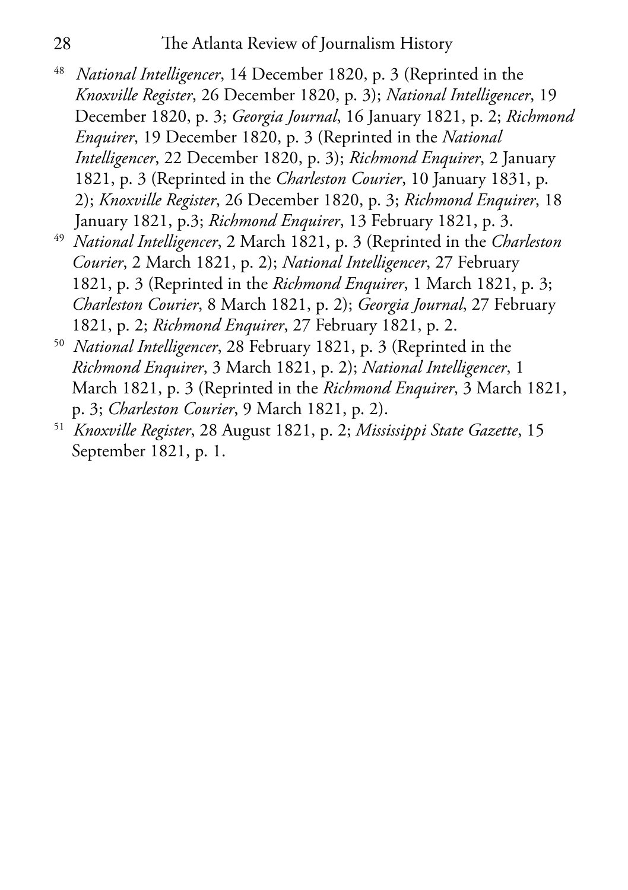[48] *National Intelligencer*, 14 December 1820, p. 3 (Reprinted in the *Knoxville Register*, 26 December 1820, p. 3); *National Intelligencer*, 19 December 1820, p. 3; *Georgia Journal*, 16 January 1821, p. 2; *Richmond Enquirer*, 19 December 1820, p. 3 (Reprinted in the *National Intelligencer*, 22 December 1820, p. 3); *Richmond Enquirer*, 2 January 1821, p. 3 (Reprinted in the *Charleston Courier*, 10 January 1831, p. 2); *Knoxville Register*, 26 December 1820, p. 3; *Richmond Enquirer*, 18 January 1821, p.3; *Richmond Enquirer*, 13 February 1821, p. 3.

[49] *National Intelligencer*, 2 March 1821, p. 3 (Reprinted in the *Charleston Courier*, 2 March 1821, p. 2); *National Intelligencer*, 27 February 1821, p. 3 (Reprinted in the *Richmond Enquirer*, 1 March 1821, p. 3; *Charleston Courier*, 8 March 1821, p. 2); *Georgia Journal*, 27 February 1821, p. 2; *Richmond Enquirer*, 27 February 1821, p. 2.

[50] *National Intelligencer*, 28 February 1821, p. 3 (Reprinted in the *Richmond Enquirer*, 3 March 1821, p. 2); *National Intelligencer*, 1 March 1821, p. 3 (Reprinted in the *Richmond Enquirer*, 3 March 1821, p. 3; *Charleston Courier*, 9 March 1821, p. 2).

[51] *Knoxville Register*, 28 August 1821, p. 2; *Mississippi State Gazette*, 15 September 1821, p. 1.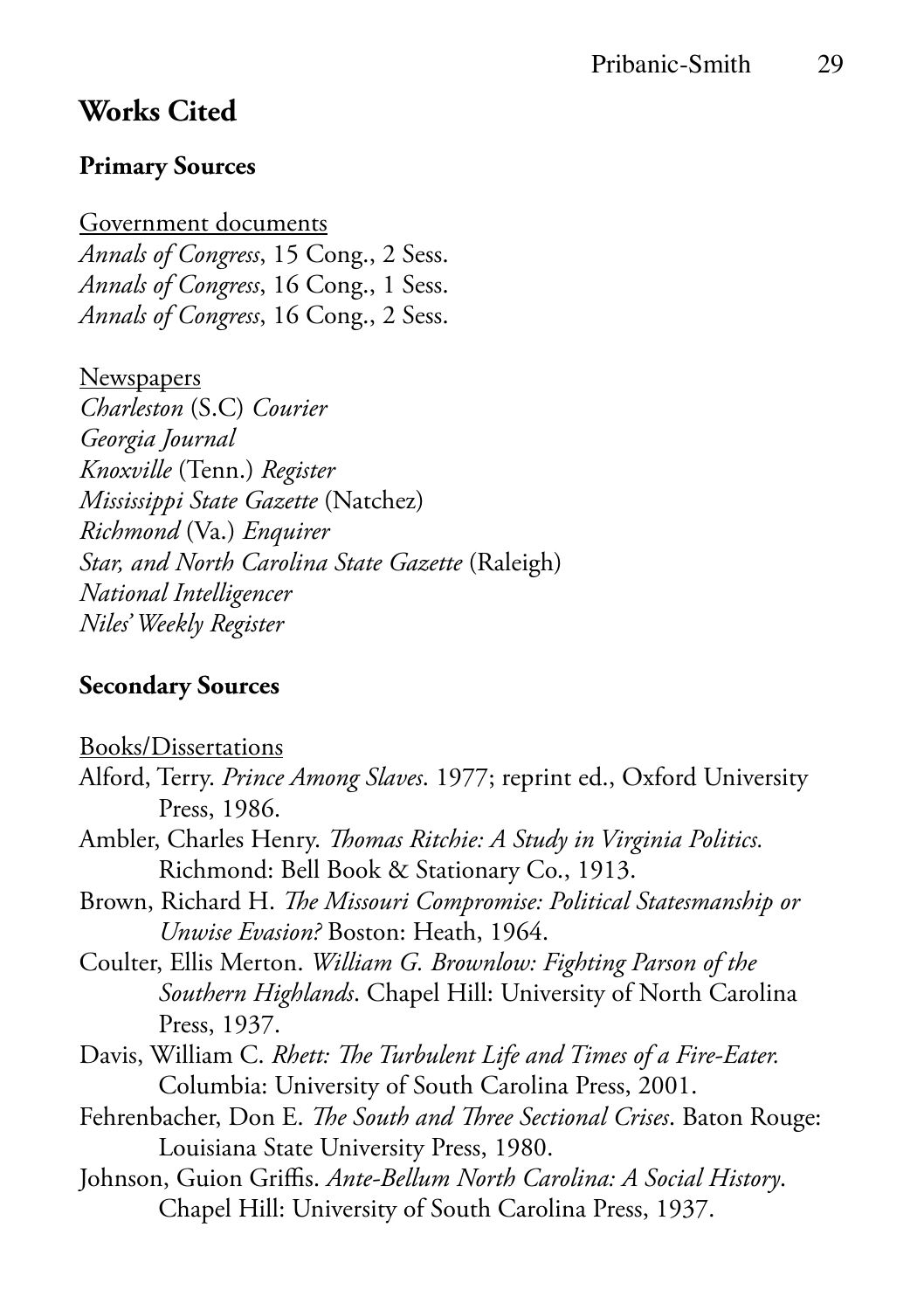## Works Cited

### Primary Sources

Government documents

*Annals of Congress*, 15 Cong., 2 Sess.
*Annals of Congress*, 16 Cong., 1 Sess.
*Annals of Congress*, 16 Cong., 2 Sess.

Newspapers

*Charleston* (S.C) *Courier*
*Georgia Journal*
*Knoxville* (Tenn.) *Register*
*Mississippi State Gazette* (Natchez)
*Richmond* (Va.) *Enquirer*
*Star, and North Carolina State Gazette* (Raleigh)
*National Intelligencer*
*Niles' Weekly Register*

### Secondary Sources

Books/Dissertations

Alford, Terry. *Prince Among Slaves*. 1977; reprint ed., Oxford University Press, 1986.

Ambler, Charles Henry. *Thomas Ritchie: A Study in Virginia Politics.* Richmond: Bell Book & Stationary Co., 1913.

Brown, Richard H. *The Missouri Compromise: Political Statesmanship or Unwise Evasion?* Boston: Heath, 1964.

Coulter, Ellis Merton. *William G. Brownlow: Fighting Parson of the Southern Highlands*. Chapel Hill: University of North Carolina Press, 1937.

Davis, William C. *Rhett: The Turbulent Life and Times of a Fire-Eater.* Columbia: University of South Carolina Press, 2001.

Fehrenbacher, Don E. *The South and Three Sectional Crises*. Baton Rouge: Louisiana State University Press, 1980.

Johnson, Guion Griffis. *Ante-Bellum North Carolina: A Social History*. Chapel Hill: University of South Carolina Press, 1937.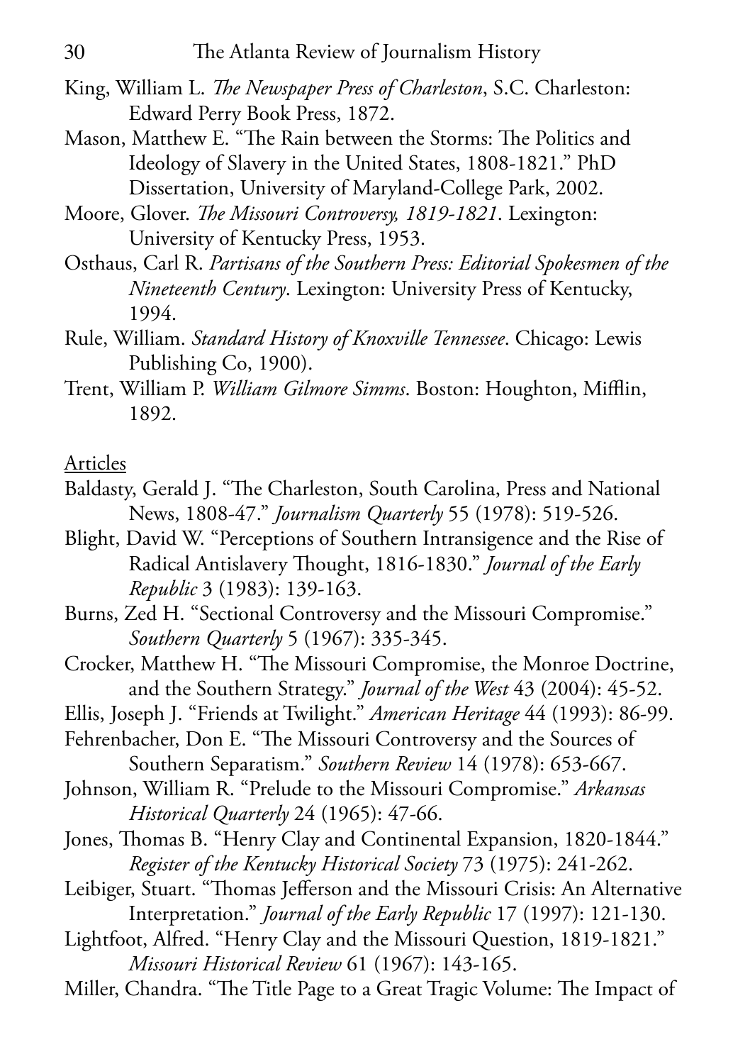King, William L. *The Newspaper Press of Charleston*, S.C. Charleston: Edward Perry Book Press, 1872.

Mason, Matthew E. "The Rain between the Storms: The Politics and Ideology of Slavery in the United States, 1808-1821." PhD Dissertation, University of Maryland-College Park, 2002.

Moore, Glover. *The Missouri Controversy, 1819-1821*. Lexington: University of Kentucky Press, 1953.

Osthaus, Carl R. *Partisans of the Southern Press: Editorial Spokesmen of the Nineteenth Century*. Lexington: University Press of Kentucky, 1994.

Rule, William. *Standard History of Knoxville Tennessee*. Chicago: Lewis Publishing Co, 1900).

Trent, William P. *William Gilmore Simms*. Boston: Houghton, Mifflin, 1892.

Articles

Baldasty, Gerald J. "The Charleston, South Carolina, Press and National News, 1808-47." *Journalism Quarterly* 55 (1978): 519-526.

Blight, David W. "Perceptions of Southern Intransigence and the Rise of Radical Antislavery Thought, 1816-1830." *Journal of the Early Republic* 3 (1983): 139-163.

Burns, Zed H. "Sectional Controversy and the Missouri Compromise." *Southern Quarterly* 5 (1967): 335-345.

Crocker, Matthew H. "The Missouri Compromise, the Monroe Doctrine, and the Southern Strategy." *Journal of the West* 43 (2004): 45-52.

Ellis, Joseph J. "Friends at Twilight." *American Heritage* 44 (1993): 86-99.

Fehrenbacher, Don E. "The Missouri Controversy and the Sources of Southern Separatism." *Southern Review* 14 (1978): 653-667.

Johnson, William R. "Prelude to the Missouri Compromise." *Arkansas Historical Quarterly* 24 (1965): 47-66.

Jones, Thomas B. "Henry Clay and Continental Expansion, 1820-1844." *Register of the Kentucky Historical Society* 73 (1975): 241-262.

Leibiger, Stuart. "Thomas Jefferson and the Missouri Crisis: An Alternative Interpretation." *Journal of the Early Republic* 17 (1997): 121-130.

Lightfoot, Alfred. "Henry Clay and the Missouri Question, 1819-1821." *Missouri Historical Review* 61 (1967): 143-165.

Miller, Chandra. "The Title Page to a Great Tragic Volume: The Impact of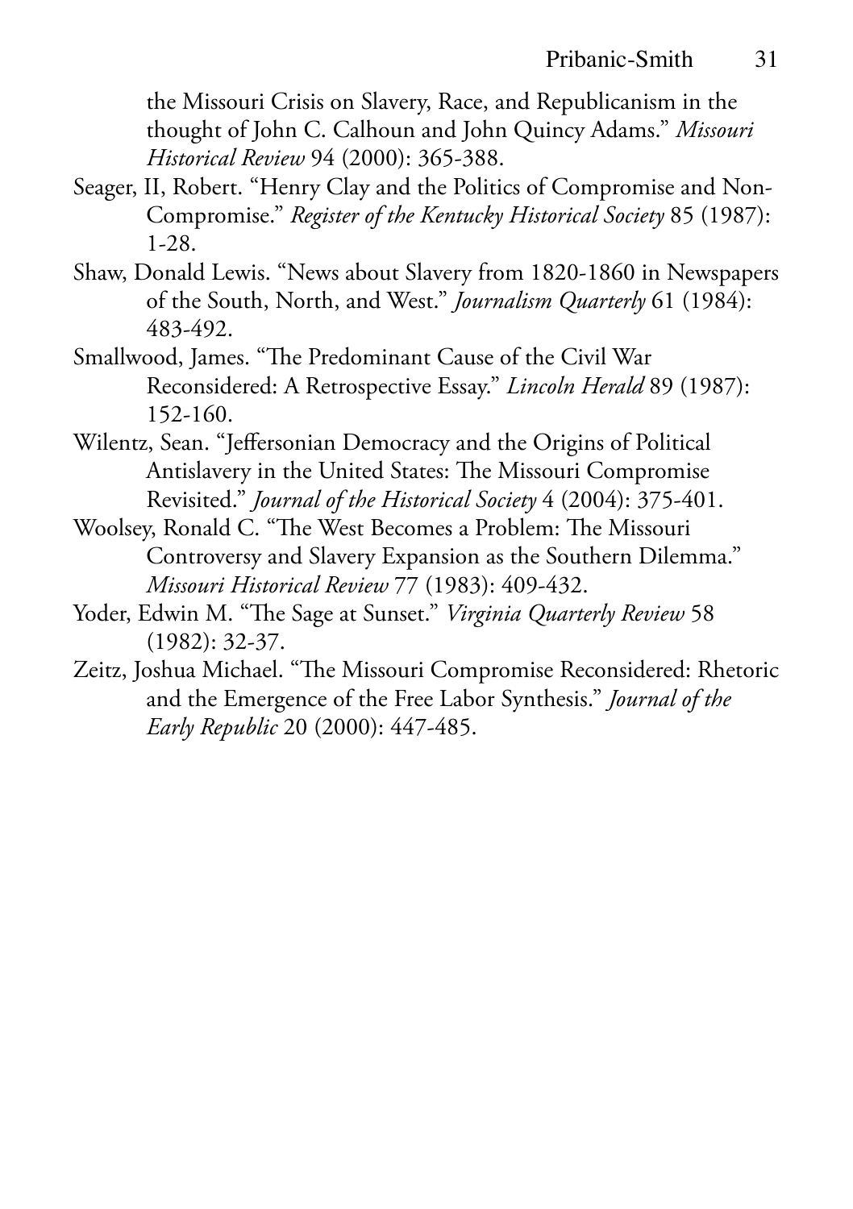the Missouri Crisis on Slavery, Race, and Republicanism in the thought of John C. Calhoun and John Quincy Adams." *Missouri Historical Review* 94 (2000): 365-388.

Seager, II, Robert. "Henry Clay and the Politics of Compromise and Non-Compromise." *Register of the Kentucky Historical Society* 85 (1987): 1-28.

Shaw, Donald Lewis. "News about Slavery from 1820-1860 in Newspapers of the South, North, and West." *Journalism Quarterly* 61 (1984): 483-492.

Smallwood, James. "The Predominant Cause of the Civil War Reconsidered: A Retrospective Essay." *Lincoln Herald* 89 (1987): 152-160.

Wilentz, Sean. "Jeffersonian Democracy and the Origins of Political Antislavery in the United States: The Missouri Compromise Revisited." *Journal of the Historical Society* 4 (2004): 375-401.

Woolsey, Ronald C. "The West Becomes a Problem: The Missouri Controversy and Slavery Expansion as the Southern Dilemma." *Missouri Historical Review* 77 (1983): 409-432.

Yoder, Edwin M. "The Sage at Sunset." *Virginia Quarterly Review* 58 (1982): 32-37.

Zeitz, Joshua Michael. "The Missouri Compromise Reconsidered: Rhetoric and the Emergence of the Free Labor Synthesis." *Journal of the Early Republic* 20 (2000): 447-485.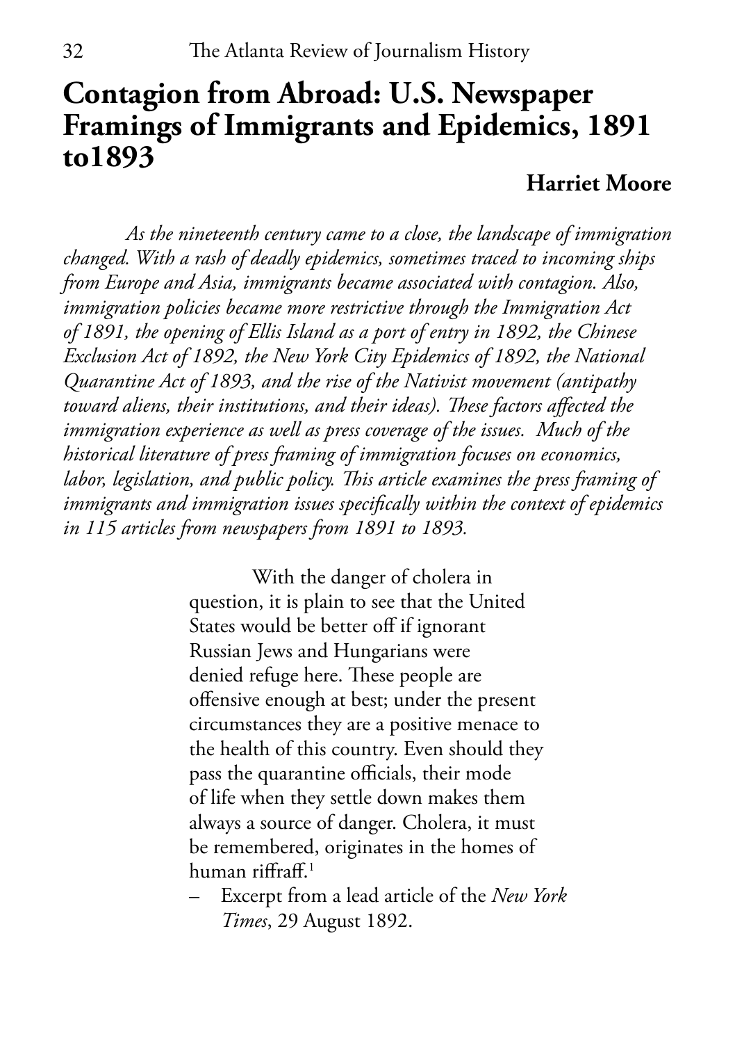# Contagion from Abroad: U.S. Newspaper Framings of Immigrants and Epidemics, 1891 to1893

**Harriet Moore**

*As the nineteenth century came to a close, the landscape of immigration changed. With a rash of deadly epidemics, sometimes traced to incoming ships from Europe and Asia, immigrants became associated with contagion. Also, immigration policies became more restrictive through the Immigration Act of 1891, the opening of Ellis Island as a port of entry in 1892, the Chinese Exclusion Act of 1892, the New York City Epidemics of 1892, the National Quarantine Act of 1893, and the rise of the Nativist movement (antipathy toward aliens, their institutions, and their ideas). These factors affected the immigration experience as well as press coverage of the issues. Much of the historical literature of press framing of immigration focuses on economics, labor, legislation, and public policy. This article examines the press framing of immigrants and immigration issues specifically within the context of epidemics in 115 articles from newspapers from 1891 to 1893.*

> With the danger of cholera in question, it is plain to see that the United States would be better off if ignorant Russian Jews and Hungarians were denied refuge here. These people are offensive enough at best; under the present circumstances they are a positive menace to the health of this country. Even should they pass the quarantine officials, their mode of life when they settle down makes them always a source of danger. Cholera, it must be remembered, originates in the homes of human riffraff.[1]
>
> – Excerpt from a lead article of the *New York Times*, 29 August 1892.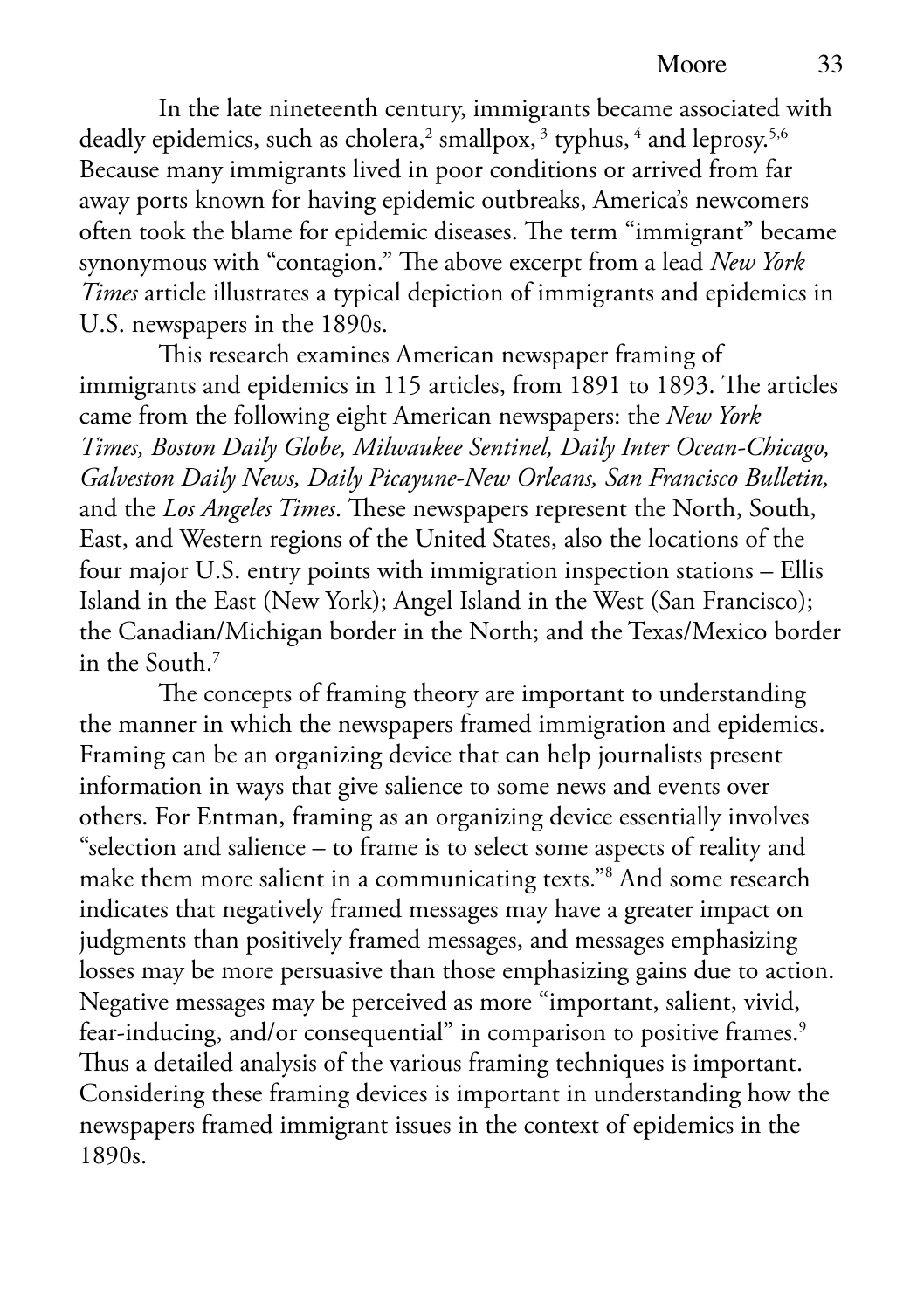In the late nineteenth century, immigrants became associated with deadly epidemics, such as cholera,[2] smallpox,[3] typhus,[4] and leprosy.[5,6] Because many immigrants lived in poor conditions or arrived from far away ports known for having epidemic outbreaks, America's newcomers often took the blame for epidemic diseases. The term "immigrant" became synonymous with "contagion." The above excerpt from a lead *New York Times* article illustrates a typical depiction of immigrants and epidemics in U.S. newspapers in the 1890s.

This research examines American newspaper framing of immigrants and epidemics in 115 articles, from 1891 to 1893. The articles came from the following eight American newspapers: the *New York Times, Boston Daily Globe, Milwaukee Sentinel, Daily Inter Ocean-Chicago, Galveston Daily News, Daily Picayune-New Orleans, San Francisco Bulletin,* and the *Los Angeles Times*. These newspapers represent the North, South, East, and Western regions of the United States, also the locations of the four major U.S. entry points with immigration inspection stations – Ellis Island in the East (New York); Angel Island in the West (San Francisco); the Canadian/Michigan border in the North; and the Texas/Mexico border in the South.[7]

The concepts of framing theory are important to understanding the manner in which the newspapers framed immigration and epidemics. Framing can be an organizing device that can help journalists present information in ways that give salience to some news and events over others. For Entman, framing as an organizing device essentially involves "selection and salience – to frame is to select some aspects of reality and make them more salient in a communicating texts."[8] And some research indicates that negatively framed messages may have a greater impact on judgments than positively framed messages, and messages emphasizing losses may be more persuasive than those emphasizing gains due to action. Negative messages may be perceived as more "important, salient, vivid, fear-inducing, and/or consequential" in comparison to positive frames.[9] Thus a detailed analysis of the various framing techniques is important. Considering these framing devices is important in understanding how the newspapers framed immigrant issues in the context of epidemics in the 1890s.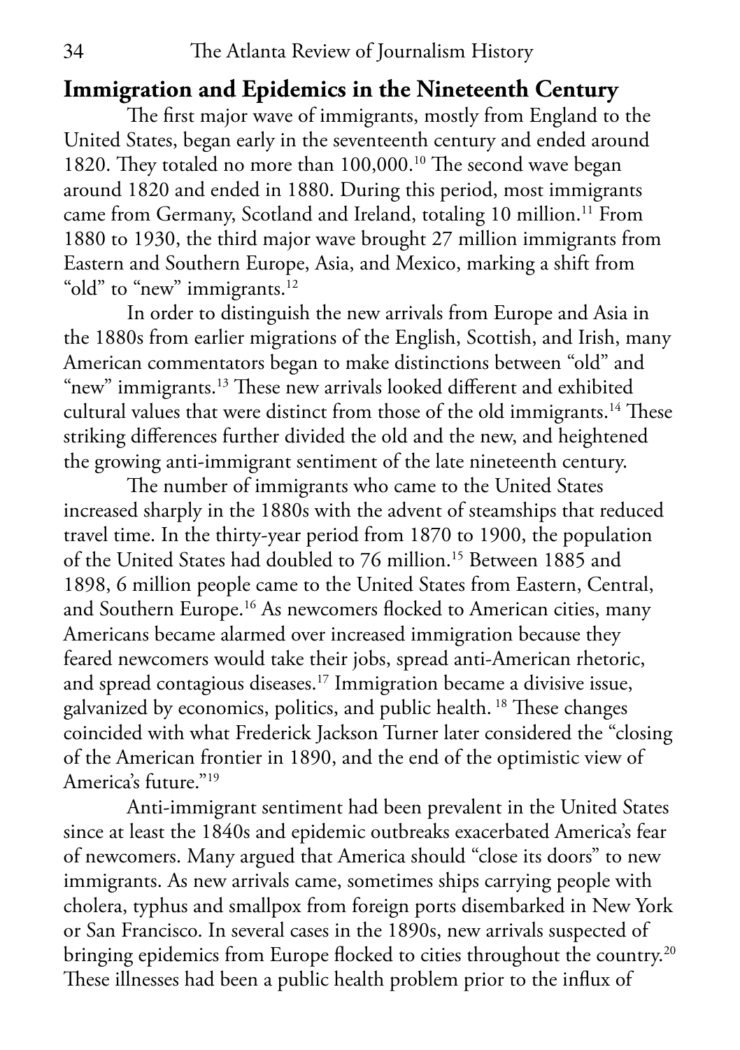## Immigration and Epidemics in the Nineteenth Century

The first major wave of immigrants, mostly from England to the United States, began early in the seventeenth century and ended around 1820. They totaled no more than 100,000.[10] The second wave began around 1820 and ended in 1880. During this period, most immigrants came from Germany, Scotland and Ireland, totaling 10 million.[11] From 1880 to 1930, the third major wave brought 27 million immigrants from Eastern and Southern Europe, Asia, and Mexico, marking a shift from "old" to "new" immigrants.[12]

In order to distinguish the new arrivals from Europe and Asia in the 1880s from earlier migrations of the English, Scottish, and Irish, many American commentators began to make distinctions between "old" and "new" immigrants.[13] These new arrivals looked different and exhibited cultural values that were distinct from those of the old immigrants.[14] These striking differences further divided the old and the new, and heightened the growing anti-immigrant sentiment of the late nineteenth century.

The number of immigrants who came to the United States increased sharply in the 1880s with the advent of steamships that reduced travel time. In the thirty-year period from 1870 to 1900, the population of the United States had doubled to 76 million.[15] Between 1885 and 1898, 6 million people came to the United States from Eastern, Central, and Southern Europe.[16] As newcomers flocked to American cities, many Americans became alarmed over increased immigration because they feared newcomers would take their jobs, spread anti-American rhetoric, and spread contagious diseases.[17] Immigration became a divisive issue, galvanized by economics, politics, and public health. [18] These changes coincided with what Frederick Jackson Turner later considered the "closing of the American frontier in 1890, and the end of the optimistic view of America's future."[19]

Anti-immigrant sentiment had been prevalent in the United States since at least the 1840s and epidemic outbreaks exacerbated America's fear of newcomers. Many argued that America should "close its doors" to new immigrants. As new arrivals came, sometimes ships carrying people with cholera, typhus and smallpox from foreign ports disembarked in New York or San Francisco. In several cases in the 1890s, new arrivals suspected of bringing epidemics from Europe flocked to cities throughout the country.[20] These illnesses had been a public health problem prior to the influx of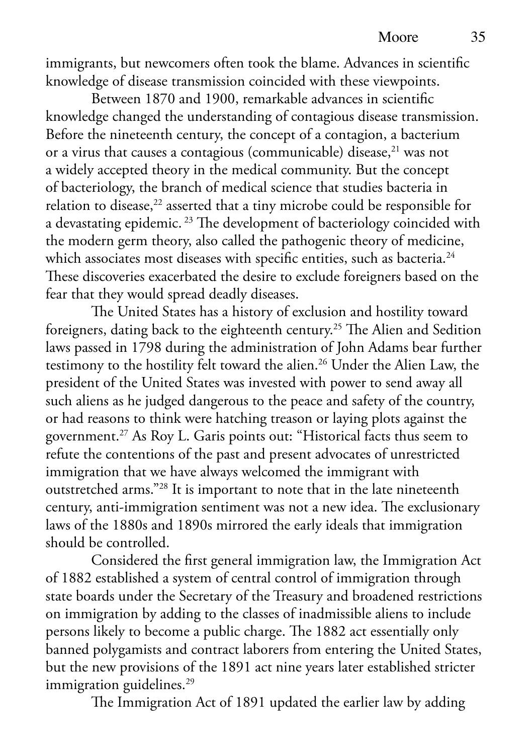immigrants, but newcomers often took the blame. Advances in scientific knowledge of disease transmission coincided with these viewpoints.

Between 1870 and 1900, remarkable advances in scientific knowledge changed the understanding of contagious disease transmission. Before the nineteenth century, the concept of a contagion, a bacterium or a virus that causes a contagious (communicable) disease,[21] was not a widely accepted theory in the medical community. But the concept of bacteriology, the branch of medical science that studies bacteria in relation to disease,[22] asserted that a tiny microbe could be responsible for a devastating epidemic. [23] The development of bacteriology coincided with the modern germ theory, also called the pathogenic theory of medicine, which associates most diseases with specific entities, such as bacteria.[24] These discoveries exacerbated the desire to exclude foreigners based on the fear that they would spread deadly diseases.

The United States has a history of exclusion and hostility toward foreigners, dating back to the eighteenth century.[25] The Alien and Sedition laws passed in 1798 during the administration of John Adams bear further testimony to the hostility felt toward the alien.[26] Under the Alien Law, the president of the United States was invested with power to send away all such aliens as he judged dangerous to the peace and safety of the country, or had reasons to think were hatching treason or laying plots against the government.[27] As Roy L. Garis points out: "Historical facts thus seem to refute the contentions of the past and present advocates of unrestricted immigration that we have always welcomed the immigrant with outstretched arms."[28] It is important to note that in the late nineteenth century, anti-immigration sentiment was not a new idea. The exclusionary laws of the 1880s and 1890s mirrored the early ideals that immigration should be controlled.

Considered the first general immigration law, the Immigration Act of 1882 established a system of central control of immigration through state boards under the Secretary of the Treasury and broadened restrictions on immigration by adding to the classes of inadmissible aliens to include persons likely to become a public charge. The 1882 act essentially only banned polygamists and contract laborers from entering the United States, but the new provisions of the 1891 act nine years later established stricter immigration guidelines.[29]

The Immigration Act of 1891 updated the earlier law by adding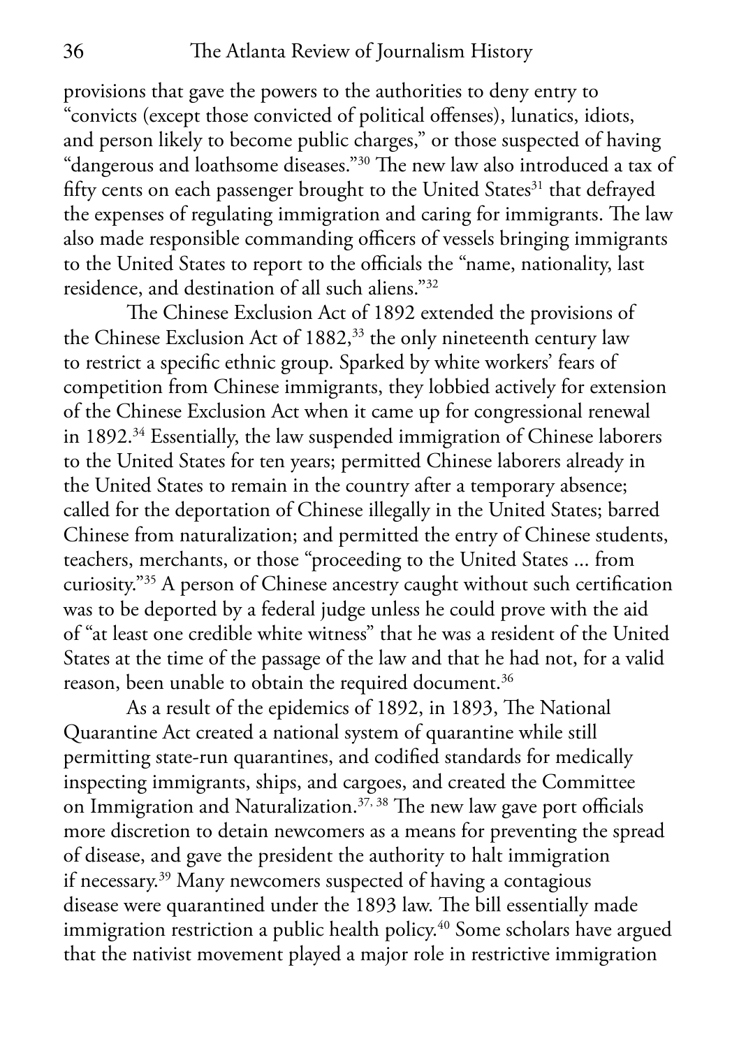provisions that gave the powers to the authorities to deny entry to "convicts (except those convicted of political offenses), lunatics, idiots, and person likely to become public charges," or those suspected of having "dangerous and loathsome diseases."[30] The new law also introduced a tax of fifty cents on each passenger brought to the United States[31] that defrayed the expenses of regulating immigration and caring for immigrants. The law also made responsible commanding officers of vessels bringing immigrants to the United States to report to the officials the "name, nationality, last residence, and destination of all such aliens."[32]

The Chinese Exclusion Act of 1892 extended the provisions of the Chinese Exclusion Act of 1882,[33] the only nineteenth century law to restrict a specific ethnic group. Sparked by white workers' fears of competition from Chinese immigrants, they lobbied actively for extension of the Chinese Exclusion Act when it came up for congressional renewal in 1892.[34] Essentially, the law suspended immigration of Chinese laborers to the United States for ten years; permitted Chinese laborers already in the United States to remain in the country after a temporary absence; called for the deportation of Chinese illegally in the United States; barred Chinese from naturalization; and permitted the entry of Chinese students, teachers, merchants, or those "proceeding to the United States ... from curiosity."[35] A person of Chinese ancestry caught without such certification was to be deported by a federal judge unless he could prove with the aid of "at least one credible white witness" that he was a resident of the United States at the time of the passage of the law and that he had not, for a valid reason, been unable to obtain the required document.[36]

As a result of the epidemics of 1892, in 1893, The National Quarantine Act created a national system of quarantine while still permitting state-run quarantines, and codified standards for medically inspecting immigrants, ships, and cargoes, and created the Committee on Immigration and Naturalization.[37, 38] The new law gave port officials more discretion to detain newcomers as a means for preventing the spread of disease, and gave the president the authority to halt immigration if necessary.[39] Many newcomers suspected of having a contagious disease were quarantined under the 1893 law. The bill essentially made immigration restriction a public health policy.[40] Some scholars have argued that the nativist movement played a major role in restrictive immigration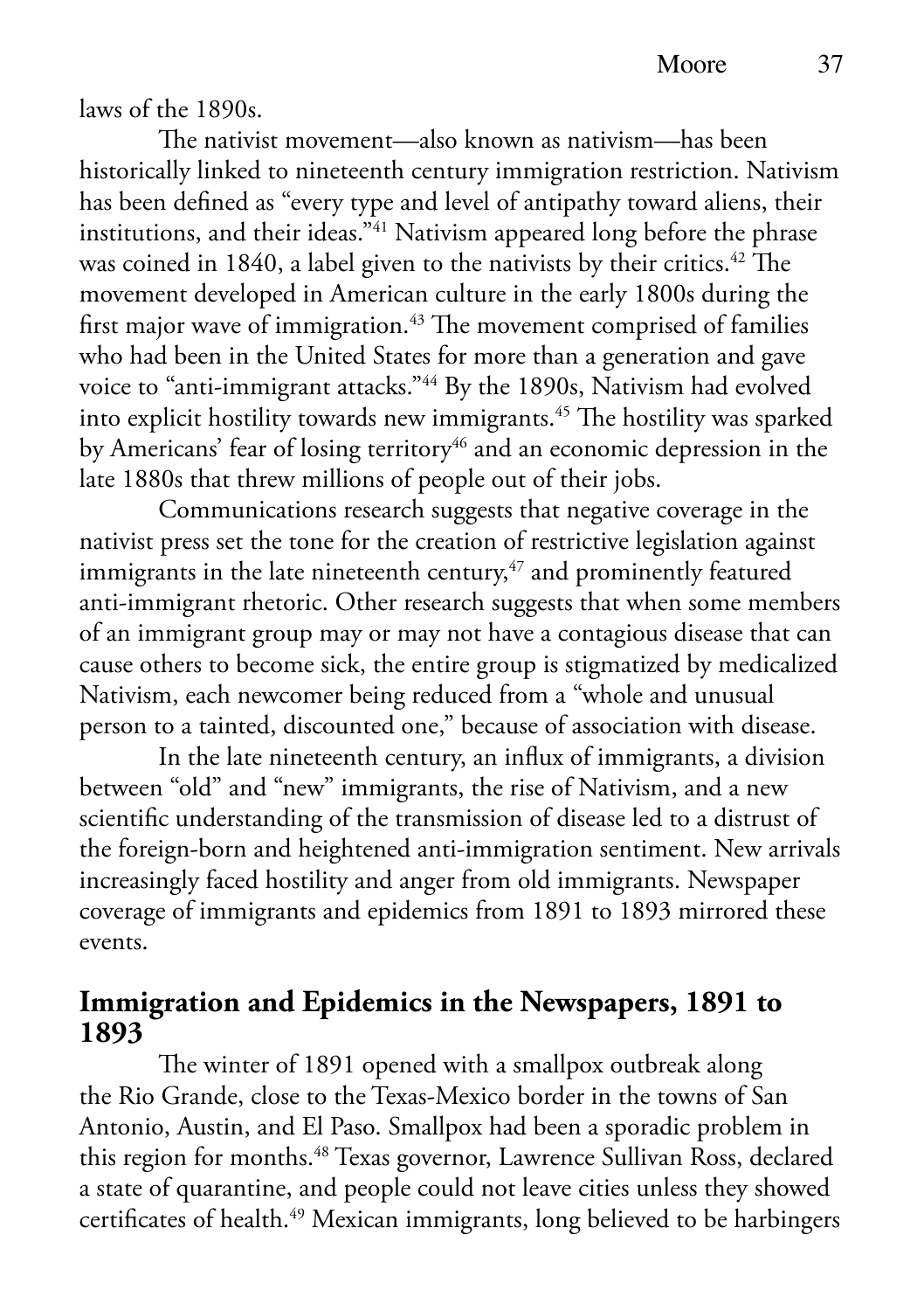laws of the 1890s.

The nativist movement—also known as nativism—has been historically linked to nineteenth century immigration restriction. Nativism has been defined as "every type and level of antipathy toward aliens, their institutions, and their ideas."[41] Nativism appeared long before the phrase was coined in 1840, a label given to the nativists by their critics.[42] The movement developed in American culture in the early 1800s during the first major wave of immigration.[43] The movement comprised of families who had been in the United States for more than a generation and gave voice to "anti-immigrant attacks."[44] By the 1890s, Nativism had evolved into explicit hostility towards new immigrants.[45] The hostility was sparked by Americans' fear of losing territory[46] and an economic depression in the late 1880s that threw millions of people out of their jobs.

Communications research suggests that negative coverage in the nativist press set the tone for the creation of restrictive legislation against immigrants in the late nineteenth century,[47] and prominently featured anti-immigrant rhetoric. Other research suggests that when some members of an immigrant group may or may not have a contagious disease that can cause others to become sick, the entire group is stigmatized by medicalized Nativism, each newcomer being reduced from a "whole and unusual person to a tainted, discounted one," because of association with disease.

In the late nineteenth century, an influx of immigrants, a division between "old" and "new" immigrants, the rise of Nativism, and a new scientific understanding of the transmission of disease led to a distrust of the foreign-born and heightened anti-immigration sentiment. New arrivals increasingly faced hostility and anger from old immigrants. Newspaper coverage of immigrants and epidemics from 1891 to 1893 mirrored these events.

## Immigration and Epidemics in the Newspapers, 1891 to 1893

The winter of 1891 opened with a smallpox outbreak along the Rio Grande, close to the Texas-Mexico border in the towns of San Antonio, Austin, and El Paso. Smallpox had been a sporadic problem in this region for months.[48] Texas governor, Lawrence Sullivan Ross, declared a state of quarantine, and people could not leave cities unless they showed certificates of health.[49] Mexican immigrants, long believed to be harbingers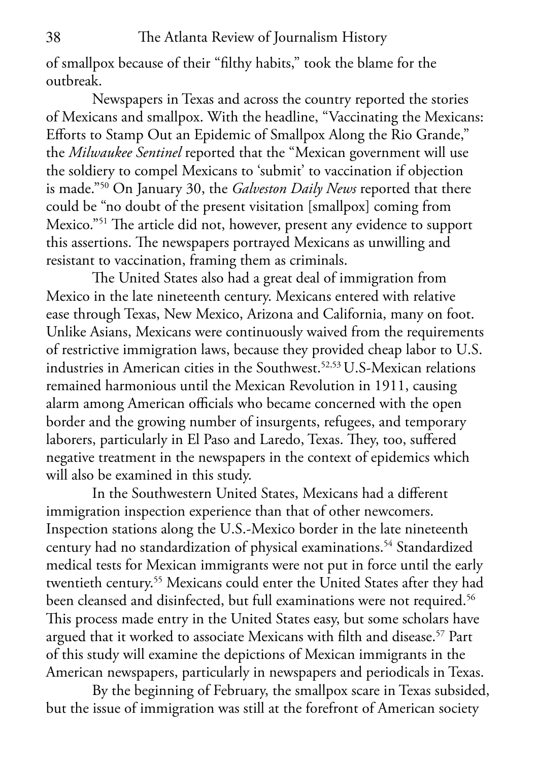of smallpox because of their "filthy habits," took the blame for the outbreak.

Newspapers in Texas and across the country reported the stories of Mexicans and smallpox. With the headline, "Vaccinating the Mexicans: Efforts to Stamp Out an Epidemic of Smallpox Along the Rio Grande," the *Milwaukee Sentinel* reported that the "Mexican government will use the soldiery to compel Mexicans to 'submit' to vaccination if objection is made."[50] On January 30, the *Galveston Daily News* reported that there could be "no doubt of the present visitation [smallpox] coming from Mexico."[51] The article did not, however, present any evidence to support this assertions. The newspapers portrayed Mexicans as unwilling and resistant to vaccination, framing them as criminals.

The United States also had a great deal of immigration from Mexico in the late nineteenth century. Mexicans entered with relative ease through Texas, New Mexico, Arizona and California, many on foot. Unlike Asians, Mexicans were continuously waived from the requirements of restrictive immigration laws, because they provided cheap labor to U.S. industries in American cities in the Southwest.[52,53] U.S-Mexican relations remained harmonious until the Mexican Revolution in 1911, causing alarm among American officials who became concerned with the open border and the growing number of insurgents, refugees, and temporary laborers, particularly in El Paso and Laredo, Texas. They, too, suffered negative treatment in the newspapers in the context of epidemics which will also be examined in this study.

In the Southwestern United States, Mexicans had a different immigration inspection experience than that of other newcomers. Inspection stations along the U.S.-Mexico border in the late nineteenth century had no standardization of physical examinations.[54] Standardized medical tests for Mexican immigrants were not put in force until the early twentieth century.[55] Mexicans could enter the United States after they had been cleansed and disinfected, but full examinations were not required.[56] This process made entry in the United States easy, but some scholars have argued that it worked to associate Mexicans with filth and disease.[57] Part of this study will examine the depictions of Mexican immigrants in the American newspapers, particularly in newspapers and periodicals in Texas.

By the beginning of February, the smallpox scare in Texas subsided, but the issue of immigration was still at the forefront of American society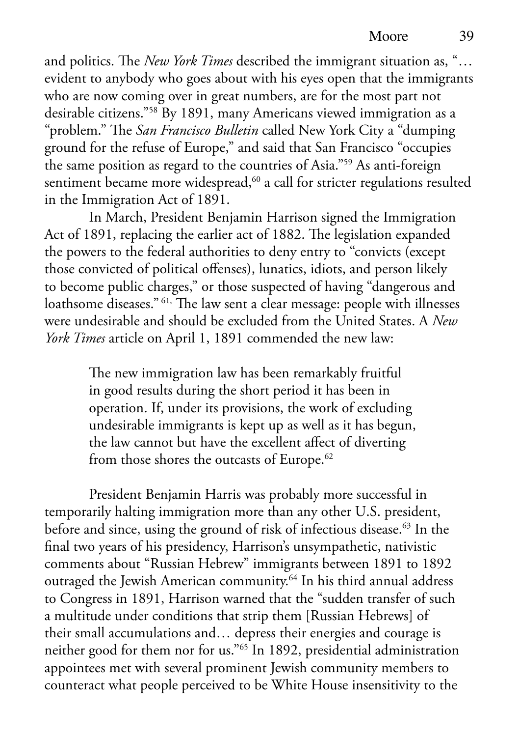and politics. The *New York Times* described the immigrant situation as, "… evident to anybody who goes about with his eyes open that the immigrants who are now coming over in great numbers, are for the most part not desirable citizens."[58] By 1891, many Americans viewed immigration as a "problem." The *San Francisco Bulletin* called New York City a "dumping ground for the refuse of Europe," and said that San Francisco "occupies the same position as regard to the countries of Asia."[59] As anti-foreign sentiment became more widespread,[60] a call for stricter regulations resulted in the Immigration Act of 1891.

In March, President Benjamin Harrison signed the Immigration Act of 1891, replacing the earlier act of 1882. The legislation expanded the powers to the federal authorities to deny entry to "convicts (except those convicted of political offenses), lunatics, idiots, and person likely to become public charges," or those suspected of having "dangerous and loathsome diseases." [61,] The law sent a clear message: people with illnesses were undesirable and should be excluded from the United States. A *New York Times* article on April 1, 1891 commended the new law:

> The new immigration law has been remarkably fruitful in good results during the short period it has been in operation. If, under its provisions, the work of excluding undesirable immigrants is kept up as well as it has begun, the law cannot but have the excellent affect of diverting from those shores the outcasts of Europe.[62]

President Benjamin Harris was probably more successful in temporarily halting immigration more than any other U.S. president, before and since, using the ground of risk of infectious disease.[63] In the final two years of his presidency, Harrison's unsympathetic, nativistic comments about "Russian Hebrew" immigrants between 1891 to 1892 outraged the Jewish American community.[64] In his third annual address to Congress in 1891, Harrison warned that the "sudden transfer of such a multitude under conditions that strip them [Russian Hebrews] of their small accumulations and… depress their energies and courage is neither good for them nor for us."[65] In 1892, presidential administration appointees met with several prominent Jewish community members to counteract what people perceived to be White House insensitivity to the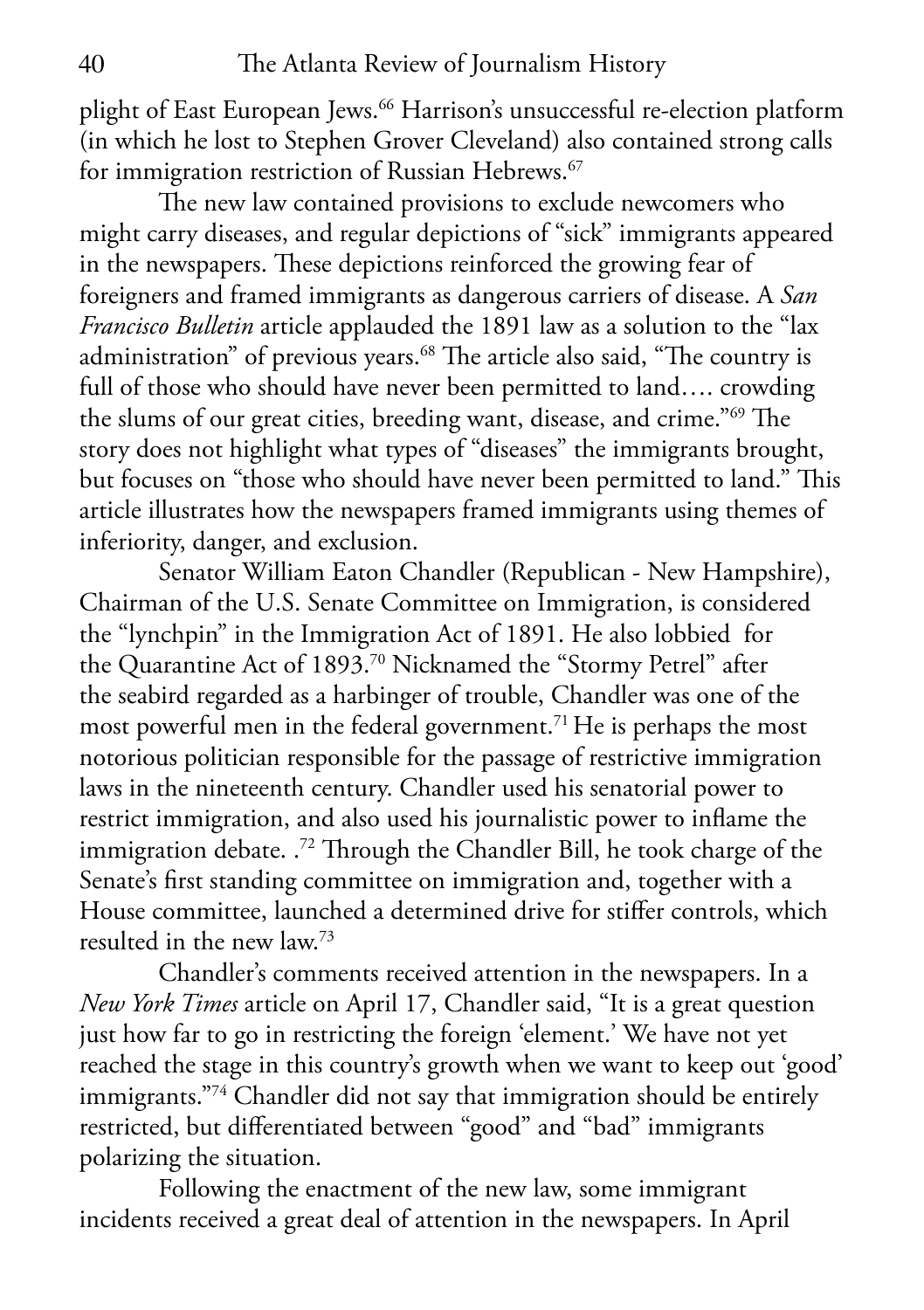plight of East European Jews.[66] Harrison's unsuccessful re-election platform (in which he lost to Stephen Grover Cleveland) also contained strong calls for immigration restriction of Russian Hebrews.[67]

The new law contained provisions to exclude newcomers who might carry diseases, and regular depictions of "sick" immigrants appeared in the newspapers. These depictions reinforced the growing fear of foreigners and framed immigrants as dangerous carriers of disease. A *San Francisco Bulletin* article applauded the 1891 law as a solution to the "lax administration" of previous years.[68] The article also said, "The country is full of those who should have never been permitted to land…. crowding the slums of our great cities, breeding want, disease, and crime."[69] The story does not highlight what types of "diseases" the immigrants brought, but focuses on "those who should have never been permitted to land." This article illustrates how the newspapers framed immigrants using themes of inferiority, danger, and exclusion.

Senator William Eaton Chandler (Republican - New Hampshire), Chairman of the U.S. Senate Committee on Immigration, is considered the "lynchpin" in the Immigration Act of 1891. He also lobbied for the Quarantine Act of 1893.[70] Nicknamed the "Stormy Petrel" after the seabird regarded as a harbinger of trouble, Chandler was one of the most powerful men in the federal government.[71] He is perhaps the most notorious politician responsible for the passage of restrictive immigration laws in the nineteenth century. Chandler used his senatorial power to restrict immigration, and also used his journalistic power to inflame the immigration debate. .[72] Through the Chandler Bill, he took charge of the Senate's first standing committee on immigration and, together with a House committee, launched a determined drive for stiffer controls, which resulted in the new law.[73]

Chandler's comments received attention in the newspapers. In a *New York Times* article on April 17, Chandler said, "It is a great question just how far to go in restricting the foreign 'element.' We have not yet reached the stage in this country's growth when we want to keep out 'good' immigrants."[74] Chandler did not say that immigration should be entirely restricted, but differentiated between "good" and "bad" immigrants polarizing the situation.

Following the enactment of the new law, some immigrant incidents received a great deal of attention in the newspapers. In April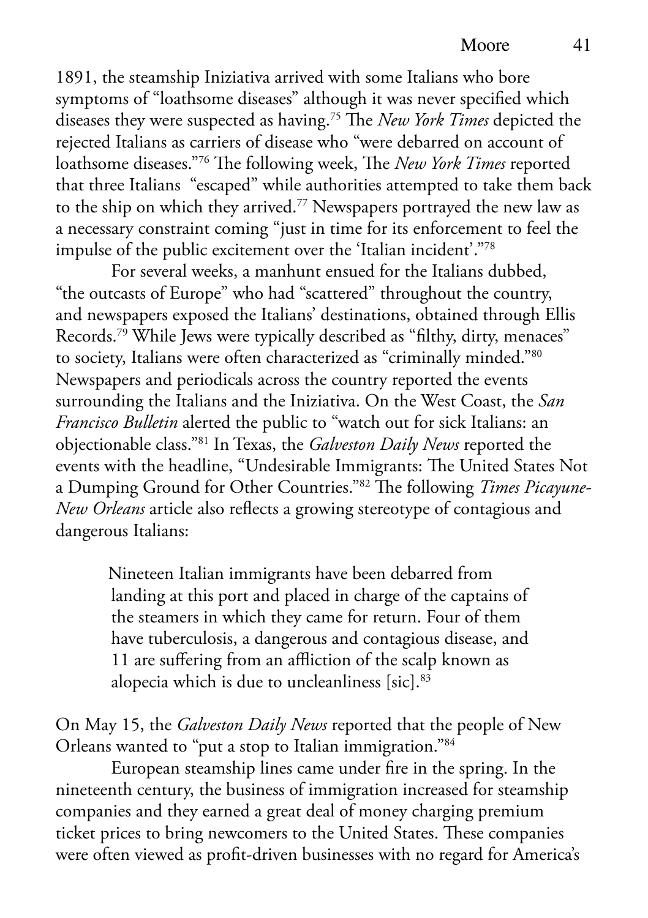1891, the steamship Iniziativa arrived with some Italians who bore symptoms of "loathsome diseases" although it was never specified which diseases they were suspected as having.[75] The *New York Times* depicted the rejected Italians as carriers of disease who "were debarred on account of loathsome diseases."[76] The following week, The *New York Times* reported that three Italians "escaped" while authorities attempted to take them back to the ship on which they arrived.[77] Newspapers portrayed the new law as a necessary constraint coming "just in time for its enforcement to feel the impulse of the public excitement over the 'Italian incident'."[78]

For several weeks, a manhunt ensued for the Italians dubbed, "the outcasts of Europe" who had "scattered" throughout the country, and newspapers exposed the Italians' destinations, obtained through Ellis Records.[79] While Jews were typically described as "filthy, dirty, menaces" to society, Italians were often characterized as "criminally minded."[80] Newspapers and periodicals across the country reported the events surrounding the Italians and the Iniziativa. On the West Coast, the *San Francisco Bulletin* alerted the public to "watch out for sick Italians: an objectionable class."[81] In Texas, the *Galveston Daily News* reported the events with the headline, "Undesirable Immigrants: The United States Not a Dumping Ground for Other Countries."[82] The following *Times Picayune-New Orleans* article also reflects a growing stereotype of contagious and dangerous Italians:

> Nineteen Italian immigrants have been debarred from landing at this port and placed in charge of the captains of the steamers in which they came for return. Four of them have tuberculosis, a dangerous and contagious disease, and 11 are suffering from an affliction of the scalp known as alopecia which is due to uncleanliness [sic].[83]

On May 15, the *Galveston Daily News* reported that the people of New Orleans wanted to "put a stop to Italian immigration."[84]

European steamship lines came under fire in the spring. In the nineteenth century, the business of immigration increased for steamship companies and they earned a great deal of money charging premium ticket prices to bring newcomers to the United States. These companies were often viewed as profit-driven businesses with no regard for America's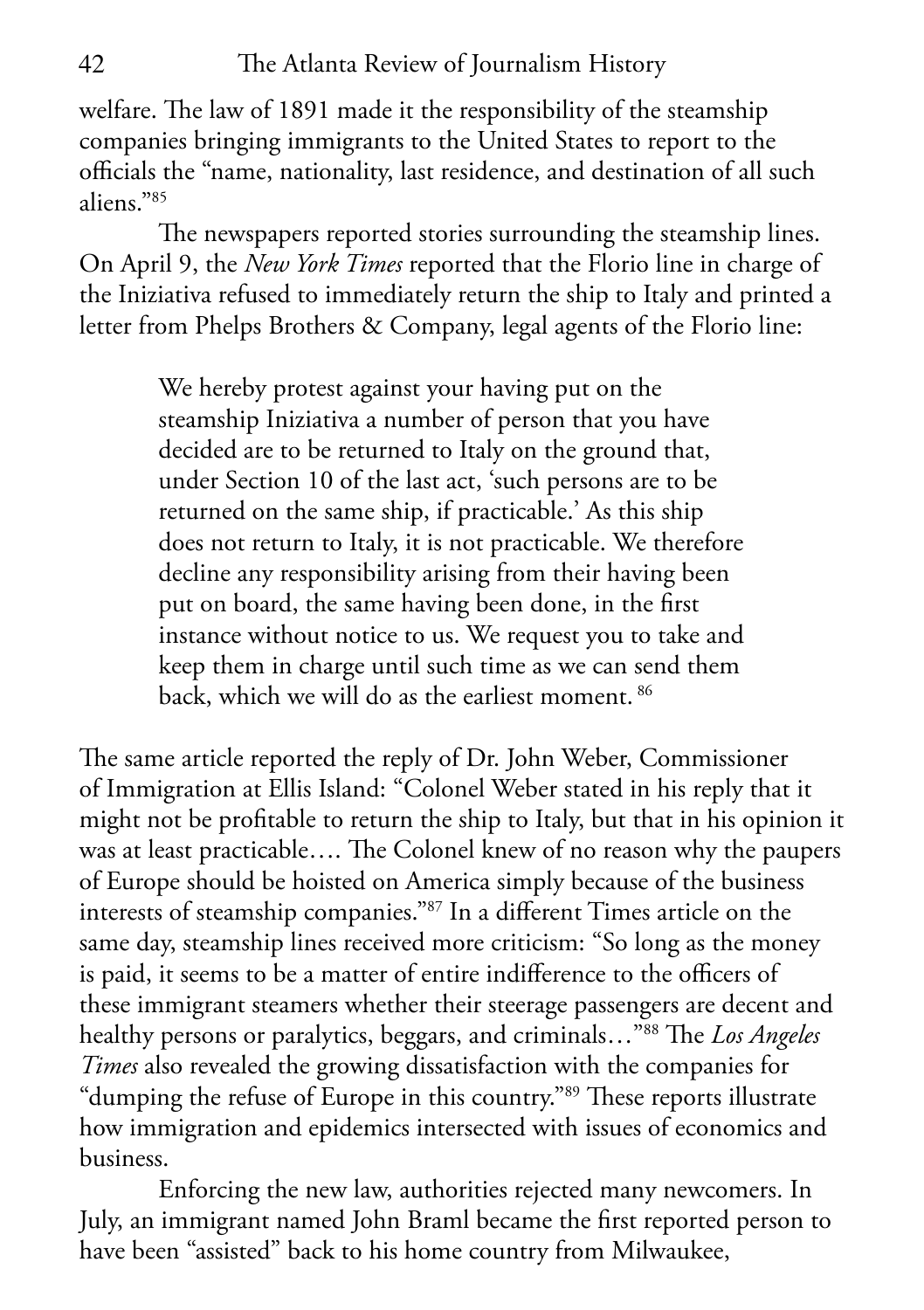welfare. The law of 1891 made it the responsibility of the steamship companies bringing immigrants to the United States to report to the officials the "name, nationality, last residence, and destination of all such aliens."[85]

The newspapers reported stories surrounding the steamship lines. On April 9, the *New York Times* reported that the Florio line in charge of the Iniziativa refused to immediately return the ship to Italy and printed a letter from Phelps Brothers & Company, legal agents of the Florio line:

> We hereby protest against your having put on the steamship Iniziativa a number of person that you have decided are to be returned to Italy on the ground that, under Section 10 of the last act, 'such persons are to be returned on the same ship, if practicable.' As this ship does not return to Italy, it is not practicable. We therefore decline any responsibility arising from their having been put on board, the same having been done, in the first instance without notice to us. We request you to take and keep them in charge until such time as we can send them back, which we will do as the earliest moment. [86]

The same article reported the reply of Dr. John Weber, Commissioner of Immigration at Ellis Island: "Colonel Weber stated in his reply that it might not be profitable to return the ship to Italy, but that in his opinion it was at least practicable…. The Colonel knew of no reason why the paupers of Europe should be hoisted on America simply because of the business interests of steamship companies."[87] In a different Times article on the same day, steamship lines received more criticism: "So long as the money is paid, it seems to be a matter of entire indifference to the officers of these immigrant steamers whether their steerage passengers are decent and healthy persons or paralytics, beggars, and criminals…"[88] The *Los Angeles Times* also revealed the growing dissatisfaction with the companies for "dumping the refuse of Europe in this country."[89] These reports illustrate how immigration and epidemics intersected with issues of economics and business.

Enforcing the new law, authorities rejected many newcomers. In July, an immigrant named John Braml became the first reported person to have been "assisted" back to his home country from Milwaukee,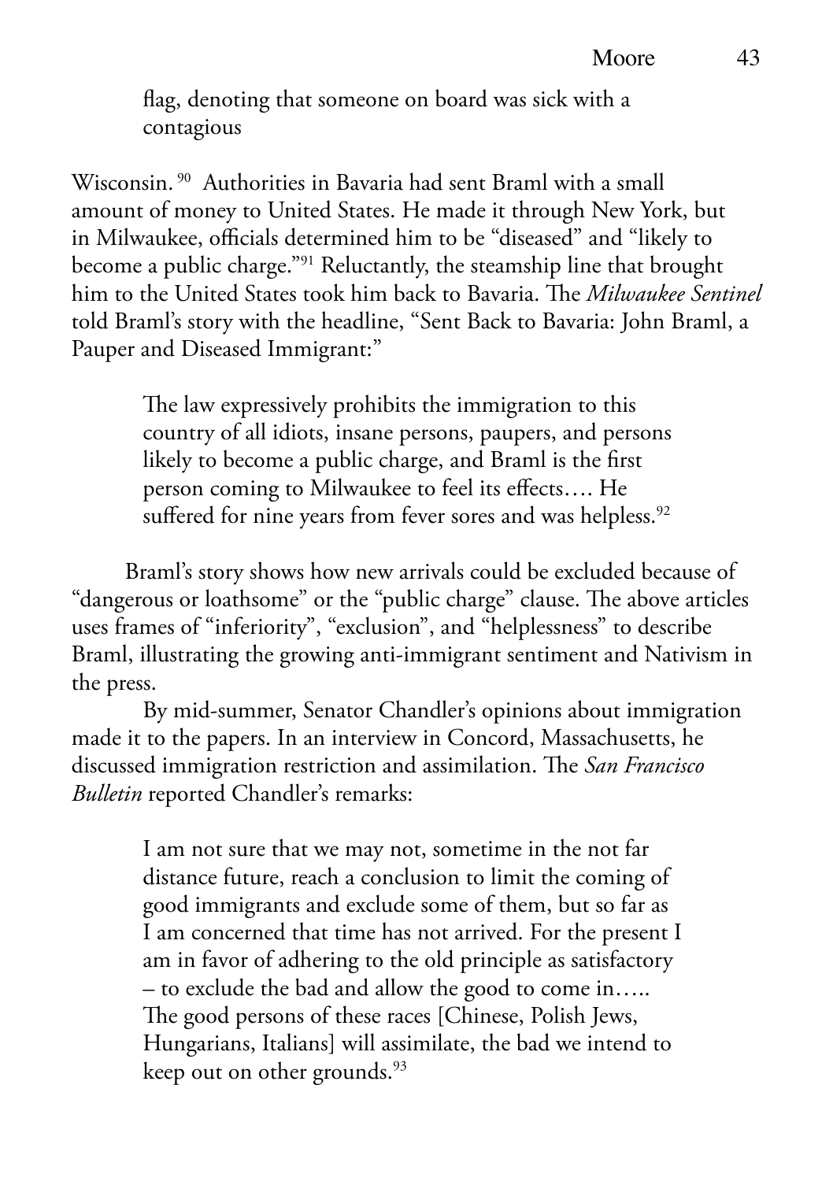> flag, denoting that someone on board was sick with a contagious

Wisconsin.[90] Authorities in Bavaria had sent Braml with a small amount of money to United States. He made it through New York, but in Milwaukee, officials determined him to be "diseased" and "likely to become a public charge."[91] Reluctantly, the steamship line that brought him to the United States took him back to Bavaria. The *Milwaukee Sentinel* told Braml's story with the headline, "Sent Back to Bavaria: John Braml, a Pauper and Diseased Immigrant:"

> The law expressively prohibits the immigration to this country of all idiots, insane persons, paupers, and persons likely to become a public charge, and Braml is the first person coming to Milwaukee to feel its effects…. He suffered for nine years from fever sores and was helpless.[92]

Braml's story shows how new arrivals could be excluded because of "dangerous or loathsome" or the "public charge" clause. The above articles uses frames of "inferiority", "exclusion", and "helplessness" to describe Braml, illustrating the growing anti-immigrant sentiment and Nativism in the press.

By mid-summer, Senator Chandler's opinions about immigration made it to the papers. In an interview in Concord, Massachusetts, he discussed immigration restriction and assimilation. The *San Francisco Bulletin* reported Chandler's remarks:

> I am not sure that we may not, sometime in the not far distance future, reach a conclusion to limit the coming of good immigrants and exclude some of them, but so far as I am concerned that time has not arrived. For the present I am in favor of adhering to the old principle as satisfactory – to exclude the bad and allow the good to come in….. The good persons of these races [Chinese, Polish Jews, Hungarians, Italians] will assimilate, the bad we intend to keep out on other grounds.[93]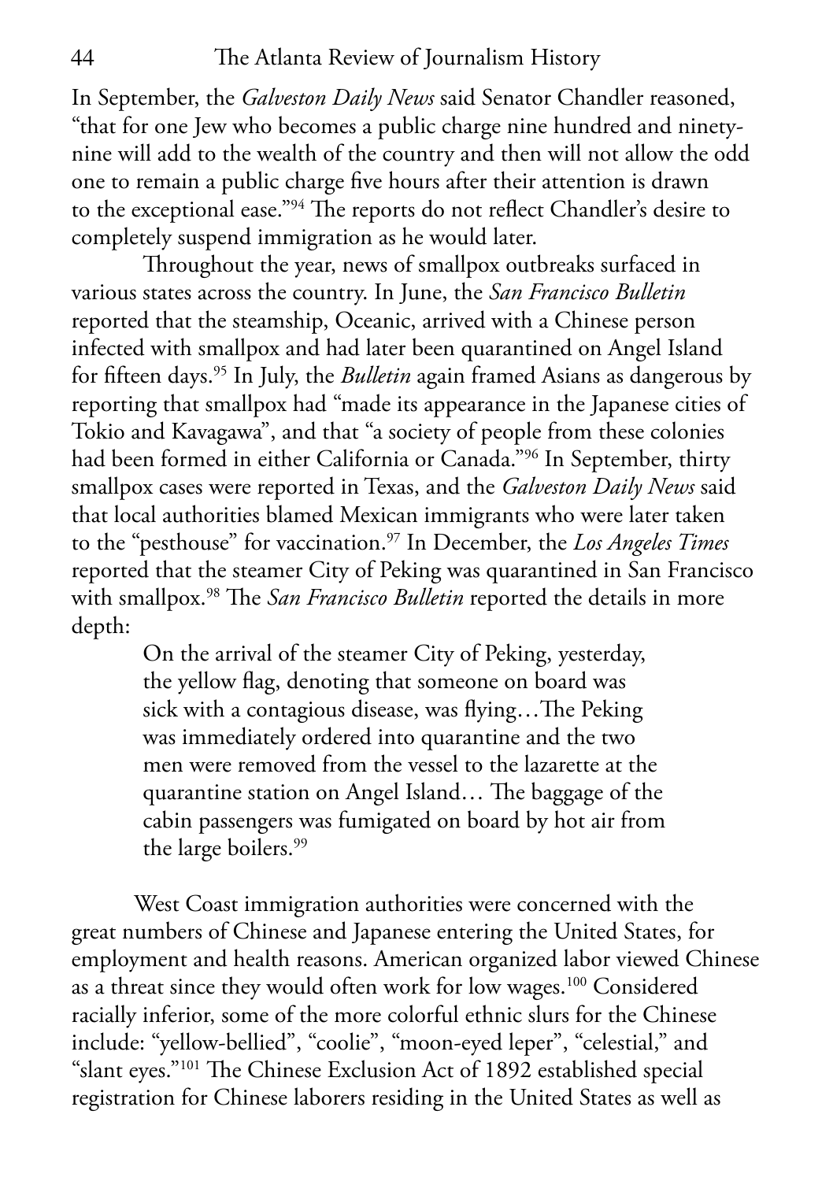In September, the *Galveston Daily News* said Senator Chandler reasoned, "that for one Jew who becomes a public charge nine hundred and ninety-nine will add to the wealth of the country and then will not allow the odd one to remain a public charge five hours after their attention is drawn to the exceptional ease."[94] The reports do not reflect Chandler's desire to completely suspend immigration as he would later.

Throughout the year, news of smallpox outbreaks surfaced in various states across the country. In June, the *San Francisco Bulletin* reported that the steamship, Oceanic, arrived with a Chinese person infected with smallpox and had later been quarantined on Angel Island for fifteen days.[95] In July, the *Bulletin* again framed Asians as dangerous by reporting that smallpox had "made its appearance in the Japanese cities of Tokio and Kavagawa", and that "a society of people from these colonies had been formed in either California or Canada."[96] In September, thirty smallpox cases were reported in Texas, and the *Galveston Daily News* said that local authorities blamed Mexican immigrants who were later taken to the "pesthouse" for vaccination.[97] In December, the *Los Angeles Times* reported that the steamer City of Peking was quarantined in San Francisco with smallpox.[98] The *San Francisco Bulletin* reported the details in more depth:

> On the arrival of the steamer City of Peking, yesterday, the yellow flag, denoting that someone on board was sick with a contagious disease, was flying…The Peking was immediately ordered into quarantine and the two men were removed from the vessel to the lazarette at the quarantine station on Angel Island… The baggage of the cabin passengers was fumigated on board by hot air from the large boilers.[99]

West Coast immigration authorities were concerned with the great numbers of Chinese and Japanese entering the United States, for employment and health reasons. American organized labor viewed Chinese as a threat since they would often work for low wages.[100] Considered racially inferior, some of the more colorful ethnic slurs for the Chinese include: "yellow-bellied", "coolie", "moon-eyed leper", "celestial," and "slant eyes."[101] The Chinese Exclusion Act of 1892 established special registration for Chinese laborers residing in the United States as well as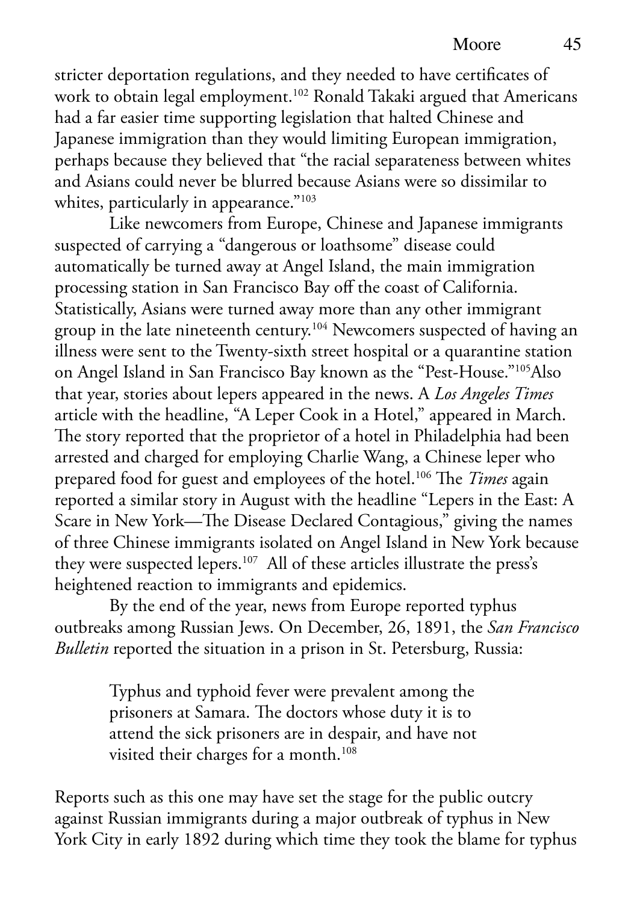stricter deportation regulations, and they needed to have certificates of work to obtain legal employment.[102] Ronald Takaki argued that Americans had a far easier time supporting legislation that halted Chinese and Japanese immigration than they would limiting European immigration, perhaps because they believed that "the racial separateness between whites and Asians could never be blurred because Asians were so dissimilar to whites, particularly in appearance."[103]

Like newcomers from Europe, Chinese and Japanese immigrants suspected of carrying a "dangerous or loathsome" disease could automatically be turned away at Angel Island, the main immigration processing station in San Francisco Bay off the coast of California. Statistically, Asians were turned away more than any other immigrant group in the late nineteenth century.[104] Newcomers suspected of having an illness were sent to the Twenty-sixth street hospital or a quarantine station on Angel Island in San Francisco Bay known as the "Pest-House."[105]Also that year, stories about lepers appeared in the news. A *Los Angeles Times* article with the headline, "A Leper Cook in a Hotel," appeared in March. The story reported that the proprietor of a hotel in Philadelphia had been arrested and charged for employing Charlie Wang, a Chinese leper who prepared food for guest and employees of the hotel.[106] The *Times* again reported a similar story in August with the headline "Lepers in the East: A Scare in New York—The Disease Declared Contagious," giving the names of three Chinese immigrants isolated on Angel Island in New York because they were suspected lepers.[107] All of these articles illustrate the press's heightened reaction to immigrants and epidemics.

By the end of the year, news from Europe reported typhus outbreaks among Russian Jews. On December, 26, 1891, the *San Francisco Bulletin* reported the situation in a prison in St. Petersburg, Russia:

> Typhus and typhoid fever were prevalent among the prisoners at Samara. The doctors whose duty it is to attend the sick prisoners are in despair, and have not visited their charges for a month.[108]

Reports such as this one may have set the stage for the public outcry against Russian immigrants during a major outbreak of typhus in New York City in early 1892 during which time they took the blame for typhus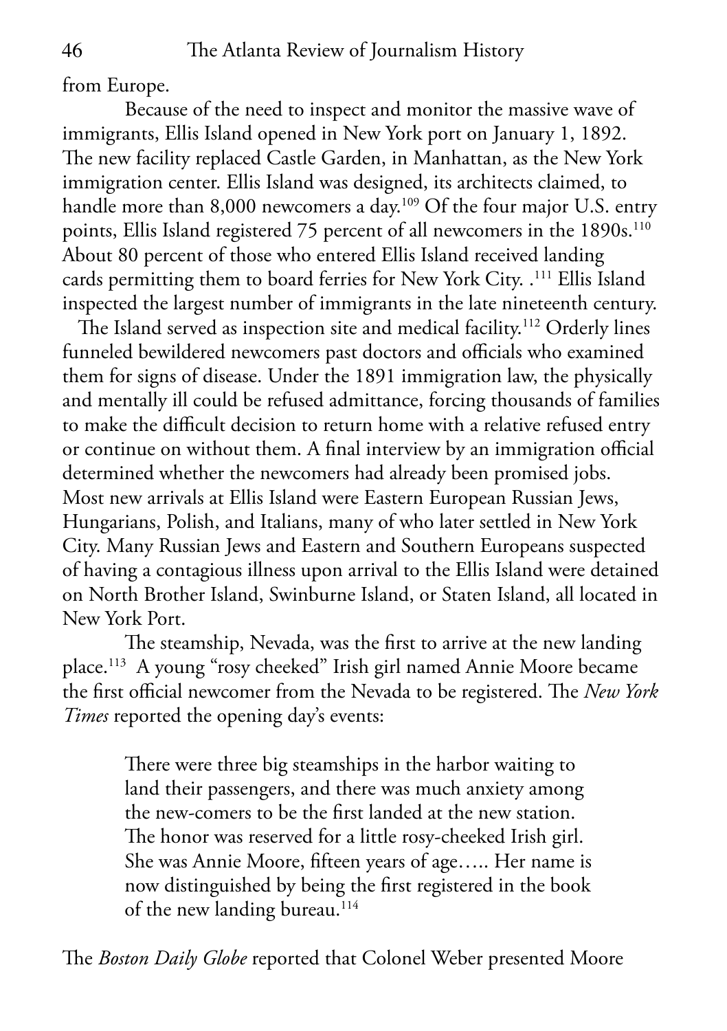from Europe.

Because of the need to inspect and monitor the massive wave of immigrants, Ellis Island opened in New York port on January 1, 1892. The new facility replaced Castle Garden, in Manhattan, as the New York immigration center. Ellis Island was designed, its architects claimed, to handle more than 8,000 newcomers a day.[109] Of the four major U.S. entry points, Ellis Island registered 75 percent of all newcomers in the 1890s.[110] About 80 percent of those who entered Ellis Island received landing cards permitting them to board ferries for New York City. .[111] Ellis Island inspected the largest number of immigrants in the late nineteenth century.

The Island served as inspection site and medical facility.[112] Orderly lines funneled bewildered newcomers past doctors and officials who examined them for signs of disease. Under the 1891 immigration law, the physically and mentally ill could be refused admittance, forcing thousands of families to make the difficult decision to return home with a relative refused entry or continue on without them. A final interview by an immigration official determined whether the newcomers had already been promised jobs. Most new arrivals at Ellis Island were Eastern European Russian Jews, Hungarians, Polish, and Italians, many of who later settled in New York City. Many Russian Jews and Eastern and Southern Europeans suspected of having a contagious illness upon arrival to the Ellis Island were detained on North Brother Island, Swinburne Island, or Staten Island, all located in New York Port.

The steamship, Nevada, was the first to arrive at the new landing place.[113] A young "rosy cheeked" Irish girl named Annie Moore became the first official newcomer from the Nevada to be registered. The *New York Times* reported the opening day's events:

> There were three big steamships in the harbor waiting to land their passengers, and there was much anxiety among the new-comers to be the first landed at the new station. The honor was reserved for a little rosy-cheeked Irish girl. She was Annie Moore, fifteen years of age….. Her name is now distinguished by being the first registered in the book of the new landing bureau.[114]

The *Boston Daily Globe* reported that Colonel Weber presented Moore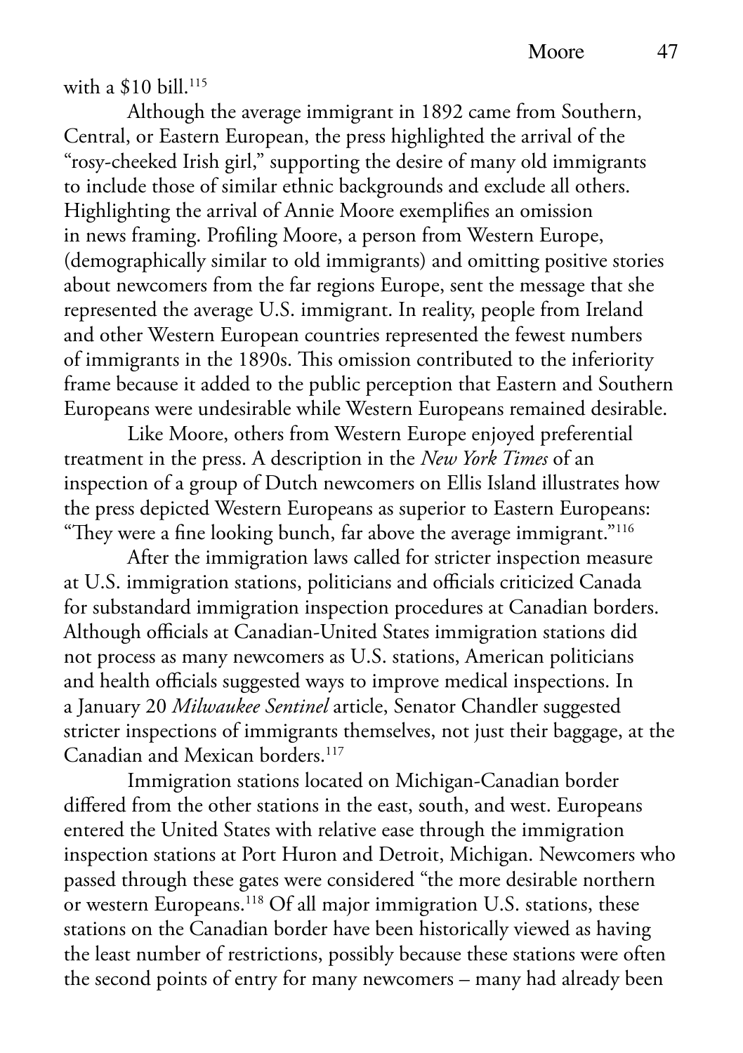with a $10 bill.[115]

Although the average immigrant in 1892 came from Southern, Central, or Eastern European, the press highlighted the arrival of the "rosy-cheeked Irish girl," supporting the desire of many old immigrants to include those of similar ethnic backgrounds and exclude all others. Highlighting the arrival of Annie Moore exemplifies an omission in news framing. Profiling Moore, a person from Western Europe, (demographically similar to old immigrants) and omitting positive stories about newcomers from the far regions Europe, sent the message that she represented the average U.S. immigrant. In reality, people from Ireland and other Western European countries represented the fewest numbers of immigrants in the 1890s. This omission contributed to the inferiority frame because it added to the public perception that Eastern and Southern Europeans were undesirable while Western Europeans remained desirable.

Like Moore, others from Western Europe enjoyed preferential treatment in the press. A description in the *New York Times* of an inspection of a group of Dutch newcomers on Ellis Island illustrates how the press depicted Western Europeans as superior to Eastern Europeans: "They were a fine looking bunch, far above the average immigrant."[116]

After the immigration laws called for stricter inspection measure at U.S. immigration stations, politicians and officials criticized Canada for substandard immigration inspection procedures at Canadian borders. Although officials at Canadian-United States immigration stations did not process as many newcomers as U.S. stations, American politicians and health officials suggested ways to improve medical inspections. In a January 20 *Milwaukee Sentinel* article, Senator Chandler suggested stricter inspections of immigrants themselves, not just their baggage, at the Canadian and Mexican borders.[117]

Immigration stations located on Michigan-Canadian border differed from the other stations in the east, south, and west. Europeans entered the United States with relative ease through the immigration inspection stations at Port Huron and Detroit, Michigan. Newcomers who passed through these gates were considered "the more desirable northern or western Europeans.[118] Of all major immigration U.S. stations, these stations on the Canadian border have been historically viewed as having the least number of restrictions, possibly because these stations were often the second points of entry for many newcomers – many had already been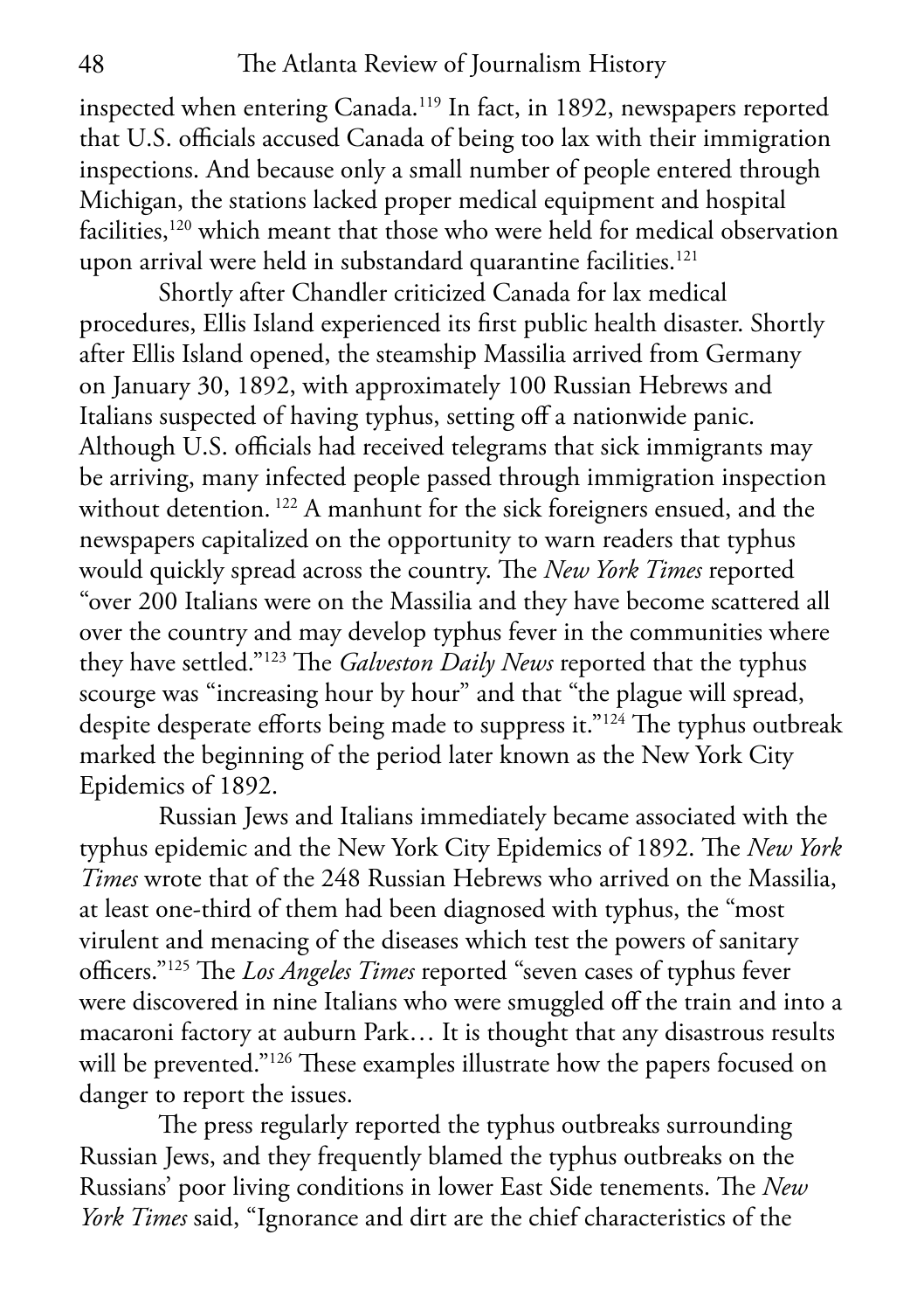inspected when entering Canada.[119] In fact, in 1892, newspapers reported that U.S. officials accused Canada of being too lax with their immigration inspections. And because only a small number of people entered through Michigan, the stations lacked proper medical equipment and hospital facilities,[120] which meant that those who were held for medical observation upon arrival were held in substandard quarantine facilities.[121]

Shortly after Chandler criticized Canada for lax medical procedures, Ellis Island experienced its first public health disaster. Shortly after Ellis Island opened, the steamship Massilia arrived from Germany on January 30, 1892, with approximately 100 Russian Hebrews and Italians suspected of having typhus, setting off a nationwide panic. Although U.S. officials had received telegrams that sick immigrants may be arriving, many infected people passed through immigration inspection without detention. [122] A manhunt for the sick foreigners ensued, and the newspapers capitalized on the opportunity to warn readers that typhus would quickly spread across the country. The *New York Times* reported "over 200 Italians were on the Massilia and they have become scattered all over the country and may develop typhus fever in the communities where they have settled."[123] The *Galveston Daily News* reported that the typhus scourge was "increasing hour by hour" and that "the plague will spread, despite desperate efforts being made to suppress it."[124] The typhus outbreak marked the beginning of the period later known as the New York City Epidemics of 1892.

Russian Jews and Italians immediately became associated with the typhus epidemic and the New York City Epidemics of 1892. The *New York Times* wrote that of the 248 Russian Hebrews who arrived on the Massilia, at least one-third of them had been diagnosed with typhus, the "most virulent and menacing of the diseases which test the powers of sanitary officers."[125] The *Los Angeles Times* reported "seven cases of typhus fever were discovered in nine Italians who were smuggled off the train and into a macaroni factory at auburn Park… It is thought that any disastrous results will be prevented."[126] These examples illustrate how the papers focused on danger to report the issues.

The press regularly reported the typhus outbreaks surrounding Russian Jews, and they frequently blamed the typhus outbreaks on the Russians' poor living conditions in lower East Side tenements. The *New York Times* said, "Ignorance and dirt are the chief characteristics of the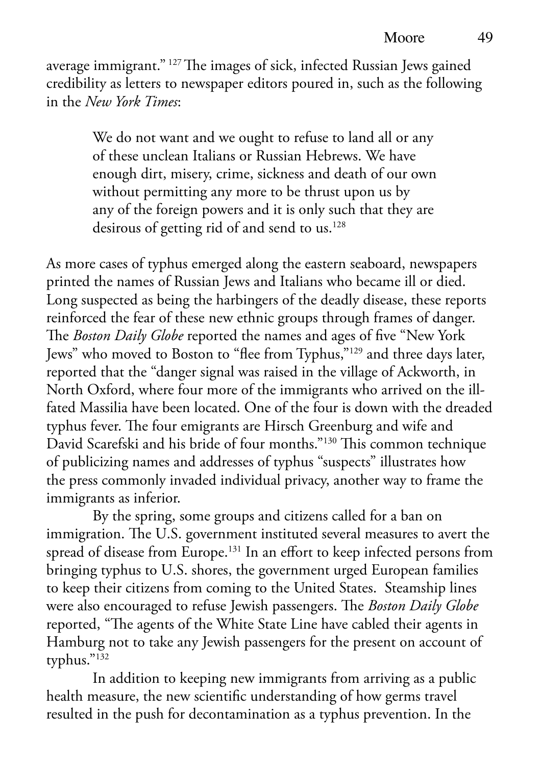average immigrant."[127] The images of sick, infected Russian Jews gained credibility as letters to newspaper editors poured in, such as the following in the *New York Times*:

> We do not want and we ought to refuse to land all or any of these unclean Italians or Russian Hebrews. We have enough dirt, misery, crime, sickness and death of our own without permitting any more to be thrust upon us by any of the foreign powers and it is only such that they are desirous of getting rid of and send to us.[128]

As more cases of typhus emerged along the eastern seaboard, newspapers printed the names of Russian Jews and Italians who became ill or died. Long suspected as being the harbingers of the deadly disease, these reports reinforced the fear of these new ethnic groups through frames of danger. The *Boston Daily Globe* reported the names and ages of five "New York Jews" who moved to Boston to "flee from Typhus,"[129] and three days later, reported that the "danger signal was raised in the village of Ackworth, in North Oxford, where four more of the immigrants who arrived on the ill-fated Massilia have been located. One of the four is down with the dreaded typhus fever. The four emigrants are Hirsch Greenburg and wife and David Scarefski and his bride of four months."[130] This common technique of publicizing names and addresses of typhus "suspects" illustrates how the press commonly invaded individual privacy, another way to frame the immigrants as inferior.

By the spring, some groups and citizens called for a ban on immigration. The U.S. government instituted several measures to avert the spread of disease from Europe.[131] In an effort to keep infected persons from bringing typhus to U.S. shores, the government urged European families to keep their citizens from coming to the United States. Steamship lines were also encouraged to refuse Jewish passengers. The *Boston Daily Globe* reported, "The agents of the White State Line have cabled their agents in Hamburg not to take any Jewish passengers for the present on account of typhus."[132]

In addition to keeping new immigrants from arriving as a public health measure, the new scientific understanding of how germs travel resulted in the push for decontamination as a typhus prevention. In the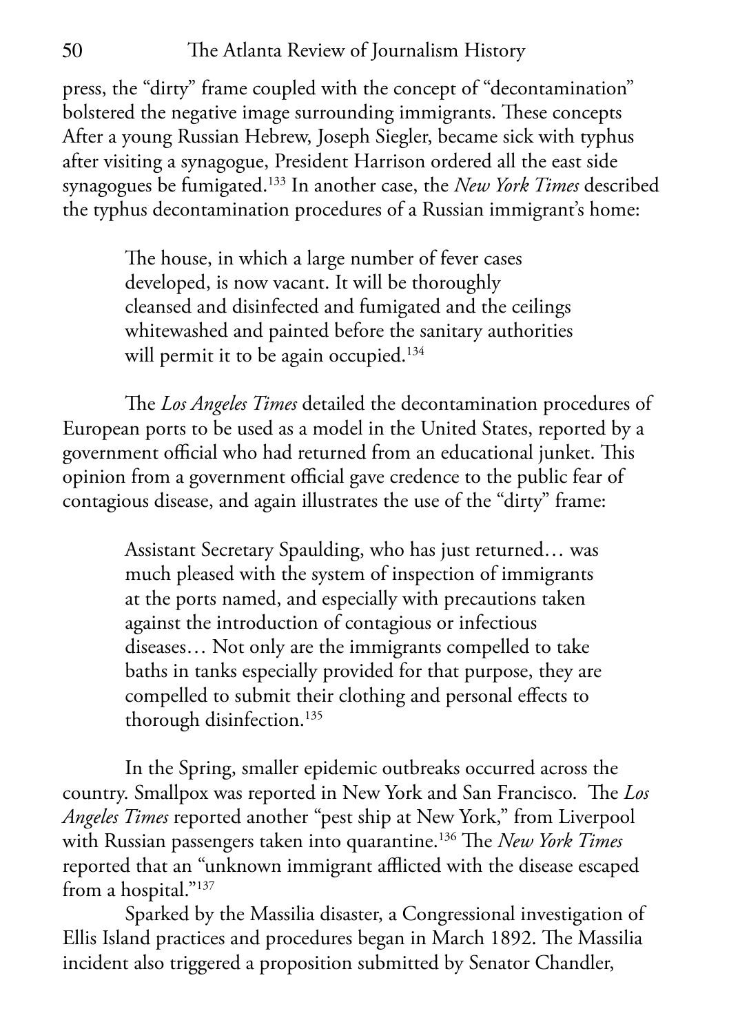press, the "dirty" frame coupled with the concept of "decontamination" bolstered the negative image surrounding immigrants. These concepts After a young Russian Hebrew, Joseph Siegler, became sick with typhus after visiting a synagogue, President Harrison ordered all the east side synagogues be fumigated.[133] In another case, the *New York Times* described the typhus decontamination procedures of a Russian immigrant's home:

> The house, in which a large number of fever cases developed, is now vacant. It will be thoroughly cleansed and disinfected and fumigated and the ceilings whitewashed and painted before the sanitary authorities will permit it to be again occupied.[134]

The *Los Angeles Times* detailed the decontamination procedures of European ports to be used as a model in the United States, reported by a government official who had returned from an educational junket. This opinion from a government official gave credence to the public fear of contagious disease, and again illustrates the use of the "dirty" frame:

> Assistant Secretary Spaulding, who has just returned… was much pleased with the system of inspection of immigrants at the ports named, and especially with precautions taken against the introduction of contagious or infectious diseases… Not only are the immigrants compelled to take baths in tanks especially provided for that purpose, they are compelled to submit their clothing and personal effects to thorough disinfection.[135]

In the Spring, smaller epidemic outbreaks occurred across the country. Smallpox was reported in New York and San Francisco. The *Los Angeles Times* reported another "pest ship at New York," from Liverpool with Russian passengers taken into quarantine.[136] The *New York Times* reported that an "unknown immigrant afflicted with the disease escaped from a hospital."[137]

Sparked by the Massilia disaster, a Congressional investigation of Ellis Island practices and procedures began in March 1892. The Massilia incident also triggered a proposition submitted by Senator Chandler,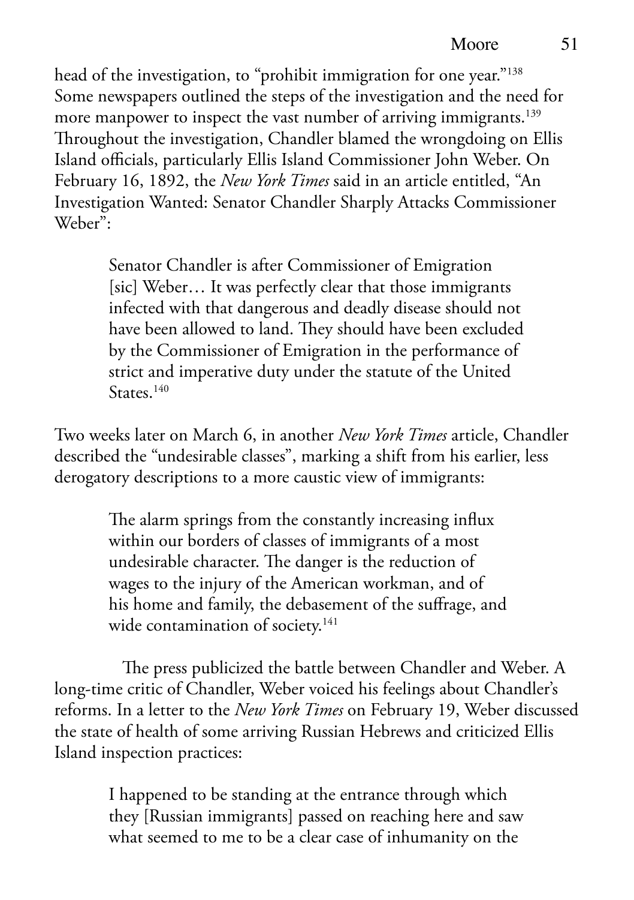head of the investigation, to "prohibit immigration for one year."[138] Some newspapers outlined the steps of the investigation and the need for more manpower to inspect the vast number of arriving immigrants.[139] Throughout the investigation, Chandler blamed the wrongdoing on Ellis Island officials, particularly Ellis Island Commissioner John Weber. On February 16, 1892, the *New York Times* said in an article entitled, "An Investigation Wanted: Senator Chandler Sharply Attacks Commissioner Weber":

> Senator Chandler is after Commissioner of Emigration [sic] Weber… It was perfectly clear that those immigrants infected with that dangerous and deadly disease should not have been allowed to land. They should have been excluded by the Commissioner of Emigration in the performance of strict and imperative duty under the statute of the United States.[140]

Two weeks later on March 6, in another *New York Times* article, Chandler described the "undesirable classes", marking a shift from his earlier, less derogatory descriptions to a more caustic view of immigrants:

> The alarm springs from the constantly increasing influx within our borders of classes of immigrants of a most undesirable character. The danger is the reduction of wages to the injury of the American workman, and of his home and family, the debasement of the suffrage, and wide contamination of society.[141]

The press publicized the battle between Chandler and Weber. A long-time critic of Chandler, Weber voiced his feelings about Chandler's reforms. In a letter to the *New York Times* on February 19, Weber discussed the state of health of some arriving Russian Hebrews and criticized Ellis Island inspection practices:

> I happened to be standing at the entrance through which they [Russian immigrants] passed on reaching here and saw what seemed to me to be a clear case of inhumanity on the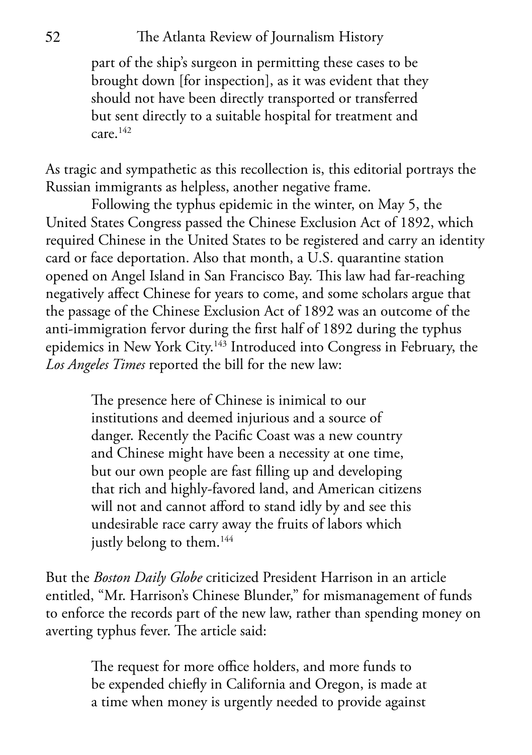> part of the ship's surgeon in permitting these cases to be brought down [for inspection], as it was evident that they should not have been directly transported or transferred but sent directly to a suitable hospital for treatment and care.[142]

As tragic and sympathetic as this recollection is, this editorial portrays the Russian immigrants as helpless, another negative frame.

Following the typhus epidemic in the winter, on May 5, the United States Congress passed the Chinese Exclusion Act of 1892, which required Chinese in the United States to be registered and carry an identity card or face deportation. Also that month, a U.S. quarantine station opened on Angel Island in San Francisco Bay. This law had far-reaching negatively affect Chinese for years to come, and some scholars argue that the passage of the Chinese Exclusion Act of 1892 was an outcome of the anti-immigration fervor during the first half of 1892 during the typhus epidemics in New York City.[143] Introduced into Congress in February, the *Los Angeles Times* reported the bill for the new law:

> The presence here of Chinese is inimical to our institutions and deemed injurious and a source of danger. Recently the Pacific Coast was a new country and Chinese might have been a necessity at one time, but our own people are fast filling up and developing that rich and highly-favored land, and American citizens will not and cannot afford to stand idly by and see this undesirable race carry away the fruits of labors which justly belong to them.[144]

But the *Boston Daily Globe* criticized President Harrison in an article entitled, "Mr. Harrison's Chinese Blunder," for mismanagement of funds to enforce the records part of the new law, rather than spending money on averting typhus fever. The article said:

> The request for more office holders, and more funds to be expended chiefly in California and Oregon, is made at a time when money is urgently needed to provide against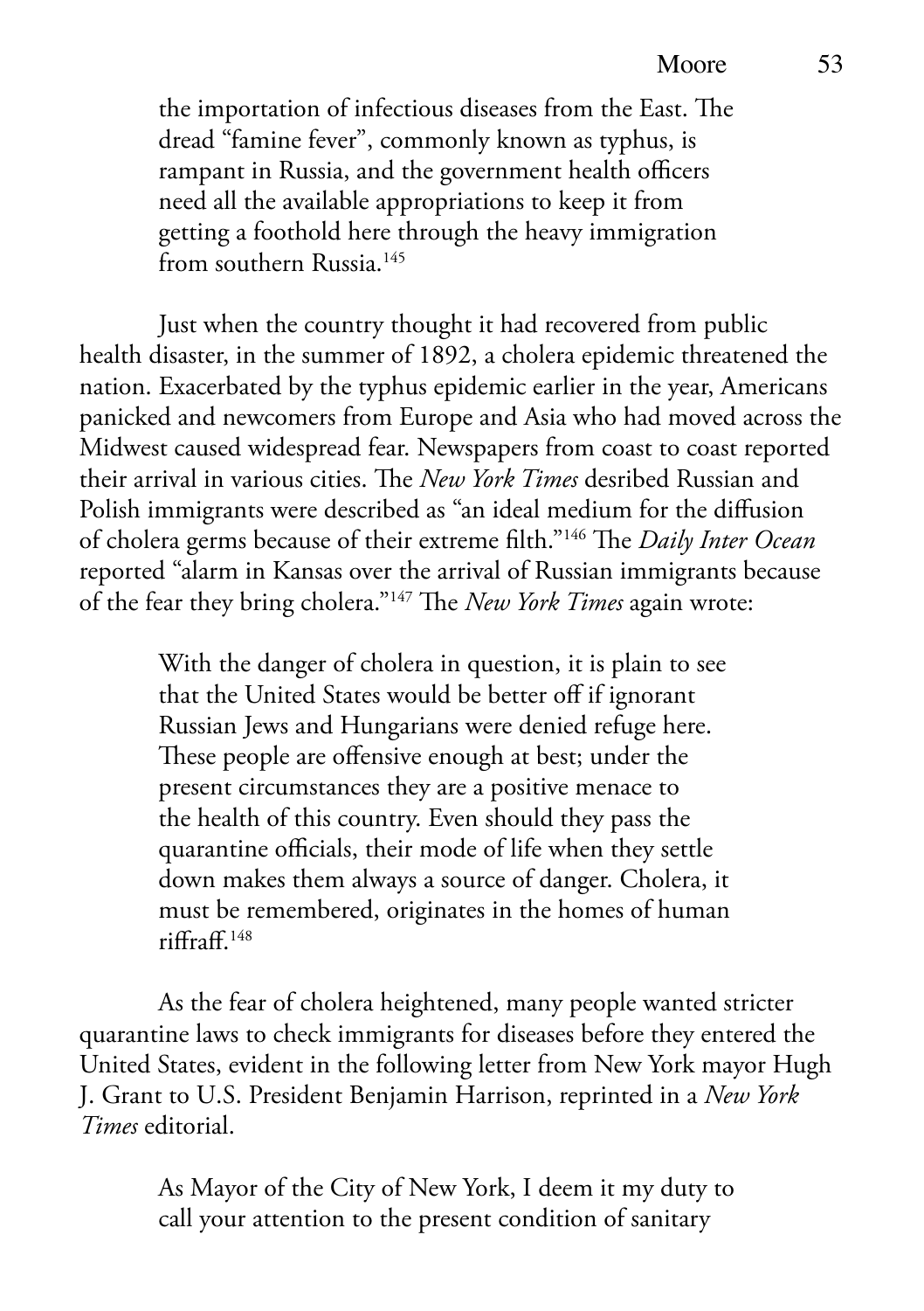> the importation of infectious diseases from the East. The dread "famine fever", commonly known as typhus, is rampant in Russia, and the government health officers need all the available appropriations to keep it from getting a foothold here through the heavy immigration from southern Russia.[145]

Just when the country thought it had recovered from public health disaster, in the summer of 1892, a cholera epidemic threatened the nation. Exacerbated by the typhus epidemic earlier in the year, Americans panicked and newcomers from Europe and Asia who had moved across the Midwest caused widespread fear. Newspapers from coast to coast reported their arrival in various cities. The *New York Times* desribed Russian and Polish immigrants were described as "an ideal medium for the diffusion of cholera germs because of their extreme filth."[146] The *Daily Inter Ocean* reported "alarm in Kansas over the arrival of Russian immigrants because of the fear they bring cholera."[147] The *New York Times* again wrote:

> With the danger of cholera in question, it is plain to see that the United States would be better off if ignorant Russian Jews and Hungarians were denied refuge here. These people are offensive enough at best; under the present circumstances they are a positive menace to the health of this country. Even should they pass the quarantine officials, their mode of life when they settle down makes them always a source of danger. Cholera, it must be remembered, originates in the homes of human riffraff.[148]

As the fear of cholera heightened, many people wanted stricter quarantine laws to check immigrants for diseases before they entered the United States, evident in the following letter from New York mayor Hugh J. Grant to U.S. President Benjamin Harrison, reprinted in a *New York Times* editorial.

> As Mayor of the City of New York, I deem it my duty to call your attention to the present condition of sanitary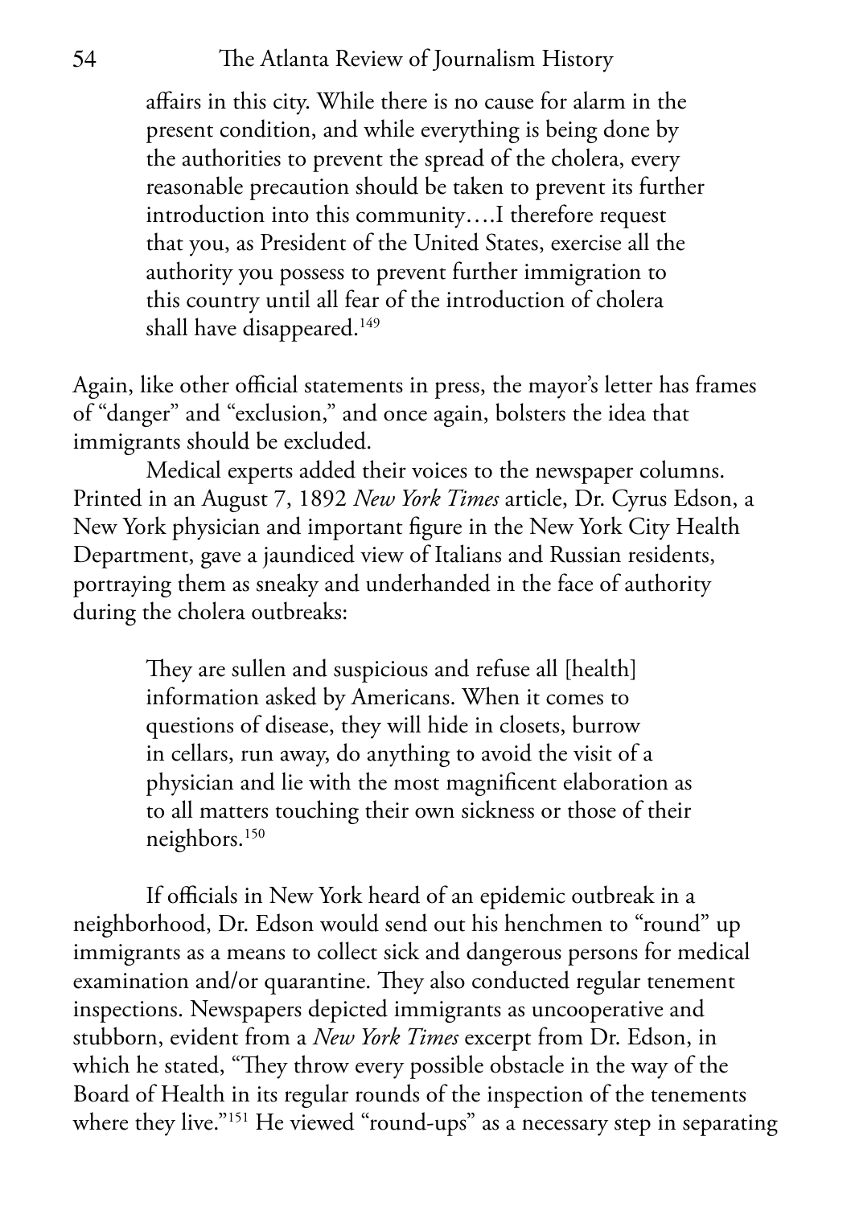> affairs in this city. While there is no cause for alarm in the present condition, and while everything is being done by the authorities to prevent the spread of the cholera, every reasonable precaution should be taken to prevent its further introduction into this community….I therefore request that you, as President of the United States, exercise all the authority you possess to prevent further immigration to this country until all fear of the introduction of cholera shall have disappeared.[149]

Again, like other official statements in press, the mayor's letter has frames of "danger" and "exclusion," and once again, bolsters the idea that immigrants should be excluded.

Medical experts added their voices to the newspaper columns. Printed in an August 7, 1892 *New York Times* article, Dr. Cyrus Edson, a New York physician and important figure in the New York City Health Department, gave a jaundiced view of Italians and Russian residents, portraying them as sneaky and underhanded in the face of authority during the cholera outbreaks:

> They are sullen and suspicious and refuse all [health] information asked by Americans. When it comes to questions of disease, they will hide in closets, burrow in cellars, run away, do anything to avoid the visit of a physician and lie with the most magnificent elaboration as to all matters touching their own sickness or those of their neighbors.[150]

If officials in New York heard of an epidemic outbreak in a neighborhood, Dr. Edson would send out his henchmen to "round" up immigrants as a means to collect sick and dangerous persons for medical examination and/or quarantine. They also conducted regular tenement inspections. Newspapers depicted immigrants as uncooperative and stubborn, evident from a *New York Times* excerpt from Dr. Edson, in which he stated, "They throw every possible obstacle in the way of the Board of Health in its regular rounds of the inspection of the tenements where they live."[151] He viewed "round-ups" as a necessary step in separating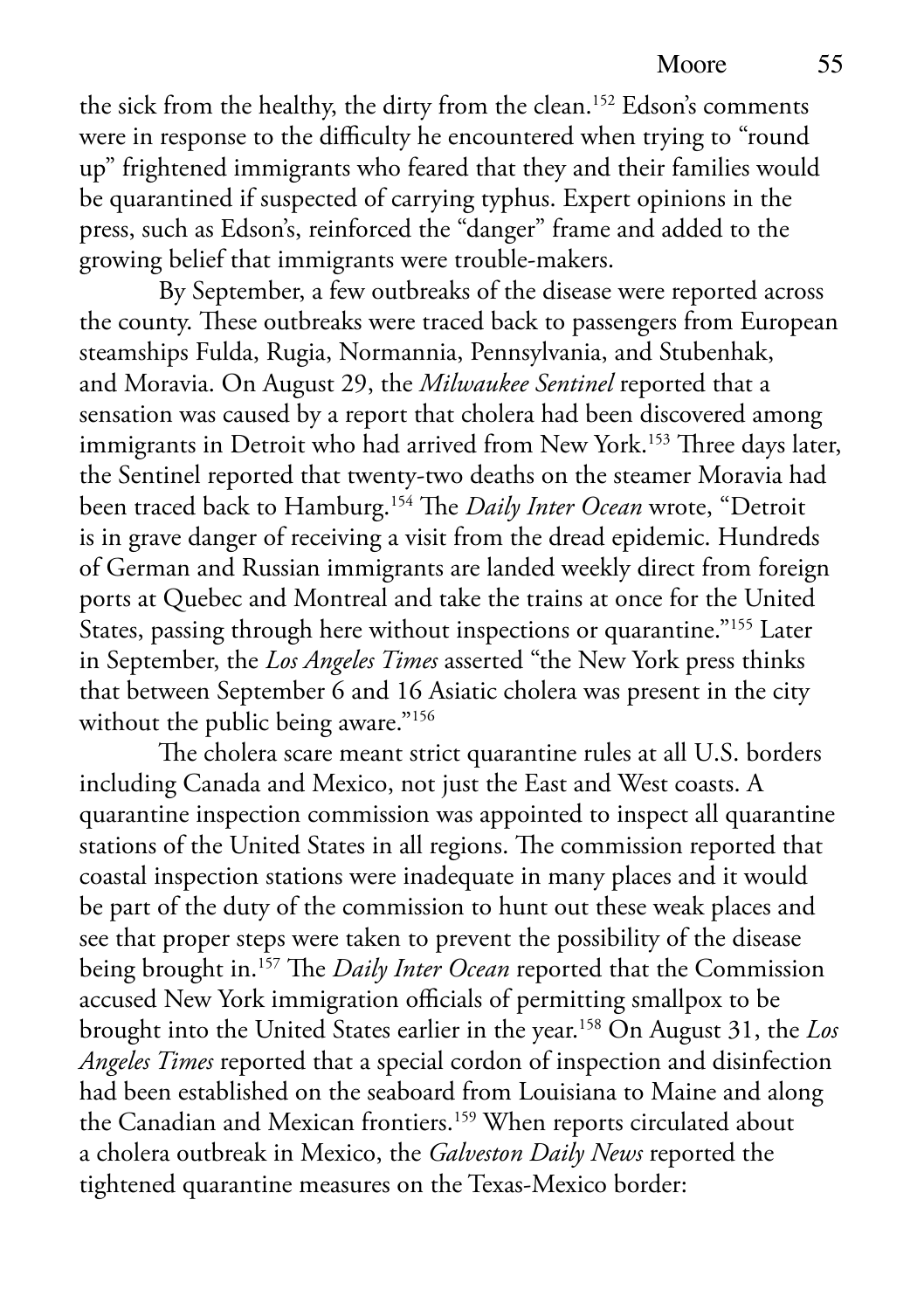the sick from the healthy, the dirty from the clean.[152] Edson's comments were in response to the difficulty he encountered when trying to "round up" frightened immigrants who feared that they and their families would be quarantined if suspected of carrying typhus. Expert opinions in the press, such as Edson's, reinforced the "danger" frame and added to the growing belief that immigrants were trouble-makers.

By September, a few outbreaks of the disease were reported across the county. These outbreaks were traced back to passengers from European steamships Fulda, Rugia, Normannia, Pennsylvania, and Stubenhak, and Moravia. On August 29, the *Milwaukee Sentinel* reported that a sensation was caused by a report that cholera had been discovered among immigrants in Detroit who had arrived from New York.[153] Three days later, the Sentinel reported that twenty-two deaths on the steamer Moravia had been traced back to Hamburg.[154] The *Daily Inter Ocean* wrote, "Detroit is in grave danger of receiving a visit from the dread epidemic. Hundreds of German and Russian immigrants are landed weekly direct from foreign ports at Quebec and Montreal and take the trains at once for the United States, passing through here without inspections or quarantine."[155] Later in September, the *Los Angeles Times* asserted "the New York press thinks that between September 6 and 16 Asiatic cholera was present in the city without the public being aware."[156]

The cholera scare meant strict quarantine rules at all U.S. borders including Canada and Mexico, not just the East and West coasts. A quarantine inspection commission was appointed to inspect all quarantine stations of the United States in all regions. The commission reported that coastal inspection stations were inadequate in many places and it would be part of the duty of the commission to hunt out these weak places and see that proper steps were taken to prevent the possibility of the disease being brought in.[157] The *Daily Inter Ocean* reported that the Commission accused New York immigration officials of permitting smallpox to be brought into the United States earlier in the year.[158] On August 31, the *Los Angeles Times* reported that a special cordon of inspection and disinfection had been established on the seaboard from Louisiana to Maine and along the Canadian and Mexican frontiers.[159] When reports circulated about a cholera outbreak in Mexico, the *Galveston Daily News* reported the tightened quarantine measures on the Texas-Mexico border: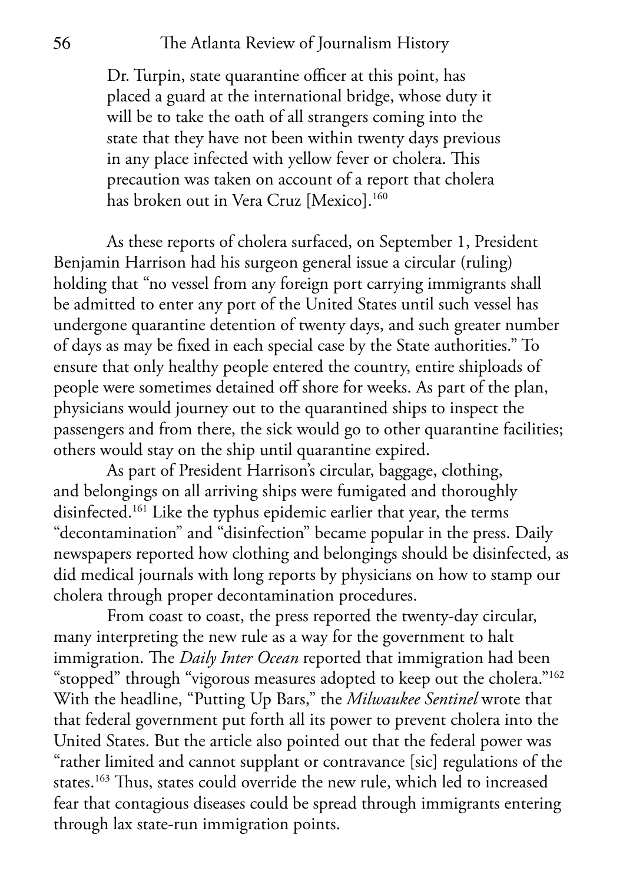> Dr. Turpin, state quarantine officer at this point, has placed a guard at the international bridge, whose duty it will be to take the oath of all strangers coming into the state that they have not been within twenty days previous in any place infected with yellow fever or cholera. This precaution was taken on account of a report that cholera has broken out in Vera Cruz [Mexico].[160]

As these reports of cholera surfaced, on September 1, President Benjamin Harrison had his surgeon general issue a circular (ruling) holding that "no vessel from any foreign port carrying immigrants shall be admitted to enter any port of the United States until such vessel has undergone quarantine detention of twenty days, and such greater number of days as may be fixed in each special case by the State authorities." To ensure that only healthy people entered the country, entire shiploads of people were sometimes detained off shore for weeks. As part of the plan, physicians would journey out to the quarantined ships to inspect the passengers and from there, the sick would go to other quarantine facilities; others would stay on the ship until quarantine expired.

As part of President Harrison's circular, baggage, clothing, and belongings on all arriving ships were fumigated and thoroughly disinfected.[161] Like the typhus epidemic earlier that year, the terms "decontamination" and "disinfection" became popular in the press. Daily newspapers reported how clothing and belongings should be disinfected, as did medical journals with long reports by physicians on how to stamp our cholera through proper decontamination procedures.

From coast to coast, the press reported the twenty-day circular, many interpreting the new rule as a way for the government to halt immigration. The *Daily Inter Ocean* reported that immigration had been "stopped" through "vigorous measures adopted to keep out the cholera."[162] With the headline, "Putting Up Bars," the *Milwaukee Sentinel* wrote that that federal government put forth all its power to prevent cholera into the United States. But the article also pointed out that the federal power was "rather limited and cannot supplant or contravance [sic] regulations of the states.[163] Thus, states could override the new rule, which led to increased fear that contagious diseases could be spread through immigrants entering through lax state-run immigration points.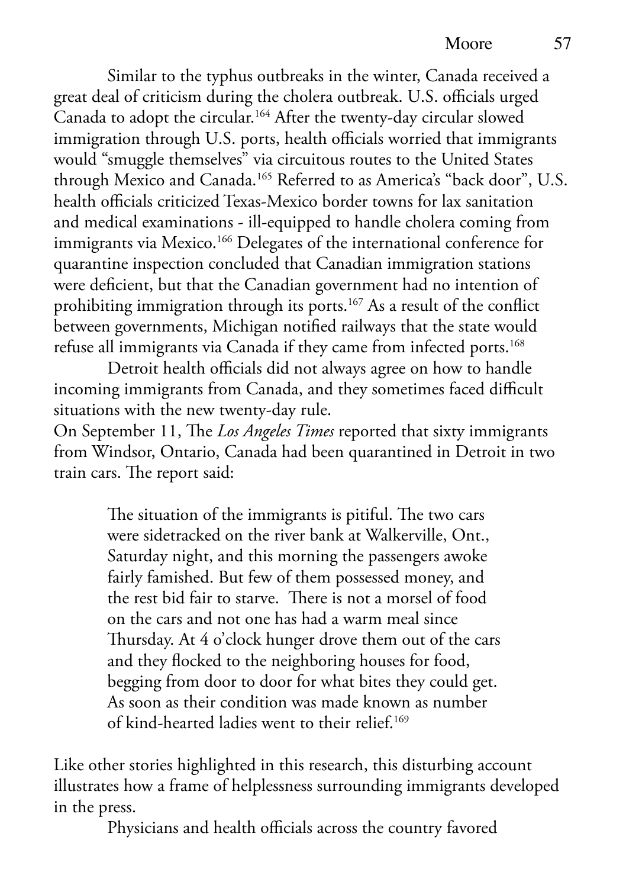Similar to the typhus outbreaks in the winter, Canada received a great deal of criticism during the cholera outbreak. U.S. officials urged Canada to adopt the circular.[164] After the twenty-day circular slowed immigration through U.S. ports, health officials worried that immigrants would "smuggle themselves" via circuitous routes to the United States through Mexico and Canada.[165] Referred to as America's "back door", U.S. health officials criticized Texas-Mexico border towns for lax sanitation and medical examinations - ill-equipped to handle cholera coming from immigrants via Mexico.[166] Delegates of the international conference for quarantine inspection concluded that Canadian immigration stations were deficient, but that the Canadian government had no intention of prohibiting immigration through its ports.[167] As a result of the conflict between governments, Michigan notified railways that the state would refuse all immigrants via Canada if they came from infected ports.[168]

Detroit health officials did not always agree on how to handle incoming immigrants from Canada, and they sometimes faced difficult situations with the new twenty-day rule.
On September 11, The *Los Angeles Times* reported that sixty immigrants from Windsor, Ontario, Canada had been quarantined in Detroit in two train cars. The report said:

> The situation of the immigrants is pitiful. The two cars were sidetracked on the river bank at Walkerville, Ont., Saturday night, and this morning the passengers awoke fairly famished. But few of them possessed money, and the rest bid fair to starve. There is not a morsel of food on the cars and not one has had a warm meal since Thursday. At 4 o'clock hunger drove them out of the cars and they flocked to the neighboring houses for food, begging from door to door for what bites they could get. As soon as their condition was made known as number of kind-hearted ladies went to their relief.[169]

Like other stories highlighted in this research, this disturbing account illustrates how a frame of helplessness surrounding immigrants developed in the press.

Physicians and health officials across the country favored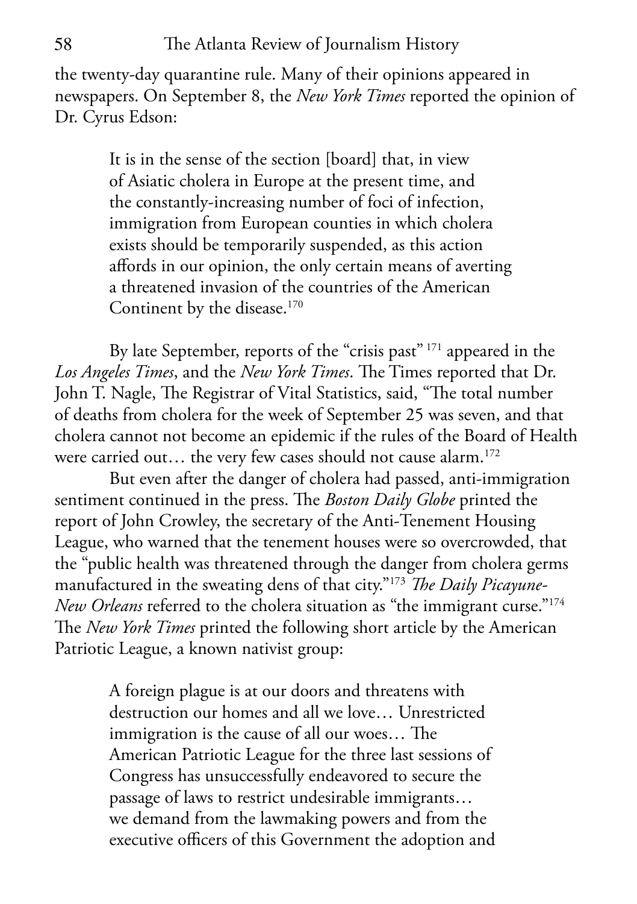the twenty-day quarantine rule. Many of their opinions appeared in newspapers. On September 8, the *New York Times* reported the opinion of Dr. Cyrus Edson:

> It is in the sense of the section [board] that, in view of Asiatic cholera in Europe at the present time, and the constantly-increasing number of foci of infection, immigration from European counties in which cholera exists should be temporarily suspended, as this action affords in our opinion, the only certain means of averting a threatened invasion of the countries of the American Continent by the disease.[170]

By late September, reports of the "crisis past" [171] appeared in the *Los Angeles Times*, and the *New York Times*. The Times reported that Dr. John T. Nagle, The Registrar of Vital Statistics, said, "The total number of deaths from cholera for the week of September 25 was seven, and that cholera cannot not become an epidemic if the rules of the Board of Health were carried out… the very few cases should not cause alarm.[172]

But even after the danger of cholera had passed, anti-immigration sentiment continued in the press. The *Boston Daily Globe* printed the report of John Crowley, the secretary of the Anti-Tenement Housing League, who warned that the tenement houses were so overcrowded, that the "public health was threatened through the danger from cholera germs manufactured in the sweating dens of that city."[173] *The Daily Picayune-New Orleans* referred to the cholera situation as "the immigrant curse."[174] The *New York Times* printed the following short article by the American Patriotic League, a known nativist group:

> A foreign plague is at our doors and threatens with destruction our homes and all we love… Unrestricted immigration is the cause of all our woes… The American Patriotic League for the three last sessions of Congress has unsuccessfully endeavored to secure the passage of laws to restrict undesirable immigrants… we demand from the lawmaking powers and from the executive officers of this Government the adoption and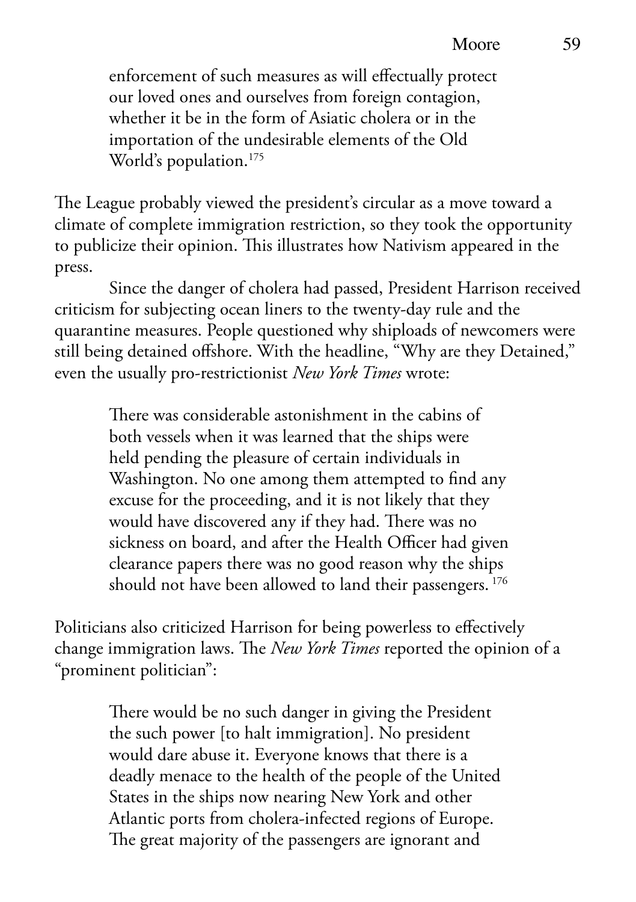> enforcement of such measures as will effectually protect our loved ones and ourselves from foreign contagion, whether it be in the form of Asiatic cholera or in the importation of the undesirable elements of the Old World's population.[175]

The League probably viewed the president's circular as a move toward a climate of complete immigration restriction, so they took the opportunity to publicize their opinion. This illustrates how Nativism appeared in the press.

Since the danger of cholera had passed, President Harrison received criticism for subjecting ocean liners to the twenty-day rule and the quarantine measures. People questioned why shiploads of newcomers were still being detained offshore. With the headline, "Why are they Detained," even the usually pro-restrictionist *New York Times* wrote:

> There was considerable astonishment in the cabins of both vessels when it was learned that the ships were held pending the pleasure of certain individuals in Washington. No one among them attempted to find any excuse for the proceeding, and it is not likely that they would have discovered any if they had. There was no sickness on board, and after the Health Officer had given clearance papers there was no good reason why the ships should not have been allowed to land their passengers. [176]

Politicians also criticized Harrison for being powerless to effectively change immigration laws. The *New York Times* reported the opinion of a "prominent politician":

> There would be no such danger in giving the President the such power [to halt immigration]. No president would dare abuse it. Everyone knows that there is a deadly menace to the health of the people of the United States in the ships now nearing New York and other Atlantic ports from cholera-infected regions of Europe. The great majority of the passengers are ignorant and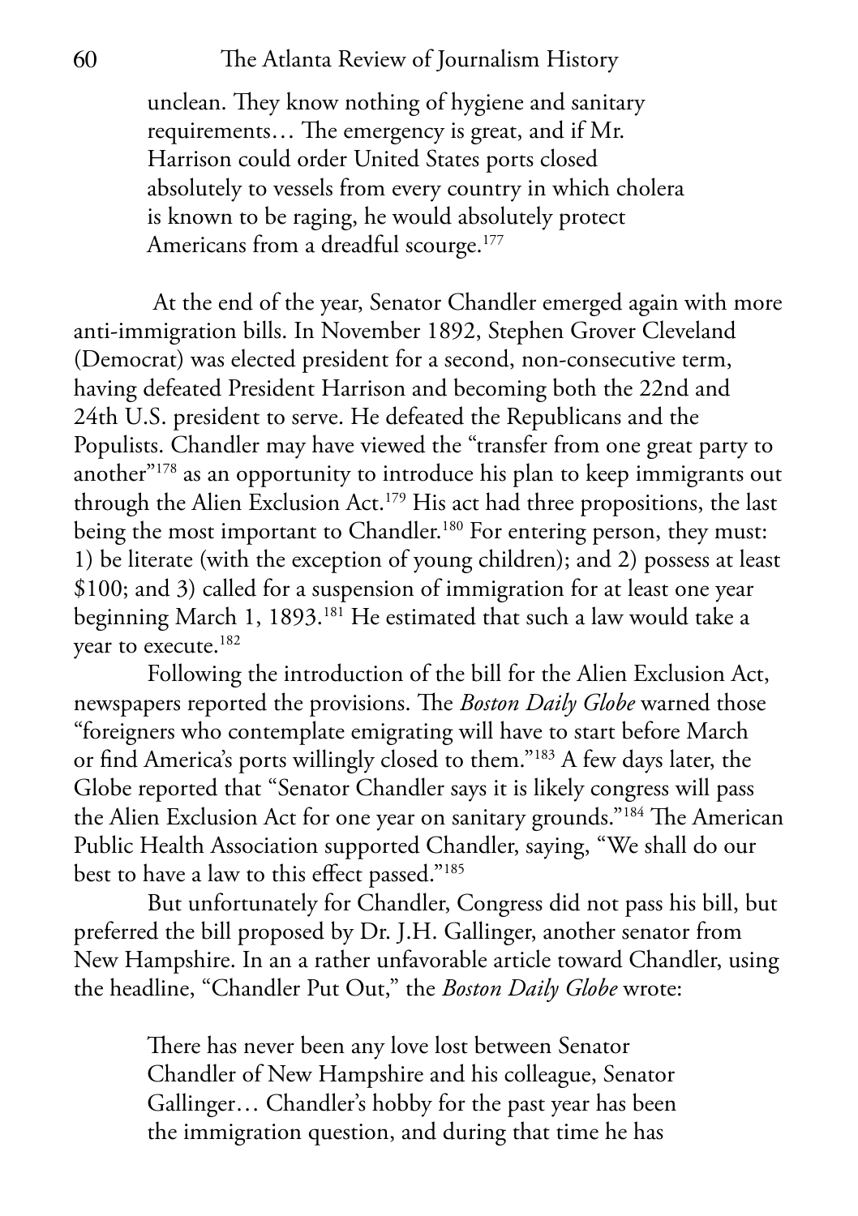> unclean. They know nothing of hygiene and sanitary requirements… The emergency is great, and if Mr. Harrison could order United States ports closed absolutely to vessels from every country in which cholera is known to be raging, he would absolutely protect Americans from a dreadful scourge.[177]

At the end of the year, Senator Chandler emerged again with more anti-immigration bills. In November 1892, Stephen Grover Cleveland (Democrat) was elected president for a second, non-consecutive term, having defeated President Harrison and becoming both the 22nd and 24th U.S. president to serve. He defeated the Republicans and the Populists. Chandler may have viewed the "transfer from one great party to another"[178] as an opportunity to introduce his plan to keep immigrants out through the Alien Exclusion Act.[179] His act had three propositions, the last being the most important to Chandler.[180] For entering person, they must: 1) be literate (with the exception of young children); and 2) possess at least $100; and 3) called for a suspension of immigration for at least one year beginning March 1, 1893.[181] He estimated that such a law would take a year to execute.[182]

Following the introduction of the bill for the Alien Exclusion Act, newspapers reported the provisions. The *Boston Daily Globe* warned those "foreigners who contemplate emigrating will have to start before March or find America's ports willingly closed to them."[183] A few days later, the Globe reported that "Senator Chandler says it is likely congress will pass the Alien Exclusion Act for one year on sanitary grounds."[184] The American Public Health Association supported Chandler, saying, "We shall do our best to have a law to this effect passed."[185]

But unfortunately for Chandler, Congress did not pass his bill, but preferred the bill proposed by Dr. J.H. Gallinger, another senator from New Hampshire. In an a rather unfavorable article toward Chandler, using the headline, "Chandler Put Out," the *Boston Daily Globe* wrote:

> There has never been any love lost between Senator Chandler of New Hampshire and his colleague, Senator Gallinger… Chandler's hobby for the past year has been the immigration question, and during that time he has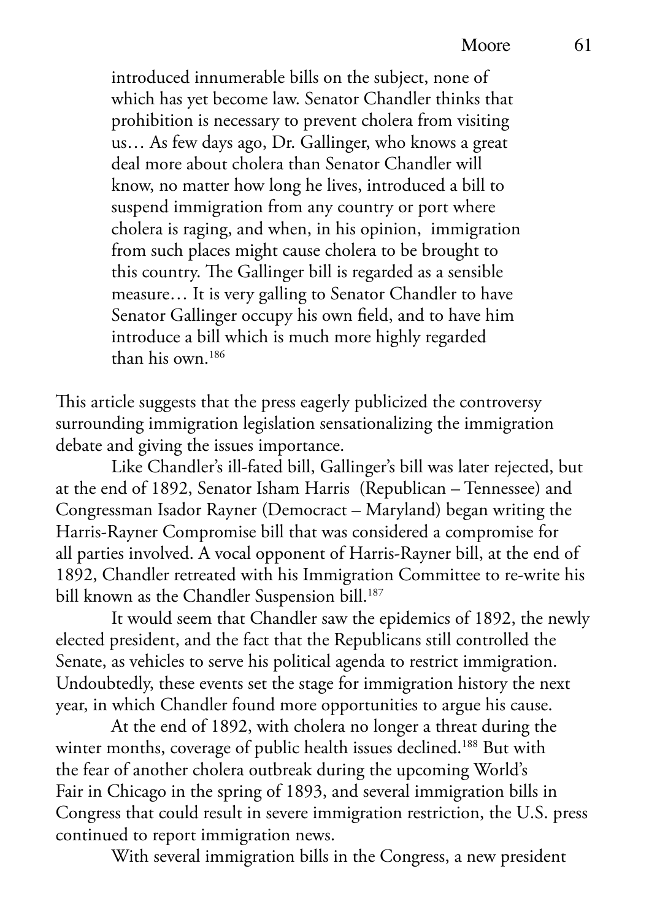> introduced innumerable bills on the subject, none of which has yet become law. Senator Chandler thinks that prohibition is necessary to prevent cholera from visiting us… As few days ago, Dr. Gallinger, who knows a great deal more about cholera than Senator Chandler will know, no matter how long he lives, introduced a bill to suspend immigration from any country or port where cholera is raging, and when, in his opinion, immigration from such places might cause cholera to be brought to this country. The Gallinger bill is regarded as a sensible measure… It is very galling to Senator Chandler to have Senator Gallinger occupy his own field, and to have him introduce a bill which is much more highly regarded than his own.[186]

This article suggests that the press eagerly publicized the controversy surrounding immigration legislation sensationalizing the immigration debate and giving the issues importance.

Like Chandler's ill-fated bill, Gallinger's bill was later rejected, but at the end of 1892, Senator Isham Harris (Republican – Tennessee) and Congressman Isador Rayner (Democract – Maryland) began writing the Harris-Rayner Compromise bill that was considered a compromise for all parties involved. A vocal opponent of Harris-Rayner bill, at the end of 1892, Chandler retreated with his Immigration Committee to re-write his bill known as the Chandler Suspension bill.[187]

It would seem that Chandler saw the epidemics of 1892, the newly elected president, and the fact that the Republicans still controlled the Senate, as vehicles to serve his political agenda to restrict immigration. Undoubtedly, these events set the stage for immigration history the next year, in which Chandler found more opportunities to argue his cause.

At the end of 1892, with cholera no longer a threat during the winter months, coverage of public health issues declined.[188] But with the fear of another cholera outbreak during the upcoming World's Fair in Chicago in the spring of 1893, and several immigration bills in Congress that could result in severe immigration restriction, the U.S. press continued to report immigration news.

With several immigration bills in the Congress, a new president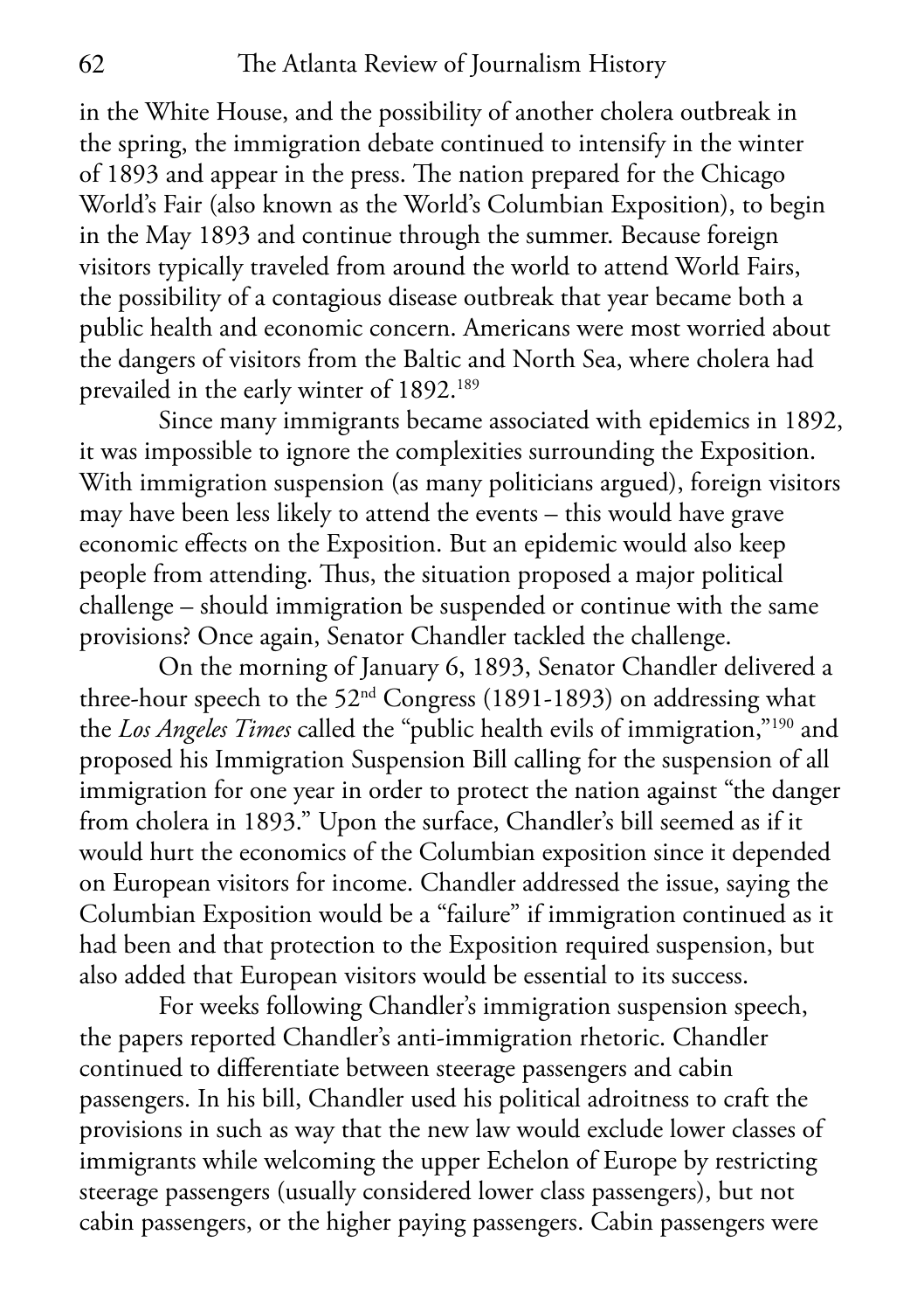in the White House, and the possibility of another cholera outbreak in the spring, the immigration debate continued to intensify in the winter of 1893 and appear in the press. The nation prepared for the Chicago World's Fair (also known as the World's Columbian Exposition), to begin in the May 1893 and continue through the summer. Because foreign visitors typically traveled from around the world to attend World Fairs, the possibility of a contagious disease outbreak that year became both a public health and economic concern. Americans were most worried about the dangers of visitors from the Baltic and North Sea, where cholera had prevailed in the early winter of 1892.[189]

Since many immigrants became associated with epidemics in 1892, it was impossible to ignore the complexities surrounding the Exposition. With immigration suspension (as many politicians argued), foreign visitors may have been less likely to attend the events – this would have grave economic effects on the Exposition. But an epidemic would also keep people from attending. Thus, the situation proposed a major political challenge – should immigration be suspended or continue with the same provisions? Once again, Senator Chandler tackled the challenge.

On the morning of January 6, 1893, Senator Chandler delivered a three-hour speech to the 52nd Congress (1891-1893) on addressing what the *Los Angeles Times* called the "public health evils of immigration,"[190] and proposed his Immigration Suspension Bill calling for the suspension of all immigration for one year in order to protect the nation against "the danger from cholera in 1893." Upon the surface, Chandler's bill seemed as if it would hurt the economics of the Columbian exposition since it depended on European visitors for income. Chandler addressed the issue, saying the Columbian Exposition would be a "failure" if immigration continued as it had been and that protection to the Exposition required suspension, but also added that European visitors would be essential to its success.

For weeks following Chandler's immigration suspension speech, the papers reported Chandler's anti-immigration rhetoric. Chandler continued to differentiate between steerage passengers and cabin passengers. In his bill, Chandler used his political adroitness to craft the provisions in such as way that the new law would exclude lower classes of immigrants while welcoming the upper Echelon of Europe by restricting steerage passengers (usually considered lower class passengers), but not cabin passengers, or the higher paying passengers. Cabin passengers were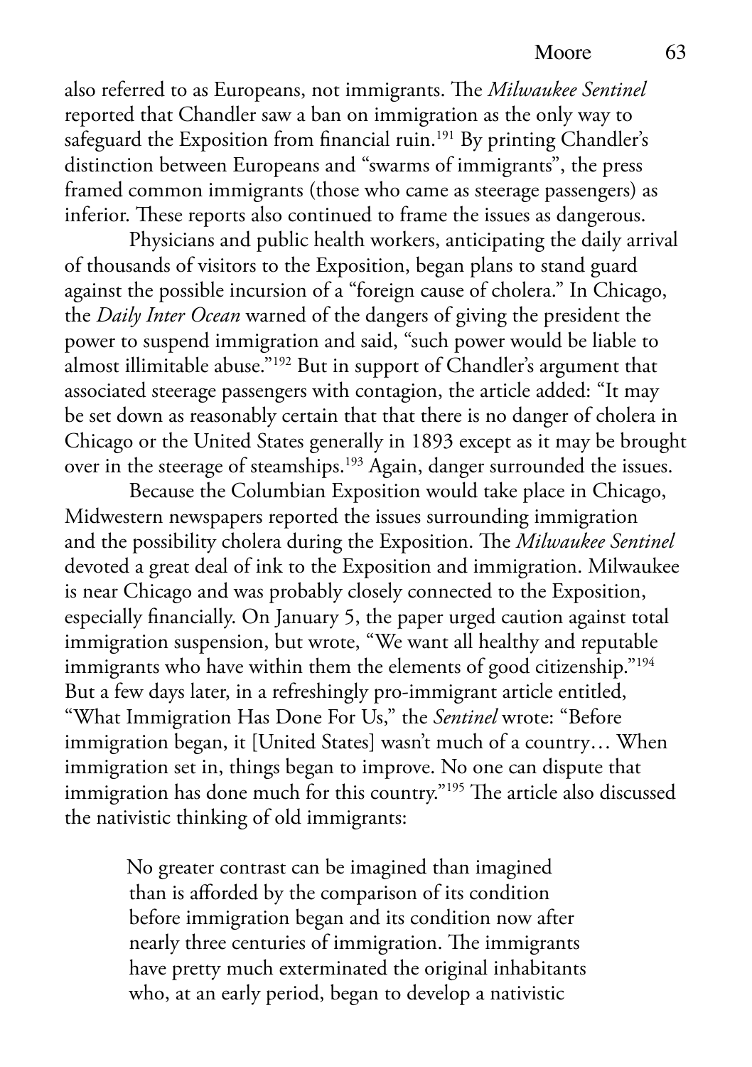also referred to as Europeans, not immigrants. The *Milwaukee Sentinel* reported that Chandler saw a ban on immigration as the only way to safeguard the Exposition from financial ruin.[191] By printing Chandler's distinction between Europeans and "swarms of immigrants", the press framed common immigrants (those who came as steerage passengers) as inferior. These reports also continued to frame the issues as dangerous.

Physicians and public health workers, anticipating the daily arrival of thousands of visitors to the Exposition, began plans to stand guard against the possible incursion of a "foreign cause of cholera." In Chicago, the *Daily Inter Ocean* warned of the dangers of giving the president the power to suspend immigration and said, "such power would be liable to almost illimitable abuse."[192] But in support of Chandler's argument that associated steerage passengers with contagion, the article added: "It may be set down as reasonably certain that that there is no danger of cholera in Chicago or the United States generally in 1893 except as it may be brought over in the steerage of steamships.[193] Again, danger surrounded the issues.

Because the Columbian Exposition would take place in Chicago, Midwestern newspapers reported the issues surrounding immigration and the possibility cholera during the Exposition. The *Milwaukee Sentinel* devoted a great deal of ink to the Exposition and immigration. Milwaukee is near Chicago and was probably closely connected to the Exposition, especially financially. On January 5, the paper urged caution against total immigration suspension, but wrote, "We want all healthy and reputable immigrants who have within them the elements of good citizenship."[194] But a few days later, in a refreshingly pro-immigrant article entitled, "What Immigration Has Done For Us," the *Sentinel* wrote: "Before immigration began, it [United States] wasn't much of a country… When immigration set in, things began to improve. No one can dispute that immigration has done much for this country."[195] The article also discussed the nativistic thinking of old immigrants:

> No greater contrast can be imagined than imagined than is afforded by the comparison of its condition before immigration began and its condition now after nearly three centuries of immigration. The immigrants have pretty much exterminated the original inhabitants who, at an early period, began to develop a nativistic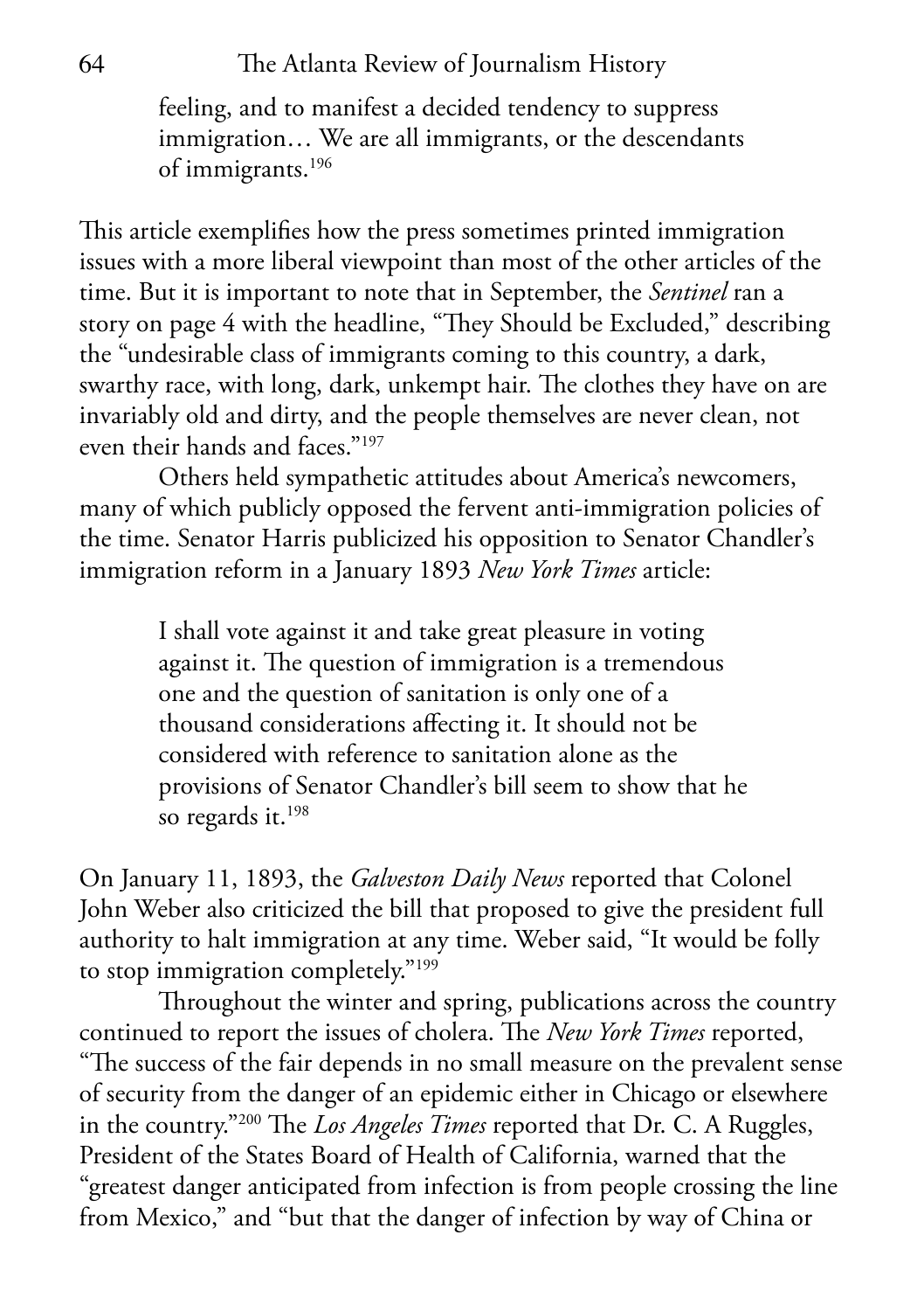> feeling, and to manifest a decided tendency to suppress immigration… We are all immigrants, or the descendants of immigrants.[196]

This article exemplifies how the press sometimes printed immigration issues with a more liberal viewpoint than most of the other articles of the time. But it is important to note that in September, the *Sentinel* ran a story on page 4 with the headline, "They Should be Excluded," describing the "undesirable class of immigrants coming to this country, a dark, swarthy race, with long, dark, unkempt hair. The clothes they have on are invariably old and dirty, and the people themselves are never clean, not even their hands and faces."[197]

Others held sympathetic attitudes about America's newcomers, many of which publicly opposed the fervent anti-immigration policies of the time. Senator Harris publicized his opposition to Senator Chandler's immigration reform in a January 1893 *New York Times* article:

> I shall vote against it and take great pleasure in voting against it. The question of immigration is a tremendous one and the question of sanitation is only one of a thousand considerations affecting it. It should not be considered with reference to sanitation alone as the provisions of Senator Chandler's bill seem to show that he so regards it.[198]

On January 11, 1893, the *Galveston Daily News* reported that Colonel John Weber also criticized the bill that proposed to give the president full authority to halt immigration at any time. Weber said, "It would be folly to stop immigration completely."[199]

Throughout the winter and spring, publications across the country continued to report the issues of cholera. The *New York Times* reported, "The success of the fair depends in no small measure on the prevalent sense of security from the danger of an epidemic either in Chicago or elsewhere in the country."[200] The *Los Angeles Times* reported that Dr. C. A Ruggles, President of the States Board of Health of California, warned that the "greatest danger anticipated from infection is from people crossing the line from Mexico," and "but that the danger of infection by way of China or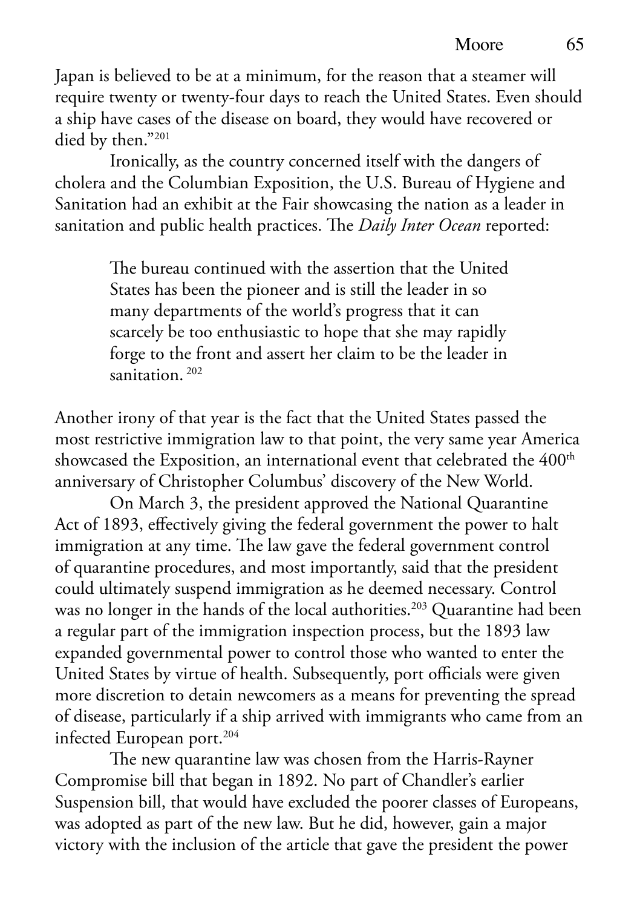Japan is believed to be at a minimum, for the reason that a steamer will require twenty or twenty-four days to reach the United States. Even should a ship have cases of the disease on board, they would have recovered or died by then."[201]

Ironically, as the country concerned itself with the dangers of cholera and the Columbian Exposition, the U.S. Bureau of Hygiene and Sanitation had an exhibit at the Fair showcasing the nation as a leader in sanitation and public health practices. The *Daily Inter Ocean* reported:

> The bureau continued with the assertion that the United States has been the pioneer and is still the leader in so many departments of the world's progress that it can scarcely be too enthusiastic to hope that she may rapidly forge to the front and assert her claim to be the leader in sanitation. [202]

Another irony of that year is the fact that the United States passed the most restrictive immigration law to that point, the very same year America showcased the Exposition, an international event that celebrated the 400th anniversary of Christopher Columbus' discovery of the New World.

On March 3, the president approved the National Quarantine Act of 1893, effectively giving the federal government the power to halt immigration at any time. The law gave the federal government control of quarantine procedures, and most importantly, said that the president could ultimately suspend immigration as he deemed necessary. Control was no longer in the hands of the local authorities.[203] Quarantine had been a regular part of the immigration inspection process, but the 1893 law expanded governmental power to control those who wanted to enter the United States by virtue of health. Subsequently, port officials were given more discretion to detain newcomers as a means for preventing the spread of disease, particularly if a ship arrived with immigrants who came from an infected European port.[204]

The new quarantine law was chosen from the Harris-Rayner Compromise bill that began in 1892. No part of Chandler's earlier Suspension bill, that would have excluded the poorer classes of Europeans, was adopted as part of the new law. But he did, however, gain a major victory with the inclusion of the article that gave the president the power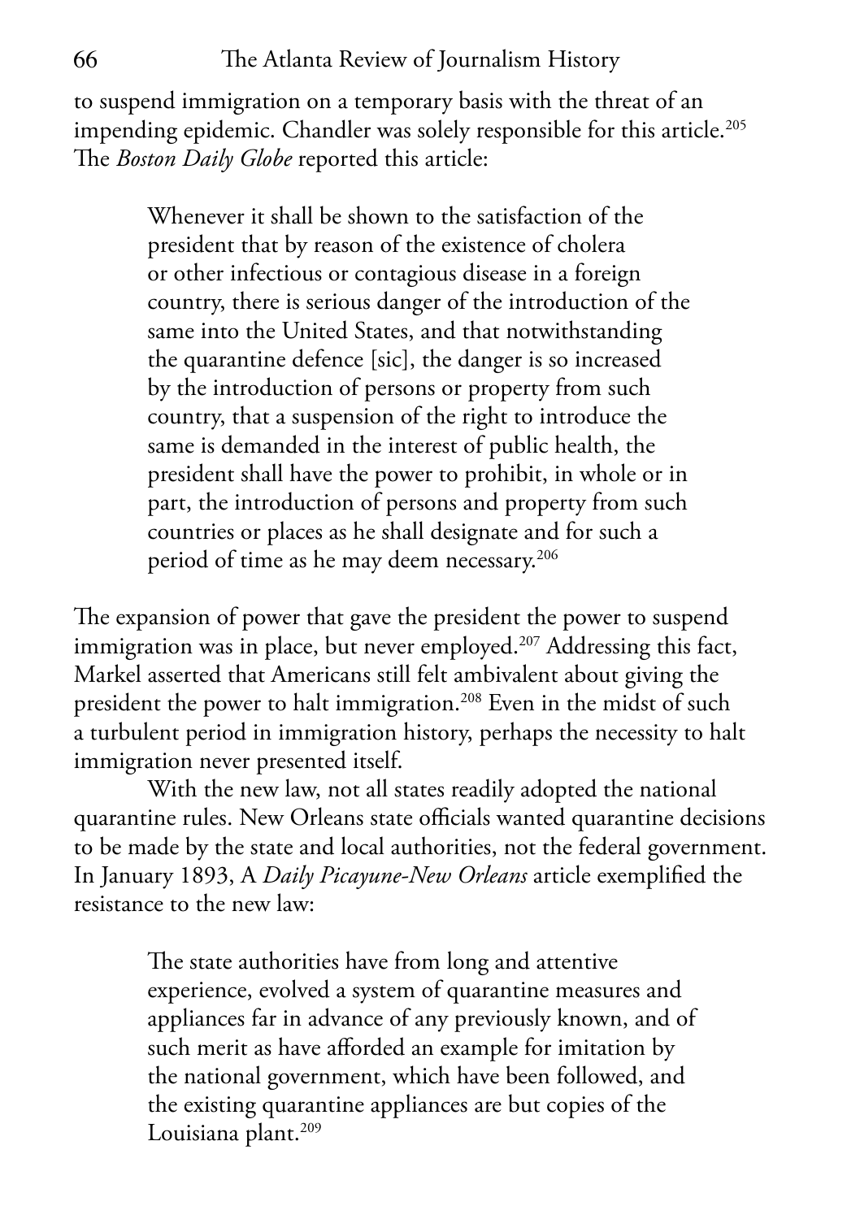to suspend immigration on a temporary basis with the threat of an impending epidemic. Chandler was solely responsible for this article.[205] The *Boston Daily Globe* reported this article:

> Whenever it shall be shown to the satisfaction of the president that by reason of the existence of cholera or other infectious or contagious disease in a foreign country, there is serious danger of the introduction of the same into the United States, and that notwithstanding the quarantine defence [sic], the danger is so increased by the introduction of persons or property from such country, that a suspension of the right to introduce the same is demanded in the interest of public health, the president shall have the power to prohibit, in whole or in part, the introduction of persons and property from such countries or places as he shall designate and for such a period of time as he may deem necessary.[206]

The expansion of power that gave the president the power to suspend immigration was in place, but never employed.[207] Addressing this fact, Markel asserted that Americans still felt ambivalent about giving the president the power to halt immigration.[208] Even in the midst of such a turbulent period in immigration history, perhaps the necessity to halt immigration never presented itself.

With the new law, not all states readily adopted the national quarantine rules. New Orleans state officials wanted quarantine decisions to be made by the state and local authorities, not the federal government. In January 1893, A *Daily Picayune-New Orleans* article exemplified the resistance to the new law:

> The state authorities have from long and attentive experience, evolved a system of quarantine measures and appliances far in advance of any previously known, and of such merit as have afforded an example for imitation by the national government, which have been followed, and the existing quarantine appliances are but copies of the Louisiana plant.[209]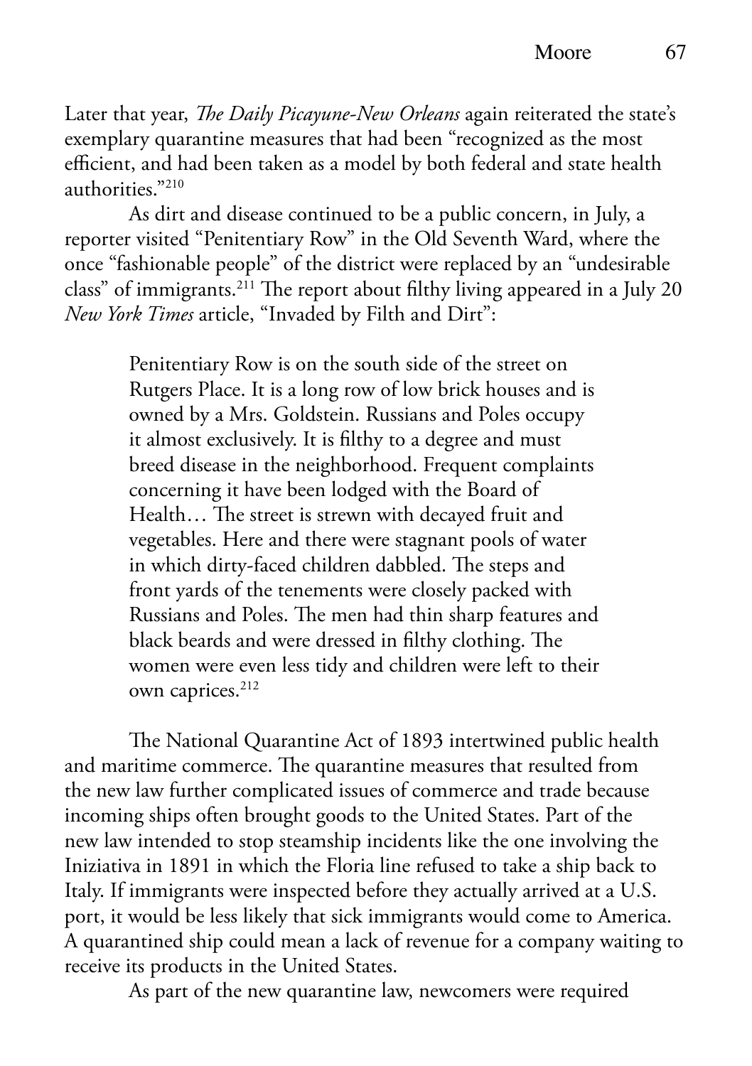Later that year, *The Daily Picayune-New Orleans* again reiterated the state's exemplary quarantine measures that had been "recognized as the most efficient, and had been taken as a model by both federal and state health authorities."[210]

As dirt and disease continued to be a public concern, in July, a reporter visited "Penitentiary Row" in the Old Seventh Ward, where the once "fashionable people" of the district were replaced by an "undesirable class" of immigrants.[211] The report about filthy living appeared in a July 20 *New York Times* article, "Invaded by Filth and Dirt":

> Penitentiary Row is on the south side of the street on Rutgers Place. It is a long row of low brick houses and is owned by a Mrs. Goldstein. Russians and Poles occupy it almost exclusively. It is filthy to a degree and must breed disease in the neighborhood. Frequent complaints concerning it have been lodged with the Board of Health… The street is strewn with decayed fruit and vegetables. Here and there were stagnant pools of water in which dirty-faced children dabbled. The steps and front yards of the tenements were closely packed with Russians and Poles. The men had thin sharp features and black beards and were dressed in filthy clothing. The women were even less tidy and children were left to their own caprices.[212]

The National Quarantine Act of 1893 intertwined public health and maritime commerce. The quarantine measures that resulted from the new law further complicated issues of commerce and trade because incoming ships often brought goods to the United States. Part of the new law intended to stop steamship incidents like the one involving the Iniziativa in 1891 in which the Floria line refused to take a ship back to Italy. If immigrants were inspected before they actually arrived at a U.S. port, it would be less likely that sick immigrants would come to America. A quarantined ship could mean a lack of revenue for a company waiting to receive its products in the United States.

As part of the new quarantine law, newcomers were required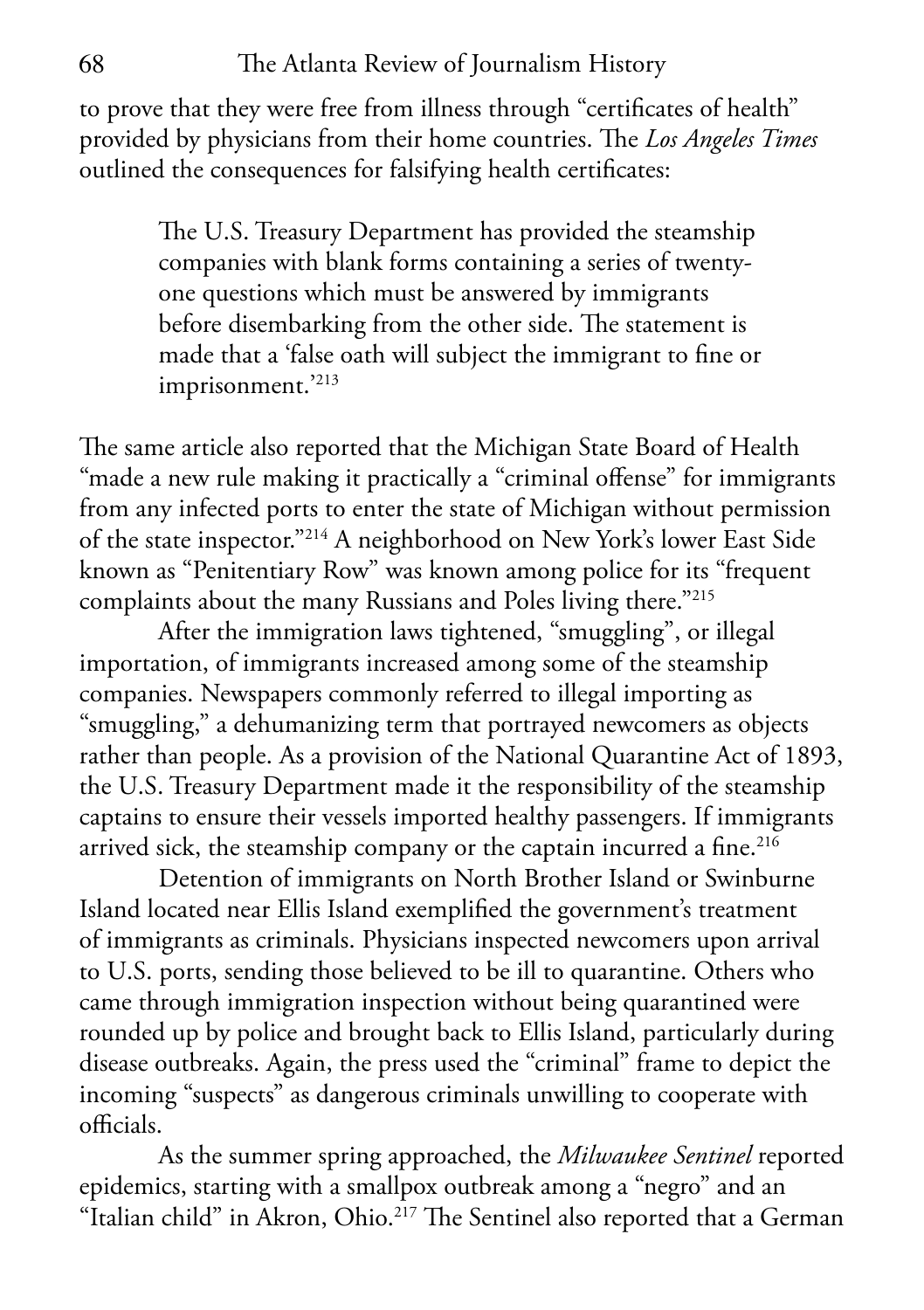to prove that they were free from illness through "certificates of health" provided by physicians from their home countries. The *Los Angeles Times* outlined the consequences for falsifying health certificates:

> The U.S. Treasury Department has provided the steamship companies with blank forms containing a series of twenty-one questions which must be answered by immigrants before disembarking from the other side. The statement is made that a 'false oath will subject the immigrant to fine or imprisonment.'[213]

The same article also reported that the Michigan State Board of Health "made a new rule making it practically a "criminal offense" for immigrants from any infected ports to enter the state of Michigan without permission of the state inspector."[214] A neighborhood on New York's lower East Side known as "Penitentiary Row" was known among police for its "frequent complaints about the many Russians and Poles living there."[215]

After the immigration laws tightened, "smuggling", or illegal importation, of immigrants increased among some of the steamship companies. Newspapers commonly referred to illegal importing as "smuggling," a dehumanizing term that portrayed newcomers as objects rather than people. As a provision of the National Quarantine Act of 1893, the U.S. Treasury Department made it the responsibility of the steamship captains to ensure their vessels imported healthy passengers. If immigrants arrived sick, the steamship company or the captain incurred a fine.[216]

Detention of immigrants on North Brother Island or Swinburne Island located near Ellis Island exemplified the government's treatment of immigrants as criminals. Physicians inspected newcomers upon arrival to U.S. ports, sending those believed to be ill to quarantine. Others who came through immigration inspection without being quarantined were rounded up by police and brought back to Ellis Island, particularly during disease outbreaks. Again, the press used the "criminal" frame to depict the incoming "suspects" as dangerous criminals unwilling to cooperate with officials.

As the summer spring approached, the *Milwaukee Sentinel* reported epidemics, starting with a smallpox outbreak among a "negro" and an "Italian child" in Akron, Ohio.[217] The Sentinel also reported that a German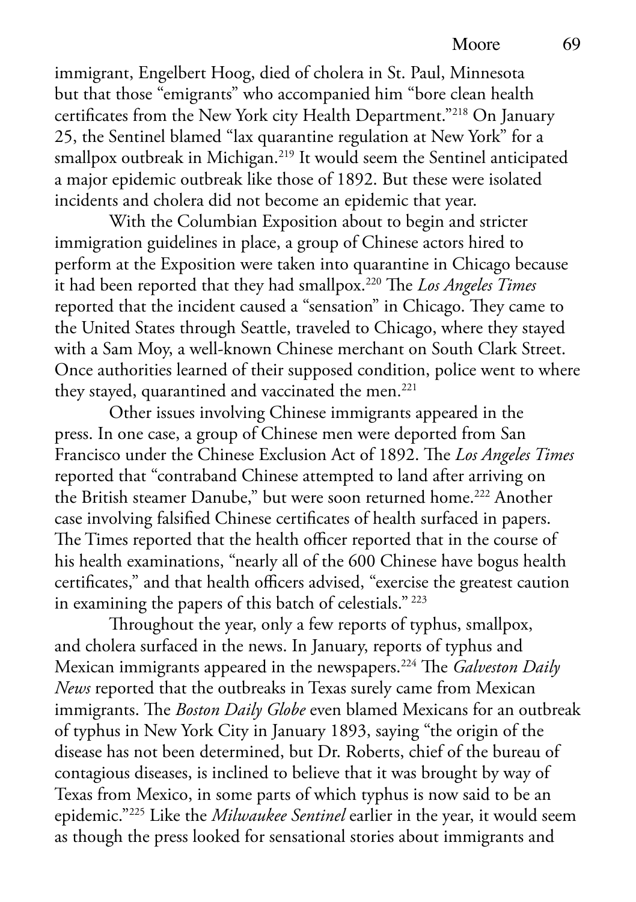immigrant, Engelbert Hoog, died of cholera in St. Paul, Minnesota but that those "emigrants" who accompanied him "bore clean health certificates from the New York city Health Department."[218] On January 25, the Sentinel blamed "lax quarantine regulation at New York" for a smallpox outbreak in Michigan.[219] It would seem the Sentinel anticipated a major epidemic outbreak like those of 1892. But these were isolated incidents and cholera did not become an epidemic that year.

With the Columbian Exposition about to begin and stricter immigration guidelines in place, a group of Chinese actors hired to perform at the Exposition were taken into quarantine in Chicago because it had been reported that they had smallpox.[220] The *Los Angeles Times* reported that the incident caused a "sensation" in Chicago. They came to the United States through Seattle, traveled to Chicago, where they stayed with a Sam Moy, a well-known Chinese merchant on South Clark Street. Once authorities learned of their supposed condition, police went to where they stayed, quarantined and vaccinated the men.[221]

Other issues involving Chinese immigrants appeared in the press. In one case, a group of Chinese men were deported from San Francisco under the Chinese Exclusion Act of 1892. The *Los Angeles Times* reported that "contraband Chinese attempted to land after arriving on the British steamer Danube," but were soon returned home.[222] Another case involving falsified Chinese certificates of health surfaced in papers. The Times reported that the health officer reported that in the course of his health examinations, "nearly all of the 600 Chinese have bogus health certificates," and that health officers advised, "exercise the greatest caution in examining the papers of this batch of celestials."[223]

Throughout the year, only a few reports of typhus, smallpox, and cholera surfaced in the news. In January, reports of typhus and Mexican immigrants appeared in the newspapers.[224] The *Galveston Daily News* reported that the outbreaks in Texas surely came from Mexican immigrants. The *Boston Daily Globe* even blamed Mexicans for an outbreak of typhus in New York City in January 1893, saying "the origin of the disease has not been determined, but Dr. Roberts, chief of the bureau of contagious diseases, is inclined to believe that it was brought by way of Texas from Mexico, in some parts of which typhus is now said to be an epidemic."[225] Like the *Milwaukee Sentinel* earlier in the year, it would seem as though the press looked for sensational stories about immigrants and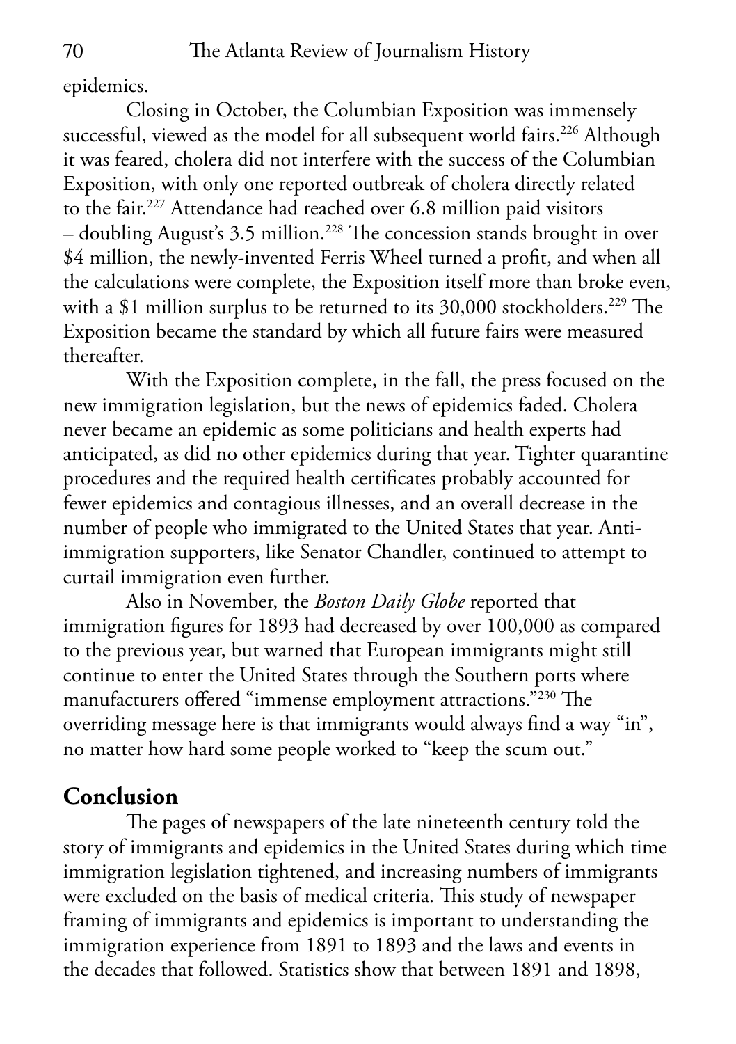epidemics.

Closing in October, the Columbian Exposition was immensely successful, viewed as the model for all subsequent world fairs.[226] Although it was feared, cholera did not interfere with the success of the Columbian Exposition, with only one reported outbreak of cholera directly related to the fair.[227] Attendance had reached over 6.8 million paid visitors – doubling August's 3.5 million.[228] The concession stands brought in over $4 million, the newly-invented Ferris Wheel turned a profit, and when all the calculations were complete, the Exposition itself more than broke even, with a $1 million surplus to be returned to its 30,000 stockholders.[229] The Exposition became the standard by which all future fairs were measured thereafter.

With the Exposition complete, in the fall, the press focused on the new immigration legislation, but the news of epidemics faded. Cholera never became an epidemic as some politicians and health experts had anticipated, as did no other epidemics during that year. Tighter quarantine procedures and the required health certificates probably accounted for fewer epidemics and contagious illnesses, and an overall decrease in the number of people who immigrated to the United States that year. Anti-immigration supporters, like Senator Chandler, continued to attempt to curtail immigration even further.

Also in November, the *Boston Daily Globe* reported that immigration figures for 1893 had decreased by over 100,000 as compared to the previous year, but warned that European immigrants might still continue to enter the United States through the Southern ports where manufacturers offered "immense employment attractions."[230] The overriding message here is that immigrants would always find a way "in", no matter how hard some people worked to "keep the scum out."

## Conclusion

The pages of newspapers of the late nineteenth century told the story of immigrants and epidemics in the United States during which time immigration legislation tightened, and increasing numbers of immigrants were excluded on the basis of medical criteria. This study of newspaper framing of immigrants and epidemics is important to understanding the immigration experience from 1891 to 1893 and the laws and events in the decades that followed. Statistics show that between 1891 and 1898,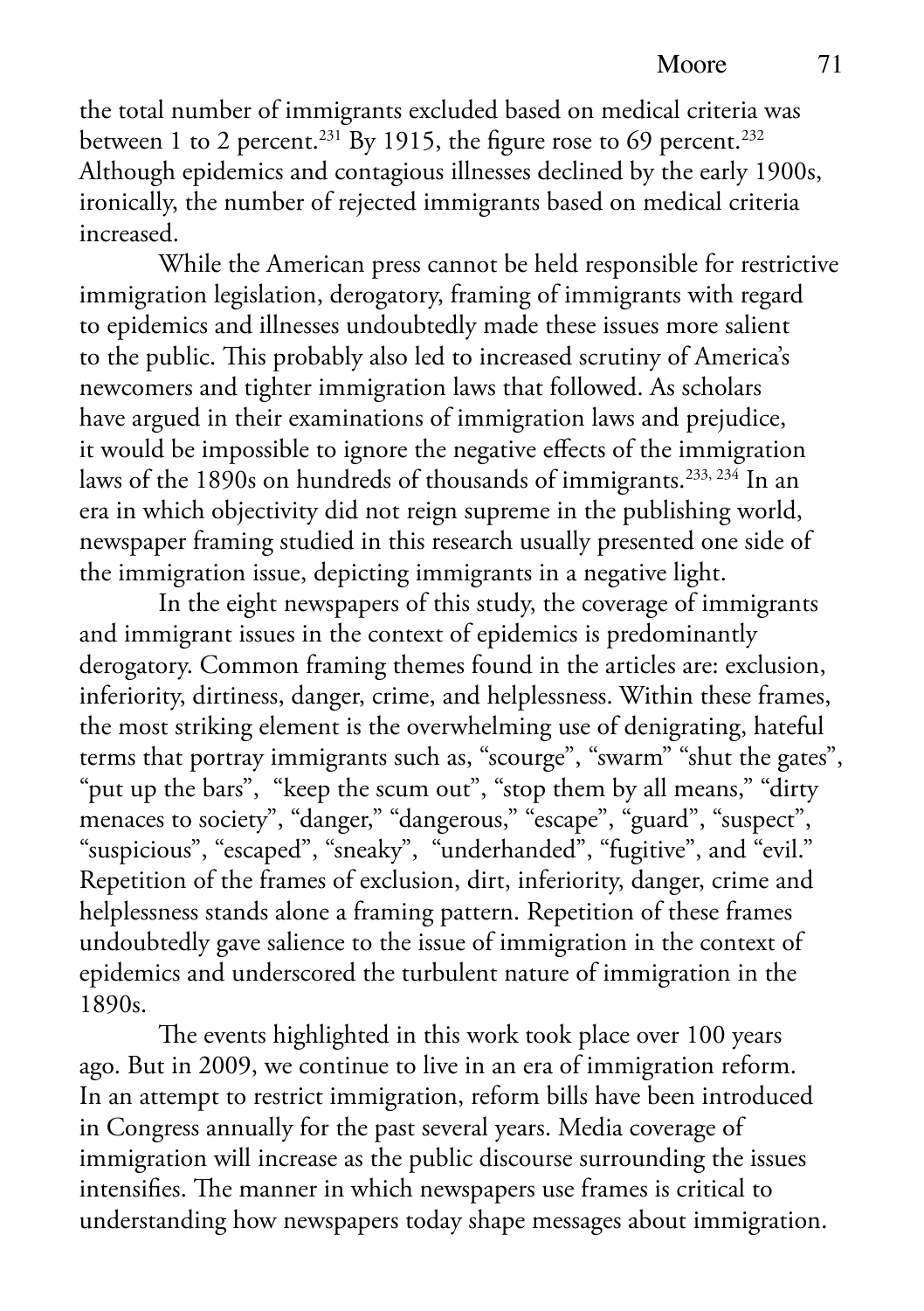the total number of immigrants excluded based on medical criteria was between 1 to 2 percent.[231] By 1915, the figure rose to 69 percent.[232] Although epidemics and contagious illnesses declined by the early 1900s, ironically, the number of rejected immigrants based on medical criteria increased.

While the American press cannot be held responsible for restrictive immigration legislation, derogatory, framing of immigrants with regard to epidemics and illnesses undoubtedly made these issues more salient to the public. This probably also led to increased scrutiny of America's newcomers and tighter immigration laws that followed. As scholars have argued in their examinations of immigration laws and prejudice, it would be impossible to ignore the negative effects of the immigration laws of the 1890s on hundreds of thousands of immigrants.[233, 234] In an era in which objectivity did not reign supreme in the publishing world, newspaper framing studied in this research usually presented one side of the immigration issue, depicting immigrants in a negative light.

In the eight newspapers of this study, the coverage of immigrants and immigrant issues in the context of epidemics is predominantly derogatory. Common framing themes found in the articles are: exclusion, inferiority, dirtiness, danger, crime, and helplessness. Within these frames, the most striking element is the overwhelming use of denigrating, hateful terms that portray immigrants such as, "scourge", "swarm" "shut the gates", "put up the bars", "keep the scum out", "stop them by all means," "dirty menaces to society", "danger," "dangerous," "escape", "guard", "suspect", "suspicious", "escaped", "sneaky", "underhanded", "fugitive", and "evil." Repetition of the frames of exclusion, dirt, inferiority, danger, crime and helplessness stands alone a framing pattern. Repetition of these frames undoubtedly gave salience to the issue of immigration in the context of epidemics and underscored the turbulent nature of immigration in the 1890s.

The events highlighted in this work took place over 100 years ago. But in 2009, we continue to live in an era of immigration reform. In an attempt to restrict immigration, reform bills have been introduced in Congress annually for the past several years. Media coverage of immigration will increase as the public discourse surrounding the issues intensifies. The manner in which newspapers use frames is critical to understanding how newspapers today shape messages about immigration.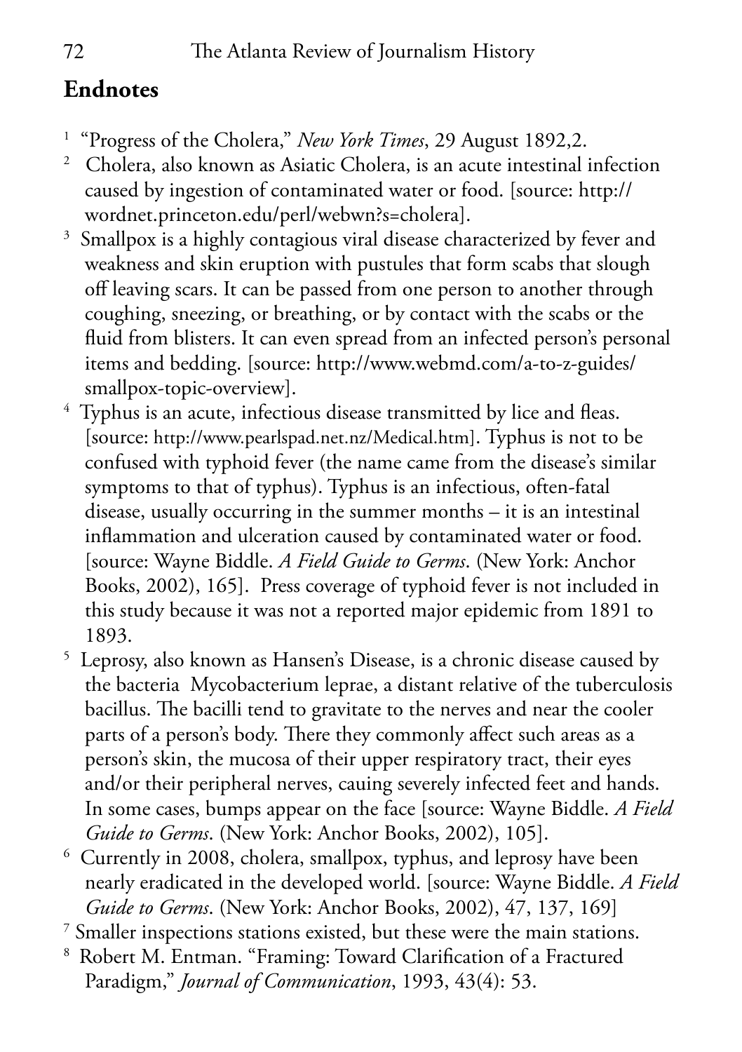## Endnotes

[1] "Progress of the Cholera," *New York Times*, 29 August 1892,2.

[2] Cholera, also known as Asiatic Cholera, is an acute intestinal infection caused by ingestion of contaminated water or food. [source: http://wordnet.princeton.edu/perl/webwn?s=cholera].

[3] Smallpox is a highly contagious viral disease characterized by fever and weakness and skin eruption with pustules that form scabs that slough off leaving scars. It can be passed from one person to another through coughing, sneezing, or breathing, or by contact with the scabs or the fluid from blisters. It can even spread from an infected person's personal items and bedding. [source: http://www.webmd.com/a-to-z-guides/smallpox-topic-overview].

[4] Typhus is an acute, infectious disease transmitted by lice and fleas. [source: http://www.pearlspad.net.nz/Medical.htm]. Typhus is not to be confused with typhoid fever (the name came from the disease's similar symptoms to that of typhus). Typhus is an infectious, often-fatal disease, usually occurring in the summer months – it is an intestinal inflammation and ulceration caused by contaminated water or food. [source: Wayne Biddle. *A Field Guide to Germs*. (New York: Anchor Books, 2002), 165]. Press coverage of typhoid fever is not included in this study because it was not a reported major epidemic from 1891 to 1893.

[5] Leprosy, also known as Hansen's Disease, is a chronic disease caused by the bacteria Mycobacterium leprae, a distant relative of the tuberculosis bacillus. The bacilli tend to gravitate to the nerves and near the cooler parts of a person's body. There they commonly affect such areas as a person's skin, the mucosa of their upper respiratory tract, their eyes and/or their peripheral nerves, cauing severely infected feet and hands. In some cases, bumps appear on the face [source: Wayne Biddle. *A Field Guide to Germs*. (New York: Anchor Books, 2002), 105].

[6] Currently in 2008, cholera, smallpox, typhus, and leprosy have been nearly eradicated in the developed world. [source: Wayne Biddle. *A Field Guide to Germs*. (New York: Anchor Books, 2002), 47, 137, 169]

[7] Smaller inspections stations existed, but these were the main stations.

[8] Robert M. Entman. "Framing: Toward Clarification of a Fractured Paradigm," *Journal of Communication*, 1993, 43(4): 53.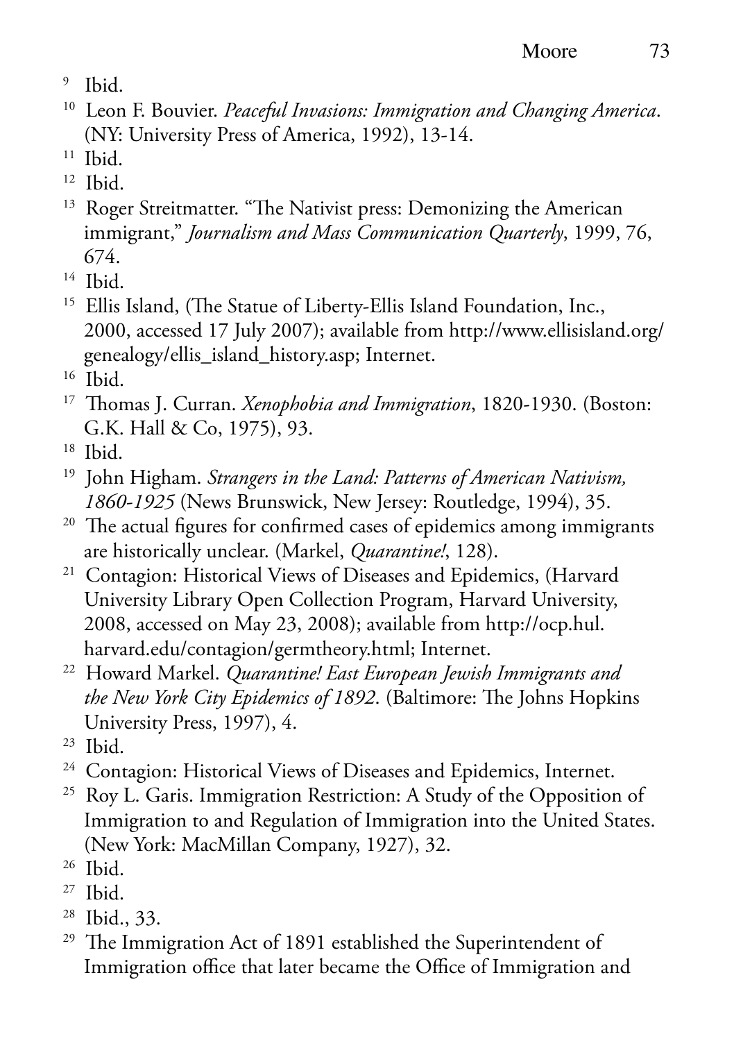[9] Ibid.

[10] Leon F. Bouvier. *Peaceful Invasions: Immigration and Changing America*. (NY: University Press of America, 1992), 13-14.

[11] Ibid.

[12] Ibid.

[13] Roger Streitmatter. "The Nativist press: Demonizing the American immigrant," *Journalism and Mass Communication Quarterly*, 1999, 76, 674.

[14] Ibid.

[15] Ellis Island, (The Statue of Liberty-Ellis Island Foundation, Inc., 2000, accessed 17 July 2007); available from http://www.ellisisland.org/genealogy/ellis_island_history.asp; Internet.

[16] Ibid.

[17] Thomas J. Curran. *Xenophobia and Immigration*, 1820-1930. (Boston: G.K. Hall & Co, 1975), 93.

[18] Ibid.

[19] John Higham. *Strangers in the Land: Patterns of American Nativism, 1860-1925* (News Brunswick, New Jersey: Routledge, 1994), 35.

[20] The actual figures for confirmed cases of epidemics among immigrants are historically unclear. (Markel, *Quarantine!*, 128).

[21] Contagion: Historical Views of Diseases and Epidemics, (Harvard University Library Open Collection Program, Harvard University, 2008, accessed on May 23, 2008); available from http://ocp.hul.harvard.edu/contagion/germtheory.html; Internet.

[22] Howard Markel. *Quarantine! East European Jewish Immigrants and the New York City Epidemics of 1892.* (Baltimore: The Johns Hopkins University Press, 1997), 4.

[23] Ibid.

[24] Contagion: Historical Views of Diseases and Epidemics, Internet.

[25] Roy L. Garis. Immigration Restriction: A Study of the Opposition of Immigration to and Regulation of Immigration into the United States. (New York: MacMillan Company, 1927), 32.

[26] Ibid.

[27] Ibid.

[28] Ibid., 33.

[29] The Immigration Act of 1891 established the Superintendent of Immigration office that later became the Office of Immigration and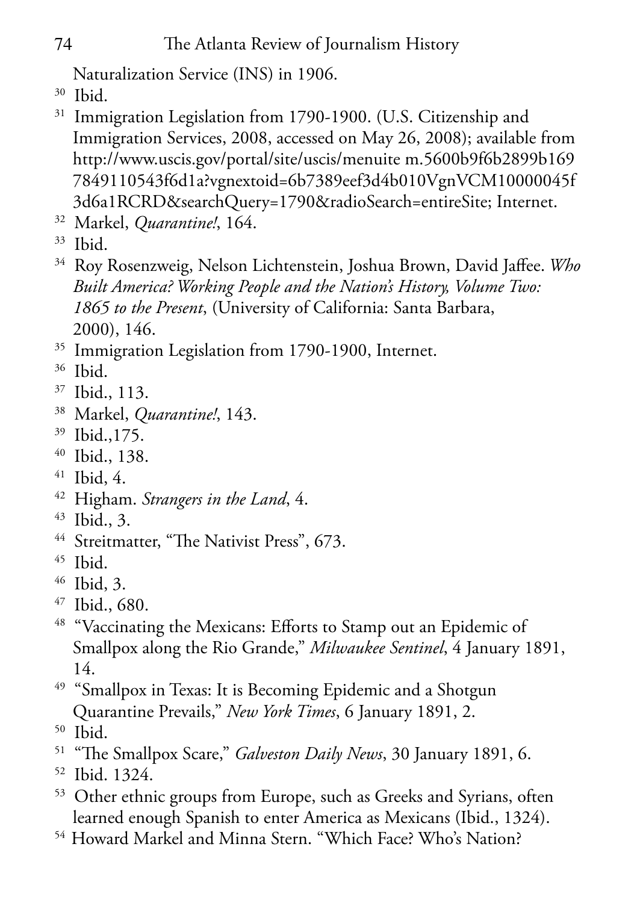Naturalization Service (INS) in 1906.

[30] Ibid.

[31] Immigration Legislation from 1790-1900. (U.S. Citizenship and Immigration Services, 2008, accessed on May 26, 2008); available from http://www.uscis.gov/portal/site/uscis/menuite m.5600b9f6b2899b169 7849110543f6d1a?vgnextoid=6b7389eef3d4b010VgnVCM10000045f 3d6a1RCRD&searchQuery=1790&radioSearch=entireSite; Internet.

[32] Markel, *Quarantine!*, 164.

[33] Ibid.

[34] Roy Rosenzweig, Nelson Lichtenstein, Joshua Brown, David Jaffee. *Who Built America? Working People and the Nation's History, Volume Two: 1865 to the Present*, (University of California: Santa Barbara, 2000), 146.

[35] Immigration Legislation from 1790-1900, Internet.

[36] Ibid.

[37] Ibid., 113.

[38] Markel, *Quarantine!*, 143.

[39] Ibid.,175.

[40] Ibid., 138.

[41] Ibid, 4.

[42] Higham. *Strangers in the Land*, 4.

[43] Ibid., 3.

[44] Streitmatter, "The Nativist Press", 673.

[45] Ibid.

[46] Ibid, 3.

[47] Ibid., 680.

[48] "Vaccinating the Mexicans: Efforts to Stamp out an Epidemic of Smallpox along the Rio Grande," *Milwaukee Sentinel*, 4 January 1891, 14.

[49] "Smallpox in Texas: It is Becoming Epidemic and a Shotgun Quarantine Prevails," *New York Times*, 6 January 1891, 2.

[50] Ibid.

[51] "The Smallpox Scare," *Galveston Daily News*, 30 January 1891, 6.

[52] Ibid. 1324.

[53] Other ethnic groups from Europe, such as Greeks and Syrians, often learned enough Spanish to enter America as Mexicans (Ibid., 1324).

[54] Howard Markel and Minna Stern. "Which Face? Who's Nation?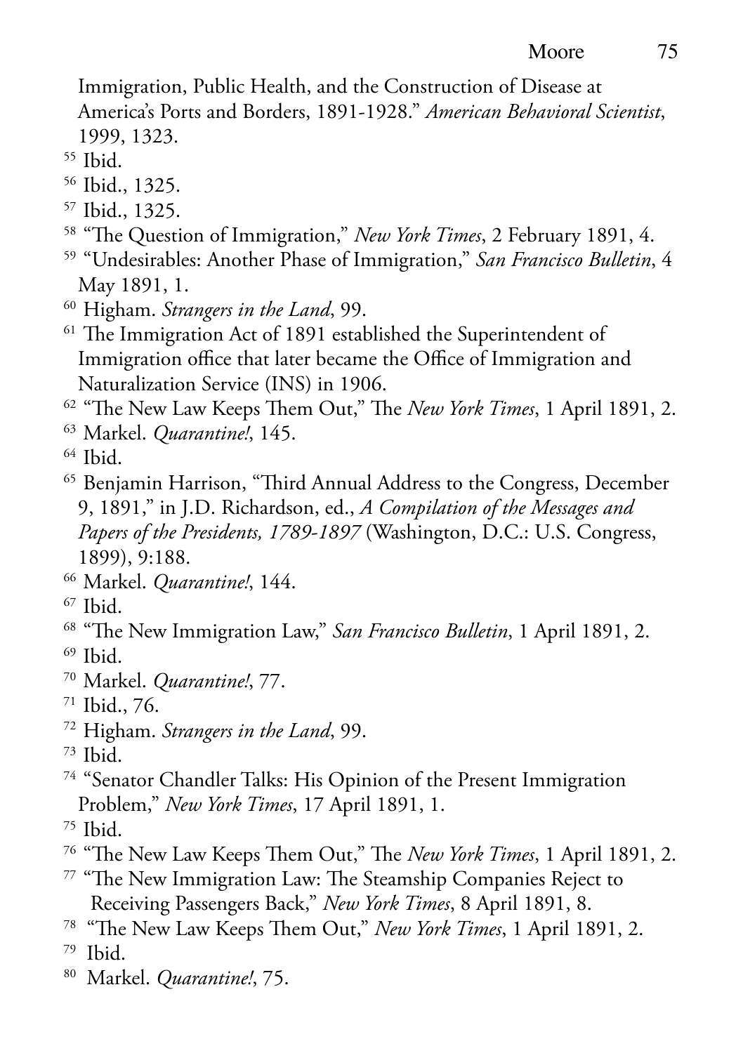Immigration, Public Health, and the Construction of Disease at America's Ports and Borders, 1891-1928." *American Behavioral Scientist*, 1999, 1323.

[55] Ibid.

[56] Ibid., 1325.

[57] Ibid., 1325.

[58] "The Question of Immigration," *New York Times*, 2 February 1891, 4.

[59] "Undesirables: Another Phase of Immigration," *San Francisco Bulletin*, 4 May 1891, 1.

[60] Higham. *Strangers in the Land*, 99.

[61] The Immigration Act of 1891 established the Superintendent of Immigration office that later became the Office of Immigration and Naturalization Service (INS) in 1906.

[62] "The New Law Keeps Them Out," The *New York Times*, 1 April 1891, 2.

[63] Markel. *Quarantine!*, 145.

[64] Ibid.

[65] Benjamin Harrison, "Third Annual Address to the Congress, December 9, 1891," in J.D. Richardson, ed., *A Compilation of the Messages and Papers of the Presidents, 1789-1897* (Washington, D.C.: U.S. Congress, 1899), 9:188.

[66] Markel. *Quarantine!*, 144.

[67] Ibid.

[68] "The New Immigration Law," *San Francisco Bulletin*, 1 April 1891, 2.

[69] Ibid.

[70] Markel. *Quarantine!*, 77.

[71] Ibid., 76.

[72] Higham. *Strangers in the Land*, 99.

[73] Ibid.

[74] "Senator Chandler Talks: His Opinion of the Present Immigration Problem," *New York Times*, 17 April 1891, 1.

[75] Ibid.

[76] "The New Law Keeps Them Out," The *New York Times*, 1 April 1891, 2.

[77] "The New Immigration Law: The Steamship Companies Reject to Receiving Passengers Back," *New York Times*, 8 April 1891, 8.

[78] "The New Law Keeps Them Out," *New York Times*, 1 April 1891, 2.

[79] Ibid.

[80] Markel. *Quarantine!*, 75.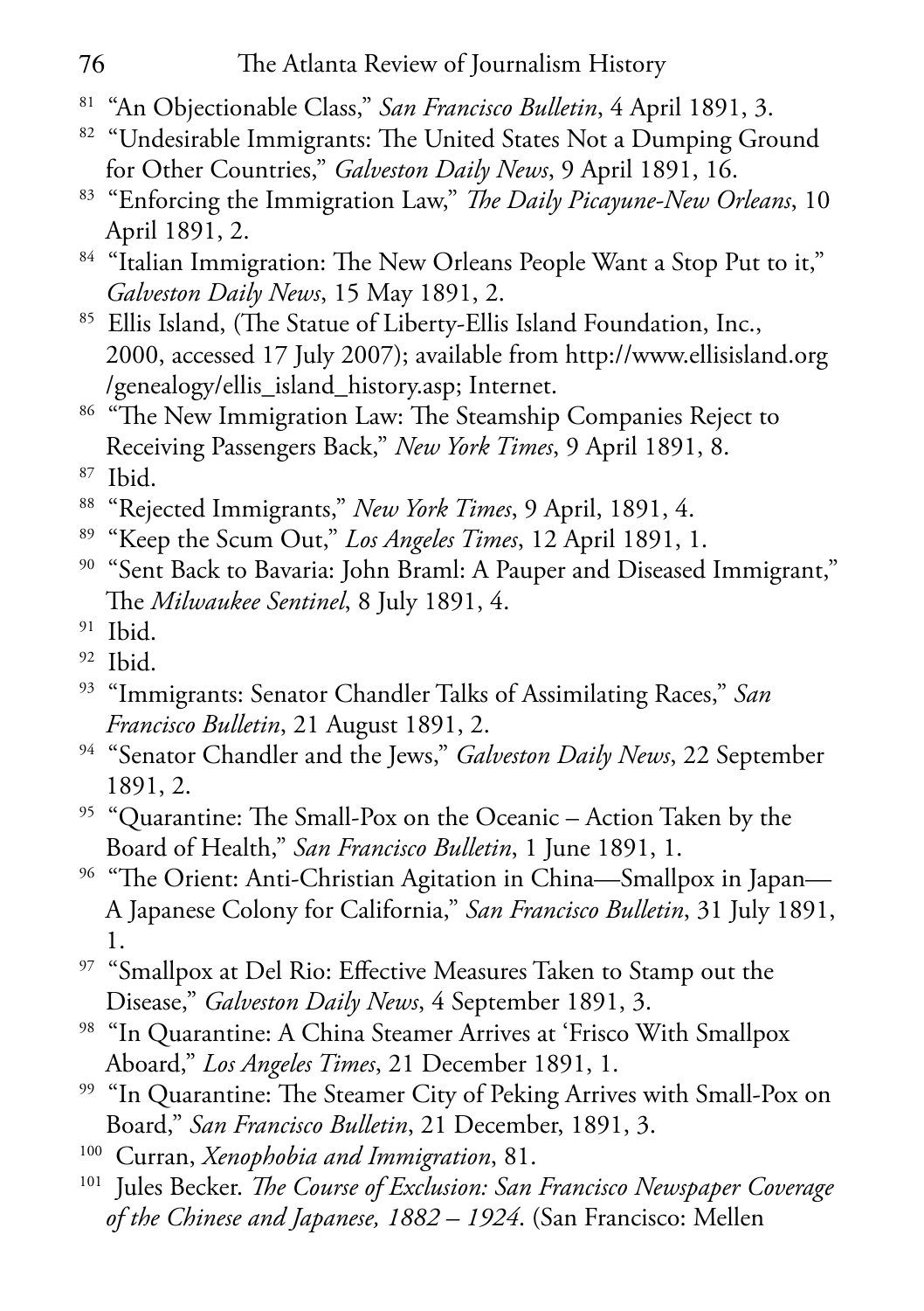[81] "An Objectionable Class," *San Francisco Bulletin*, 4 April 1891, 3.

[82] "Undesirable Immigrants: The United States Not a Dumping Ground for Other Countries," *Galveston Daily News*, 9 April 1891, 16.

[83] "Enforcing the Immigration Law," *The Daily Picayune-New Orleans*, 10 April 1891, 2.

[84] "Italian Immigration: The New Orleans People Want a Stop Put to it," *Galveston Daily News*, 15 May 1891, 2.

[85] Ellis Island, (The Statue of Liberty-Ellis Island Foundation, Inc., 2000, accessed 17 July 2007); available from http://www.ellisisland.org/genealogy/ellis_island_history.asp; Internet.

[86] "The New Immigration Law: The Steamship Companies Reject to Receiving Passengers Back," *New York Times*, 9 April 1891, 8.

[87] Ibid.

[88] "Rejected Immigrants," *New York Times*, 9 April, 1891, 4.

[89] "Keep the Scum Out," *Los Angeles Times*, 12 April 1891, 1.

[90] "Sent Back to Bavaria: John Braml: A Pauper and Diseased Immigrant," The *Milwaukee Sentinel*, 8 July 1891, 4.

[91] Ibid.

[92] Ibid.

[93] "Immigrants: Senator Chandler Talks of Assimilating Races," *San Francisco Bulletin*, 21 August 1891, 2.

[94] "Senator Chandler and the Jews," *Galveston Daily News*, 22 September 1891, 2.

[95] "Quarantine: The Small-Pox on the Oceanic – Action Taken by the Board of Health," *San Francisco Bulletin*, 1 June 1891, 1.

[96] "The Orient: Anti-Christian Agitation in China—Smallpox in Japan—A Japanese Colony for California," *San Francisco Bulletin*, 31 July 1891, 1.

[97] "Smallpox at Del Rio: Effective Measures Taken to Stamp out the Disease," *Galveston Daily News*, 4 September 1891, 3.

[98] "In Quarantine: A China Steamer Arrives at 'Frisco With Smallpox Aboard," *Los Angeles Times*, 21 December 1891, 1.

[99] "In Quarantine: The Steamer City of Peking Arrives with Small-Pox on Board," *San Francisco Bulletin*, 21 December, 1891, 3.

[100] Curran, *Xenophobia and Immigration*, 81.

[101] Jules Becker. *The Course of Exclusion: San Francisco Newspaper Coverage of the Chinese and Japanese, 1882 – 1924*. (San Francisco: Mellen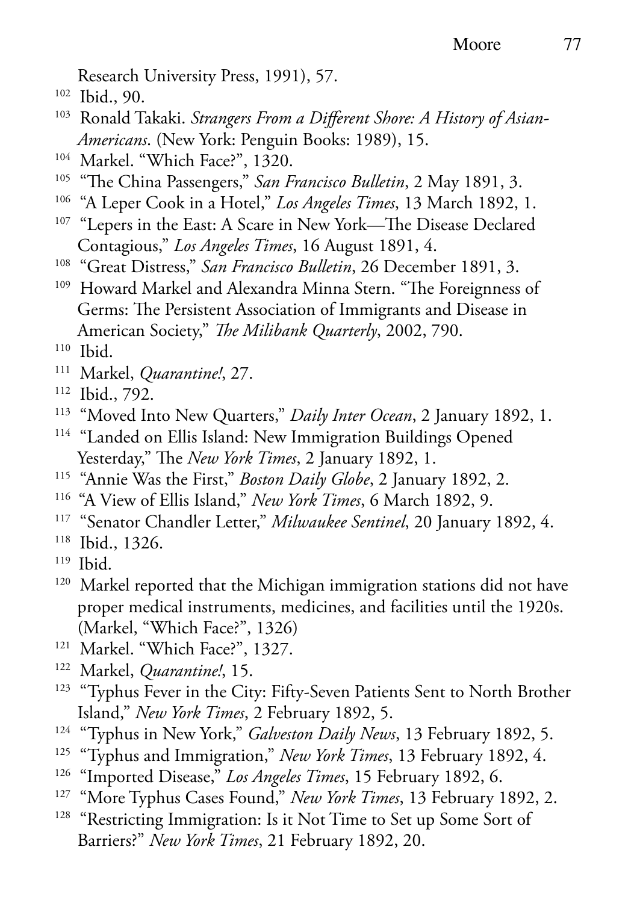Research University Press, 1991), 57.

102 Ibid., 90.

103 Ronald Takaki. *Strangers From a Different Shore: A History of Asian-Americans*. (New York: Penguin Books: 1989), 15.

104 Markel. "Which Face?", 1320.

105 "The China Passengers," *San Francisco Bulletin*, 2 May 1891, 3.

106 "A Leper Cook in a Hotel," *Los Angeles Times*, 13 March 1892, 1.

107 "Lepers in the East: A Scare in New York—The Disease Declared Contagious," *Los Angeles Times*, 16 August 1891, 4.

108 "Great Distress," *San Francisco Bulletin*, 26 December 1891, 3.

109 Howard Markel and Alexandra Minna Stern. "The Foreignness of Germs: The Persistent Association of Immigrants and Disease in American Society," *The Milibank Quarterly*, 2002, 790.

110 Ibid.

111 Markel, *Quarantine!*, 27.

112 Ibid., 792.

113 "Moved Into New Quarters," *Daily Inter Ocean*, 2 January 1892, 1.

114 "Landed on Ellis Island: New Immigration Buildings Opened Yesterday," The *New York Times*, 2 January 1892, 1.

115 "Annie Was the First," *Boston Daily Globe*, 2 January 1892, 2.

116 "A View of Ellis Island," *New York Times*, 6 March 1892, 9.

117 "Senator Chandler Letter," *Milwaukee Sentinel*, 20 January 1892, 4.

118 Ibid., 1326.

119 Ibid.

120 Markel reported that the Michigan immigration stations did not have proper medical instruments, medicines, and facilities until the 1920s. (Markel, "Which Face?", 1326)

121 Markel. "Which Face?", 1327.

122 Markel, *Quarantine!*, 15.

123 "Typhus Fever in the City: Fifty-Seven Patients Sent to North Brother Island," *New York Times*, 2 February 1892, 5.

124 "Typhus in New York," *Galveston Daily News*, 13 February 1892, 5.

125 "Typhus and Immigration," *New York Times*, 13 February 1892, 4.

126 "Imported Disease," *Los Angeles Times*, 15 February 1892, 6.

127 "More Typhus Cases Found," *New York Times*, 13 February 1892, 2.

128 "Restricting Immigration: Is it Not Time to Set up Some Sort of Barriers?" *New York Times*, 21 February 1892, 20.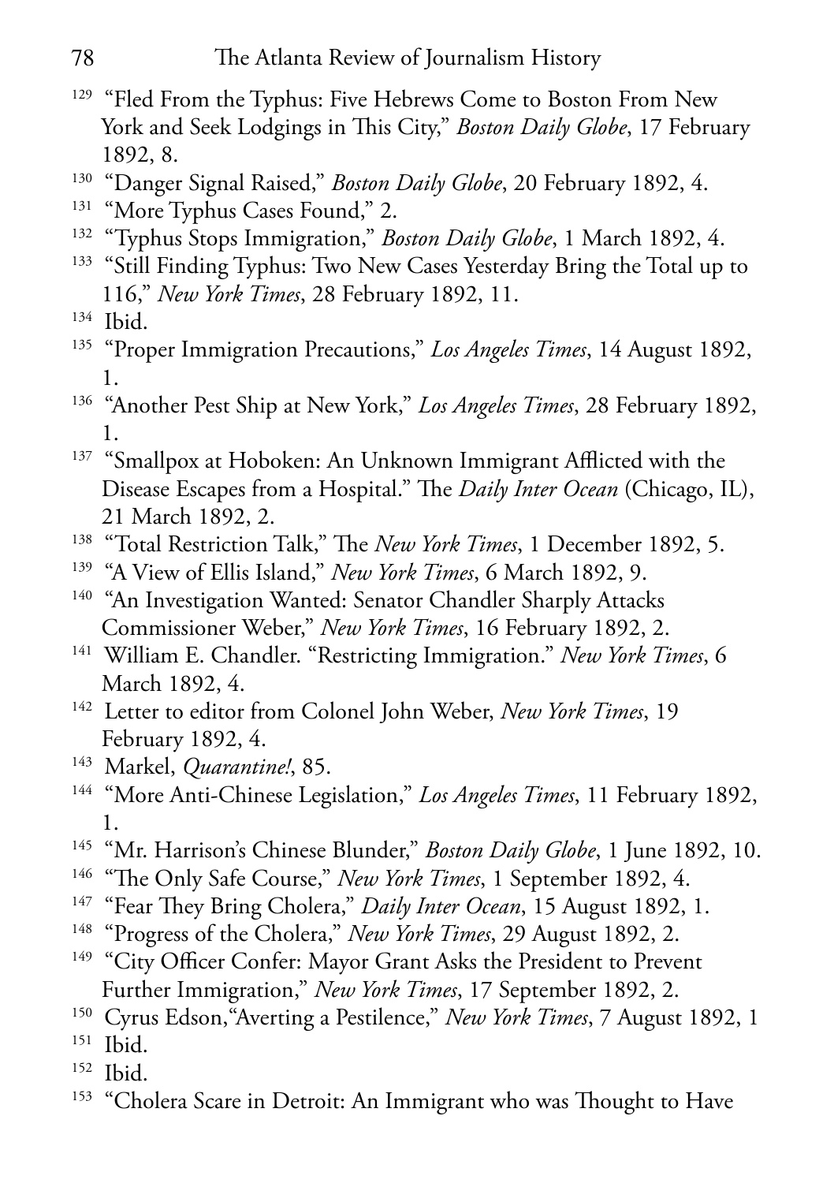[129] "Fled From the Typhus: Five Hebrews Come to Boston From New York and Seek Lodgings in This City," *Boston Daily Globe*, 17 February 1892, 8.

[130] "Danger Signal Raised," *Boston Daily Globe*, 20 February 1892, 4.

[131] "More Typhus Cases Found," 2.

[132] "Typhus Stops Immigration," *Boston Daily Globe*, 1 March 1892, 4.

[133] "Still Finding Typhus: Two New Cases Yesterday Bring the Total up to 116," *New York Times*, 28 February 1892, 11.

[134] Ibid.

[135] "Proper Immigration Precautions," *Los Angeles Times*, 14 August 1892, 1.

[136] "Another Pest Ship at New York," *Los Angeles Times*, 28 February 1892, 1.

[137] "Smallpox at Hoboken: An Unknown Immigrant Afflicted with the Disease Escapes from a Hospital." The *Daily Inter Ocean* (Chicago, IL), 21 March 1892, 2.

[138] "Total Restriction Talk," The *New York Times*, 1 December 1892, 5.

[139] "A View of Ellis Island," *New York Times*, 6 March 1892, 9.

[140] "An Investigation Wanted: Senator Chandler Sharply Attacks Commissioner Weber," *New York Times*, 16 February 1892, 2.

[141] William E. Chandler. "Restricting Immigration." *New York Times*, 6 March 1892, 4.

[142] Letter to editor from Colonel John Weber, *New York Times*, 19 February 1892, 4.

[143] Markel, *Quarantine!*, 85.

[144] "More Anti-Chinese Legislation," *Los Angeles Times*, 11 February 1892, 1.

[145] "Mr. Harrison's Chinese Blunder," *Boston Daily Globe*, 1 June 1892, 10.

[146] "The Only Safe Course," *New York Times*, 1 September 1892, 4.

[147] "Fear They Bring Cholera," *Daily Inter Ocean*, 15 August 1892, 1.

[148] "Progress of the Cholera," *New York Times*, 29 August 1892, 2.

[149] "City Officer Confer: Mayor Grant Asks the President to Prevent Further Immigration," *New York Times*, 17 September 1892, 2.

[150] Cyrus Edson,"Averting a Pestilence," *New York Times*, 7 August 1892, 1

[151] Ibid.

[152] Ibid.

[153] "Cholera Scare in Detroit: An Immigrant who was Thought to Have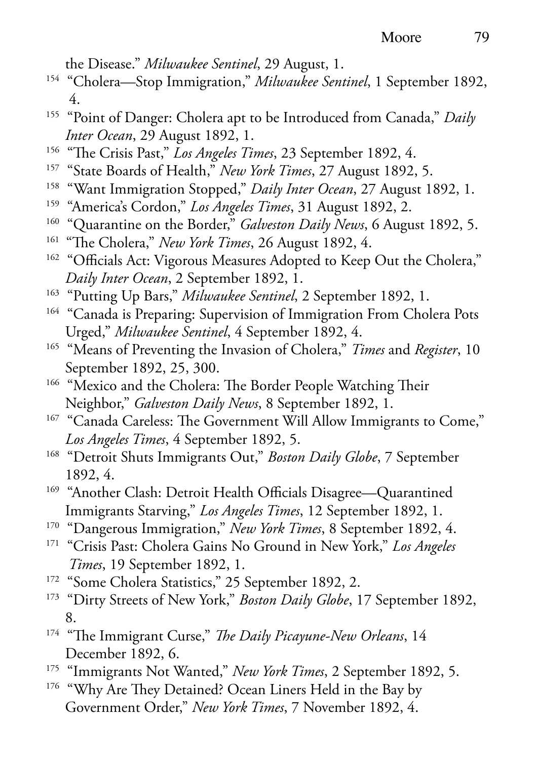the Disease." *Milwaukee Sentinel*, 29 August, 1.

[154] "Cholera—Stop Immigration," *Milwaukee Sentinel*, 1 September 1892, 4.

[155] "Point of Danger: Cholera apt to be Introduced from Canada," *Daily Inter Ocean*, 29 August 1892, 1.

[156] "The Crisis Past," *Los Angeles Times*, 23 September 1892, 4.

[157] "State Boards of Health," *New York Times*, 27 August 1892, 5.

[158] "Want Immigration Stopped," *Daily Inter Ocean*, 27 August 1892, 1.

[159] "America's Cordon," *Los Angeles Times*, 31 August 1892, 2.

[160] "Quarantine on the Border," *Galveston Daily News*, 6 August 1892, 5.

[161] "The Cholera," *New York Times*, 26 August 1892, 4.

[162] "Officials Act: Vigorous Measures Adopted to Keep Out the Cholera," *Daily Inter Ocean*, 2 September 1892, 1.

[163] "Putting Up Bars," *Milwaukee Sentinel*, 2 September 1892, 1.

[164] "Canada is Preparing: Supervision of Immigration From Cholera Pots Urged," *Milwaukee Sentinel*, 4 September 1892, 4.

[165] "Means of Preventing the Invasion of Cholera," *Times* and *Register*, 10 September 1892, 25, 300.

[166] "Mexico and the Cholera: The Border People Watching Their Neighbor," *Galveston Daily News*, 8 September 1892, 1.

[167] "Canada Careless: The Government Will Allow Immigrants to Come," *Los Angeles Times*, 4 September 1892, 5.

[168] "Detroit Shuts Immigrants Out," *Boston Daily Globe*, 7 September 1892, 4.

[169] "Another Clash: Detroit Health Officials Disagree—Quarantined Immigrants Starving," *Los Angeles Times*, 12 September 1892, 1.

[170] "Dangerous Immigration," *New York Times*, 8 September 1892, 4.

[171] "Crisis Past: Cholera Gains No Ground in New York," *Los Angeles Times*, 19 September 1892, 1.

[172] "Some Cholera Statistics," 25 September 1892, 2.

[173] "Dirty Streets of New York," *Boston Daily Globe*, 17 September 1892, 8.

[174] "The Immigrant Curse," *The Daily Picayune-New Orleans*, 14 December 1892, 6.

[175] "Immigrants Not Wanted," *New York Times*, 2 September 1892, 5.

[176] "Why Are They Detained? Ocean Liners Held in the Bay by Government Order," *New York Times*, 7 November 1892, 4.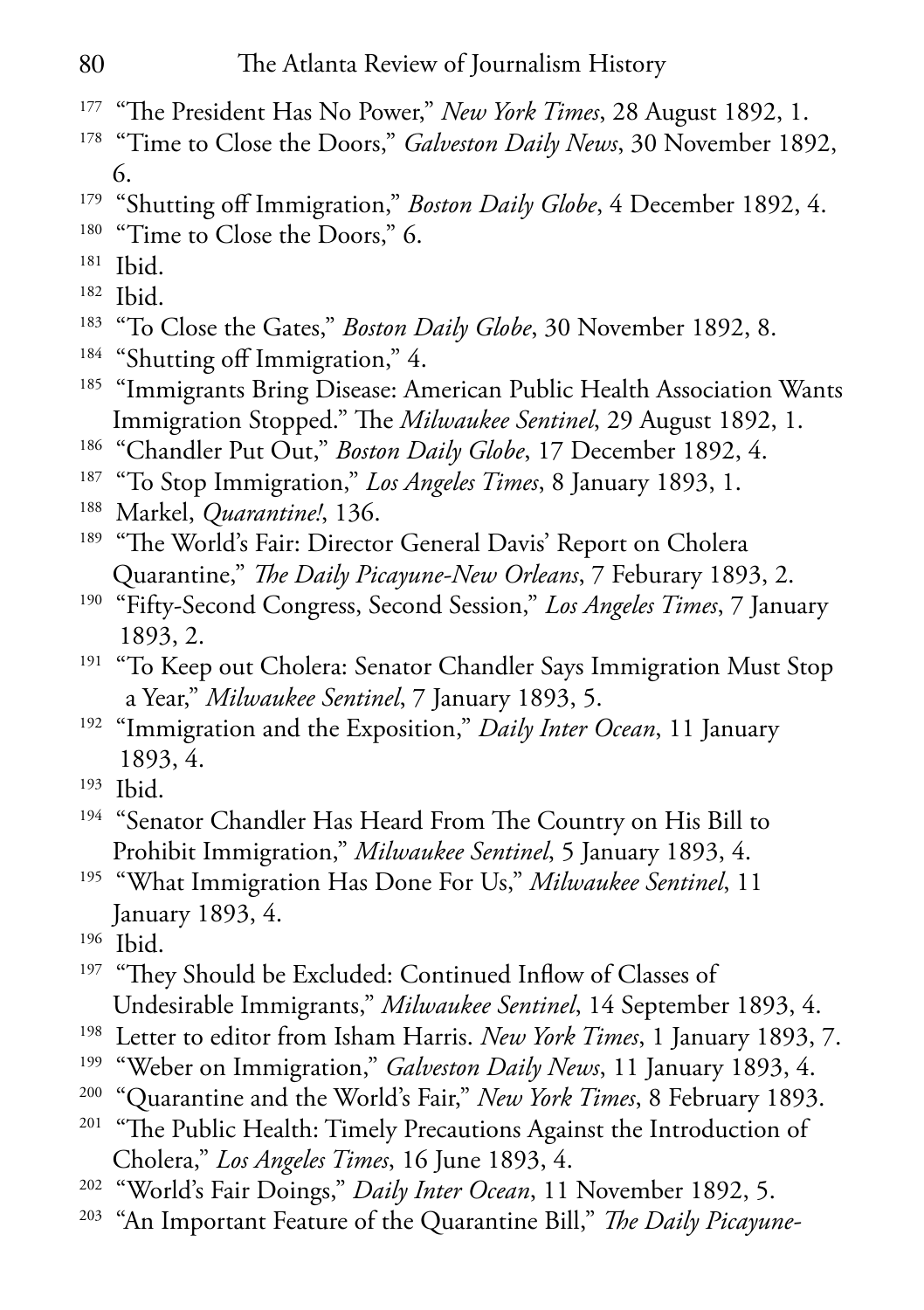177 "The President Has No Power," *New York Times*, 28 August 1892, 1.

178 "Time to Close the Doors," *Galveston Daily News*, 30 November 1892, 6.

179 "Shutting off Immigration," *Boston Daily Globe*, 4 December 1892, 4.

180 "Time to Close the Doors," 6.

181 Ibid.

182 Ibid.

183 "To Close the Gates," *Boston Daily Globe*, 30 November 1892, 8.

184 "Shutting off Immigration," 4.

185 "Immigrants Bring Disease: American Public Health Association Wants Immigration Stopped." The *Milwaukee Sentinel*, 29 August 1892, 1.

186 "Chandler Put Out," *Boston Daily Globe*, 17 December 1892, 4.

187 "To Stop Immigration," *Los Angeles Times*, 8 January 1893, 1.

188 Markel, *Quarantine!*, 136.

189 "The World's Fair: Director General Davis' Report on Cholera Quarantine," *The Daily Picayune-New Orleans*, 7 Feburary 1893, 2.

190 "Fifty-Second Congress, Second Session," *Los Angeles Times*, 7 January 1893, 2.

191 "To Keep out Cholera: Senator Chandler Says Immigration Must Stop a Year," *Milwaukee Sentinel*, 7 January 1893, 5.

192 "Immigration and the Exposition," *Daily Inter Ocean*, 11 January 1893, 4.

193 Ibid.

194 "Senator Chandler Has Heard From The Country on His Bill to Prohibit Immigration," *Milwaukee Sentinel*, 5 January 1893, 4.

195 "What Immigration Has Done For Us," *Milwaukee Sentinel*, 11 January 1893, 4.

196 Ibid.

197 "They Should be Excluded: Continued Inflow of Classes of Undesirable Immigrants," *Milwaukee Sentinel*, 14 September 1893, 4.

198 Letter to editor from Isham Harris. *New York Times*, 1 January 1893, 7.

199 "Weber on Immigration," *Galveston Daily News*, 11 January 1893, 4.

200 "Quarantine and the World's Fair," *New York Times*, 8 February 1893.

201 "The Public Health: Timely Precautions Against the Introduction of Cholera," *Los Angeles Times*, 16 June 1893, 4.

202 "World's Fair Doings," *Daily Inter Ocean*, 11 November 1892, 5.

203 "An Important Feature of the Quarantine Bill," *The Daily Picayune-*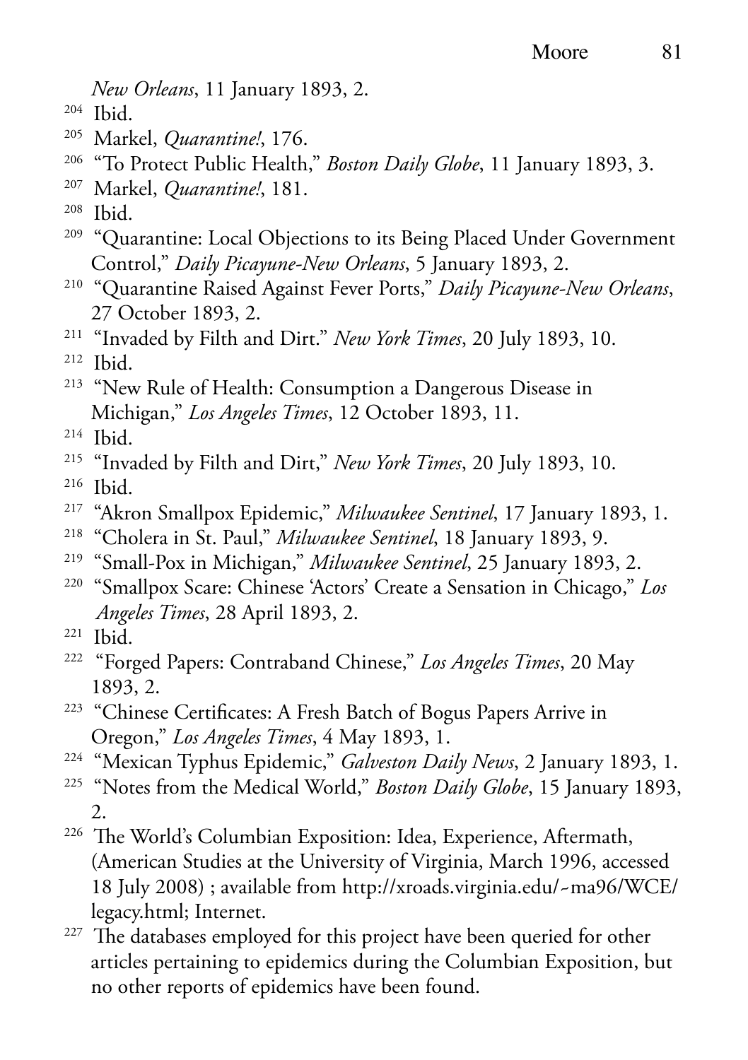*New Orleans*, 11 January 1893, 2.

[204] Ibid.

[205] Markel, *Quarantine!*, 176.

[206] "To Protect Public Health," *Boston Daily Globe*, 11 January 1893, 3.

[207] Markel, *Quarantine!*, 181.

[208] Ibid.

[209] "Quarantine: Local Objections to its Being Placed Under Government Control," *Daily Picayune-New Orleans*, 5 January 1893, 2.

[210] "Quarantine Raised Against Fever Ports," *Daily Picayune-New Orleans*, 27 October 1893, 2.

[211] "Invaded by Filth and Dirt." *New York Times*, 20 July 1893, 10.

[212] Ibid.

[213] "New Rule of Health: Consumption a Dangerous Disease in Michigan," *Los Angeles Times*, 12 October 1893, 11.

[214] Ibid.

[215] "Invaded by Filth and Dirt," *New York Times*, 20 July 1893, 10.

[216] Ibid.

[217] "Akron Smallpox Epidemic," *Milwaukee Sentinel*, 17 January 1893, 1.

[218] "Cholera in St. Paul," *Milwaukee Sentinel*, 18 January 1893, 9.

[219] "Small-Pox in Michigan," *Milwaukee Sentinel*, 25 January 1893, 2.

[220] "Smallpox Scare: Chinese 'Actors' Create a Sensation in Chicago," *Los Angeles Times*, 28 April 1893, 2.

[221] Ibid.

[222] "Forged Papers: Contraband Chinese," *Los Angeles Times*, 20 May 1893, 2.

[223] "Chinese Certificates: A Fresh Batch of Bogus Papers Arrive in Oregon," *Los Angeles Times*, 4 May 1893, 1.

[224] "Mexican Typhus Epidemic," *Galveston Daily News*, 2 January 1893, 1.

[225] "Notes from the Medical World," *Boston Daily Globe*, 15 January 1893, 2.

[226] The World's Columbian Exposition: Idea, Experience, Aftermath, (American Studies at the University of Virginia, March 1996, accessed 18 July 2008) ; available from http://xroads.virginia.edu/~ma96/WCE/legacy.html; Internet.

[227] The databases employed for this project have been queried for other articles pertaining to epidemics during the Columbian Exposition, but no other reports of epidemics have been found.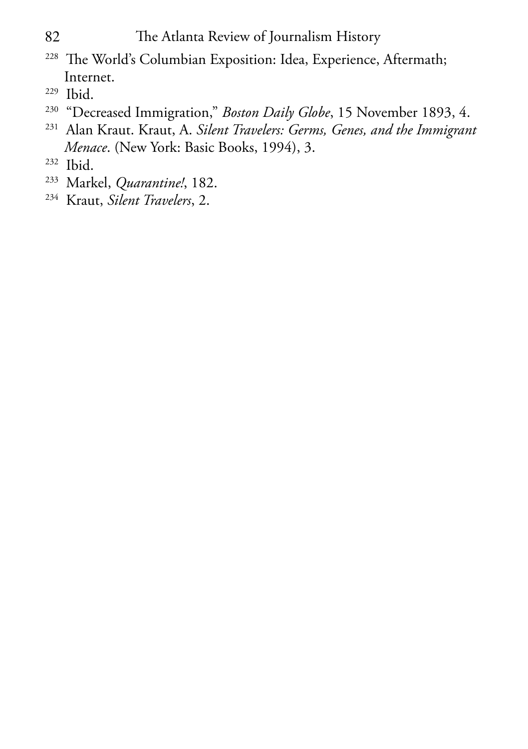[228] The World's Columbian Exposition: Idea, Experience, Aftermath; Internet.

[229] Ibid.

[230] "Decreased Immigration," *Boston Daily Globe*, 15 November 1893, 4.

[231] Alan Kraut. Kraut, A. *Silent Travelers: Germs, Genes, and the Immigrant Menace*. (New York: Basic Books, 1994), 3.

[232] Ibid.

[233] Markel, *Quarantine!*, 182.

[234] Kraut, *Silent Travelers*, 2.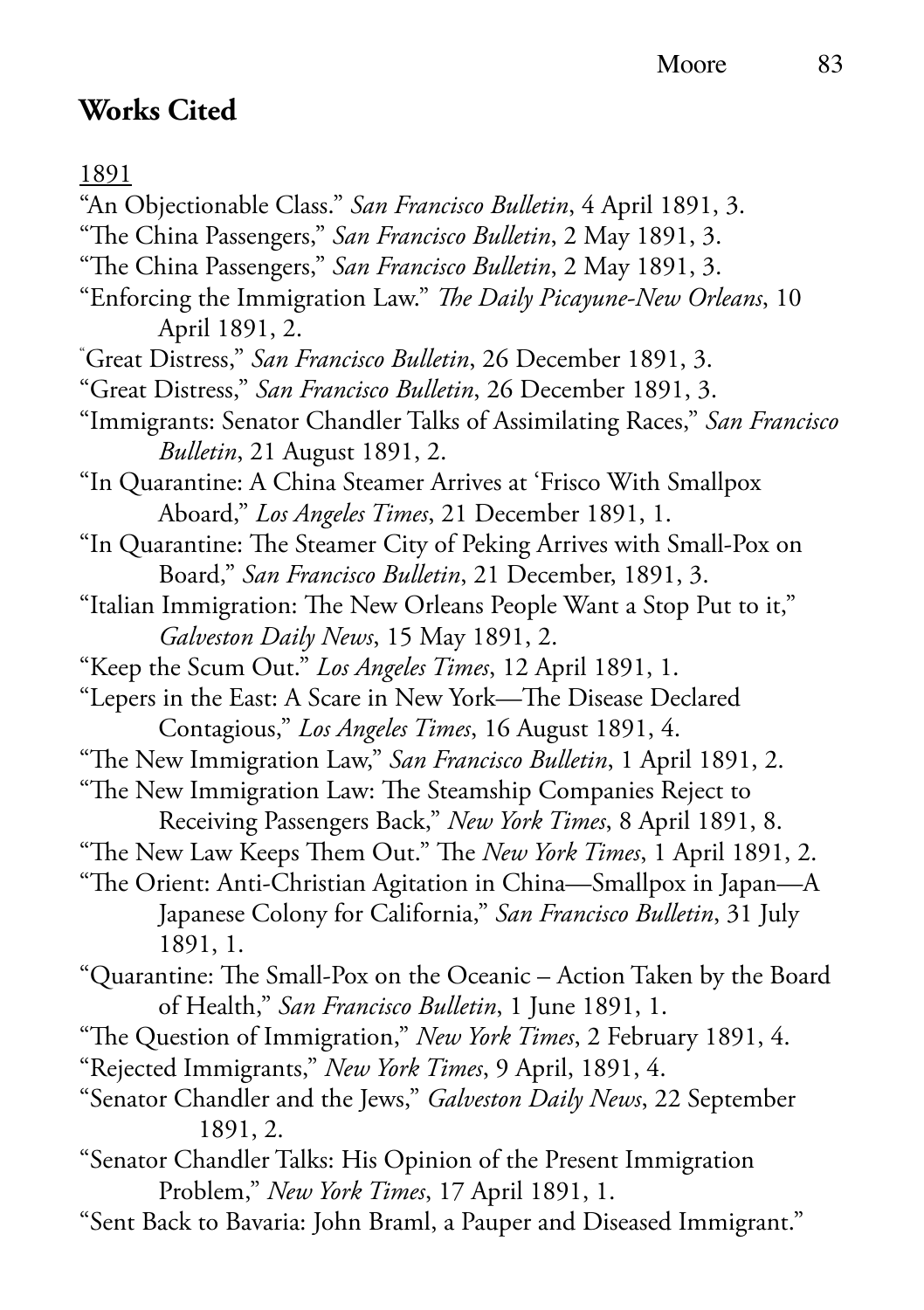## Works Cited

1891

"An Objectionable Class." *San Francisco Bulletin*, 4 April 1891, 3.

"The China Passengers," *San Francisco Bulletin*, 2 May 1891, 3.

"The China Passengers," *San Francisco Bulletin*, 2 May 1891, 3.

"Enforcing the Immigration Law." *The Daily Picayune-New Orleans*, 10 April 1891, 2.

"Great Distress," *San Francisco Bulletin*, 26 December 1891, 3.

"Great Distress," *San Francisco Bulletin*, 26 December 1891, 3.

"Immigrants: Senator Chandler Talks of Assimilating Races," *San Francisco Bulletin*, 21 August 1891, 2.

"In Quarantine: A China Steamer Arrives at 'Frisco With Smallpox Aboard," *Los Angeles Times*, 21 December 1891, 1.

"In Quarantine: The Steamer City of Peking Arrives with Small-Pox on Board," *San Francisco Bulletin*, 21 December, 1891, 3.

"Italian Immigration: The New Orleans People Want a Stop Put to it," *Galveston Daily News*, 15 May 1891, 2.

"Keep the Scum Out." *Los Angeles Times*, 12 April 1891, 1.

"Lepers in the East: A Scare in New York—The Disease Declared Contagious," *Los Angeles Times*, 16 August 1891, 4.

"The New Immigration Law," *San Francisco Bulletin*, 1 April 1891, 2.

"The New Immigration Law: The Steamship Companies Reject to Receiving Passengers Back," *New York Times*, 8 April 1891, 8.

"The New Law Keeps Them Out." The *New York Times*, 1 April 1891, 2.

"The Orient: Anti-Christian Agitation in China—Smallpox in Japan—A Japanese Colony for California," *San Francisco Bulletin*, 31 July 1891, 1.

"Quarantine: The Small-Pox on the Oceanic – Action Taken by the Board of Health," *San Francisco Bulletin*, 1 June 1891, 1.

"The Question of Immigration," *New York Times*, 2 February 1891, 4.

"Rejected Immigrants," *New York Times*, 9 April, 1891, 4.

"Senator Chandler and the Jews," *Galveston Daily News*, 22 September 1891, 2.

"Senator Chandler Talks: His Opinion of the Present Immigration Problem," *New York Times*, 17 April 1891, 1.

"Sent Back to Bavaria: John Braml, a Pauper and Diseased Immigrant."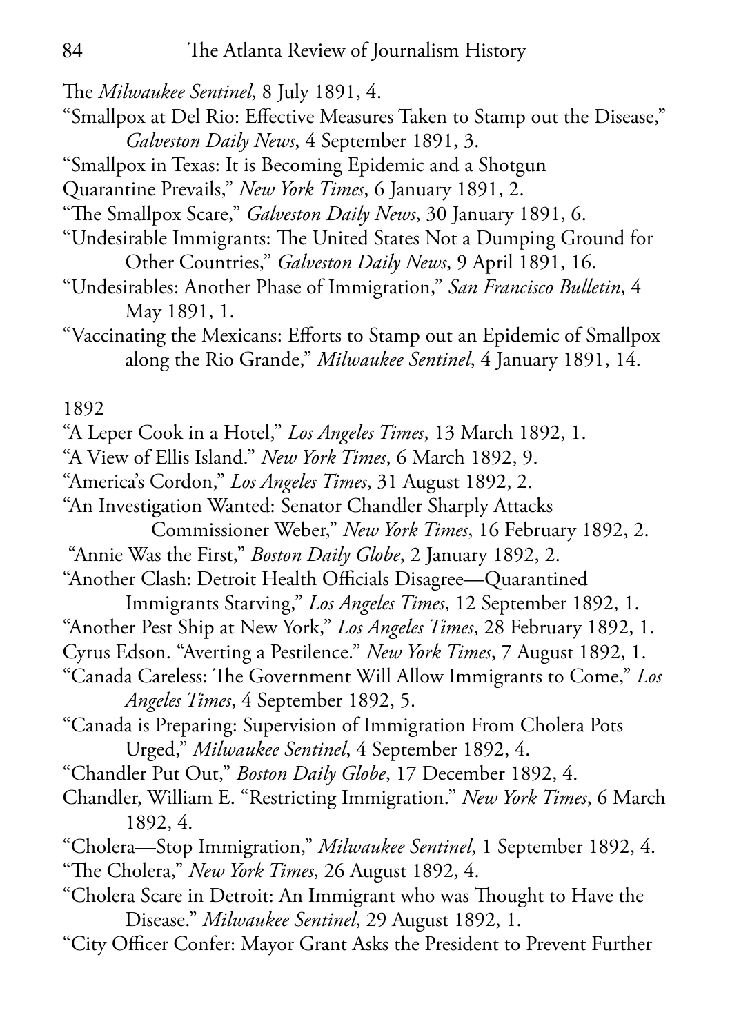The *Milwaukee Sentinel*, 8 July 1891, 4.

"Smallpox at Del Rio: Effective Measures Taken to Stamp out the Disease," *Galveston Daily News*, 4 September 1891, 3.

"Smallpox in Texas: It is Becoming Epidemic and a Shotgun Quarantine Prevails," *New York Times*, 6 January 1891, 2.

"The Smallpox Scare," *Galveston Daily News*, 30 January 1891, 6.

"Undesirable Immigrants: The United States Not a Dumping Ground for Other Countries," *Galveston Daily News*, 9 April 1891, 16.

"Undesirables: Another Phase of Immigration," *San Francisco Bulletin*, 4 May 1891, 1.

"Vaccinating the Mexicans: Efforts to Stamp out an Epidemic of Smallpox along the Rio Grande," *Milwaukee Sentinel*, 4 January 1891, 14.

<u>1892</u>

"A Leper Cook in a Hotel," *Los Angeles Times*, 13 March 1892, 1.

"A View of Ellis Island." *New York Times*, 6 March 1892, 9.

"America's Cordon," *Los Angeles Times*, 31 August 1892, 2.

"An Investigation Wanted: Senator Chandler Sharply Attacks Commissioner Weber," *New York Times*, 16 February 1892, 2.

"Annie Was the First," *Boston Daily Globe*, 2 January 1892, 2.

"Another Clash: Detroit Health Officials Disagree—Quarantined Immigrants Starving," *Los Angeles Times*, 12 September 1892, 1.

"Another Pest Ship at New York," *Los Angeles Times*, 28 February 1892, 1.

Cyrus Edson. "Averting a Pestilence." *New York Times*, 7 August 1892, 1.

"Canada Careless: The Government Will Allow Immigrants to Come," *Los Angeles Times*, 4 September 1892, 5.

"Canada is Preparing: Supervision of Immigration From Cholera Pots Urged," *Milwaukee Sentinel*, 4 September 1892, 4.

"Chandler Put Out," *Boston Daily Globe*, 17 December 1892, 4.

Chandler, William E. "Restricting Immigration." *New York Times*, 6 March 1892, 4.

"Cholera—Stop Immigration," *Milwaukee Sentinel*, 1 September 1892, 4.

"The Cholera," *New York Times*, 26 August 1892, 4.

"Cholera Scare in Detroit: An Immigrant who was Thought to Have the Disease." *Milwaukee Sentinel*, 29 August 1892, 1.

"City Officer Confer: Mayor Grant Asks the President to Prevent Further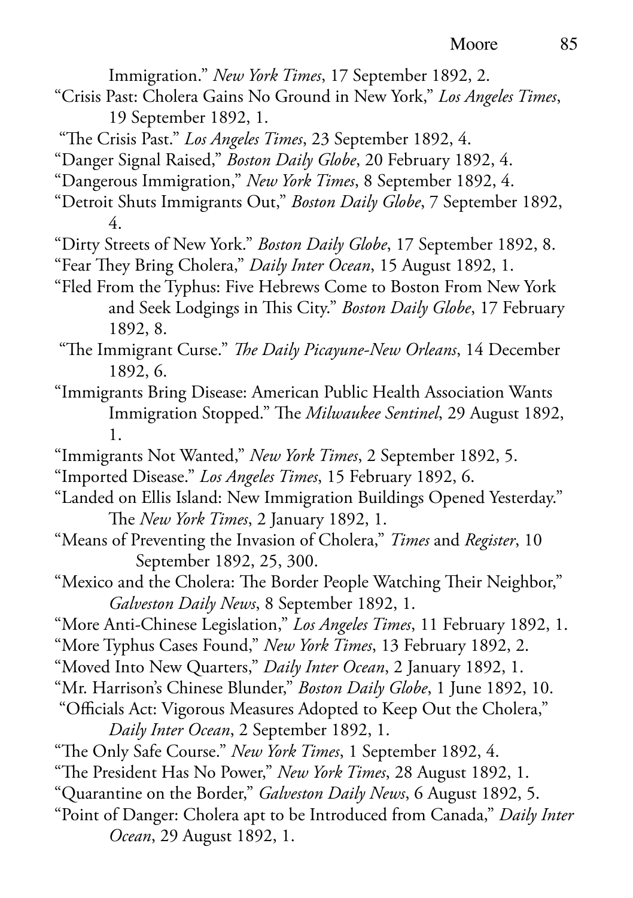Immigration." *New York Times*, 17 September 1892, 2.

"Crisis Past: Cholera Gains No Ground in New York," *Los Angeles Times*, 19 September 1892, 1.

"The Crisis Past." *Los Angeles Times*, 23 September 1892, 4.

"Danger Signal Raised," *Boston Daily Globe*, 20 February 1892, 4.

"Dangerous Immigration," *New York Times*, 8 September 1892, 4.

"Detroit Shuts Immigrants Out," *Boston Daily Globe*, 7 September 1892, 4.

"Dirty Streets of New York." *Boston Daily Globe*, 17 September 1892, 8.

"Fear They Bring Cholera," *Daily Inter Ocean*, 15 August 1892, 1.

"Fled From the Typhus: Five Hebrews Come to Boston From New York and Seek Lodgings in This City." *Boston Daily Globe*, 17 February 1892, 8.

"The Immigrant Curse." *The Daily Picayune-New Orleans*, 14 December 1892, 6.

"Immigrants Bring Disease: American Public Health Association Wants Immigration Stopped." The *Milwaukee Sentinel*, 29 August 1892, 1.

"Immigrants Not Wanted," *New York Times*, 2 September 1892, 5.

"Imported Disease." *Los Angeles Times*, 15 February 1892, 6.

"Landed on Ellis Island: New Immigration Buildings Opened Yesterday." The *New York Times*, 2 January 1892, 1.

"Means of Preventing the Invasion of Cholera," *Times* and *Register*, 10 September 1892, 25, 300.

"Mexico and the Cholera: The Border People Watching Their Neighbor," *Galveston Daily News*, 8 September 1892, 1.

"More Anti-Chinese Legislation," *Los Angeles Times*, 11 February 1892, 1.

"More Typhus Cases Found," *New York Times*, 13 February 1892, 2.

"Moved Into New Quarters," *Daily Inter Ocean*, 2 January 1892, 1.

"Mr. Harrison's Chinese Blunder," *Boston Daily Globe*, 1 June 1892, 10.

"Officials Act: Vigorous Measures Adopted to Keep Out the Cholera," *Daily Inter Ocean*, 2 September 1892, 1.

"The Only Safe Course." *New York Times*, 1 September 1892, 4.

"The President Has No Power," *New York Times*, 28 August 1892, 1.

"Quarantine on the Border," *Galveston Daily News*, 6 August 1892, 5.

"Point of Danger: Cholera apt to be Introduced from Canada," *Daily Inter Ocean*, 29 August 1892, 1.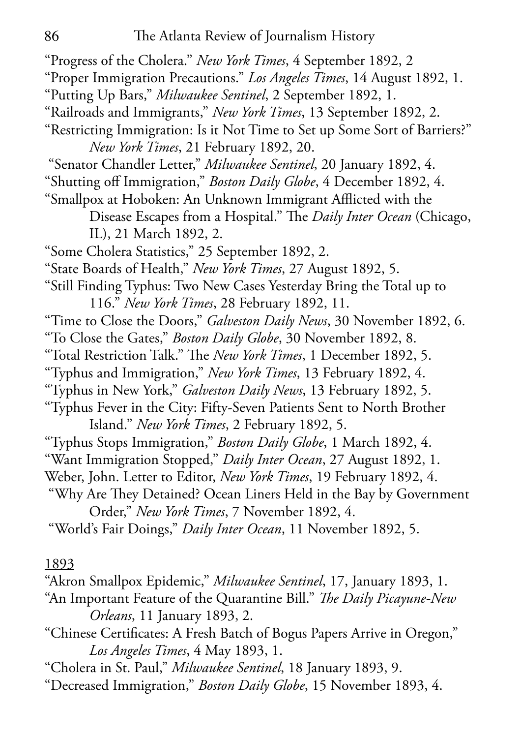"Progress of the Cholera." *New York Times*, 4 September 1892, 2

"Proper Immigration Precautions." *Los Angeles Times*, 14 August 1892, 1.

"Putting Up Bars," *Milwaukee Sentinel*, 2 September 1892, 1.

"Railroads and Immigrants," *New York Times*, 13 September 1892, 2.

"Restricting Immigration: Is it Not Time to Set up Some Sort of Barriers?" *New York Times*, 21 February 1892, 20.

"Senator Chandler Letter," *Milwaukee Sentinel*, 20 January 1892, 4.

"Shutting off Immigration," *Boston Daily Globe*, 4 December 1892, 4.

"Smallpox at Hoboken: An Unknown Immigrant Afflicted with the Disease Escapes from a Hospital." The *Daily Inter Ocean* (Chicago, IL), 21 March 1892, 2.

"Some Cholera Statistics," 25 September 1892, 2.

"State Boards of Health," *New York Times*, 27 August 1892, 5.

"Still Finding Typhus: Two New Cases Yesterday Bring the Total up to 116." *New York Times*, 28 February 1892, 11.

"Time to Close the Doors," *Galveston Daily News*, 30 November 1892, 6.

"To Close the Gates," *Boston Daily Globe*, 30 November 1892, 8.

"Total Restriction Talk." The *New York Times*, 1 December 1892, 5.

"Typhus and Immigration," *New York Times*, 13 February 1892, 4.

"Typhus in New York," *Galveston Daily News*, 13 February 1892, 5.

"Typhus Fever in the City: Fifty-Seven Patients Sent to North Brother Island." *New York Times*, 2 February 1892, 5.

"Typhus Stops Immigration," *Boston Daily Globe*, 1 March 1892, 4.

"Want Immigration Stopped," *Daily Inter Ocean*, 27 August 1892, 1.

Weber, John. Letter to Editor, *New York Times*, 19 February 1892, 4.

"Why Are They Detained? Ocean Liners Held in the Bay by Government Order," *New York Times*, 7 November 1892, 4.

"World's Fair Doings," *Daily Inter Ocean*, 11 November 1892, 5.

<u>1893</u>

"Akron Smallpox Epidemic," *Milwaukee Sentinel*, 17, January 1893, 1.

"An Important Feature of the Quarantine Bill." *The Daily Picayune-New Orleans*, 11 January 1893, 2.

"Chinese Certificates: A Fresh Batch of Bogus Papers Arrive in Oregon," *Los Angeles Times*, 4 May 1893, 1.

"Cholera in St. Paul," *Milwaukee Sentinel*, 18 January 1893, 9.

"Decreased Immigration," *Boston Daily Globe*, 15 November 1893, 4.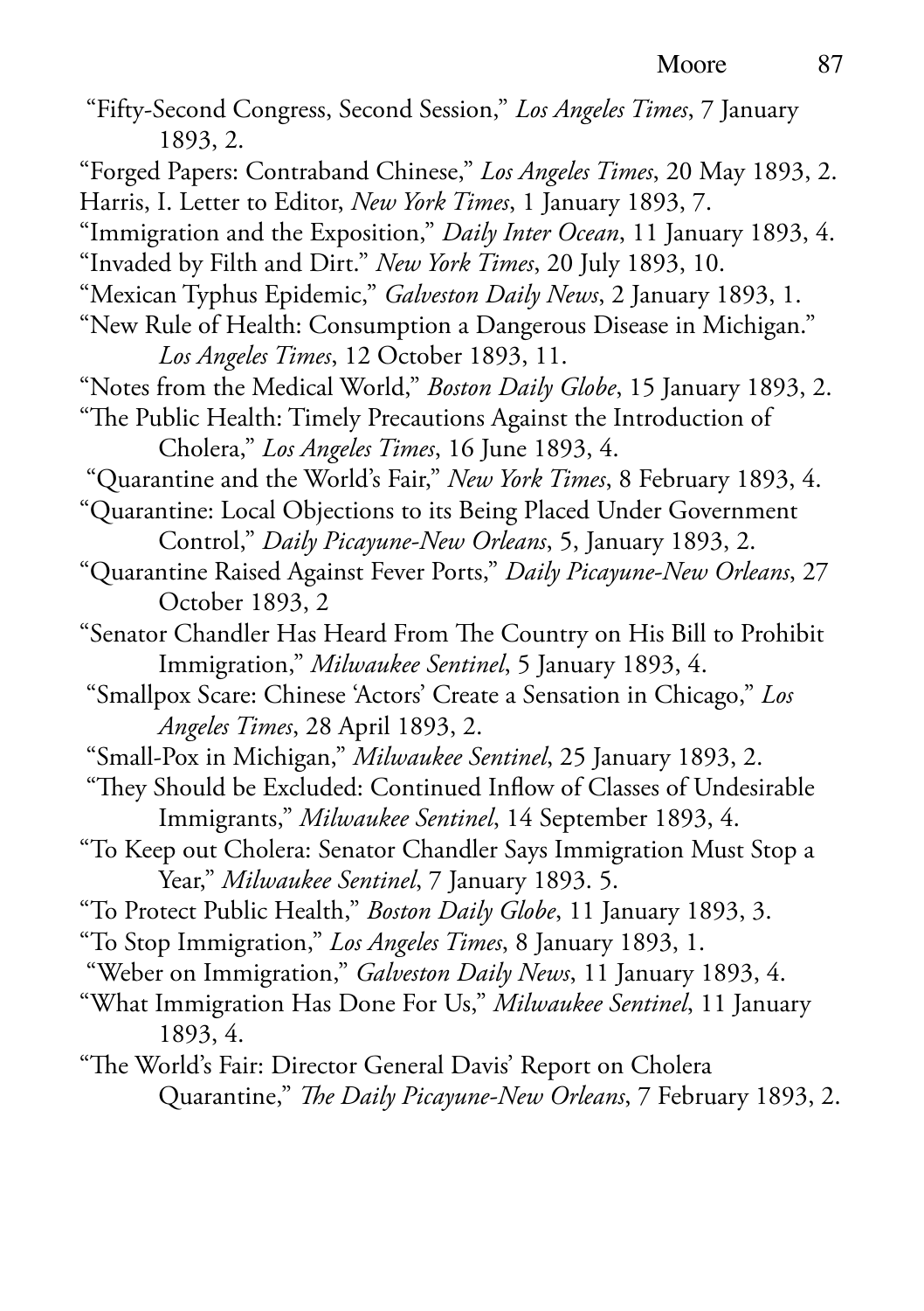"Fifty-Second Congress, Second Session," *Los Angeles Times*, 7 January 1893, 2.

"Forged Papers: Contraband Chinese," *Los Angeles Times*, 20 May 1893, 2.

Harris, I. Letter to Editor, *New York Times*, 1 January 1893, 7.

"Immigration and the Exposition," *Daily Inter Ocean*, 11 January 1893, 4.

"Invaded by Filth and Dirt." *New York Times*, 20 July 1893, 10.

"Mexican Typhus Epidemic," *Galveston Daily News*, 2 January 1893, 1.

"New Rule of Health: Consumption a Dangerous Disease in Michigan." *Los Angeles Times*, 12 October 1893, 11.

"Notes from the Medical World," *Boston Daily Globe*, 15 January 1893, 2.

"The Public Health: Timely Precautions Against the Introduction of Cholera," *Los Angeles Times*, 16 June 1893, 4.

"Quarantine and the World's Fair," *New York Times*, 8 February 1893, 4.

"Quarantine: Local Objections to its Being Placed Under Government Control," *Daily Picayune-New Orleans*, 5, January 1893, 2.

"Quarantine Raised Against Fever Ports," *Daily Picayune-New Orleans*, 27 October 1893, 2

"Senator Chandler Has Heard From The Country on His Bill to Prohibit Immigration," *Milwaukee Sentinel*, 5 January 1893, 4.

"Smallpox Scare: Chinese 'Actors' Create a Sensation in Chicago," *Los Angeles Times*, 28 April 1893, 2.

"Small-Pox in Michigan," *Milwaukee Sentinel*, 25 January 1893, 2.

"They Should be Excluded: Continued Inflow of Classes of Undesirable Immigrants," *Milwaukee Sentinel*, 14 September 1893, 4.

"To Keep out Cholera: Senator Chandler Says Immigration Must Stop a Year," *Milwaukee Sentinel*, 7 January 1893. 5.

"To Protect Public Health," *Boston Daily Globe*, 11 January 1893, 3.

"To Stop Immigration," *Los Angeles Times*, 8 January 1893, 1.

"Weber on Immigration," *Galveston Daily News*, 11 January 1893, 4.

"What Immigration Has Done For Us," *Milwaukee Sentinel*, 11 January 1893, 4.

"The World's Fair: Director General Davis' Report on Cholera Quarantine," *The Daily Picayune-New Orleans*, 7 February 1893, 2.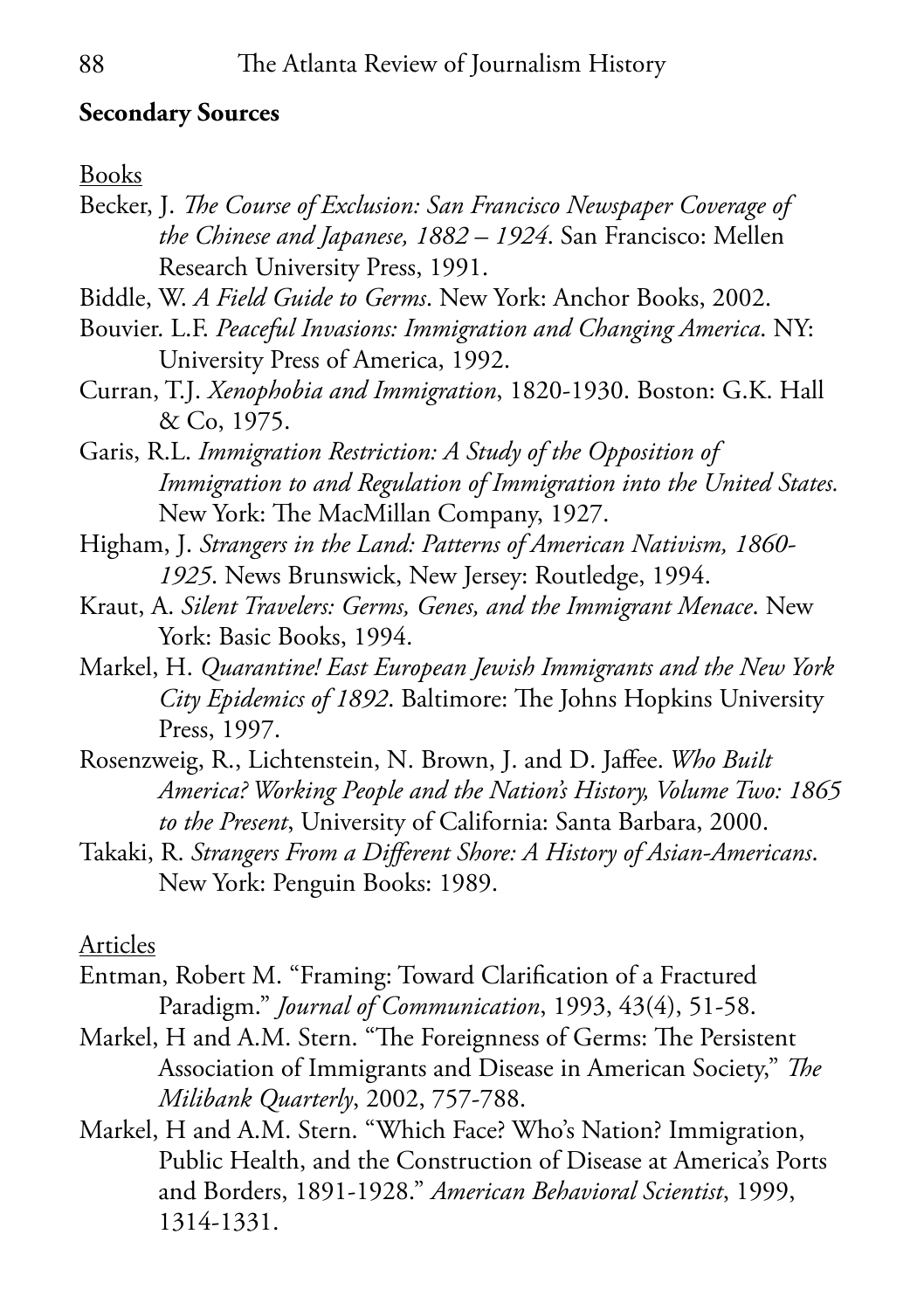**Secondary Sources**

Books

Becker, J. *The Course of Exclusion: San Francisco Newspaper Coverage of the Chinese and Japanese, 1882 – 1924*. San Francisco: Mellen Research University Press, 1991.

Biddle, W. *A Field Guide to Germs*. New York: Anchor Books, 2002.

Bouvier. L.F. *Peaceful Invasions: Immigration and Changing America*. NY: University Press of America, 1992.

Curran, T.J. *Xenophobia and Immigration*, 1820-1930. Boston: G.K. Hall & Co, 1975.

Garis, R.L. *Immigration Restriction: A Study of the Opposition of Immigration to and Regulation of Immigration into the United States.* New York: The MacMillan Company, 1927.

Higham, J. *Strangers in the Land: Patterns of American Nativism, 1860-1925*. News Brunswick, New Jersey: Routledge, 1994.

Kraut, A. *Silent Travelers: Germs, Genes, and the Immigrant Menace*. New York: Basic Books, 1994.

Markel, H. *Quarantine! East European Jewish Immigrants and the New York City Epidemics of 1892*. Baltimore: The Johns Hopkins University Press, 1997.

Rosenzweig, R., Lichtenstein, N. Brown, J. and D. Jaffee. *Who Built America? Working People and the Nation's History, Volume Two: 1865 to the Present*, University of California: Santa Barbara, 2000.

Takaki, R. *Strangers From a Different Shore: A History of Asian-Americans*. New York: Penguin Books: 1989.

Articles

Entman, Robert M. "Framing: Toward Clarification of a Fractured Paradigm." *Journal of Communication*, 1993, 43(4), 51-58.

Markel, H and A.M. Stern. "The Foreignness of Germs: The Persistent Association of Immigrants and Disease in American Society," *The Milibank Quarterly*, 2002, 757-788.

Markel, H and A.M. Stern. "Which Face? Who's Nation? Immigration, Public Health, and the Construction of Disease at America's Ports and Borders, 1891-1928." *American Behavioral Scientist*, 1999, 1314-1331.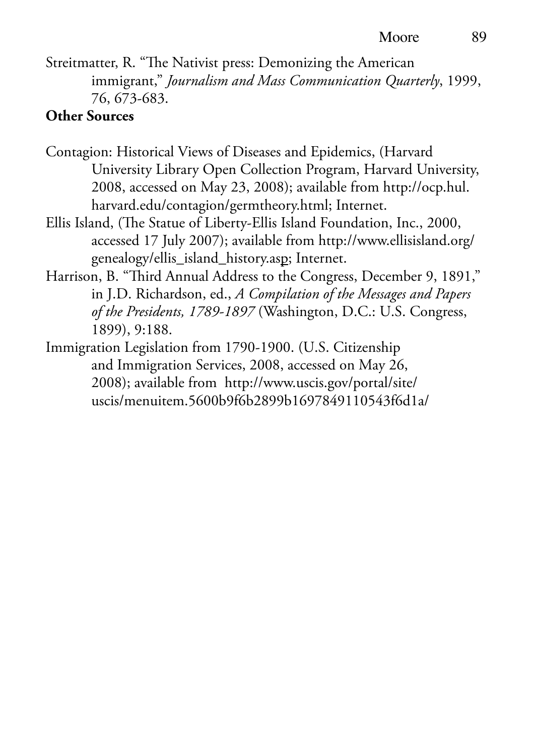Streitmatter, R. "The Nativist press: Demonizing the American immigrant," *Journalism and Mass Communication Quarterly*, 1999, 76, 673-683.

**Other Sources**

Contagion: Historical Views of Diseases and Epidemics, (Harvard University Library Open Collection Program, Harvard University, 2008, accessed on May 23, 2008); available from http://ocp.hul.harvard.edu/contagion/germtheory.html; Internet.

Ellis Island, (The Statue of Liberty-Ellis Island Foundation, Inc., 2000, accessed 17 July 2007); available from http://www.ellisisland.org/genealogy/ellis_island_history.asp; Internet.

Harrison, B. "Third Annual Address to the Congress, December 9, 1891," in J.D. Richardson, ed., *A Compilation of the Messages and Papers of the Presidents, 1789-1897* (Washington, D.C.: U.S. Congress, 1899), 9:188.

Immigration Legislation from 1790-1900. (U.S. Citizenship and Immigration Services, 2008, accessed on May 26, 2008); available from http://www.uscis.gov/portal/site/uscis/menuitem.5600b9f6b2899b1697849110543f6d1a/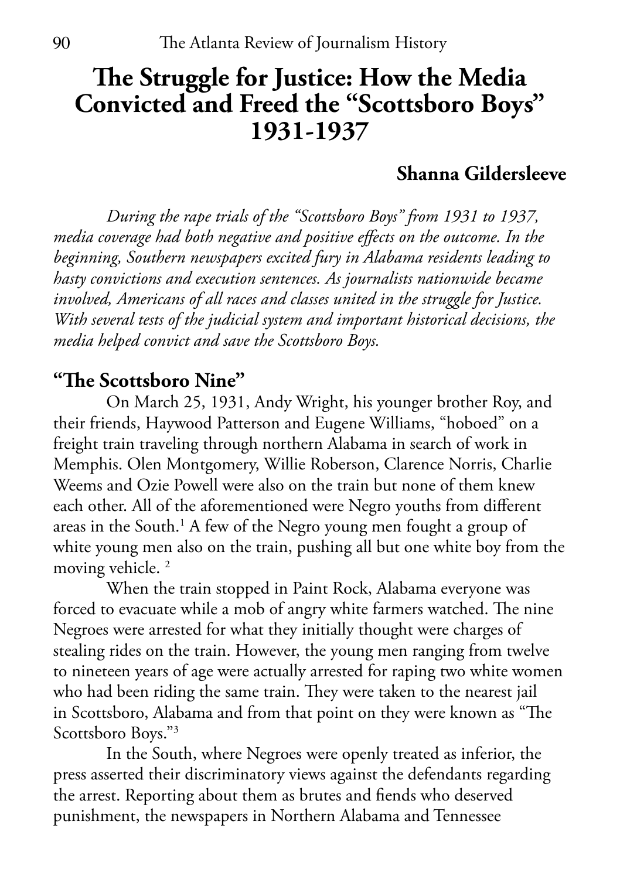# The Struggle for Justice: How the Media Convicted and Freed the "Scottsboro Boys" 1931-1937

**Shanna Gildersleeve**

*During the rape trials of the "Scottsboro Boys" from 1931 to 1937, media coverage had both negative and positive effects on the outcome. In the beginning, Southern newspapers excited fury in Alabama residents leading to hasty convictions and execution sentences. As journalists nationwide became involved, Americans of all races and classes united in the struggle for Justice. With several tests of the judicial system and important historical decisions, the media helped convict and save the Scottsboro Boys.*

## "The Scottsboro Nine"

On March 25, 1931, Andy Wright, his younger brother Roy, and their friends, Haywood Patterson and Eugene Williams, "hoboed" on a freight train traveling through northern Alabama in search of work in Memphis. Olen Montgomery, Willie Roberson, Clarence Norris, Charlie Weems and Ozie Powell were also on the train but none of them knew each other. All of the aforementioned were Negro youths from different areas in the South.[1] A few of the Negro young men fought a group of white young men also on the train, pushing all but one white boy from the moving vehicle. [2]

When the train stopped in Paint Rock, Alabama everyone was forced to evacuate while a mob of angry white farmers watched. The nine Negroes were arrested for what they initially thought were charges of stealing rides on the train. However, the young men ranging from twelve to nineteen years of age were actually arrested for raping two white women who had been riding the same train. They were taken to the nearest jail in Scottsboro, Alabama and from that point on they were known as "The Scottsboro Boys."[3]

In the South, where Negroes were openly treated as inferior, the press asserted their discriminatory views against the defendants regarding the arrest. Reporting about them as brutes and fiends who deserved punishment, the newspapers in Northern Alabama and Tennessee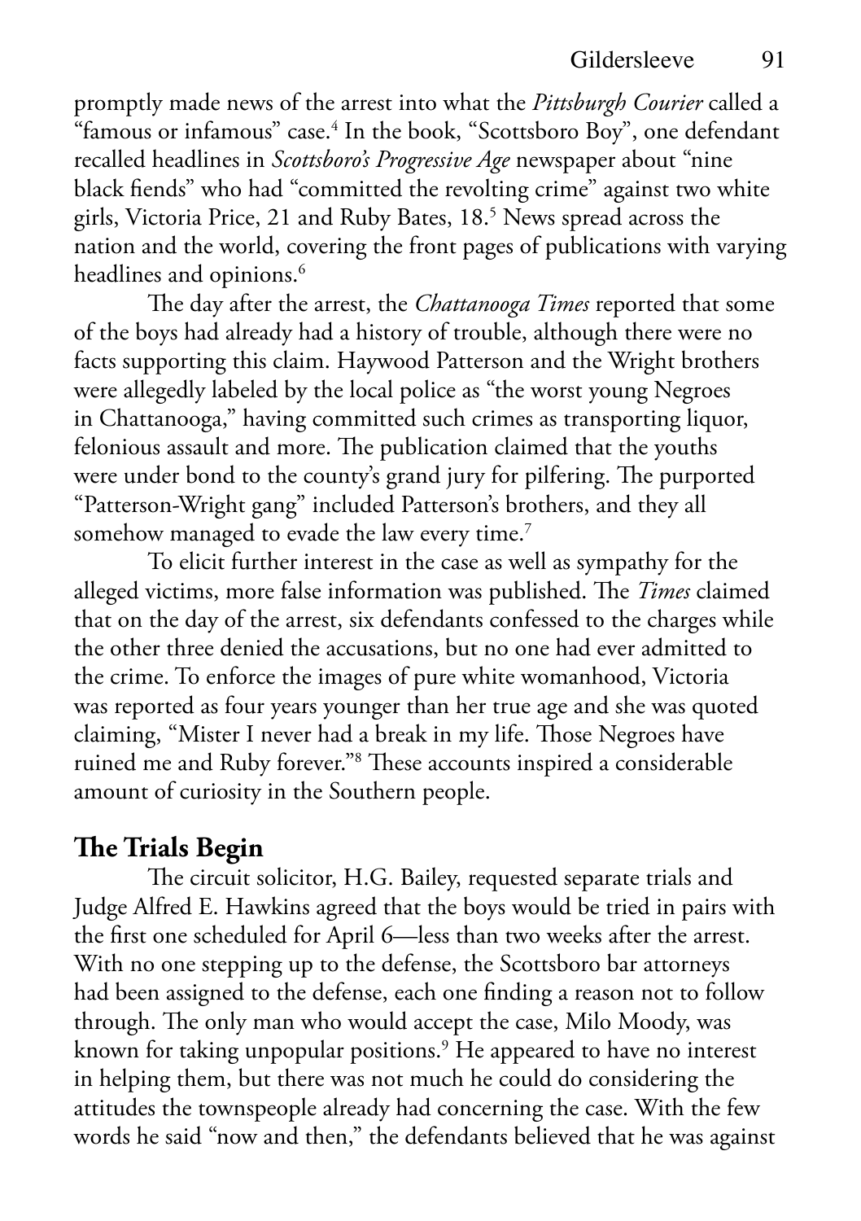promptly made news of the arrest into what the *Pittsburgh Courier* called a "famous or infamous" case.[4] In the book, "Scottsboro Boy", one defendant recalled headlines in *Scottsboro's Progressive Age* newspaper about "nine black fiends" who had "committed the revolting crime" against two white girls, Victoria Price, 21 and Ruby Bates, 18.[5] News spread across the nation and the world, covering the front pages of publications with varying headlines and opinions.[6]

The day after the arrest, the *Chattanooga Times* reported that some of the boys had already had a history of trouble, although there were no facts supporting this claim. Haywood Patterson and the Wright brothers were allegedly labeled by the local police as "the worst young Negroes in Chattanooga," having committed such crimes as transporting liquor, felonious assault and more. The publication claimed that the youths were under bond to the county's grand jury for pilfering. The purported "Patterson-Wright gang" included Patterson's brothers, and they all somehow managed to evade the law every time.[7]

To elicit further interest in the case as well as sympathy for the alleged victims, more false information was published. The *Times* claimed that on the day of the arrest, six defendants confessed to the charges while the other three denied the accusations, but no one had ever admitted to the crime. To enforce the images of pure white womanhood, Victoria was reported as four years younger than her true age and she was quoted claiming, "Mister I never had a break in my life. Those Negroes have ruined me and Ruby forever."[8] These accounts inspired a considerable amount of curiosity in the Southern people.

## The Trials Begin

The circuit solicitor, H.G. Bailey, requested separate trials and Judge Alfred E. Hawkins agreed that the boys would be tried in pairs with the first one scheduled for April 6—less than two weeks after the arrest. With no one stepping up to the defense, the Scottsboro bar attorneys had been assigned to the defense, each one finding a reason not to follow through. The only man who would accept the case, Milo Moody, was known for taking unpopular positions.[9] He appeared to have no interest in helping them, but there was not much he could do considering the attitudes the townspeople already had concerning the case. With the few words he said "now and then," the defendants believed that he was against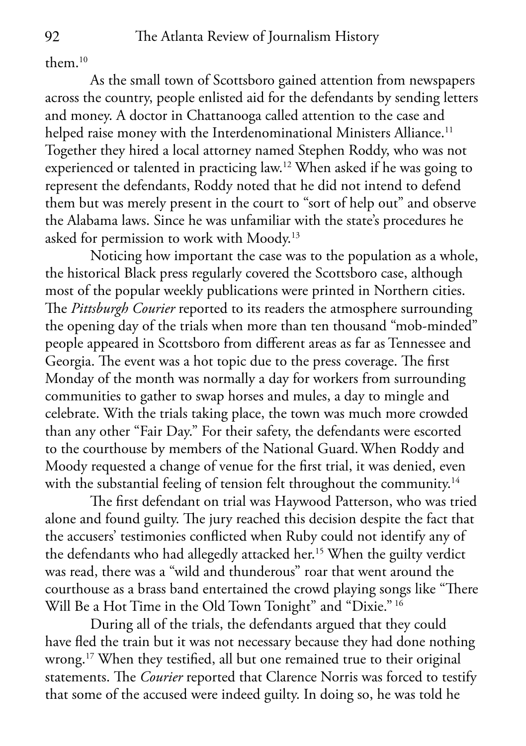them.[10]

As the small town of Scottsboro gained attention from newspapers across the country, people enlisted aid for the defendants by sending letters and money. A doctor in Chattanooga called attention to the case and helped raise money with the Interdenominational Ministers Alliance.[11] Together they hired a local attorney named Stephen Roddy, who was not experienced or talented in practicing law.[12] When asked if he was going to represent the defendants, Roddy noted that he did not intend to defend them but was merely present in the court to "sort of help out" and observe the Alabama laws. Since he was unfamiliar with the state's procedures he asked for permission to work with Moody.[13]

Noticing how important the case was to the population as a whole, the historical Black press regularly covered the Scottsboro case, although most of the popular weekly publications were printed in Northern cities. The *Pittsburgh Courier* reported to its readers the atmosphere surrounding the opening day of the trials when more than ten thousand "mob-minded" people appeared in Scottsboro from different areas as far as Tennessee and Georgia. The event was a hot topic due to the press coverage. The first Monday of the month was normally a day for workers from surrounding communities to gather to swap horses and mules, a day to mingle and celebrate. With the trials taking place, the town was much more crowded than any other "Fair Day." For their safety, the defendants were escorted to the courthouse by members of the National Guard. When Roddy and Moody requested a change of venue for the first trial, it was denied, even with the substantial feeling of tension felt throughout the community.[14]

The first defendant on trial was Haywood Patterson, who was tried alone and found guilty. The jury reached this decision despite the fact that the accusers' testimonies conflicted when Ruby could not identify any of the defendants who had allegedly attacked her.[15] When the guilty verdict was read, there was a "wild and thunderous" roar that went around the courthouse as a brass band entertained the crowd playing songs like "There Will Be a Hot Time in the Old Town Tonight" and "Dixie."[16]

During all of the trials, the defendants argued that they could have fled the train but it was not necessary because they had done nothing wrong.[17] When they testified, all but one remained true to their original statements. The *Courier* reported that Clarence Norris was forced to testify that some of the accused were indeed guilty. In doing so, he was told he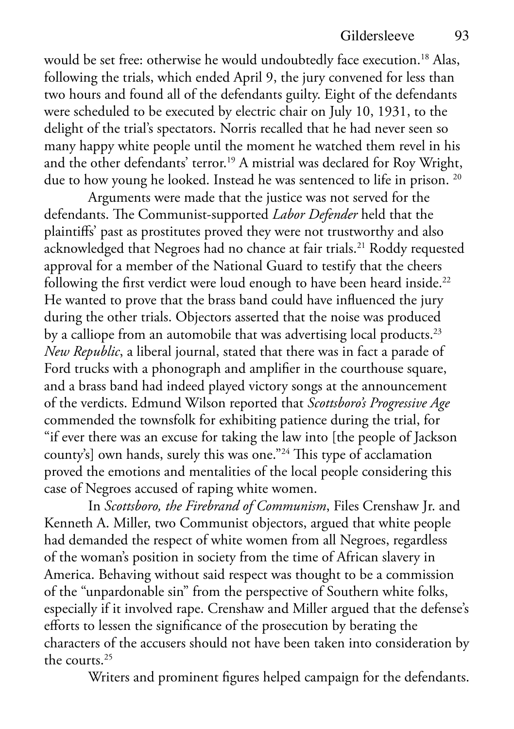would be set free: otherwise he would undoubtedly face execution.[18] Alas, following the trials, which ended April 9, the jury convened for less than two hours and found all of the defendants guilty. Eight of the defendants were scheduled to be executed by electric chair on July 10, 1931, to the delight of the trial's spectators. Norris recalled that he had never seen so many happy white people until the moment he watched them revel in his and the other defendants' terror.[19] A mistrial was declared for Roy Wright, due to how young he looked. Instead he was sentenced to life in prison. [20]

Arguments were made that the justice was not served for the defendants. The Communist-supported *Labor Defender* held that the plaintiffs' past as prostitutes proved they were not trustworthy and also acknowledged that Negroes had no chance at fair trials.[21] Roddy requested approval for a member of the National Guard to testify that the cheers following the first verdict were loud enough to have been heard inside.[22] He wanted to prove that the brass band could have influenced the jury during the other trials. Objectors asserted that the noise was produced by a calliope from an automobile that was advertising local products.[23] *New Republic*, a liberal journal, stated that there was in fact a parade of Ford trucks with a phonograph and amplifier in the courthouse square, and a brass band had indeed played victory songs at the announcement of the verdicts. Edmund Wilson reported that *Scottsboro's Progressive Age* commended the townsfolk for exhibiting patience during the trial, for "if ever there was an excuse for taking the law into [the people of Jackson county's] own hands, surely this was one."[24] This type of acclamation proved the emotions and mentalities of the local people considering this case of Negroes accused of raping white women.

In *Scottsboro, the Firebrand of Communism*, Files Crenshaw Jr. and Kenneth A. Miller, two Communist objectors, argued that white people had demanded the respect of white women from all Negroes, regardless of the woman's position in society from the time of African slavery in America. Behaving without said respect was thought to be a commission of the "unpardonable sin" from the perspective of Southern white folks, especially if it involved rape. Crenshaw and Miller argued that the defense's efforts to lessen the significance of the prosecution by berating the characters of the accusers should not have been taken into consideration by the courts.[25]

Writers and prominent figures helped campaign for the defendants.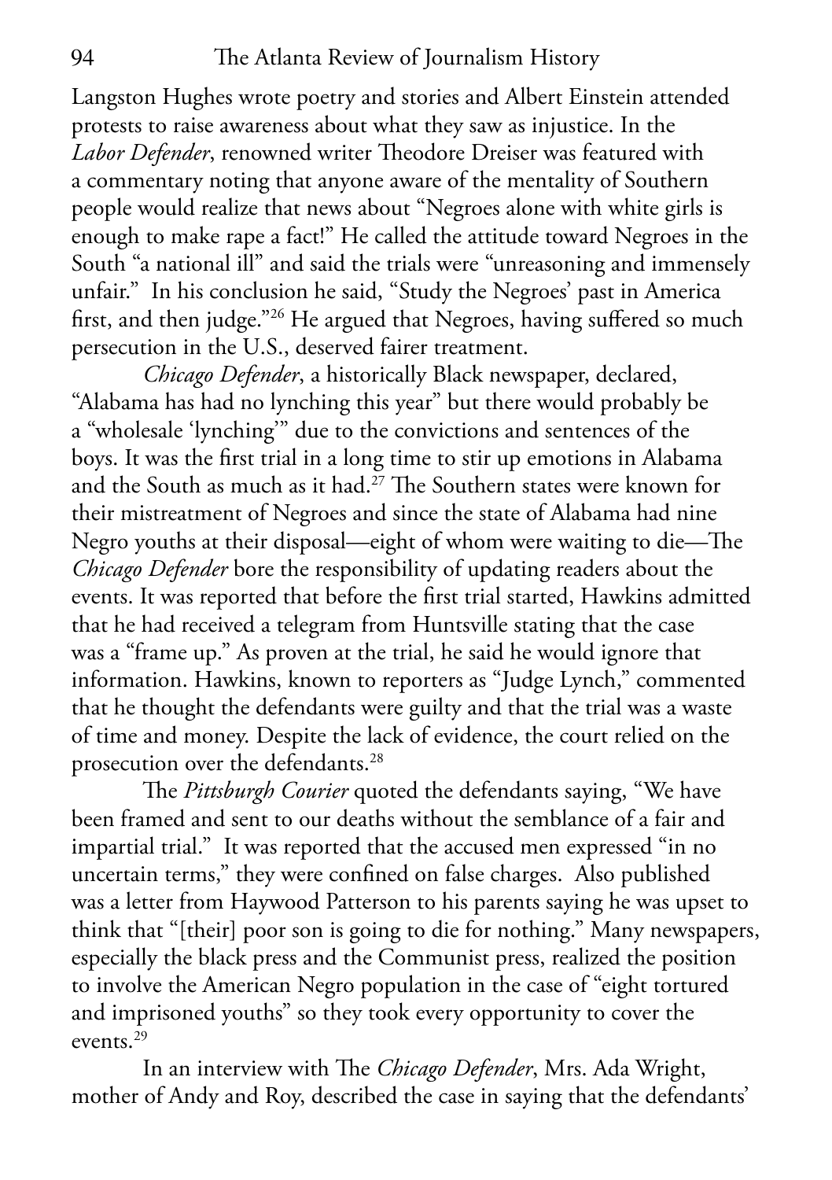Langston Hughes wrote poetry and stories and Albert Einstein attended protests to raise awareness about what they saw as injustice. In the *Labor Defender*, renowned writer Theodore Dreiser was featured with a commentary noting that anyone aware of the mentality of Southern people would realize that news about "Negroes alone with white girls is enough to make rape a fact!" He called the attitude toward Negroes in the South "a national ill" and said the trials were "unreasoning and immensely unfair." In his conclusion he said, "Study the Negroes' past in America first, and then judge."[26] He argued that Negroes, having suffered so much persecution in the U.S., deserved fairer treatment.

*Chicago Defender*, a historically Black newspaper, declared, "Alabama has had no lynching this year" but there would probably be a "wholesale 'lynching'" due to the convictions and sentences of the boys. It was the first trial in a long time to stir up emotions in Alabama and the South as much as it had.[27] The Southern states were known for their mistreatment of Negroes and since the state of Alabama had nine Negro youths at their disposal—eight of whom were waiting to die—The *Chicago Defender* bore the responsibility of updating readers about the events. It was reported that before the first trial started, Hawkins admitted that he had received a telegram from Huntsville stating that the case was a "frame up." As proven at the trial, he said he would ignore that information. Hawkins, known to reporters as "Judge Lynch," commented that he thought the defendants were guilty and that the trial was a waste of time and money. Despite the lack of evidence, the court relied on the prosecution over the defendants.[28]

The *Pittsburgh Courier* quoted the defendants saying, "We have been framed and sent to our deaths without the semblance of a fair and impartial trial." It was reported that the accused men expressed "in no uncertain terms," they were confined on false charges. Also published was a letter from Haywood Patterson to his parents saying he was upset to think that "[their] poor son is going to die for nothing." Many newspapers, especially the black press and the Communist press, realized the position to involve the American Negro population in the case of "eight tortured and imprisoned youths" so they took every opportunity to cover the events.[29]

In an interview with The *Chicago Defender*, Mrs. Ada Wright, mother of Andy and Roy, described the case in saying that the defendants'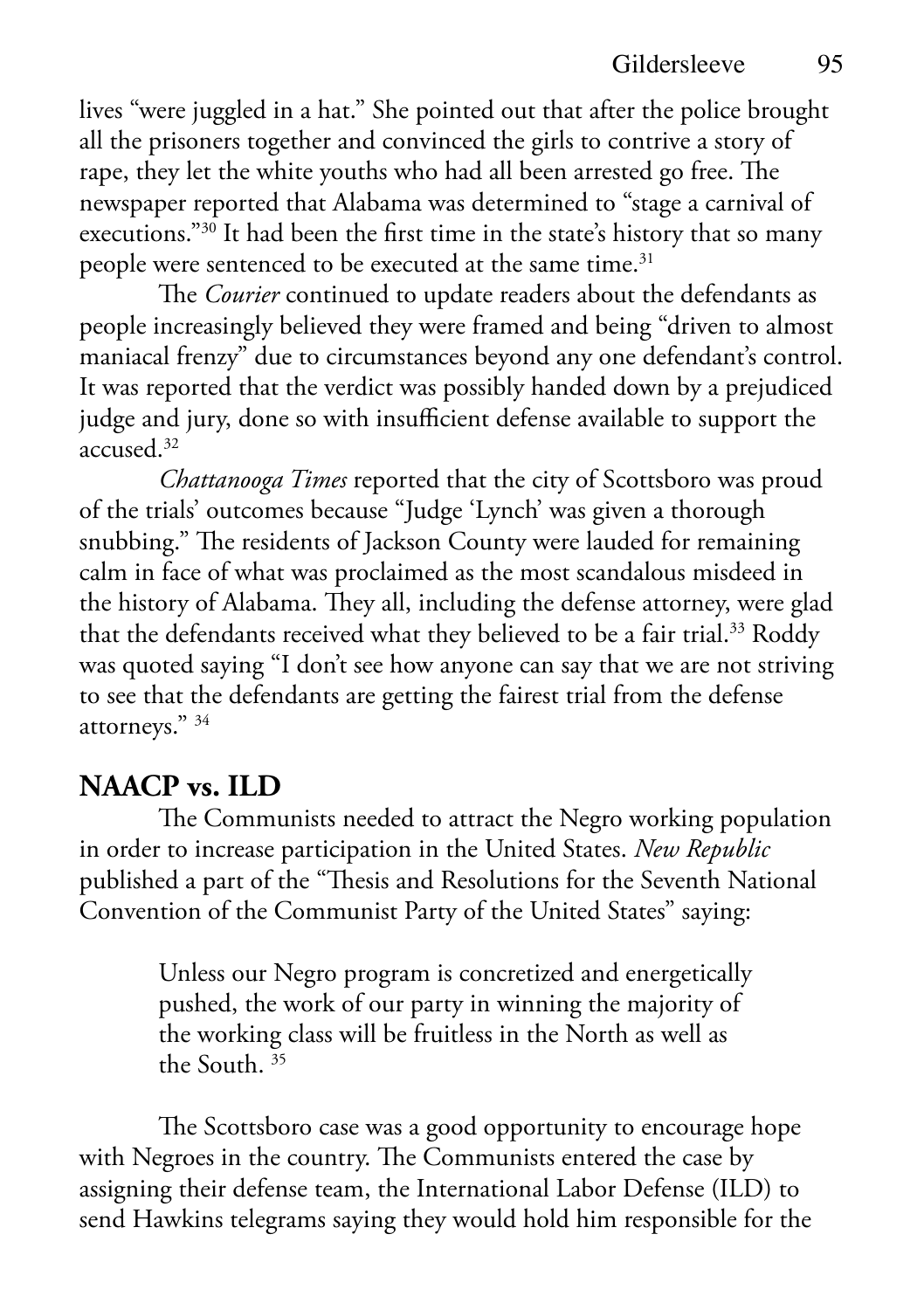lives "were juggled in a hat." She pointed out that after the police brought all the prisoners together and convinced the girls to contrive a story of rape, they let the white youths who had all been arrested go free. The newspaper reported that Alabama was determined to "stage a carnival of executions."[30] It had been the first time in the state's history that so many people were sentenced to be executed at the same time.[31]

The *Courier* continued to update readers about the defendants as people increasingly believed they were framed and being "driven to almost maniacal frenzy" due to circumstances beyond any one defendant's control. It was reported that the verdict was possibly handed down by a prejudiced judge and jury, done so with insufficient defense available to support the accused.[32]

*Chattanooga Times* reported that the city of Scottsboro was proud of the trials' outcomes because "Judge 'Lynch' was given a thorough snubbing." The residents of Jackson County were lauded for remaining calm in face of what was proclaimed as the most scandalous misdeed in the history of Alabama. They all, including the defense attorney, were glad that the defendants received what they believed to be a fair trial.[33] Roddy was quoted saying "I don't see how anyone can say that we are not striving to see that the defendants are getting the fairest trial from the defense attorneys." [34]

## NAACP vs. ILD

The Communists needed to attract the Negro working population in order to increase participation in the United States. *New Republic* published a part of the "Thesis and Resolutions for the Seventh National Convention of the Communist Party of the United States" saying:

> Unless our Negro program is concretized and energetically pushed, the work of our party in winning the majority of the working class will be fruitless in the North as well as the South. [35]

The Scottsboro case was a good opportunity to encourage hope with Negroes in the country. The Communists entered the case by assigning their defense team, the International Labor Defense (ILD) to send Hawkins telegrams saying they would hold him responsible for the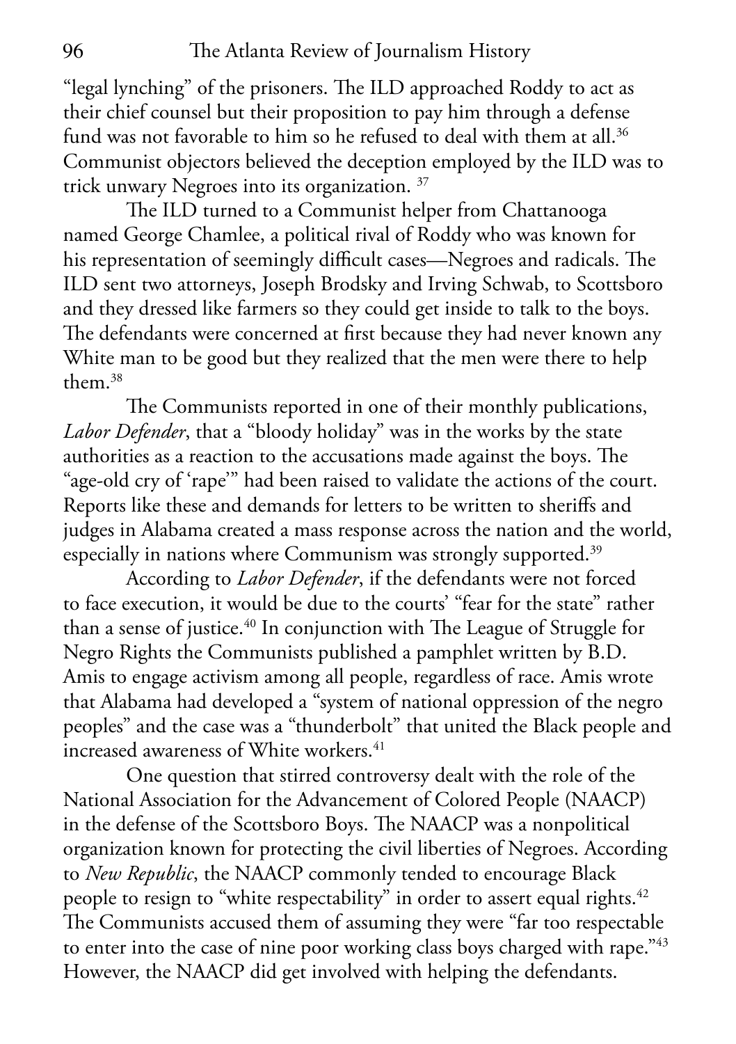"legal lynching" of the prisoners. The ILD approached Roddy to act as their chief counsel but their proposition to pay him through a defense fund was not favorable to him so he refused to deal with them at all.[36] Communist objectors believed the deception employed by the ILD was to trick unwary Negroes into its organization. [37]

The ILD turned to a Communist helper from Chattanooga named George Chamlee, a political rival of Roddy who was known for his representation of seemingly difficult cases—Negroes and radicals. The ILD sent two attorneys, Joseph Brodsky and Irving Schwab, to Scottsboro and they dressed like farmers so they could get inside to talk to the boys. The defendants were concerned at first because they had never known any White man to be good but they realized that the men were there to help them.[38]

The Communists reported in one of their monthly publications, *Labor Defender*, that a "bloody holiday" was in the works by the state authorities as a reaction to the accusations made against the boys. The "age-old cry of 'rape'" had been raised to validate the actions of the court. Reports like these and demands for letters to be written to sheriffs and judges in Alabama created a mass response across the nation and the world, especially in nations where Communism was strongly supported.[39]

According to *Labor Defender*, if the defendants were not forced to face execution, it would be due to the courts' "fear for the state" rather than a sense of justice.[40] In conjunction with The League of Struggle for Negro Rights the Communists published a pamphlet written by B.D. Amis to engage activism among all people, regardless of race. Amis wrote that Alabama had developed a "system of national oppression of the negro peoples" and the case was a "thunderbolt" that united the Black people and increased awareness of White workers.[41]

One question that stirred controversy dealt with the role of the National Association for the Advancement of Colored People (NAACP) in the defense of the Scottsboro Boys. The NAACP was a nonpolitical organization known for protecting the civil liberties of Negroes. According to *New Republic*, the NAACP commonly tended to encourage Black people to resign to "white respectability" in order to assert equal rights.[42] The Communists accused them of assuming they were "far too respectable to enter into the case of nine poor working class boys charged with rape."[43] However, the NAACP did get involved with helping the defendants.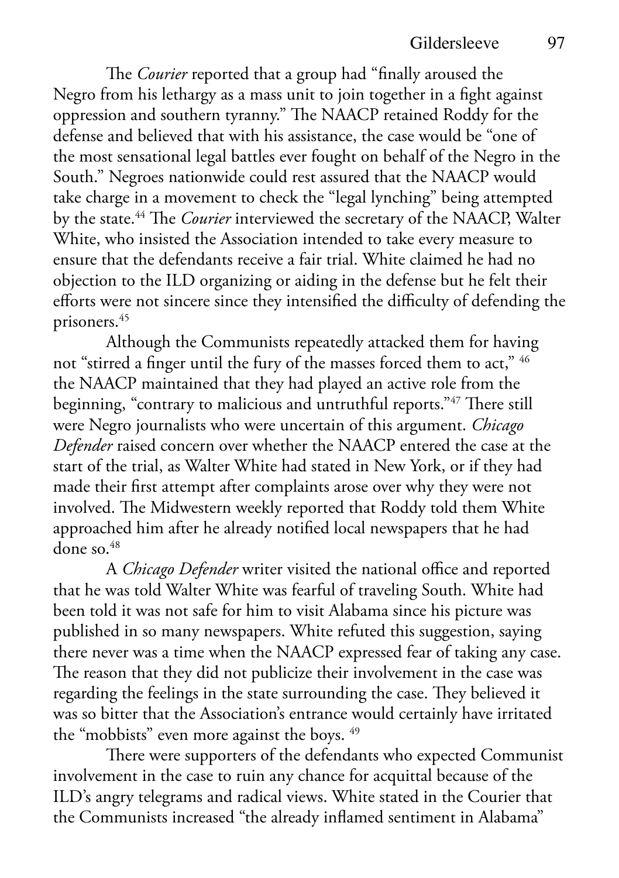The *Courier* reported that a group had "finally aroused the Negro from his lethargy as a mass unit to join together in a fight against oppression and southern tyranny." The NAACP retained Roddy for the defense and believed that with his assistance, the case would be "one of the most sensational legal battles ever fought on behalf of the Negro in the South." Negroes nationwide could rest assured that the NAACP would take charge in a movement to check the "legal lynching" being attempted by the state.[44] The *Courier* interviewed the secretary of the NAACP, Walter White, who insisted the Association intended to take every measure to ensure that the defendants receive a fair trial. White claimed he had no objection to the ILD organizing or aiding in the defense but he felt their efforts were not sincere since they intensified the difficulty of defending the prisoners.[45]

Although the Communists repeatedly attacked them for having not "stirred a finger until the fury of the masses forced them to act," [46] the NAACP maintained that they had played an active role from the beginning, "contrary to malicious and untruthful reports."[47] There still were Negro journalists who were uncertain of this argument. *Chicago Defender* raised concern over whether the NAACP entered the case at the start of the trial, as Walter White had stated in New York, or if they had made their first attempt after complaints arose over why they were not involved. The Midwestern weekly reported that Roddy told them White approached him after he already notified local newspapers that he had done so.[48]

A *Chicago Defender* writer visited the national office and reported that he was told Walter White was fearful of traveling South. White had been told it was not safe for him to visit Alabama since his picture was published in so many newspapers. White refuted this suggestion, saying there never was a time when the NAACP expressed fear of taking any case. The reason that they did not publicize their involvement in the case was regarding the feelings in the state surrounding the case. They believed it was so bitter that the Association's entrance would certainly have irritated the "mobbists" even more against the boys. [49]

There were supporters of the defendants who expected Communist involvement in the case to ruin any chance for acquittal because of the ILD's angry telegrams and radical views. White stated in the Courier that the Communists increased "the already inflamed sentiment in Alabama"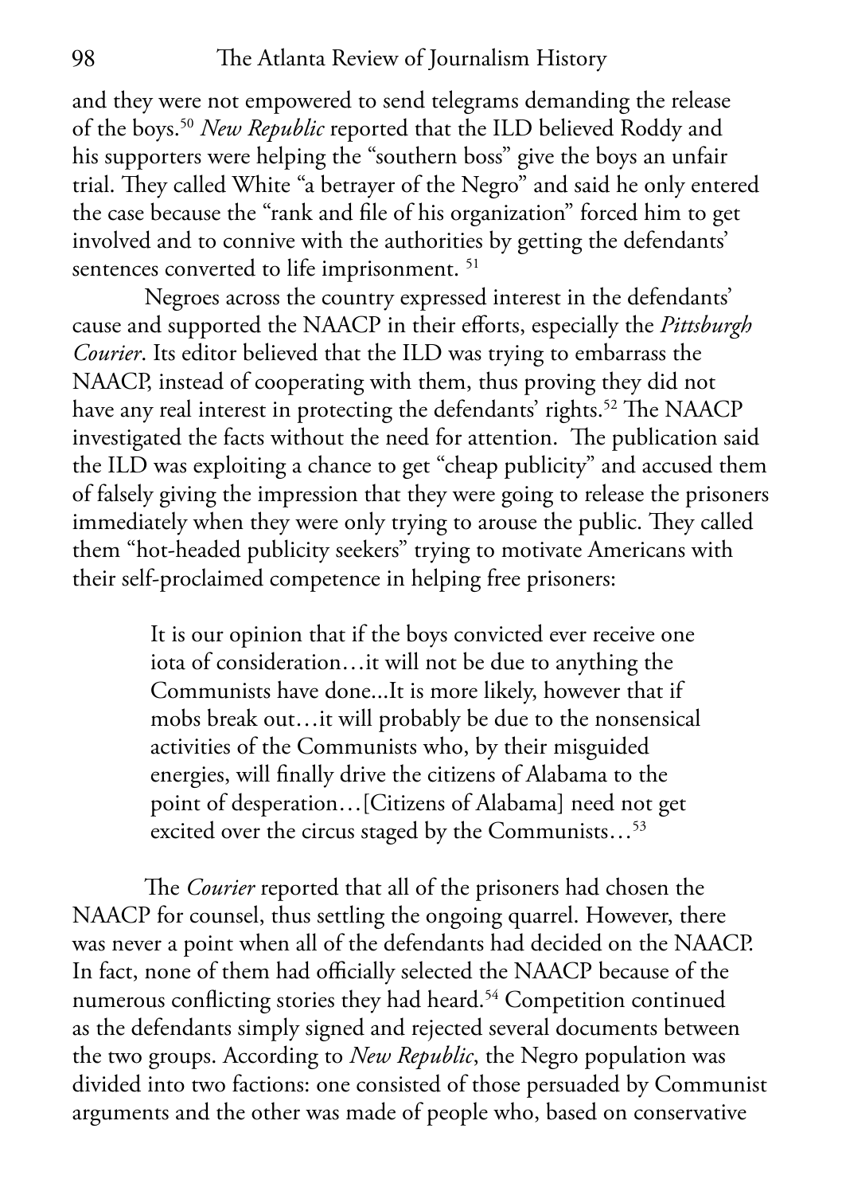and they were not empowered to send telegrams demanding the release of the boys.[50] *New Republic* reported that the ILD believed Roddy and his supporters were helping the "southern boss" give the boys an unfair trial. They called White "a betrayer of the Negro" and said he only entered the case because the "rank and file of his organization" forced him to get involved and to connive with the authorities by getting the defendants' sentences converted to life imprisonment. [51]

Negroes across the country expressed interest in the defendants' cause and supported the NAACP in their efforts, especially the *Pittsburgh Courier*. Its editor believed that the ILD was trying to embarrass the NAACP, instead of cooperating with them, thus proving they did not have any real interest in protecting the defendants' rights.[52] The NAACP investigated the facts without the need for attention. The publication said the ILD was exploiting a chance to get "cheap publicity" and accused them of falsely giving the impression that they were going to release the prisoners immediately when they were only trying to arouse the public. They called them "hot-headed publicity seekers" trying to motivate Americans with their self-proclaimed competence in helping free prisoners:

> It is our opinion that if the boys convicted ever receive one iota of consideration…it will not be due to anything the Communists have done...It is more likely, however that if mobs break out…it will probably be due to the nonsensical activities of the Communists who, by their misguided energies, will finally drive the citizens of Alabama to the point of desperation…[Citizens of Alabama] need not get excited over the circus staged by the Communists…[53]

The *Courier* reported that all of the prisoners had chosen the NAACP for counsel, thus settling the ongoing quarrel. However, there was never a point when all of the defendants had decided on the NAACP. In fact, none of them had officially selected the NAACP because of the numerous conflicting stories they had heard.[54] Competition continued as the defendants simply signed and rejected several documents between the two groups. According to *New Republic*, the Negro population was divided into two factions: one consisted of those persuaded by Communist arguments and the other was made of people who, based on conservative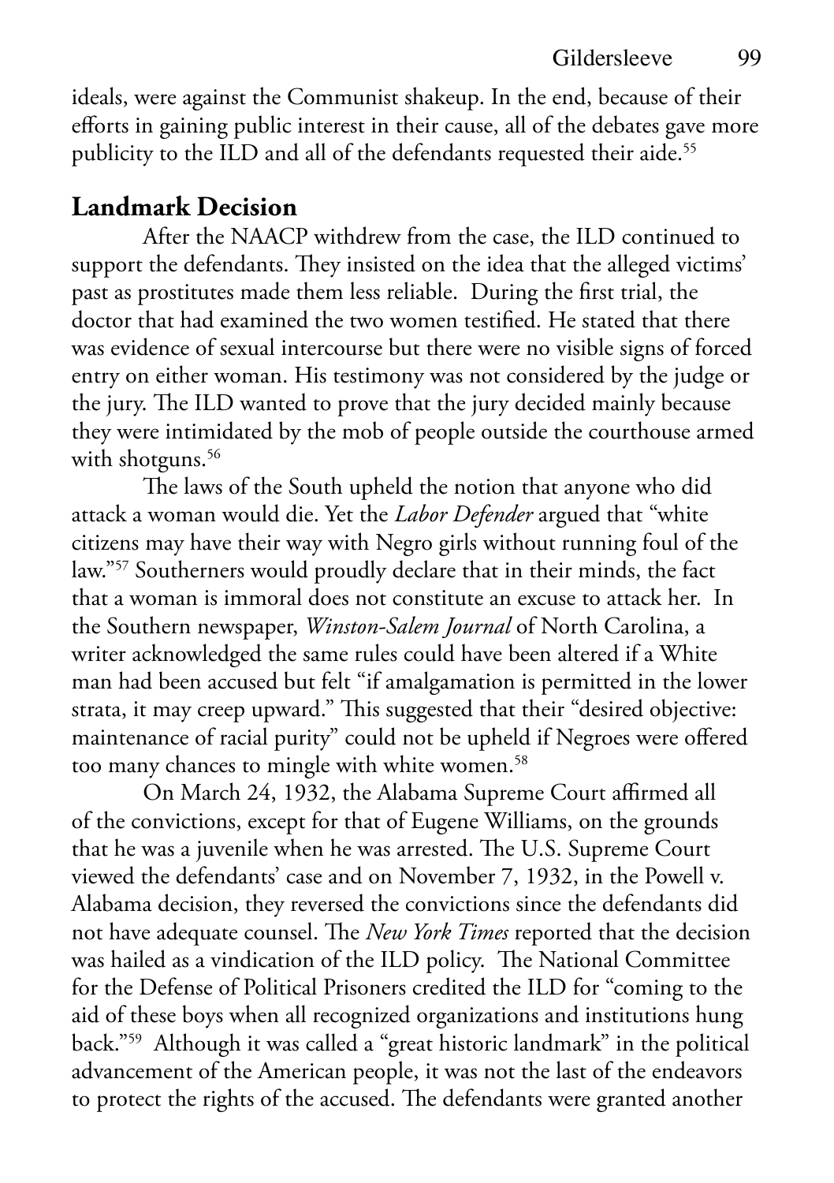ideals, were against the Communist shakeup. In the end, because of their efforts in gaining public interest in their cause, all of the debates gave more publicity to the ILD and all of the defendants requested their aide.[55]

## Landmark Decision

After the NAACP withdrew from the case, the ILD continued to support the defendants. They insisted on the idea that the alleged victims' past as prostitutes made them less reliable. During the first trial, the doctor that had examined the two women testified. He stated that there was evidence of sexual intercourse but there were no visible signs of forced entry on either woman. His testimony was not considered by the judge or the jury. The ILD wanted to prove that the jury decided mainly because they were intimidated by the mob of people outside the courthouse armed with shotguns.[56]

The laws of the South upheld the notion that anyone who did attack a woman would die. Yet the *Labor Defender* argued that "white citizens may have their way with Negro girls without running foul of the law."[57] Southerners would proudly declare that in their minds, the fact that a woman is immoral does not constitute an excuse to attack her. In the Southern newspaper, *Winston-Salem Journal* of North Carolina, a writer acknowledged the same rules could have been altered if a White man had been accused but felt "if amalgamation is permitted in the lower strata, it may creep upward." This suggested that their "desired objective: maintenance of racial purity" could not be upheld if Negroes were offered too many chances to mingle with white women.[58]

On March 24, 1932, the Alabama Supreme Court affirmed all of the convictions, except for that of Eugene Williams, on the grounds that he was a juvenile when he was arrested. The U.S. Supreme Court viewed the defendants' case and on November 7, 1932, in the Powell v. Alabama decision, they reversed the convictions since the defendants did not have adequate counsel. The *New York Times* reported that the decision was hailed as a vindication of the ILD policy. The National Committee for the Defense of Political Prisoners credited the ILD for "coming to the aid of these boys when all recognized organizations and institutions hung back."[59] Although it was called a "great historic landmark" in the political advancement of the American people, it was not the last of the endeavors to protect the rights of the accused. The defendants were granted another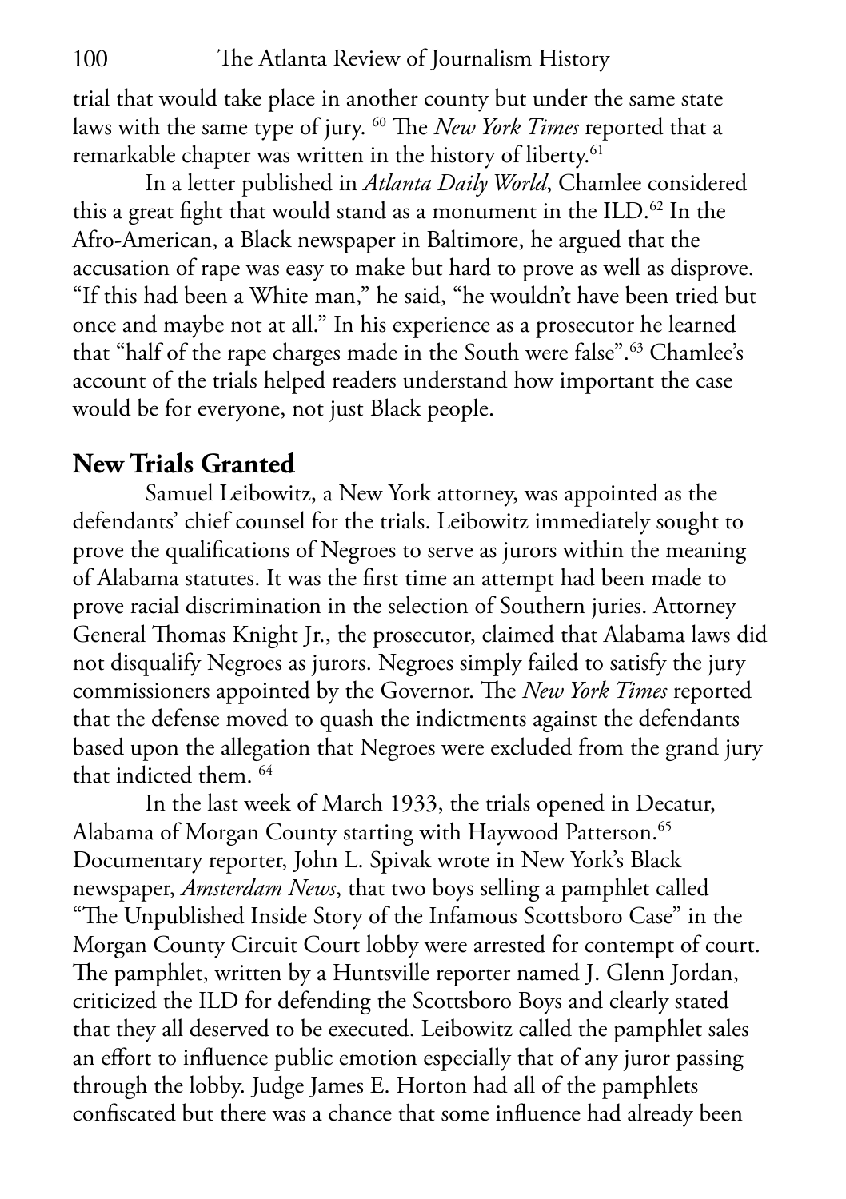trial that would take place in another county but under the same state laws with the same type of jury. [60] The *New York Times* reported that a remarkable chapter was written in the history of liberty.[61]

In a letter published in *Atlanta Daily World*, Chamlee considered this a great fight that would stand as a monument in the ILD.[62] In the Afro-American, a Black newspaper in Baltimore, he argued that the accusation of rape was easy to make but hard to prove as well as disprove. "If this had been a White man," he said, "he wouldn't have been tried but once and maybe not at all." In his experience as a prosecutor he learned that "half of the rape charges made in the South were false".[63] Chamlee's account of the trials helped readers understand how important the case would be for everyone, not just Black people.

## New Trials Granted

Samuel Leibowitz, a New York attorney, was appointed as the defendants' chief counsel for the trials. Leibowitz immediately sought to prove the qualifications of Negroes to serve as jurors within the meaning of Alabama statutes. It was the first time an attempt had been made to prove racial discrimination in the selection of Southern juries. Attorney General Thomas Knight Jr., the prosecutor, claimed that Alabama laws did not disqualify Negroes as jurors. Negroes simply failed to satisfy the jury commissioners appointed by the Governor. The *New York Times* reported that the defense moved to quash the indictments against the defendants based upon the allegation that Negroes were excluded from the grand jury that indicted them. [64]

In the last week of March 1933, the trials opened in Decatur, Alabama of Morgan County starting with Haywood Patterson.[65] Documentary reporter, John L. Spivak wrote in New York's Black newspaper, *Amsterdam News*, that two boys selling a pamphlet called "The Unpublished Inside Story of the Infamous Scottsboro Case" in the Morgan County Circuit Court lobby were arrested for contempt of court. The pamphlet, written by a Huntsville reporter named J. Glenn Jordan, criticized the ILD for defending the Scottsboro Boys and clearly stated that they all deserved to be executed. Leibowitz called the pamphlet sales an effort to influence public emotion especially that of any juror passing through the lobby. Judge James E. Horton had all of the pamphlets confiscated but there was a chance that some influence had already been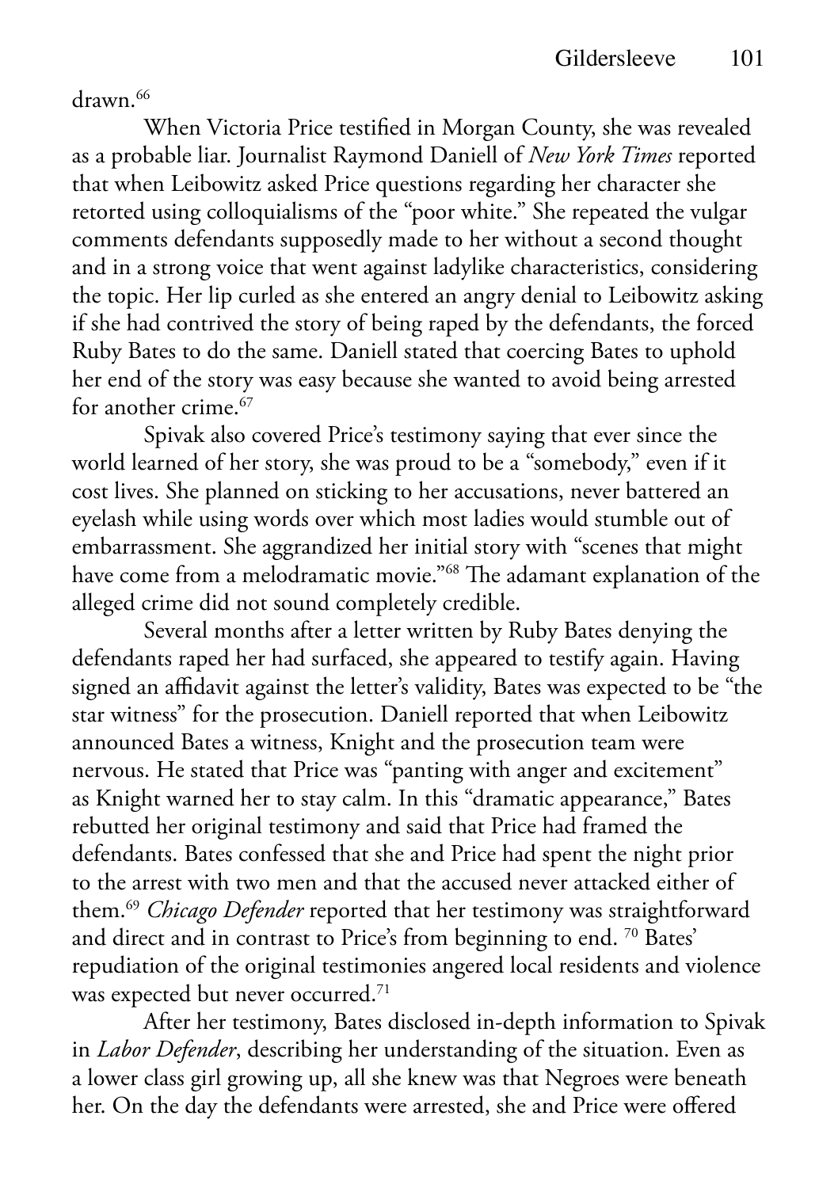drawn.[66]

When Victoria Price testified in Morgan County, she was revealed as a probable liar. Journalist Raymond Daniell of *New York Times* reported that when Leibowitz asked Price questions regarding her character she retorted using colloquialisms of the "poor white." She repeated the vulgar comments defendants supposedly made to her without a second thought and in a strong voice that went against ladylike characteristics, considering the topic. Her lip curled as she entered an angry denial to Leibowitz asking if she had contrived the story of being raped by the defendants, the forced Ruby Bates to do the same. Daniell stated that coercing Bates to uphold her end of the story was easy because she wanted to avoid being arrested for another crime.[67]

Spivak also covered Price's testimony saying that ever since the world learned of her story, she was proud to be a "somebody," even if it cost lives. She planned on sticking to her accusations, never battered an eyelash while using words over which most ladies would stumble out of embarrassment. She aggrandized her initial story with "scenes that might have come from a melodramatic movie."[68] The adamant explanation of the alleged crime did not sound completely credible.

Several months after a letter written by Ruby Bates denying the defendants raped her had surfaced, she appeared to testify again. Having signed an affidavit against the letter's validity, Bates was expected to be "the star witness" for the prosecution. Daniell reported that when Leibowitz announced Bates a witness, Knight and the prosecution team were nervous. He stated that Price was "panting with anger and excitement" as Knight warned her to stay calm. In this "dramatic appearance," Bates rebutted her original testimony and said that Price had framed the defendants. Bates confessed that she and Price had spent the night prior to the arrest with two men and that the accused never attacked either of them.[69] *Chicago Defender* reported that her testimony was straightforward and direct and in contrast to Price's from beginning to end. [70] Bates' repudiation of the original testimonies angered local residents and violence was expected but never occurred.[71]

After her testimony, Bates disclosed in-depth information to Spivak in *Labor Defender*, describing her understanding of the situation. Even as a lower class girl growing up, all she knew was that Negroes were beneath her. On the day the defendants were arrested, she and Price were offered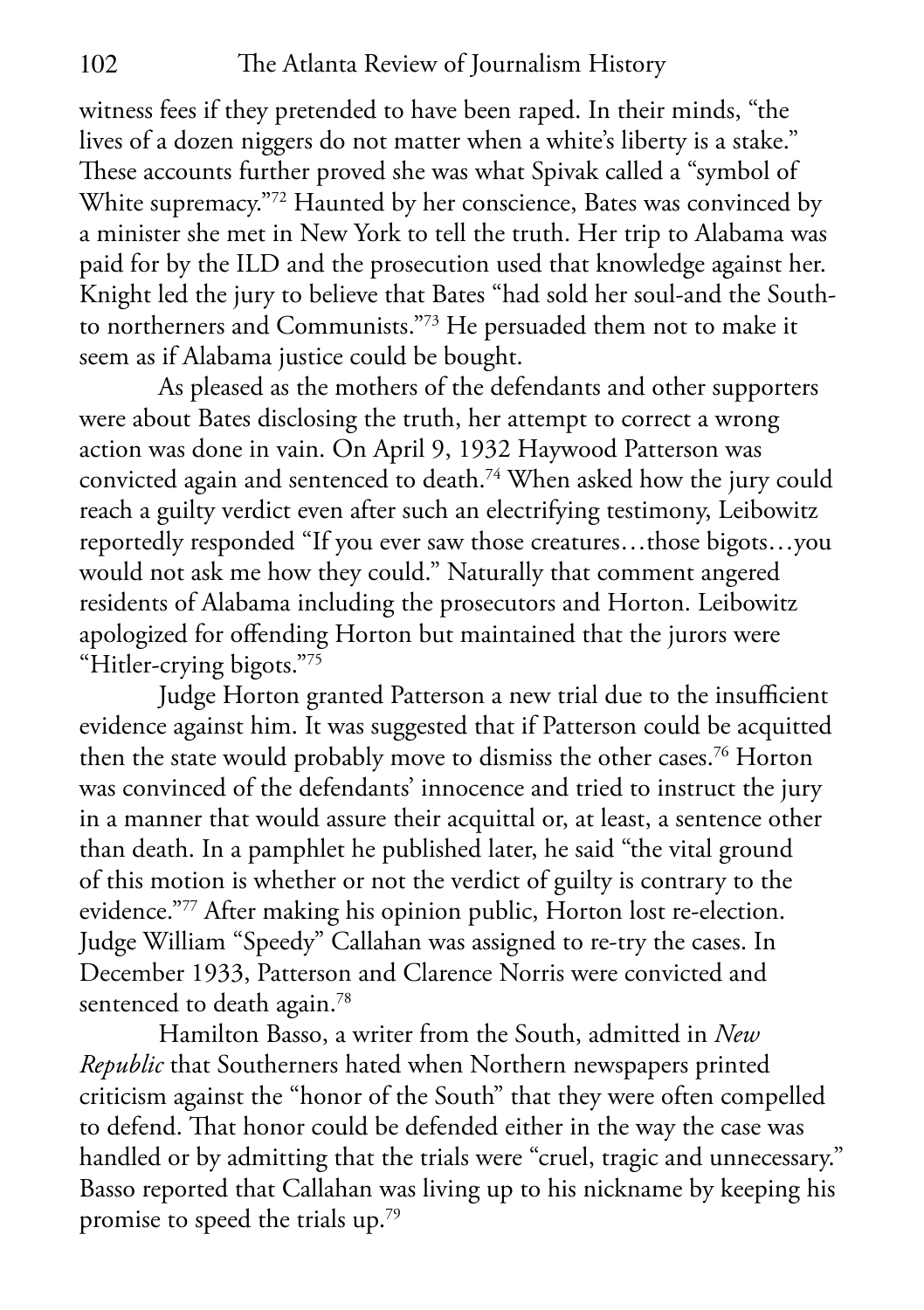witness fees if they pretended to have been raped. In their minds, "the lives of a dozen niggers do not matter when a white's liberty is a stake." These accounts further proved she was what Spivak called a "symbol of White supremacy."[72] Haunted by her conscience, Bates was convinced by a minister she met in New York to tell the truth. Her trip to Alabama was paid for by the ILD and the prosecution used that knowledge against her. Knight led the jury to believe that Bates "had sold her soul-and the South-to northerners and Communists."[73] He persuaded them not to make it seem as if Alabama justice could be bought.

As pleased as the mothers of the defendants and other supporters were about Bates disclosing the truth, her attempt to correct a wrong action was done in vain. On April 9, 1932 Haywood Patterson was convicted again and sentenced to death.[74] When asked how the jury could reach a guilty verdict even after such an electrifying testimony, Leibowitz reportedly responded "If you ever saw those creatures…those bigots…you would not ask me how they could." Naturally that comment angered residents of Alabama including the prosecutors and Horton. Leibowitz apologized for offending Horton but maintained that the jurors were "Hitler-crying bigots."[75]

Judge Horton granted Patterson a new trial due to the insufficient evidence against him. It was suggested that if Patterson could be acquitted then the state would probably move to dismiss the other cases.[76] Horton was convinced of the defendants' innocence and tried to instruct the jury in a manner that would assure their acquittal or, at least, a sentence other than death. In a pamphlet he published later, he said "the vital ground of this motion is whether or not the verdict of guilty is contrary to the evidence."[77] After making his opinion public, Horton lost re-election. Judge William "Speedy" Callahan was assigned to re-try the cases. In December 1933, Patterson and Clarence Norris were convicted and sentenced to death again.[78]

Hamilton Basso, a writer from the South, admitted in *New Republic* that Southerners hated when Northern newspapers printed criticism against the "honor of the South" that they were often compelled to defend. That honor could be defended either in the way the case was handled or by admitting that the trials were "cruel, tragic and unnecessary." Basso reported that Callahan was living up to his nickname by keeping his promise to speed the trials up.[79]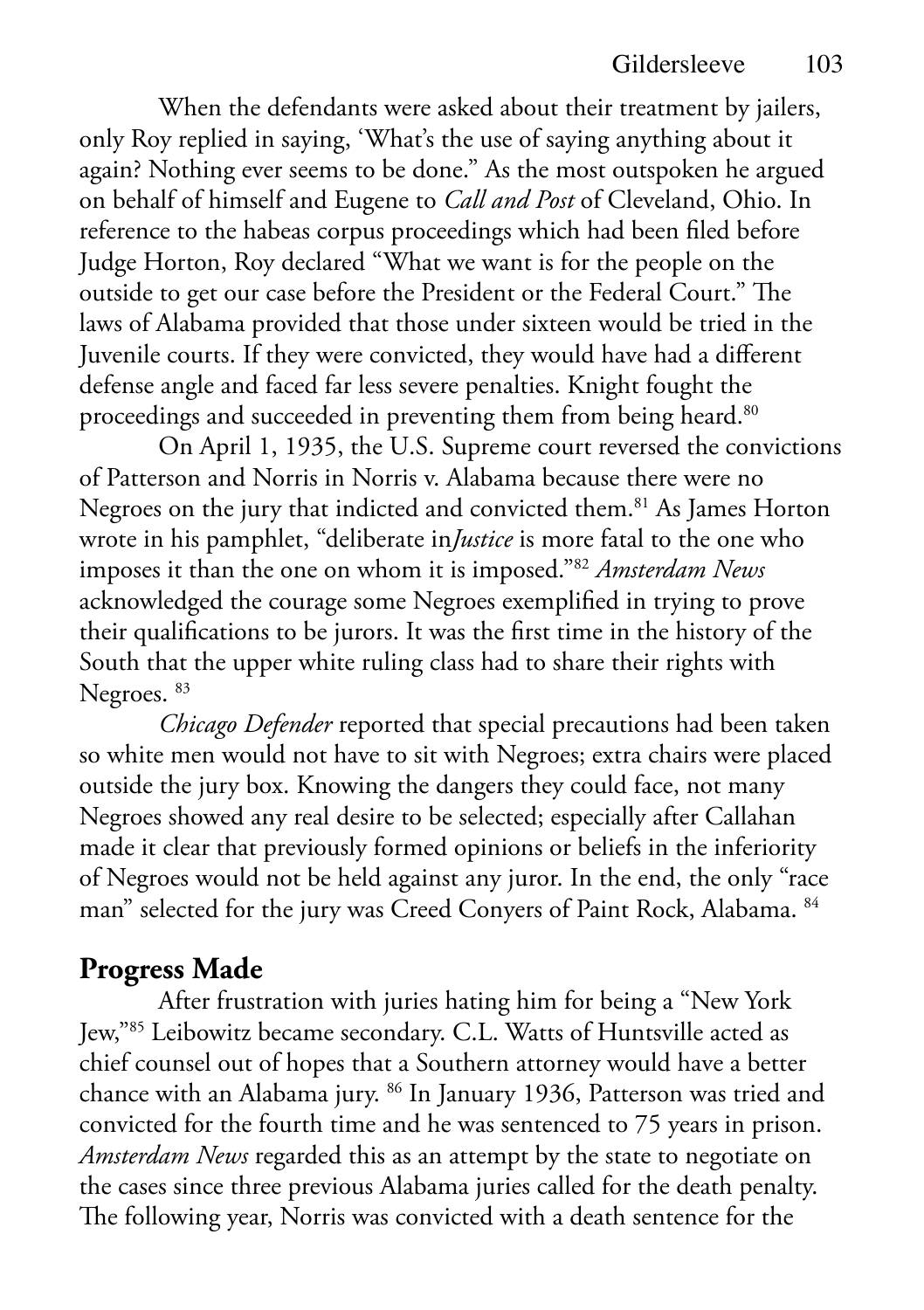When the defendants were asked about their treatment by jailers, only Roy replied in saying, 'What's the use of saying anything about it again? Nothing ever seems to be done." As the most outspoken he argued on behalf of himself and Eugene to *Call and Post* of Cleveland, Ohio. In reference to the habeas corpus proceedings which had been filed before Judge Horton, Roy declared "What we want is for the people on the outside to get our case before the President or the Federal Court." The laws of Alabama provided that those under sixteen would be tried in the Juvenile courts. If they were convicted, they would have had a different defense angle and faced far less severe penalties. Knight fought the proceedings and succeeded in preventing them from being heard.[80]

On April 1, 1935, the U.S. Supreme court reversed the convictions of Patterson and Norris in Norris v. Alabama because there were no Negroes on the jury that indicted and convicted them.[81] As James Horton wrote in his pamphlet, "deliberate in*Justice* is more fatal to the one who imposes it than the one on whom it is imposed."[82] *Amsterdam News* acknowledged the courage some Negroes exemplified in trying to prove their qualifications to be jurors. It was the first time in the history of the South that the upper white ruling class had to share their rights with Negroes. [83]

*Chicago Defender* reported that special precautions had been taken so white men would not have to sit with Negroes; extra chairs were placed outside the jury box. Knowing the dangers they could face, not many Negroes showed any real desire to be selected; especially after Callahan made it clear that previously formed opinions or beliefs in the inferiority of Negroes would not be held against any juror. In the end, the only "race man" selected for the jury was Creed Conyers of Paint Rock, Alabama. [84]

## Progress Made

After frustration with juries hating him for being a "New York Jew,"[85] Leibowitz became secondary. C.L. Watts of Huntsville acted as chief counsel out of hopes that a Southern attorney would have a better chance with an Alabama jury. [86] In January 1936, Patterson was tried and convicted for the fourth time and he was sentenced to 75 years in prison. *Amsterdam News* regarded this as an attempt by the state to negotiate on the cases since three previous Alabama juries called for the death penalty. The following year, Norris was convicted with a death sentence for the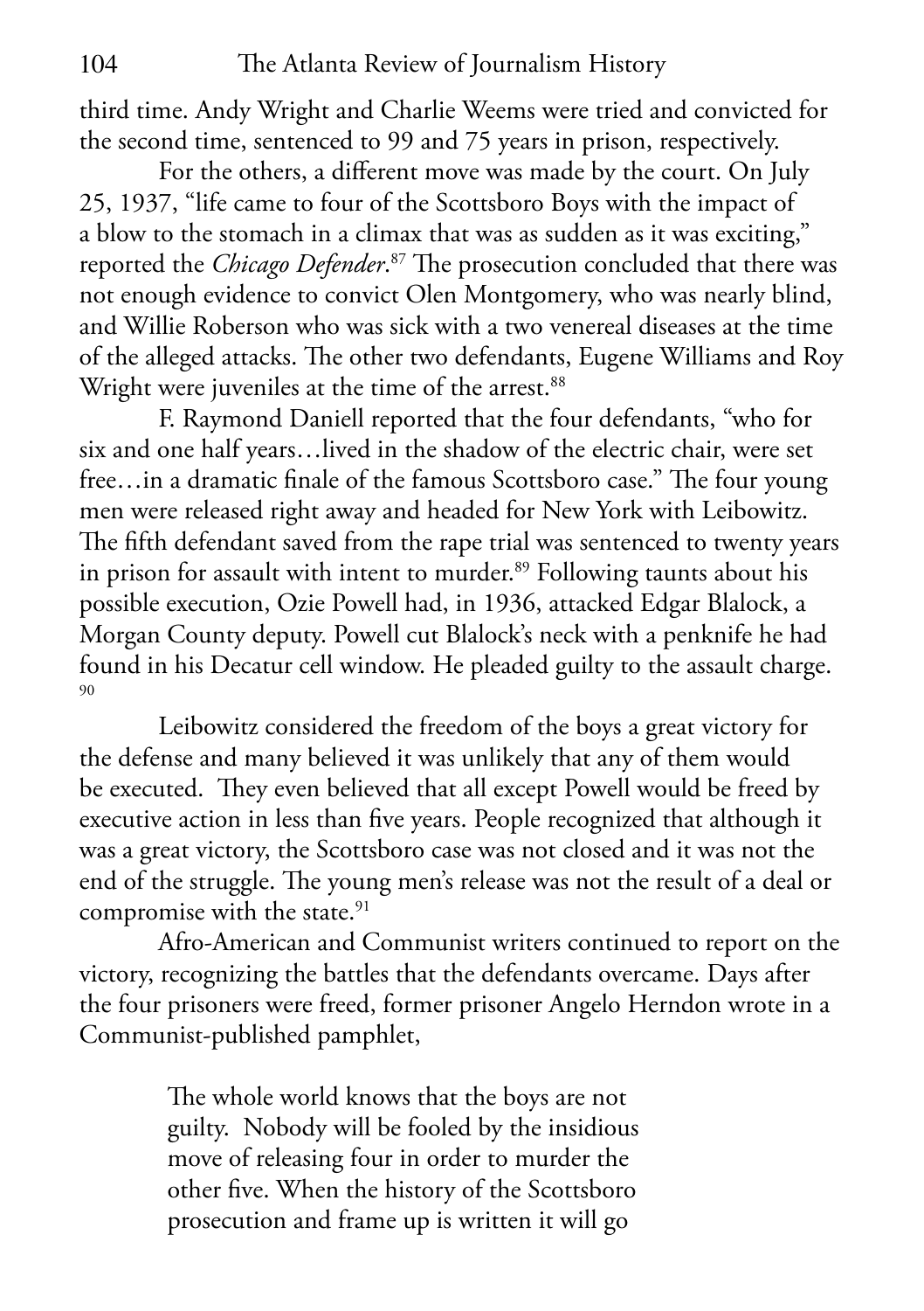third time. Andy Wright and Charlie Weems were tried and convicted for the second time, sentenced to 99 and 75 years in prison, respectively.

For the others, a different move was made by the court. On July 25, 1937, "life came to four of the Scottsboro Boys with the impact of a blow to the stomach in a climax that was as sudden as it was exciting," reported the *Chicago Defender*.[87] The prosecution concluded that there was not enough evidence to convict Olen Montgomery, who was nearly blind, and Willie Roberson who was sick with a two venereal diseases at the time of the alleged attacks. The other two defendants, Eugene Williams and Roy Wright were juveniles at the time of the arrest.[88]

F. Raymond Daniell reported that the four defendants, "who for six and one half years…lived in the shadow of the electric chair, were set free…in a dramatic finale of the famous Scottsboro case." The four young men were released right away and headed for New York with Leibowitz. The fifth defendant saved from the rape trial was sentenced to twenty years in prison for assault with intent to murder.[89] Following taunts about his possible execution, Ozie Powell had, in 1936, attacked Edgar Blalock, a Morgan County deputy. Powell cut Blalock's neck with a penknife he had found in his Decatur cell window. He pleaded guilty to the assault charge.[90]

Leibowitz considered the freedom of the boys a great victory for the defense and many believed it was unlikely that any of them would be executed. They even believed that all except Powell would be freed by executive action in less than five years. People recognized that although it was a great victory, the Scottsboro case was not closed and it was not the end of the struggle. The young men's release was not the result of a deal or compromise with the state.[91]

Afro-American and Communist writers continued to report on the victory, recognizing the battles that the defendants overcame. Days after the four prisoners were freed, former prisoner Angelo Herndon wrote in a Communist-published pamphlet,

> The whole world knows that the boys are not guilty. Nobody will be fooled by the insidious move of releasing four in order to murder the other five. When the history of the Scottsboro prosecution and frame up is written it will go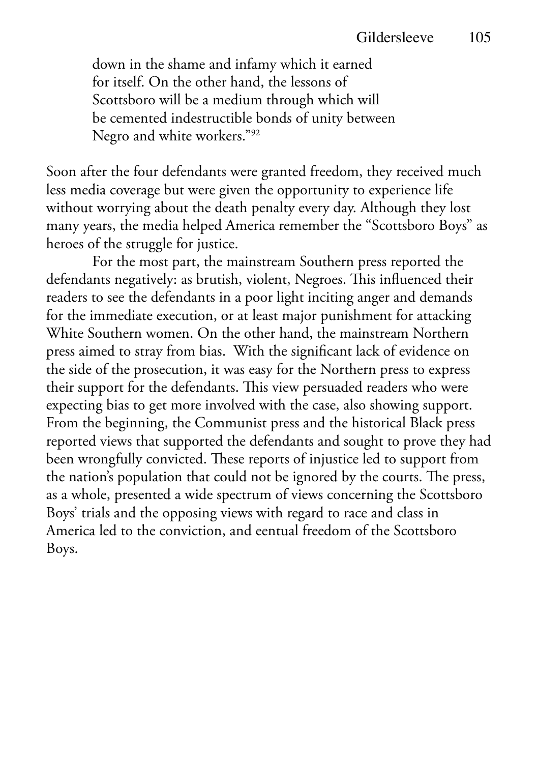> down in the shame and infamy which it earned for itself. On the other hand, the lessons of Scottsboro will be a medium through which will be cemented indestructible bonds of unity between Negro and white workers."[92]

Soon after the four defendants were granted freedom, they received much less media coverage but were given the opportunity to experience life without worrying about the death penalty every day. Although they lost many years, the media helped America remember the "Scottsboro Boys" as heroes of the struggle for justice.

For the most part, the mainstream Southern press reported the defendants negatively: as brutish, violent, Negroes. This influenced their readers to see the defendants in a poor light inciting anger and demands for the immediate execution, or at least major punishment for attacking White Southern women. On the other hand, the mainstream Northern press aimed to stray from bias. With the significant lack of evidence on the side of the prosecution, it was easy for the Northern press to express their support for the defendants. This view persuaded readers who were expecting bias to get more involved with the case, also showing support. From the beginning, the Communist press and the historical Black press reported views that supported the defendants and sought to prove they had been wrongfully convicted. These reports of injustice led to support from the nation's population that could not be ignored by the courts. The press, as a whole, presented a wide spectrum of views concerning the Scottsboro Boys' trials and the opposing views with regard to race and class in America led to the conviction, and eentual freedom of the Scottsboro Boys.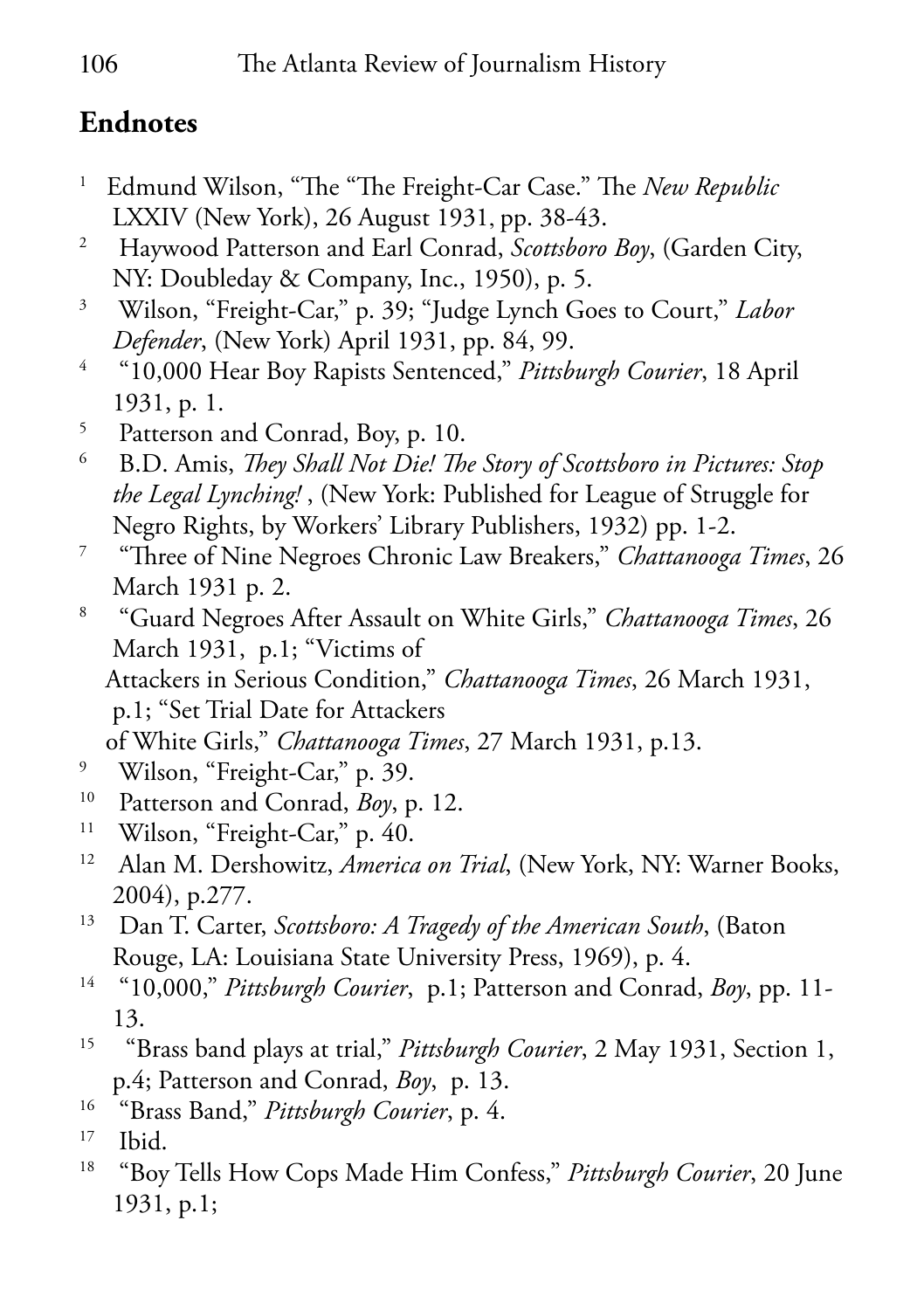## Endnotes

[1] Edmund Wilson, "The "The Freight-Car Case." The *New Republic* LXXIV (New York), 26 August 1931, pp. 38-43.

[2] Haywood Patterson and Earl Conrad, *Scottsboro Boy*, (Garden City, NY: Doubleday & Company, Inc., 1950), p. 5.

[3] Wilson, "Freight-Car," p. 39; "Judge Lynch Goes to Court," *Labor Defender*, (New York) April 1931, pp. 84, 99.

[4] "10,000 Hear Boy Rapists Sentenced," *Pittsburgh Courier*, 18 April 1931, p. 1.

[5] Patterson and Conrad, Boy, p. 10.

[6] B.D. Amis, *They Shall Not Die! The Story of Scottsboro in Pictures: Stop the Legal Lynching!* , (New York: Published for League of Struggle for Negro Rights, by Workers' Library Publishers, 1932) pp. 1-2.

[7] "Three of Nine Negroes Chronic Law Breakers," *Chattanooga Times*, 26 March 1931 p. 2.

[8] "Guard Negroes After Assault on White Girls," *Chattanooga Times*, 26 March 1931, p.1; "Victims of Attackers in Serious Condition," *Chattanooga Times*, 26 March 1931, p.1; "Set Trial Date for Attackers of White Girls," *Chattanooga Times*, 27 March 1931, p.13.

[9] Wilson, "Freight-Car," p. 39.

[10] Patterson and Conrad, *Boy*, p. 12.

[11] Wilson, "Freight-Car," p. 40.

[12] Alan M. Dershowitz, *America on Trial*, (New York, NY: Warner Books, 2004), p.277.

[13] Dan T. Carter, *Scottsboro: A Tragedy of the American South*, (Baton Rouge, LA: Louisiana State University Press, 1969), p. 4.

[14] "10,000," *Pittsburgh Courier*, p.1; Patterson and Conrad, *Boy*, pp. 11-13.

[15] "Brass band plays at trial," *Pittsburgh Courier*, 2 May 1931, Section 1, p.4; Patterson and Conrad, *Boy*, p. 13.

[16] "Brass Band," *Pittsburgh Courier*, p. 4.

[17] Ibid.

[18] "Boy Tells How Cops Made Him Confess," *Pittsburgh Courier*, 20 June 1931, p.1;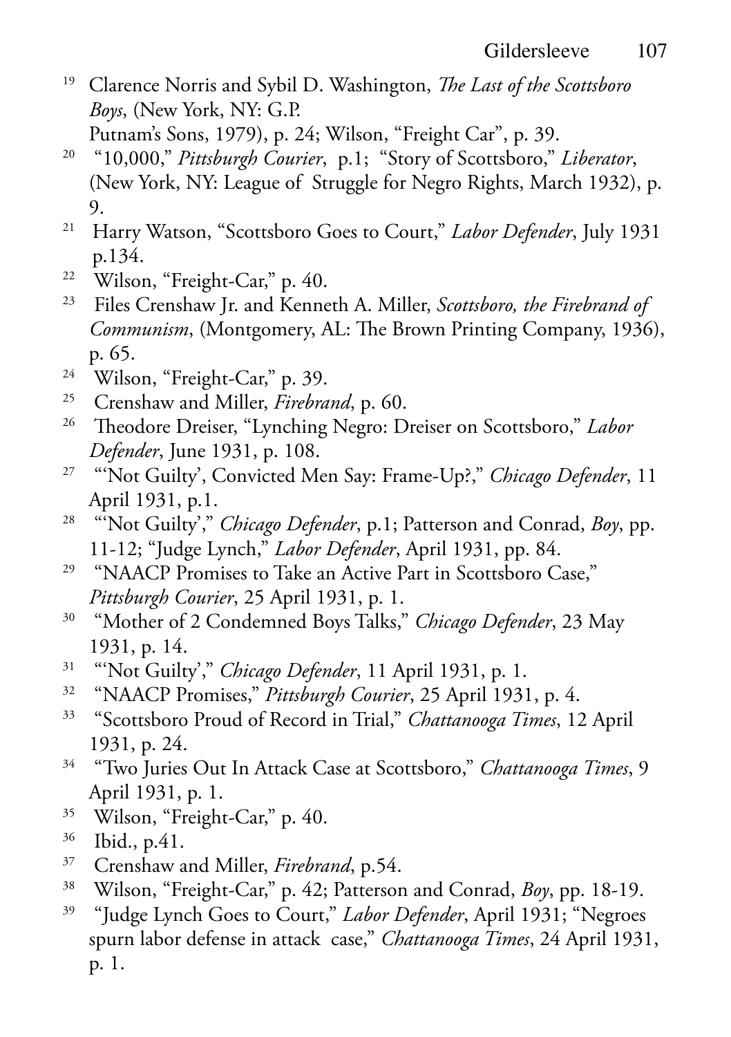[19] Clarence Norris and Sybil D. Washington, *The Last of the Scottsboro Boys*, (New York, NY: G.P. Putnam's Sons, 1979), p. 24; Wilson, "Freight Car", p. 39.

[20] "10,000," *Pittsburgh Courier*, p.1; "Story of Scottsboro," *Liberator*, (New York, NY: League of Struggle for Negro Rights, March 1932), p. 9.

[21] Harry Watson, "Scottsboro Goes to Court," *Labor Defender*, July 1931 p.134.

[22] Wilson, "Freight-Car," p. 40.

[23] Files Crenshaw Jr. and Kenneth A. Miller, *Scottsboro, the Firebrand of Communism*, (Montgomery, AL: The Brown Printing Company, 1936), p. 65.

[24] Wilson, "Freight-Car," p. 39.

[25] Crenshaw and Miller, *Firebrand*, p. 60.

[26] Theodore Dreiser, "Lynching Negro: Dreiser on Scottsboro," *Labor Defender*, June 1931, p. 108.

[27] "'Not Guilty', Convicted Men Say: Frame-Up?," *Chicago Defender*, 11 April 1931, p.1.

[28] "'Not Guilty'," *Chicago Defender*, p.1; Patterson and Conrad, *Boy*, pp. 11-12; "Judge Lynch," *Labor Defender*, April 1931, pp. 84.

[29] "NAACP Promises to Take an Active Part in Scottsboro Case," *Pittsburgh Courier*, 25 April 1931, p. 1.

[30] "Mother of 2 Condemned Boys Talks," *Chicago Defender*, 23 May 1931, p. 14.

[31] "'Not Guilty'," *Chicago Defender*, 11 April 1931, p. 1.

[32] "NAACP Promises," *Pittsburgh Courier*, 25 April 1931, p. 4.

[33] "Scottsboro Proud of Record in Trial," *Chattanooga Times*, 12 April 1931, p. 24.

[34] "Two Juries Out In Attack Case at Scottsboro," *Chattanooga Times*, 9 April 1931, p. 1.

[35] Wilson, "Freight-Car," p. 40.

[36] Ibid., p.41.

[37] Crenshaw and Miller, *Firebrand*, p.54.

[38] Wilson, "Freight-Car," p. 42; Patterson and Conrad, *Boy*, pp. 18-19.

[39] "Judge Lynch Goes to Court," *Labor Defender*, April 1931; "Negroes spurn labor defense in attack case," *Chattanooga Times*, 24 April 1931, p. 1.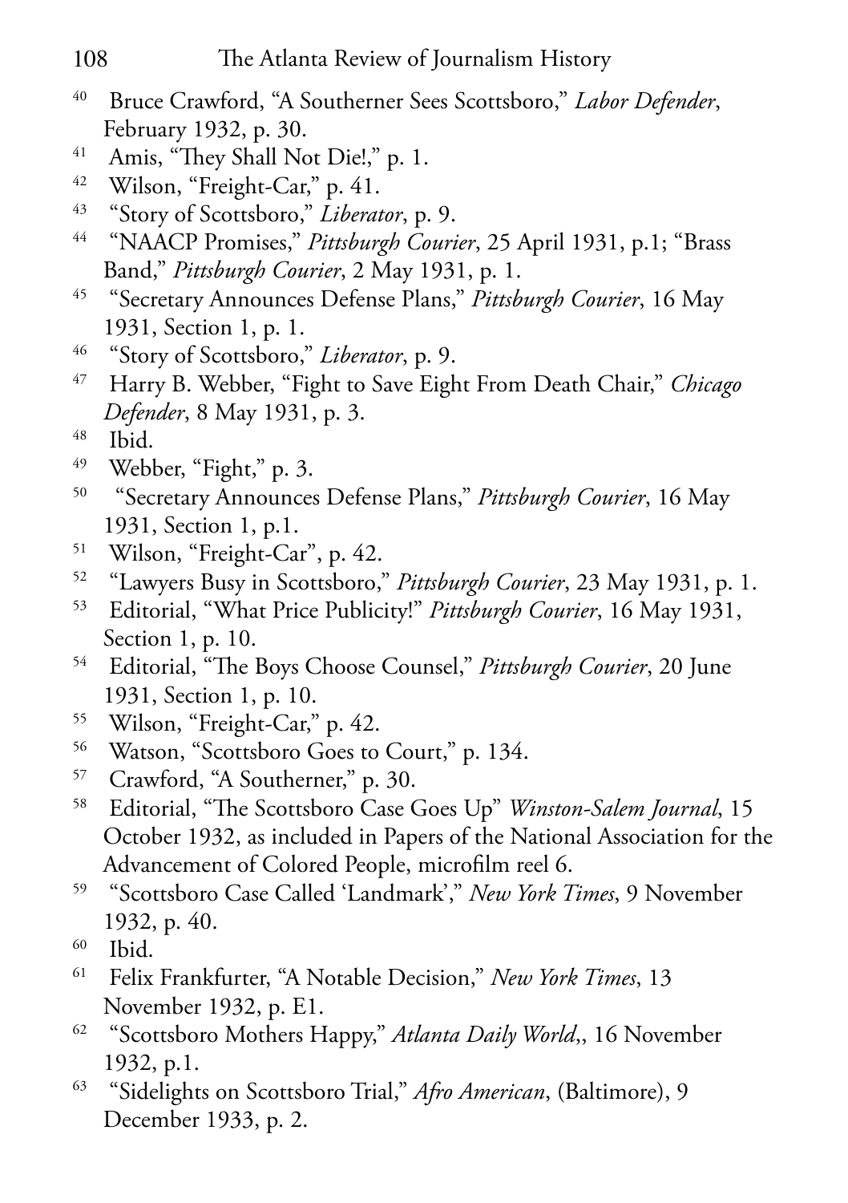[40] Bruce Crawford, "A Southerner Sees Scottsboro," *Labor Defender*, February 1932, p. 30.

[41] Amis, "They Shall Not Die!," p. 1.

[42] Wilson, "Freight-Car," p. 41.

[43] "Story of Scottsboro," *Liberator*, p. 9.

[44] "NAACP Promises," *Pittsburgh Courier*, 25 April 1931, p.1; "Brass Band," *Pittsburgh Courier*, 2 May 1931, p. 1.

[45] "Secretary Announces Defense Plans," *Pittsburgh Courier*, 16 May 1931, Section 1, p. 1.

[46] "Story of Scottsboro," *Liberator*, p. 9.

[47] Harry B. Webber, "Fight to Save Eight From Death Chair," *Chicago Defender*, 8 May 1931, p. 3.

[48] Ibid.

[49] Webber, "Fight," p. 3.

[50] "Secretary Announces Defense Plans," *Pittsburgh Courier*, 16 May 1931, Section 1, p.1.

[51] Wilson, "Freight-Car", p. 42.

[52] "Lawyers Busy in Scottsboro," *Pittsburgh Courier*, 23 May 1931, p. 1.

[53] Editorial, "What Price Publicity!" *Pittsburgh Courier*, 16 May 1931, Section 1, p. 10.

[54] Editorial, "The Boys Choose Counsel," *Pittsburgh Courier*, 20 June 1931, Section 1, p. 10.

[55] Wilson, "Freight-Car," p. 42.

[56] Watson, "Scottsboro Goes to Court," p. 134.

[57] Crawford, "A Southerner," p. 30.

[58] Editorial, "The Scottsboro Case Goes Up" *Winston-Salem Journal*, 15 October 1932, as included in Papers of the National Association for the Advancement of Colored People, microfilm reel 6.

[59] "Scottsboro Case Called 'Landmark'," *New York Times*, 9 November 1932, p. 40.

[60] Ibid.

[61] Felix Frankfurter, "A Notable Decision," *New York Times*, 13 November 1932, p. E1.

[62] "Scottsboro Mothers Happy," *Atlanta Daily World*,, 16 November 1932, p.1.

[63] "Sidelights on Scottsboro Trial," *Afro American*, (Baltimore), 9 December 1933, p. 2.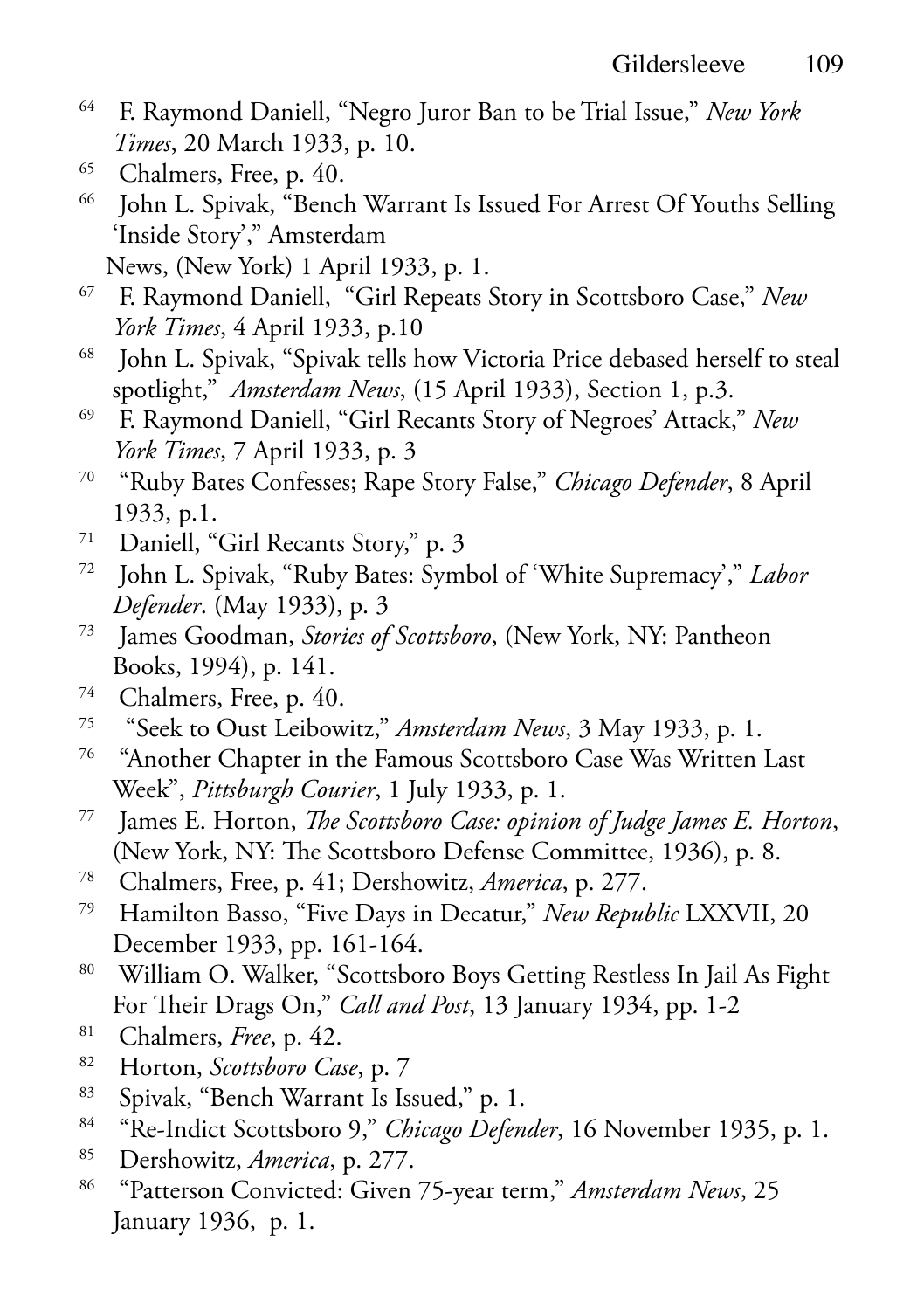64 F. Raymond Daniell, "Negro Juror Ban to be Trial Issue," *New York Times*, 20 March 1933, p. 10.

65 Chalmers, Free, p. 40.

66 John L. Spivak, "Bench Warrant Is Issued For Arrest Of Youths Selling 'Inside Story'," Amsterdam News, (New York) 1 April 1933, p. 1.

67 F. Raymond Daniell, "Girl Repeats Story in Scottsboro Case," *New York Times*, 4 April 1933, p.10

68 John L. Spivak, "Spivak tells how Victoria Price debased herself to steal spotlight," *Amsterdam News*, (15 April 1933), Section 1, p.3.

69 F. Raymond Daniell, "Girl Recants Story of Negroes' Attack," *New York Times*, 7 April 1933, p. 3

70 "Ruby Bates Confesses; Rape Story False," *Chicago Defender*, 8 April 1933, p.1.

71 Daniell, "Girl Recants Story," p. 3

72 John L. Spivak, "Ruby Bates: Symbol of 'White Supremacy'," *Labor Defender*. (May 1933), p. 3

73 James Goodman, *Stories of Scottsboro*, (New York, NY: Pantheon Books, 1994), p. 141.

74 Chalmers, Free, p. 40.

75 "Seek to Oust Leibowitz," *Amsterdam News*, 3 May 1933, p. 1.

76 "Another Chapter in the Famous Scottsboro Case Was Written Last Week", *Pittsburgh Courier*, 1 July 1933, p. 1.

77 James E. Horton, *The Scottsboro Case: opinion of Judge James E. Horton*, (New York, NY: The Scottsboro Defense Committee, 1936), p. 8.

78 Chalmers, Free, p. 41; Dershowitz, *America*, p. 277.

79 Hamilton Basso, "Five Days in Decatur," *New Republic* LXXVII, 20 December 1933, pp. 161-164.

80 William O. Walker, "Scottsboro Boys Getting Restless In Jail As Fight For Their Drags On," *Call and Post*, 13 January 1934, pp. 1-2

81 Chalmers, *Free*, p. 42.

82 Horton, *Scottsboro Case*, p. 7

83 Spivak, "Bench Warrant Is Issued," p. 1.

84 "Re-Indict Scottsboro 9," *Chicago Defender*, 16 November 1935, p. 1.

85 Dershowitz, *America*, p. 277.

86 "Patterson Convicted: Given 75-year term," *Amsterdam News*, 25 January 1936, p. 1.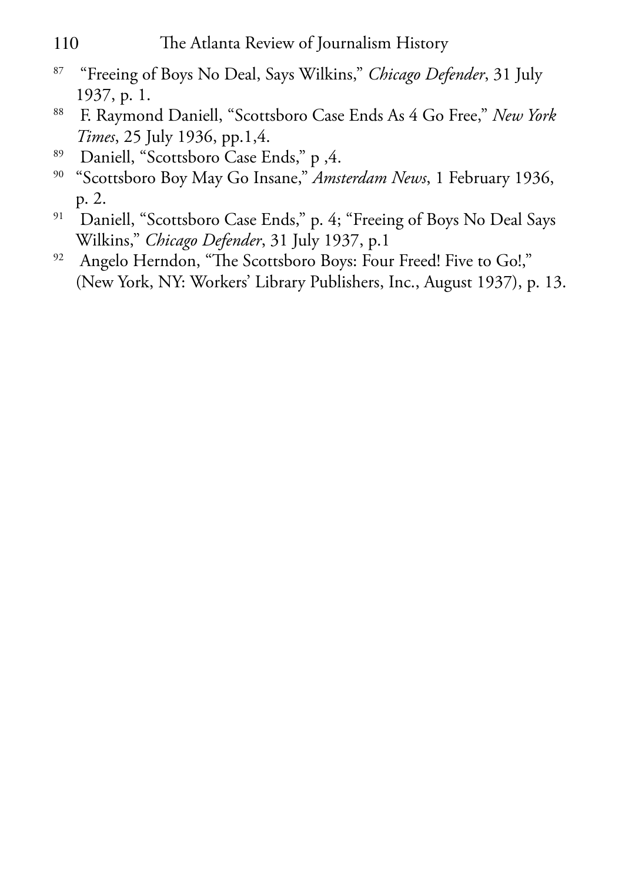[87] "Freeing of Boys No Deal, Says Wilkins," *Chicago Defender*, 31 July 1937, p. 1.

[88] F. Raymond Daniell, "Scottsboro Case Ends As 4 Go Free," *New York Times*, 25 July 1936, pp.1,4.

[89] Daniell, "Scottsboro Case Ends," p ,4.

[90] "Scottsboro Boy May Go Insane," *Amsterdam News*, 1 February 1936, p. 2.

[91] Daniell, "Scottsboro Case Ends," p. 4; "Freeing of Boys No Deal Says Wilkins," *Chicago Defender*, 31 July 1937, p.1

[92] Angelo Herndon, "The Scottsboro Boys: Four Freed! Five to Go!," (New York, NY: Workers' Library Publishers, Inc., August 1937), p. 13.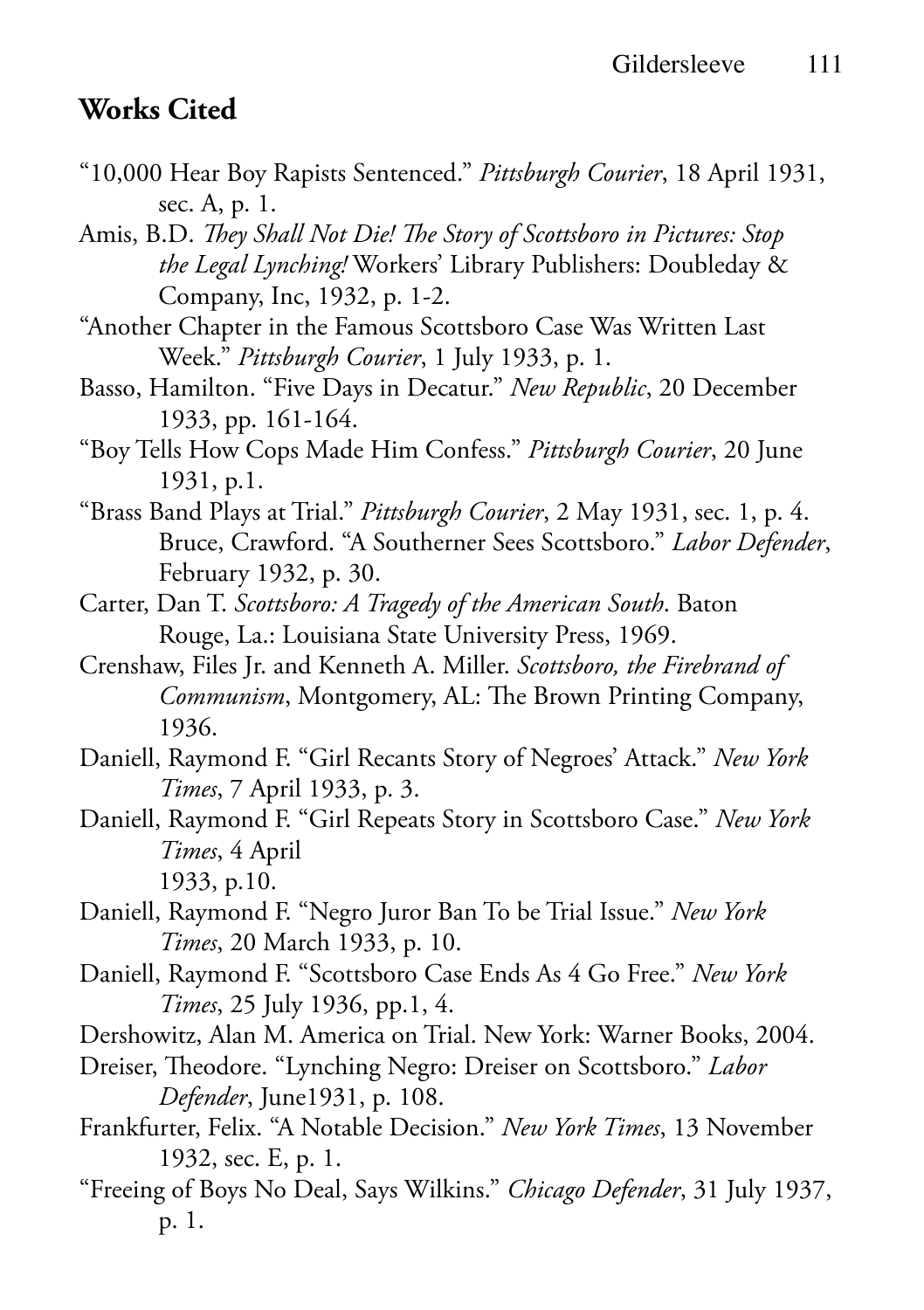## Works Cited

"10,000 Hear Boy Rapists Sentenced." *Pittsburgh Courier*, 18 April 1931, sec. A, p. 1.

Amis, B.D. *They Shall Not Die! The Story of Scottsboro in Pictures: Stop the Legal Lynching!* Workers' Library Publishers: Doubleday & Company, Inc, 1932, p. 1-2.

"Another Chapter in the Famous Scottsboro Case Was Written Last Week." *Pittsburgh Courier*, 1 July 1933, p. 1.

Basso, Hamilton. "Five Days in Decatur." *New Republic*, 20 December 1933, pp. 161-164.

"Boy Tells How Cops Made Him Confess." *Pittsburgh Courier*, 20 June 1931, p.1.

"Brass Band Plays at Trial." *Pittsburgh Courier*, 2 May 1931, sec. 1, p. 4. Bruce, Crawford. "A Southerner Sees Scottsboro." *Labor Defender*, February 1932, p. 30.

Carter, Dan T. *Scottsboro: A Tragedy of the American South*. Baton Rouge, La.: Louisiana State University Press, 1969.

Crenshaw, Files Jr. and Kenneth A. Miller. *Scottsboro, the Firebrand of Communism*, Montgomery, AL: The Brown Printing Company, 1936.

Daniell, Raymond F. "Girl Recants Story of Negroes' Attack." *New York Times*, 7 April 1933, p. 3.

Daniell, Raymond F. "Girl Repeats Story in Scottsboro Case." *New York Times*, 4 April 1933, p.10.

Daniell, Raymond F. "Negro Juror Ban To be Trial Issue." *New York Times*, 20 March 1933, p. 10.

Daniell, Raymond F. "Scottsboro Case Ends As 4 Go Free." *New York Times*, 25 July 1936, pp.1, 4.

Dershowitz, Alan M. America on Trial. New York: Warner Books, 2004.

Dreiser, Theodore. "Lynching Negro: Dreiser on Scottsboro." *Labor Defender*, June1931, p. 108.

Frankfurter, Felix. "A Notable Decision." *New York Times*, 13 November 1932, sec. E, p. 1.

"Freeing of Boys No Deal, Says Wilkins." *Chicago Defender*, 31 July 1937, p. 1.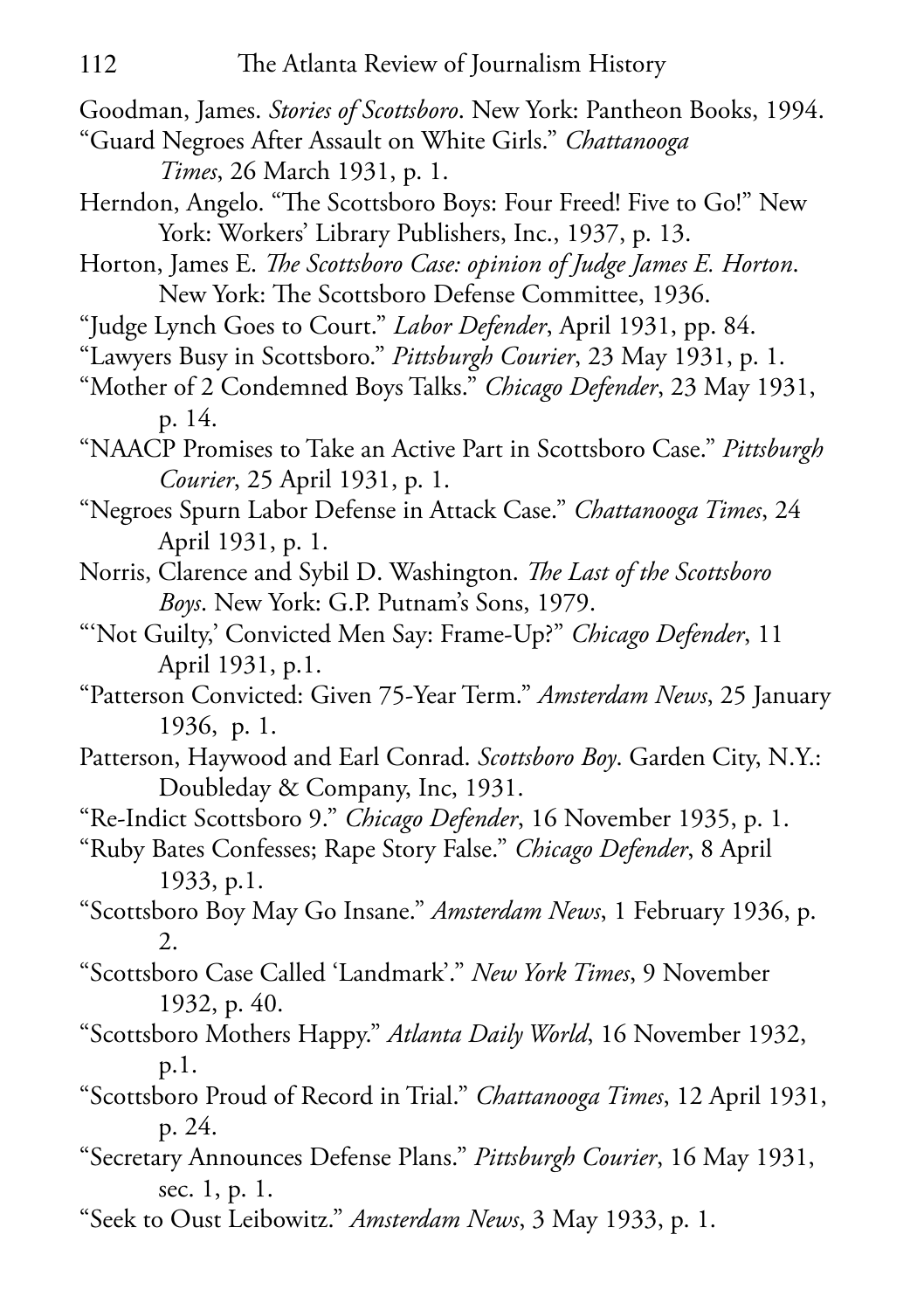Goodman, James. *Stories of Scottsboro*. New York: Pantheon Books, 1994.

"Guard Negroes After Assault on White Girls." *Chattanooga Times*, 26 March 1931, p. 1.

Herndon, Angelo. "The Scottsboro Boys: Four Freed! Five to Go!" New York: Workers' Library Publishers, Inc., 1937, p. 13.

Horton, James E. *The Scottsboro Case: opinion of Judge James E. Horton*. New York: The Scottsboro Defense Committee, 1936.

"Judge Lynch Goes to Court." *Labor Defender*, April 1931, pp. 84.

"Lawyers Busy in Scottsboro." *Pittsburgh Courier*, 23 May 1931, p. 1.

"Mother of 2 Condemned Boys Talks." *Chicago Defender*, 23 May 1931, p. 14.

"NAACP Promises to Take an Active Part in Scottsboro Case." *Pittsburgh Courier*, 25 April 1931, p. 1.

"Negroes Spurn Labor Defense in Attack Case." *Chattanooga Times*, 24 April 1931, p. 1.

Norris, Clarence and Sybil D. Washington. *The Last of the Scottsboro Boys*. New York: G.P. Putnam's Sons, 1979.

"'Not Guilty,' Convicted Men Say: Frame-Up?" *Chicago Defender*, 11 April 1931, p.1.

"Patterson Convicted: Given 75-Year Term." *Amsterdam News*, 25 January 1936, p. 1.

Patterson, Haywood and Earl Conrad. *Scottsboro Boy*. Garden City, N.Y.: Doubleday & Company, Inc, 1931.

"Re-Indict Scottsboro 9." *Chicago Defender*, 16 November 1935, p. 1.

"Ruby Bates Confesses; Rape Story False." *Chicago Defender*, 8 April 1933, p.1.

"Scottsboro Boy May Go Insane." *Amsterdam News*, 1 February 1936, p. 2.

"Scottsboro Case Called 'Landmark'." *New York Times*, 9 November 1932, p. 40.

"Scottsboro Mothers Happy." *Atlanta Daily World*, 16 November 1932, p.1.

"Scottsboro Proud of Record in Trial." *Chattanooga Times*, 12 April 1931, p. 24.

"Secretary Announces Defense Plans." *Pittsburgh Courier*, 16 May 1931, sec. 1, p. 1.

"Seek to Oust Leibowitz." *Amsterdam News*, 3 May 1933, p. 1.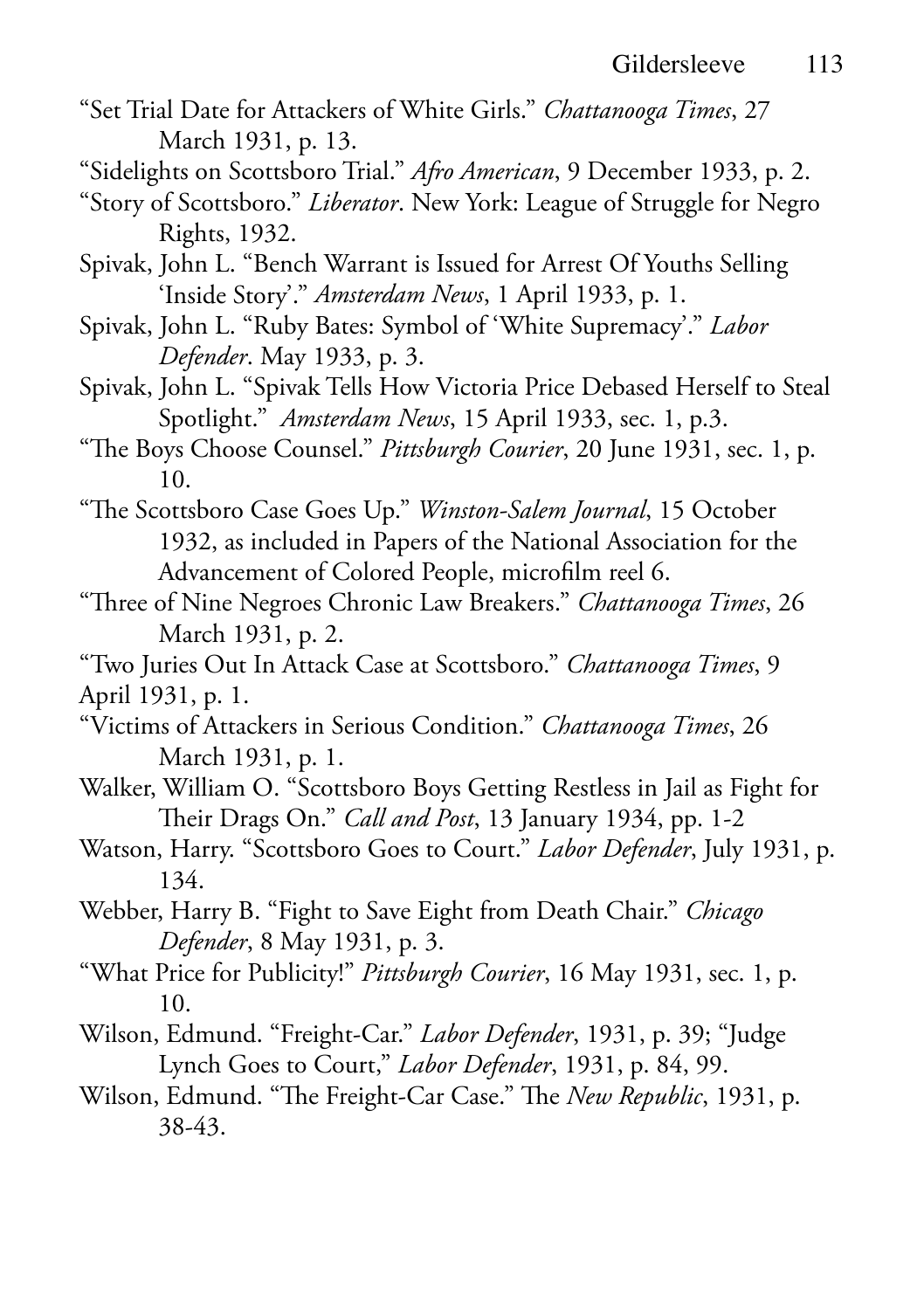"Set Trial Date for Attackers of White Girls." *Chattanooga Times*, 27 March 1931, p. 13.

"Sidelights on Scottsboro Trial." *Afro American*, 9 December 1933, p. 2.

"Story of Scottsboro." *Liberator*. New York: League of Struggle for Negro Rights, 1932.

Spivak, John L. "Bench Warrant is Issued for Arrest Of Youths Selling 'Inside Story'." *Amsterdam News*, 1 April 1933, p. 1.

Spivak, John L. "Ruby Bates: Symbol of 'White Supremacy'." *Labor Defender*. May 1933, p. 3.

Spivak, John L. "Spivak Tells How Victoria Price Debased Herself to Steal Spotlight." *Amsterdam News*, 15 April 1933, sec. 1, p.3.

"The Boys Choose Counsel." *Pittsburgh Courier*, 20 June 1931, sec. 1, p. 10.

"The Scottsboro Case Goes Up." *Winston-Salem Journal*, 15 October 1932, as included in Papers of the National Association for the Advancement of Colored People, microfilm reel 6.

"Three of Nine Negroes Chronic Law Breakers." *Chattanooga Times*, 26 March 1931, p. 2.

"Two Juries Out In Attack Case at Scottsboro." *Chattanooga Times*, 9 April 1931, p. 1.

"Victims of Attackers in Serious Condition." *Chattanooga Times*, 26 March 1931, p. 1.

Walker, William O. "Scottsboro Boys Getting Restless in Jail as Fight for Their Drags On." *Call and Post*, 13 January 1934, pp. 1-2

Watson, Harry. "Scottsboro Goes to Court." *Labor Defender*, July 1931, p. 134.

Webber, Harry B. "Fight to Save Eight from Death Chair." *Chicago Defender*, 8 May 1931, p. 3.

"What Price for Publicity!" *Pittsburgh Courier*, 16 May 1931, sec. 1, p. 10.

Wilson, Edmund. "Freight-Car." *Labor Defender*, 1931, p. 39; "Judge Lynch Goes to Court," *Labor Defender*, 1931, p. 84, 99.

Wilson, Edmund. "The Freight-Car Case." The *New Republic*, 1931, p. 38-43.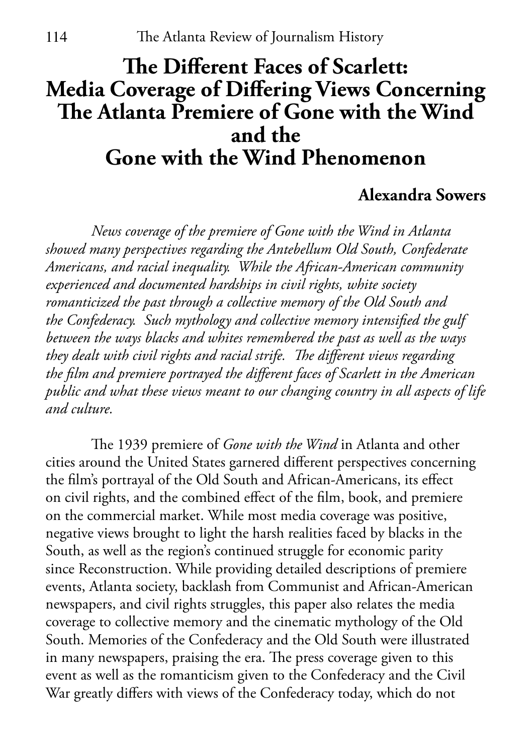# The Different Faces of Scarlett: Media Coverage of Differing Views Concerning The Atlanta Premiere of Gone with the Wind and the Gone with the Wind Phenomenon

**Alexandra Sowers**

*News coverage of the premiere of Gone with the Wind in Atlanta showed many perspectives regarding the Antebellum Old South, Confederate Americans, and racial inequality. While the African-American community experienced and documented hardships in civil rights, white society romanticized the past through a collective memory of the Old South and the Confederacy. Such mythology and collective memory intensified the gulf between the ways blacks and whites remembered the past as well as the ways they dealt with civil rights and racial strife. The different views regarding the film and premiere portrayed the different faces of Scarlett in the American public and what these views meant to our changing country in all aspects of life and culture.*

The 1939 premiere of *Gone with the Wind* in Atlanta and other cities around the United States garnered different perspectives concerning the film's portrayal of the Old South and African-Americans, its effect on civil rights, and the combined effect of the film, book, and premiere on the commercial market. While most media coverage was positive, negative views brought to light the harsh realities faced by blacks in the South, as well as the region's continued struggle for economic parity since Reconstruction. While providing detailed descriptions of premiere events, Atlanta society, backlash from Communist and African-American newspapers, and civil rights struggles, this paper also relates the media coverage to collective memory and the cinematic mythology of the Old South. Memories of the Confederacy and the Old South were illustrated in many newspapers, praising the era. The press coverage given to this event as well as the romanticism given to the Confederacy and the Civil War greatly differs with views of the Confederacy today, which do not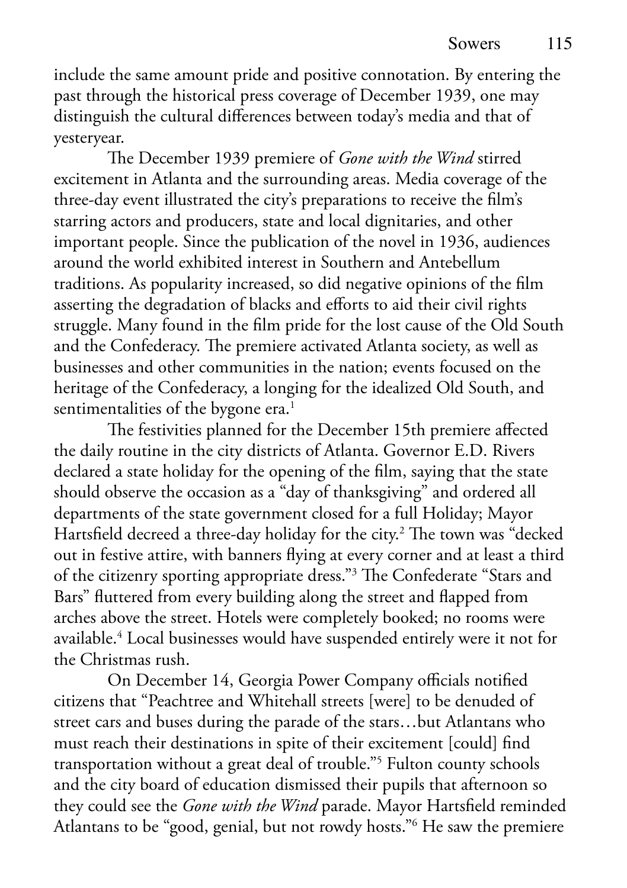include the same amount pride and positive connotation. By entering the past through the historical press coverage of December 1939, one may distinguish the cultural differences between today's media and that of yesteryear.

The December 1939 premiere of *Gone with the Wind* stirred excitement in Atlanta and the surrounding areas. Media coverage of the three-day event illustrated the city's preparations to receive the film's starring actors and producers, state and local dignitaries, and other important people. Since the publication of the novel in 1936, audiences around the world exhibited interest in Southern and Antebellum traditions. As popularity increased, so did negative opinions of the film asserting the degradation of blacks and efforts to aid their civil rights struggle. Many found in the film pride for the lost cause of the Old South and the Confederacy. The premiere activated Atlanta society, as well as businesses and other communities in the nation; events focused on the heritage of the Confederacy, a longing for the idealized Old South, and sentimentalities of the bygone era.[1]

The festivities planned for the December 15th premiere affected the daily routine in the city districts of Atlanta. Governor E.D. Rivers declared a state holiday for the opening of the film, saying that the state should observe the occasion as a "day of thanksgiving" and ordered all departments of the state government closed for a full Holiday; Mayor Hartsfield decreed a three-day holiday for the city.[2] The town was "decked out in festive attire, with banners flying at every corner and at least a third of the citizenry sporting appropriate dress."[3] The Confederate "Stars and Bars" fluttered from every building along the street and flapped from arches above the street. Hotels were completely booked; no rooms were available.[4] Local businesses would have suspended entirely were it not for the Christmas rush.

On December 14, Georgia Power Company officials notified citizens that "Peachtree and Whitehall streets [were] to be denuded of street cars and buses during the parade of the stars…but Atlantans who must reach their destinations in spite of their excitement [could] find transportation without a great deal of trouble."[5] Fulton county schools and the city board of education dismissed their pupils that afternoon so they could see the *Gone with the Wind* parade. Mayor Hartsfield reminded Atlantans to be "good, genial, but not rowdy hosts."[6] He saw the premiere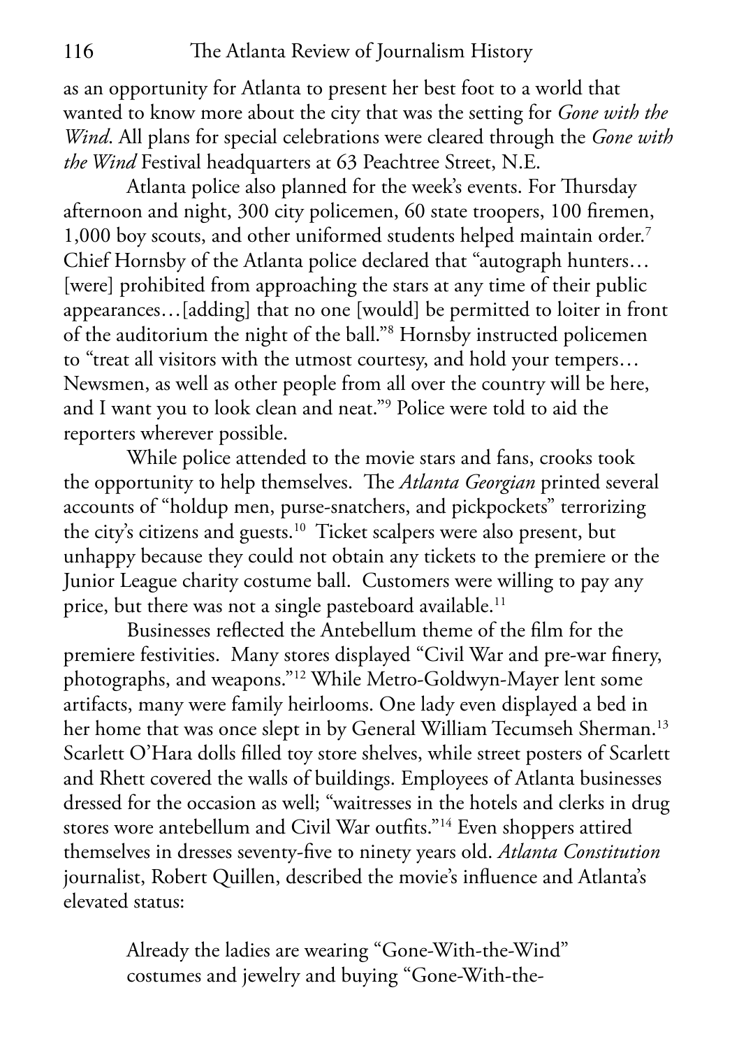as an opportunity for Atlanta to present her best foot to a world that wanted to know more about the city that was the setting for *Gone with the Wind*. All plans for special celebrations were cleared through the *Gone with the Wind* Festival headquarters at 63 Peachtree Street, N.E.

Atlanta police also planned for the week's events. For Thursday afternoon and night, 300 city policemen, 60 state troopers, 100 firemen, 1,000 boy scouts, and other uniformed students helped maintain order.[7] Chief Hornsby of the Atlanta police declared that "autograph hunters… [were] prohibited from approaching the stars at any time of their public appearances…[adding] that no one [would] be permitted to loiter in front of the auditorium the night of the ball."[8] Hornsby instructed policemen to "treat all visitors with the utmost courtesy, and hold your tempers… Newsmen, as well as other people from all over the country will be here, and I want you to look clean and neat."[9] Police were told to aid the reporters wherever possible.

While police attended to the movie stars and fans, crooks took the opportunity to help themselves. The *Atlanta Georgian* printed several accounts of "holdup men, purse-snatchers, and pickpockets" terrorizing the city's citizens and guests.[10] Ticket scalpers were also present, but unhappy because they could not obtain any tickets to the premiere or the Junior League charity costume ball. Customers were willing to pay any price, but there was not a single pasteboard available.[11]

Businesses reflected the Antebellum theme of the film for the premiere festivities. Many stores displayed "Civil War and pre-war finery, photographs, and weapons."[12] While Metro-Goldwyn-Mayer lent some artifacts, many were family heirlooms. One lady even displayed a bed in her home that was once slept in by General William Tecumseh Sherman.[13] Scarlett O'Hara dolls filled toy store shelves, while street posters of Scarlett and Rhett covered the walls of buildings. Employees of Atlanta businesses dressed for the occasion as well; "waitresses in the hotels and clerks in drug stores wore antebellum and Civil War outfits."[14] Even shoppers attired themselves in dresses seventy-five to ninety years old. *Atlanta Constitution* journalist, Robert Quillen, described the movie's influence and Atlanta's elevated status:

> Already the ladies are wearing "Gone-With-the-Wind" costumes and jewelry and buying "Gone-With-the-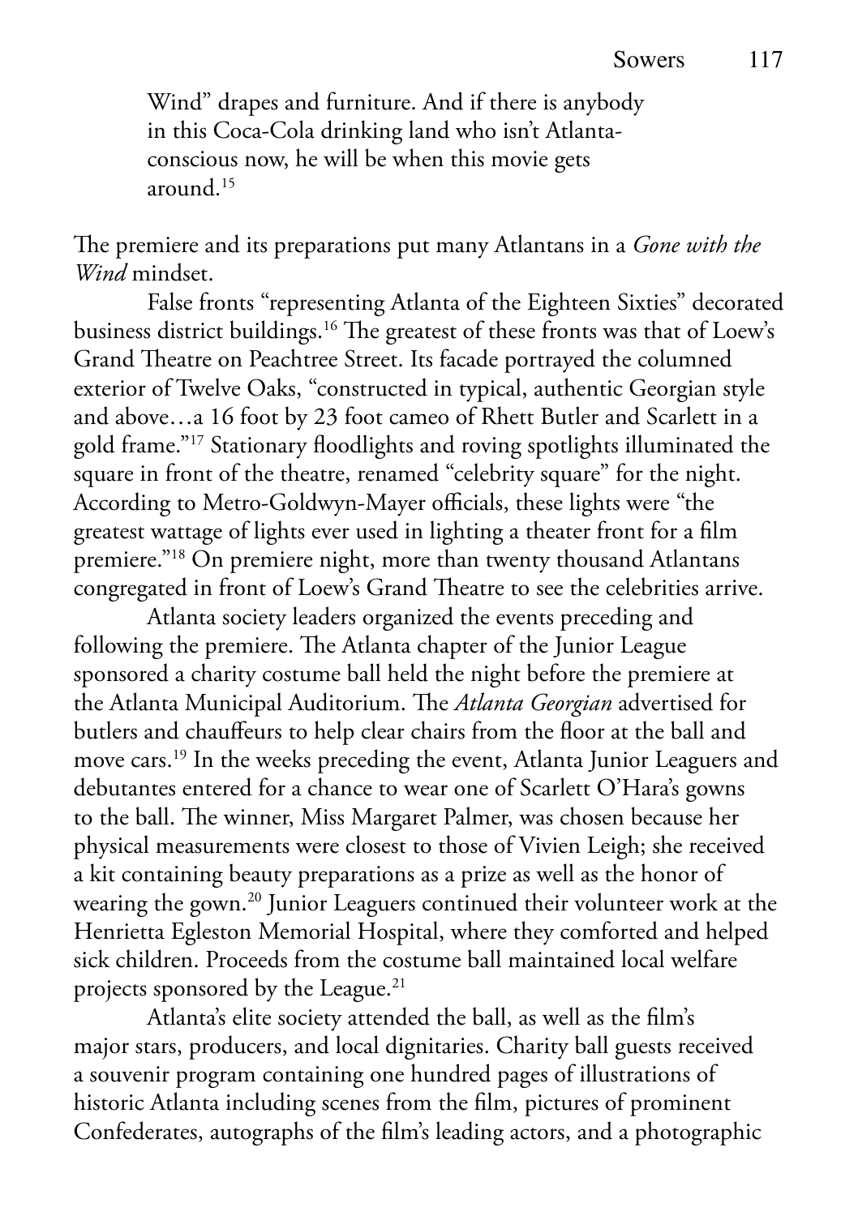> Wind" drapes and furniture. And if there is anybody in this Coca-Cola drinking land who isn't Atlanta-conscious now, he will be when this movie gets around.[15]

The premiere and its preparations put many Atlantans in a *Gone with the Wind* mindset.

False fronts "representing Atlanta of the Eighteen Sixties" decorated business district buildings.[16] The greatest of these fronts was that of Loew's Grand Theatre on Peachtree Street. Its facade portrayed the columned exterior of Twelve Oaks, "constructed in typical, authentic Georgian style and above…a 16 foot by 23 foot cameo of Rhett Butler and Scarlett in a gold frame."[17] Stationary floodlights and roving spotlights illuminated the square in front of the theatre, renamed "celebrity square" for the night. According to Metro-Goldwyn-Mayer officials, these lights were "the greatest wattage of lights ever used in lighting a theater front for a film premiere."[18] On premiere night, more than twenty thousand Atlantans congregated in front of Loew's Grand Theatre to see the celebrities arrive.

Atlanta society leaders organized the events preceding and following the premiere. The Atlanta chapter of the Junior League sponsored a charity costume ball held the night before the premiere at the Atlanta Municipal Auditorium. The *Atlanta Georgian* advertised for butlers and chauffeurs to help clear chairs from the floor at the ball and move cars.[19] In the weeks preceding the event, Atlanta Junior Leaguers and debutantes entered for a chance to wear one of Scarlett O'Hara's gowns to the ball. The winner, Miss Margaret Palmer, was chosen because her physical measurements were closest to those of Vivien Leigh; she received a kit containing beauty preparations as a prize as well as the honor of wearing the gown.[20] Junior Leaguers continued their volunteer work at the Henrietta Egleston Memorial Hospital, where they comforted and helped sick children. Proceeds from the costume ball maintained local welfare projects sponsored by the League.[21]

Atlanta's elite society attended the ball, as well as the film's major stars, producers, and local dignitaries. Charity ball guests received a souvenir program containing one hundred pages of illustrations of historic Atlanta including scenes from the film, pictures of prominent Confederates, autographs of the film's leading actors, and a photographic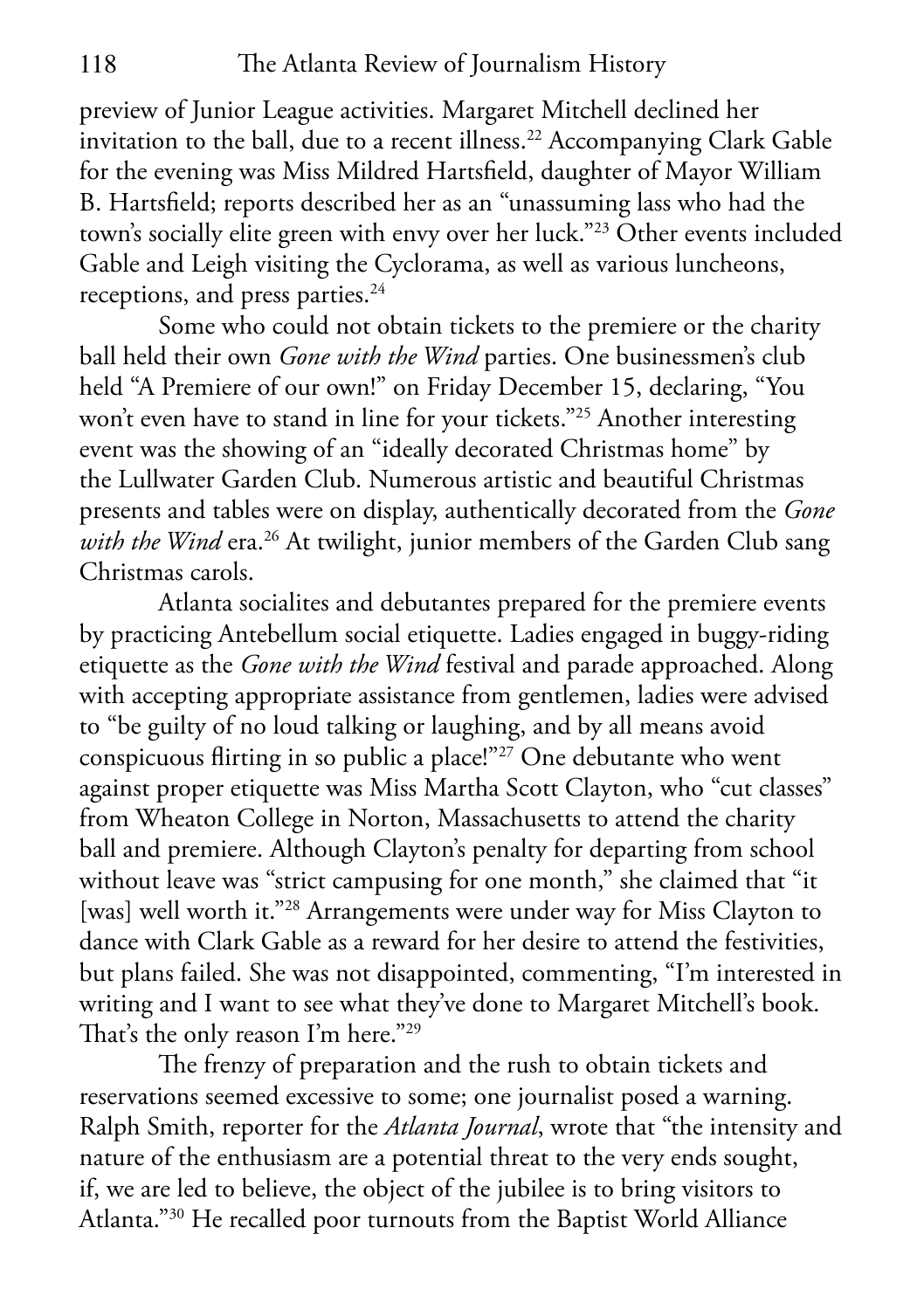preview of Junior League activities. Margaret Mitchell declined her invitation to the ball, due to a recent illness.[22] Accompanying Clark Gable for the evening was Miss Mildred Hartsfield, daughter of Mayor William B. Hartsfield; reports described her as an "unassuming lass who had the town's socially elite green with envy over her luck."[23] Other events included Gable and Leigh visiting the Cyclorama, as well as various luncheons, receptions, and press parties.[24]

Some who could not obtain tickets to the premiere or the charity ball held their own *Gone with the Wind* parties. One businessmen's club held "A Premiere of our own!" on Friday December 15, declaring, "You won't even have to stand in line for your tickets."[25] Another interesting event was the showing of an "ideally decorated Christmas home" by the Lullwater Garden Club. Numerous artistic and beautiful Christmas presents and tables were on display, authentically decorated from the *Gone with the Wind* era.[26] At twilight, junior members of the Garden Club sang Christmas carols.

Atlanta socialites and debutantes prepared for the premiere events by practicing Antebellum social etiquette. Ladies engaged in buggy-riding etiquette as the *Gone with the Wind* festival and parade approached. Along with accepting appropriate assistance from gentlemen, ladies were advised to "be guilty of no loud talking or laughing, and by all means avoid conspicuous flirting in so public a place!"[27] One debutante who went against proper etiquette was Miss Martha Scott Clayton, who "cut classes" from Wheaton College in Norton, Massachusetts to attend the charity ball and premiere. Although Clayton's penalty for departing from school without leave was "strict campusing for one month," she claimed that "it [was] well worth it."[28] Arrangements were under way for Miss Clayton to dance with Clark Gable as a reward for her desire to attend the festivities, but plans failed. She was not disappointed, commenting, "I'm interested in writing and I want to see what they've done to Margaret Mitchell's book. That's the only reason I'm here."[29]

The frenzy of preparation and the rush to obtain tickets and reservations seemed excessive to some; one journalist posed a warning. Ralph Smith, reporter for the *Atlanta Journal*, wrote that "the intensity and nature of the enthusiasm are a potential threat to the very ends sought, if, we are led to believe, the object of the jubilee is to bring visitors to Atlanta."[30] He recalled poor turnouts from the Baptist World Alliance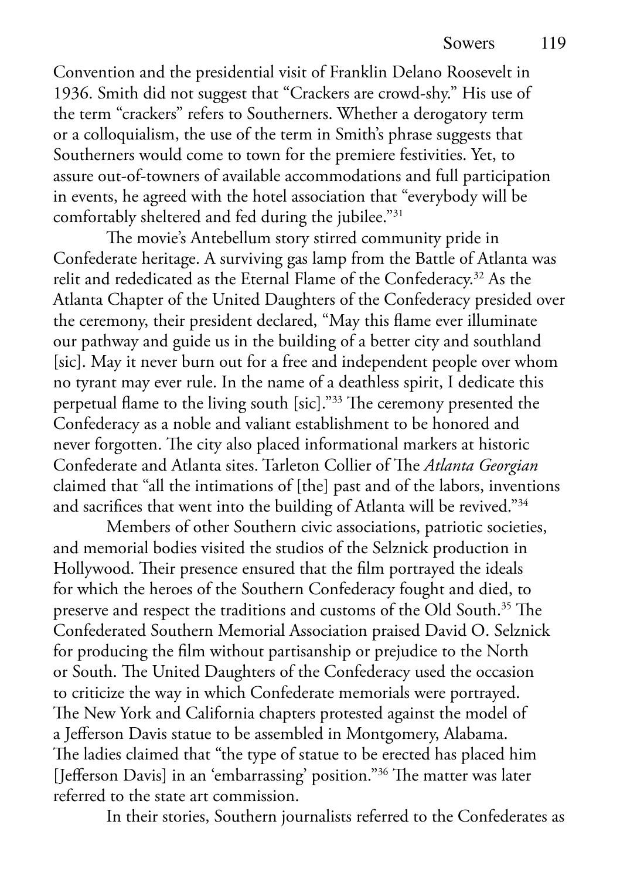Convention and the presidential visit of Franklin Delano Roosevelt in 1936. Smith did not suggest that "Crackers are crowd-shy." His use of the term "crackers" refers to Southerners. Whether a derogatory term or a colloquialism, the use of the term in Smith's phrase suggests that Southerners would come to town for the premiere festivities. Yet, to assure out-of-towners of available accommodations and full participation in events, he agreed with the hotel association that "everybody will be comfortably sheltered and fed during the jubilee."[31]

The movie's Antebellum story stirred community pride in Confederate heritage. A surviving gas lamp from the Battle of Atlanta was relit and rededicated as the Eternal Flame of the Confederacy.[32] As the Atlanta Chapter of the United Daughters of the Confederacy presided over the ceremony, their president declared, "May this flame ever illuminate our pathway and guide us in the building of a better city and southland [sic]. May it never burn out for a free and independent people over whom no tyrant may ever rule. In the name of a deathless spirit, I dedicate this perpetual flame to the living south [sic]."[33] The ceremony presented the Confederacy as a noble and valiant establishment to be honored and never forgotten. The city also placed informational markers at historic Confederate and Atlanta sites. Tarleton Collier of The *Atlanta Georgian* claimed that "all the intimations of [the] past and of the labors, inventions and sacrifices that went into the building of Atlanta will be revived."[34]

Members of other Southern civic associations, patriotic societies, and memorial bodies visited the studios of the Selznick production in Hollywood. Their presence ensured that the film portrayed the ideals for which the heroes of the Southern Confederacy fought and died, to preserve and respect the traditions and customs of the Old South.[35] The Confederated Southern Memorial Association praised David O. Selznick for producing the film without partisanship or prejudice to the North or South. The United Daughters of the Confederacy used the occasion to criticize the way in which Confederate memorials were portrayed. The New York and California chapters protested against the model of a Jefferson Davis statue to be assembled in Montgomery, Alabama. The ladies claimed that "the type of statue to be erected has placed him [Jefferson Davis] in an 'embarrassing' position."[36] The matter was later referred to the state art commission.

In their stories, Southern journalists referred to the Confederates as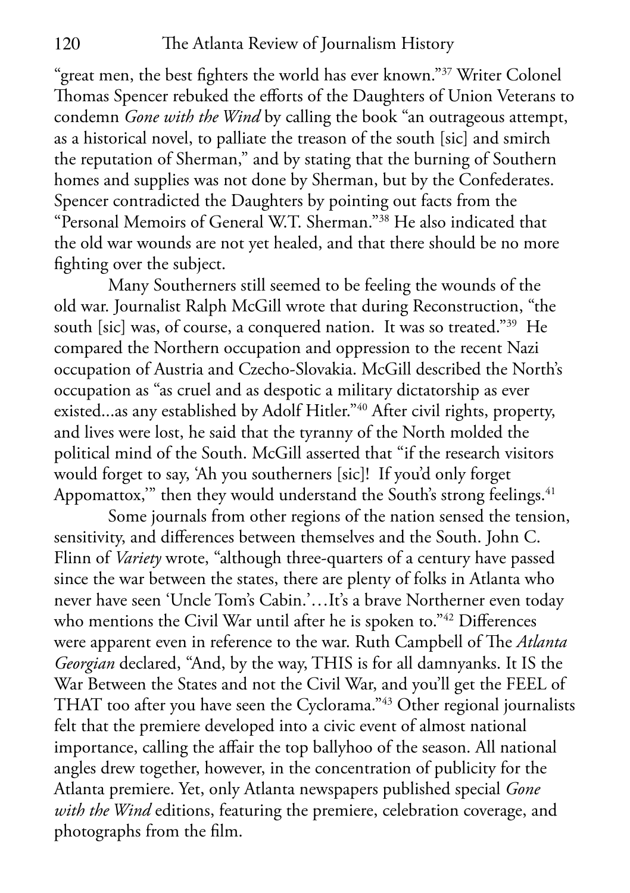"great men, the best fighters the world has ever known."[37] Writer Colonel Thomas Spencer rebuked the efforts of the Daughters of Union Veterans to condemn *Gone with the Wind* by calling the book "an outrageous attempt, as a historical novel, to palliate the treason of the south [sic] and smirch the reputation of Sherman," and by stating that the burning of Southern homes and supplies was not done by Sherman, but by the Confederates. Spencer contradicted the Daughters by pointing out facts from the "Personal Memoirs of General W.T. Sherman."[38] He also indicated that the old war wounds are not yet healed, and that there should be no more fighting over the subject.

Many Southerners still seemed to be feeling the wounds of the old war. Journalist Ralph McGill wrote that during Reconstruction, "the south [sic] was, of course, a conquered nation. It was so treated."[39] He compared the Northern occupation and oppression to the recent Nazi occupation of Austria and Czecho-Slovakia. McGill described the North's occupation as "as cruel and as despotic a military dictatorship as ever existed...as any established by Adolf Hitler."[40] After civil rights, property, and lives were lost, he said that the tyranny of the North molded the political mind of the South. McGill asserted that "if the research visitors would forget to say, 'Ah you southerners [sic]! If you'd only forget Appomattox,'" then they would understand the South's strong feelings.[41]

Some journals from other regions of the nation sensed the tension, sensitivity, and differences between themselves and the South. John C. Flinn of *Variety* wrote, "although three-quarters of a century have passed since the war between the states, there are plenty of folks in Atlanta who never have seen 'Uncle Tom's Cabin.'…It's a brave Northerner even today who mentions the Civil War until after he is spoken to."[42] Differences were apparent even in reference to the war. Ruth Campbell of The *Atlanta Georgian* declared, "And, by the way, THIS is for all damnyanks. It IS the War Between the States and not the Civil War, and you'll get the FEEL of THAT too after you have seen the Cyclorama."[43] Other regional journalists felt that the premiere developed into a civic event of almost national importance, calling the affair the top ballyhoo of the season. All national angles drew together, however, in the concentration of publicity for the Atlanta premiere. Yet, only Atlanta newspapers published special *Gone with the Wind* editions, featuring the premiere, celebration coverage, and photographs from the film.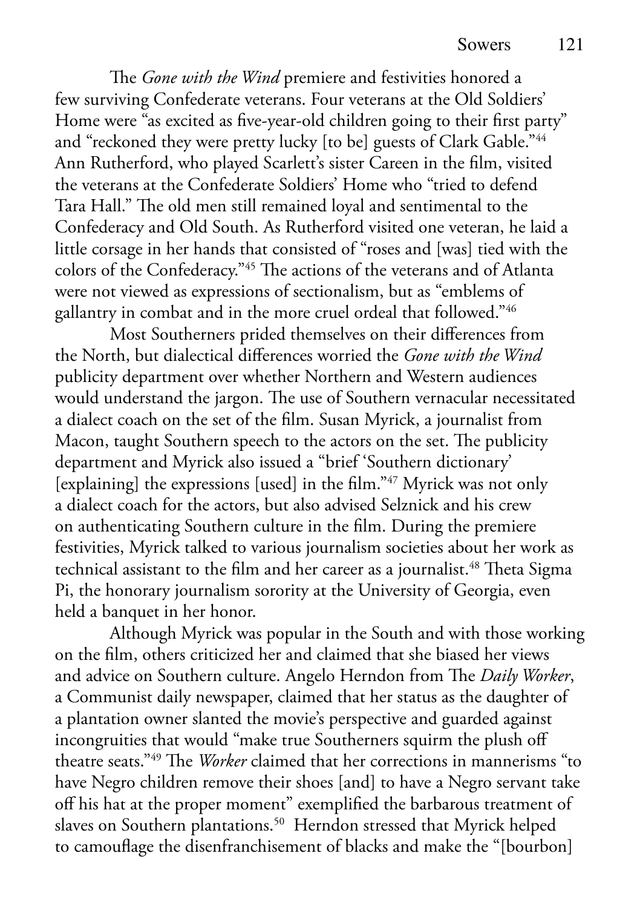The *Gone with the Wind* premiere and festivities honored a few surviving Confederate veterans. Four veterans at the Old Soldiers' Home were "as excited as five-year-old children going to their first party" and "reckoned they were pretty lucky [to be] guests of Clark Gable."[44] Ann Rutherford, who played Scarlett's sister Careen in the film, visited the veterans at the Confederate Soldiers' Home who "tried to defend Tara Hall." The old men still remained loyal and sentimental to the Confederacy and Old South. As Rutherford visited one veteran, he laid a little corsage in her hands that consisted of "roses and [was] tied with the colors of the Confederacy."[45] The actions of the veterans and of Atlanta were not viewed as expressions of sectionalism, but as "emblems of gallantry in combat and in the more cruel ordeal that followed."[46]

Most Southerners prided themselves on their differences from the North, but dialectical differences worried the *Gone with the Wind* publicity department over whether Northern and Western audiences would understand the jargon. The use of Southern vernacular necessitated a dialect coach on the set of the film. Susan Myrick, a journalist from Macon, taught Southern speech to the actors on the set. The publicity department and Myrick also issued a "brief 'Southern dictionary' [explaining] the expressions [used] in the film."[47] Myrick was not only a dialect coach for the actors, but also advised Selznick and his crew on authenticating Southern culture in the film. During the premiere festivities, Myrick talked to various journalism societies about her work as technical assistant to the film and her career as a journalist.[48] Theta Sigma Pi, the honorary journalism sorority at the University of Georgia, even held a banquet in her honor.

Although Myrick was popular in the South and with those working on the film, others criticized her and claimed that she biased her views and advice on Southern culture. Angelo Herndon from The *Daily Worker*, a Communist daily newspaper, claimed that her status as the daughter of a plantation owner slanted the movie's perspective and guarded against incongruities that would "make true Southerners squirm the plush off theatre seats."[49] The *Worker* claimed that her corrections in mannerisms "to have Negro children remove their shoes [and] to have a Negro servant take off his hat at the proper moment" exemplified the barbarous treatment of slaves on Southern plantations.[50] Herndon stressed that Myrick helped to camouflage the disenfranchisement of blacks and make the "[bourbon]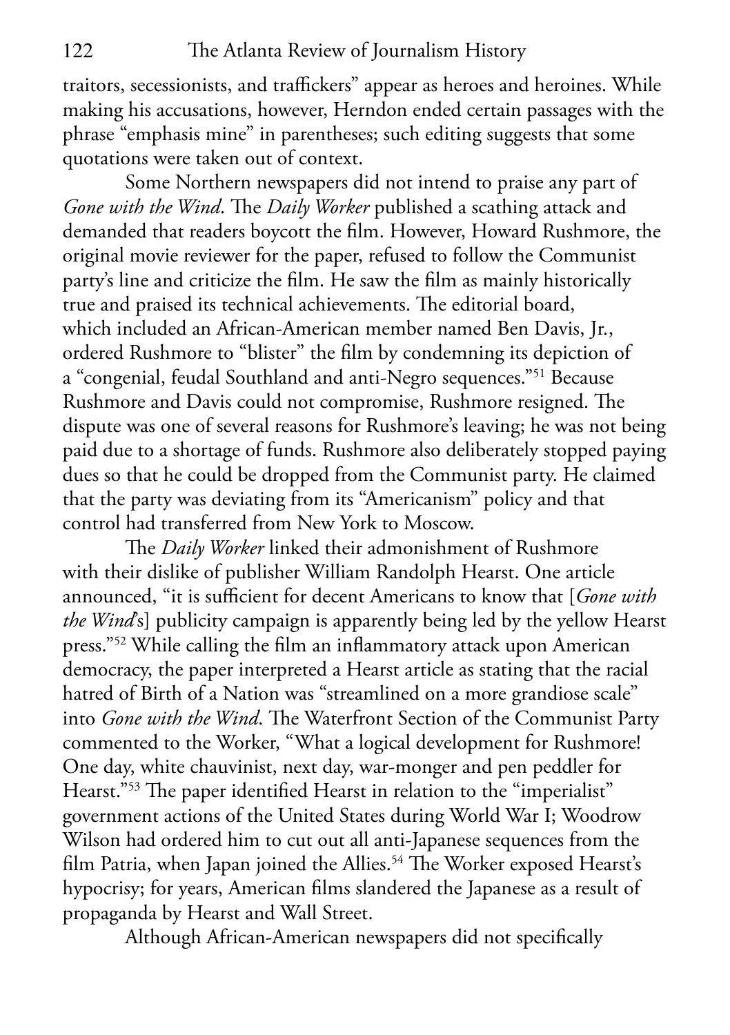traitors, secessionists, and traffickers" appear as heroes and heroines. While making his accusations, however, Herndon ended certain passages with the phrase "emphasis mine" in parentheses; such editing suggests that some quotations were taken out of context.

Some Northern newspapers did not intend to praise any part of *Gone with the Wind*. The *Daily Worker* published a scathing attack and demanded that readers boycott the film. However, Howard Rushmore, the original movie reviewer for the paper, refused to follow the Communist party's line and criticize the film. He saw the film as mainly historically true and praised its technical achievements. The editorial board, which included an African-American member named Ben Davis, Jr., ordered Rushmore to "blister" the film by condemning its depiction of a "congenial, feudal Southland and anti-Negro sequences."[51] Because Rushmore and Davis could not compromise, Rushmore resigned. The dispute was one of several reasons for Rushmore's leaving; he was not being paid due to a shortage of funds. Rushmore also deliberately stopped paying dues so that he could be dropped from the Communist party. He claimed that the party was deviating from its "Americanism" policy and that control had transferred from New York to Moscow.

The *Daily Worker* linked their admonishment of Rushmore with their dislike of publisher William Randolph Hearst. One article announced, "it is sufficient for decent Americans to know that [*Gone with the Wind*'s] publicity campaign is apparently being led by the yellow Hearst press."[52] While calling the film an inflammatory attack upon American democracy, the paper interpreted a Hearst article as stating that the racial hatred of Birth of a Nation was "streamlined on a more grandiose scale" into *Gone with the Wind*. The Waterfront Section of the Communist Party commented to the Worker, "What a logical development for Rushmore! One day, white chauvinist, next day, war-monger and pen peddler for Hearst."[53] The paper identified Hearst in relation to the "imperialist" government actions of the United States during World War I; Woodrow Wilson had ordered him to cut out all anti-Japanese sequences from the film Patria, when Japan joined the Allies.[54] The Worker exposed Hearst's hypocrisy; for years, American films slandered the Japanese as a result of propaganda by Hearst and Wall Street.

Although African-American newspapers did not specifically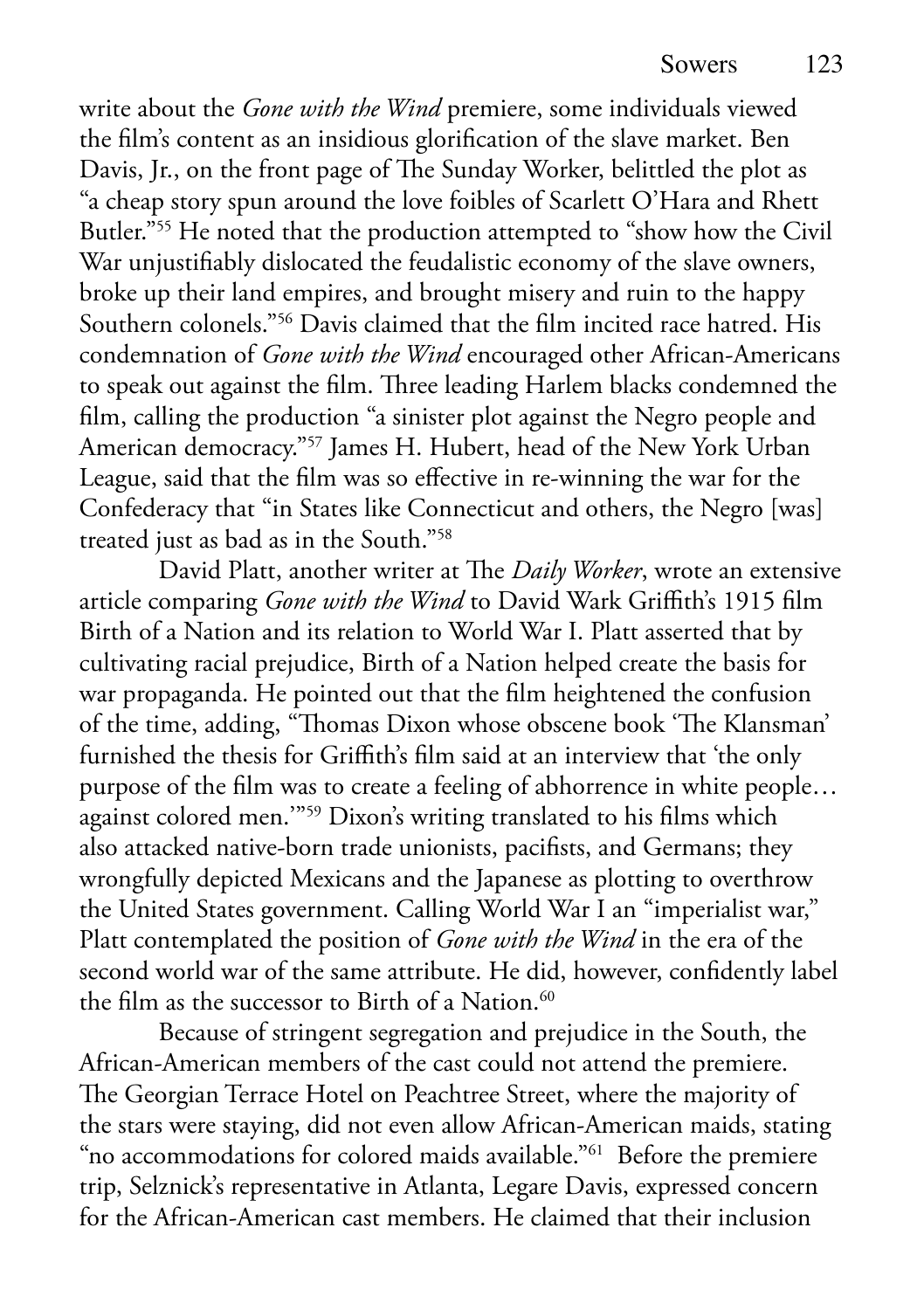write about the *Gone with the Wind* premiere, some individuals viewed the film's content as an insidious glorification of the slave market. Ben Davis, Jr., on the front page of The Sunday Worker, belittled the plot as "a cheap story spun around the love foibles of Scarlett O'Hara and Rhett Butler."[55] He noted that the production attempted to "show how the Civil War unjustifiably dislocated the feudalistic economy of the slave owners, broke up their land empires, and brought misery and ruin to the happy Southern colonels."[56] Davis claimed that the film incited race hatred. His condemnation of *Gone with the Wind* encouraged other African-Americans to speak out against the film. Three leading Harlem blacks condemned the film, calling the production "a sinister plot against the Negro people and American democracy."[57] James H. Hubert, head of the New York Urban League, said that the film was so effective in re-winning the war for the Confederacy that "in States like Connecticut and others, the Negro [was] treated just as bad as in the South."[58]

David Platt, another writer at The *Daily Worker*, wrote an extensive article comparing *Gone with the Wind* to David Wark Griffith's 1915 film Birth of a Nation and its relation to World War I. Platt asserted that by cultivating racial prejudice, Birth of a Nation helped create the basis for war propaganda. He pointed out that the film heightened the confusion of the time, adding, "Thomas Dixon whose obscene book 'The Klansman' furnished the thesis for Griffith's film said at an interview that 'the only purpose of the film was to create a feeling of abhorrence in white people… against colored men.'"[59] Dixon's writing translated to his films which also attacked native-born trade unionists, pacifists, and Germans; they wrongfully depicted Mexicans and the Japanese as plotting to overthrow the United States government. Calling World War I an "imperialist war," Platt contemplated the position of *Gone with the Wind* in the era of the second world war of the same attribute. He did, however, confidently label the film as the successor to Birth of a Nation.[60]

Because of stringent segregation and prejudice in the South, the African-American members of the cast could not attend the premiere. The Georgian Terrace Hotel on Peachtree Street, where the majority of the stars were staying, did not even allow African-American maids, stating "no accommodations for colored maids available."[61] Before the premiere trip, Selznick's representative in Atlanta, Legare Davis, expressed concern for the African-American cast members. He claimed that their inclusion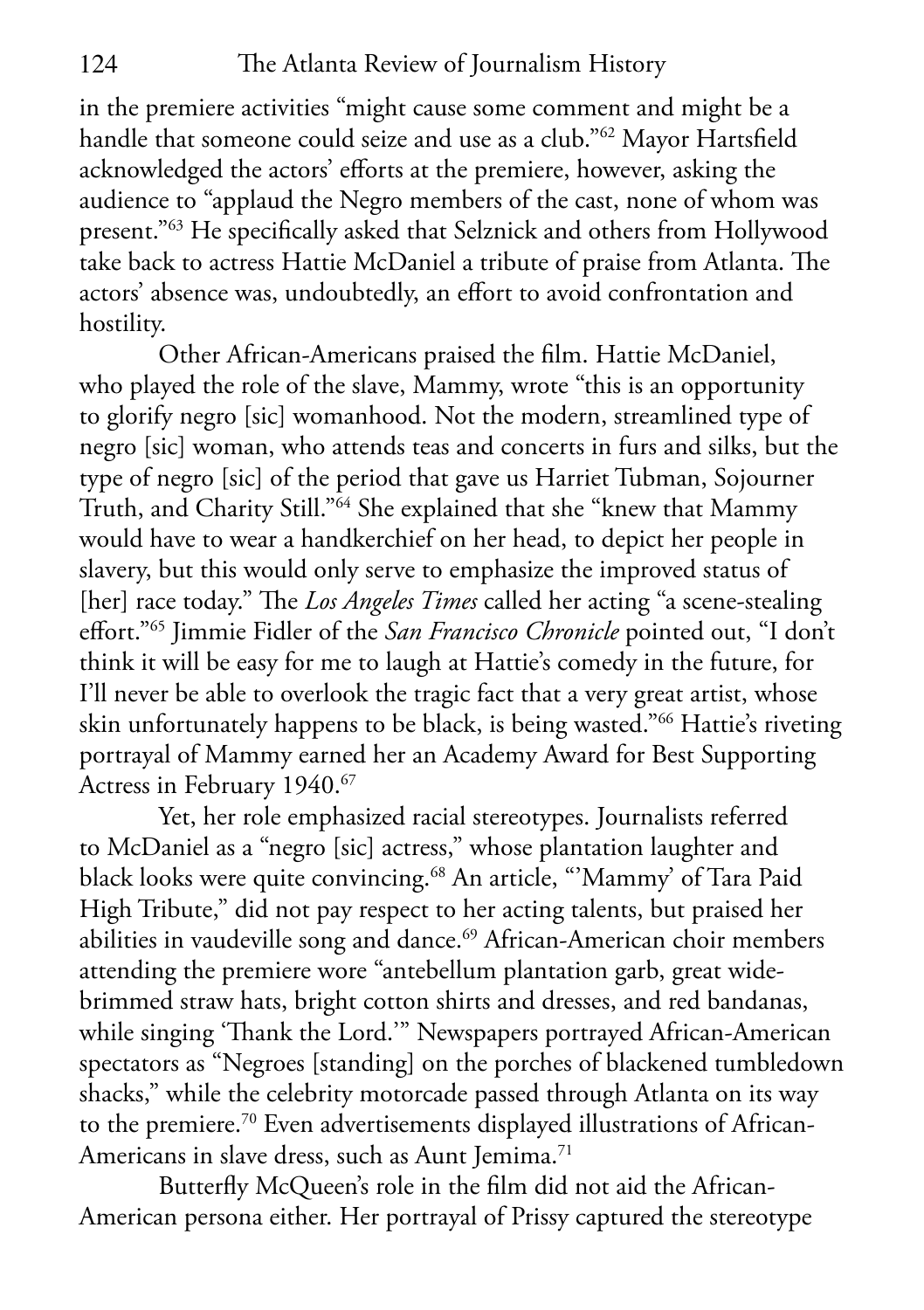in the premiere activities "might cause some comment and might be a handle that someone could seize and use as a club."[62] Mayor Hartsfield acknowledged the actors' efforts at the premiere, however, asking the audience to "applaud the Negro members of the cast, none of whom was present."[63] He specifically asked that Selznick and others from Hollywood take back to actress Hattie McDaniel a tribute of praise from Atlanta. The actors' absence was, undoubtedly, an effort to avoid confrontation and hostility.

Other African-Americans praised the film. Hattie McDaniel, who played the role of the slave, Mammy, wrote "this is an opportunity to glorify negro [sic] womanhood. Not the modern, streamlined type of negro [sic] woman, who attends teas and concerts in furs and silks, but the type of negro [sic] of the period that gave us Harriet Tubman, Sojourner Truth, and Charity Still."[64] She explained that she "knew that Mammy would have to wear a handkerchief on her head, to depict her people in slavery, but this would only serve to emphasize the improved status of [her] race today." The *Los Angeles Times* called her acting "a scene-stealing effort."[65] Jimmie Fidler of the *San Francisco Chronicle* pointed out, "I don't think it will be easy for me to laugh at Hattie's comedy in the future, for I'll never be able to overlook the tragic fact that a very great artist, whose skin unfortunately happens to be black, is being wasted."[66] Hattie's riveting portrayal of Mammy earned her an Academy Award for Best Supporting Actress in February 1940.[67]

Yet, her role emphasized racial stereotypes. Journalists referred to McDaniel as a "negro [sic] actress," whose plantation laughter and black looks were quite convincing.[68] An article, "'Mammy' of Tara Paid High Tribute," did not pay respect to her acting talents, but praised her abilities in vaudeville song and dance.[69] African-American choir members attending the premiere wore "antebellum plantation garb, great wide-brimmed straw hats, bright cotton shirts and dresses, and red bandanas, while singing 'Thank the Lord.'" Newspapers portrayed African-American spectators as "Negroes [standing] on the porches of blackened tumbledown shacks," while the celebrity motorcade passed through Atlanta on its way to the premiere.[70] Even advertisements displayed illustrations of African-Americans in slave dress, such as Aunt Jemima.[71]

Butterfly McQueen's role in the film did not aid the African-American persona either. Her portrayal of Prissy captured the stereotype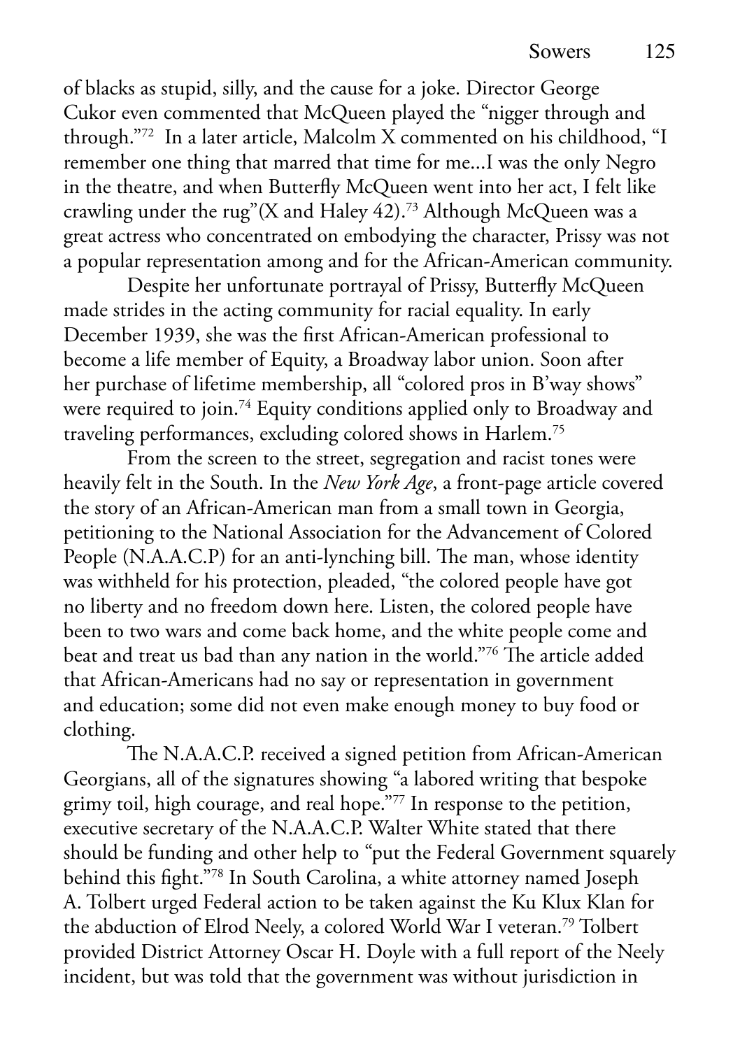of blacks as stupid, silly, and the cause for a joke. Director George Cukor even commented that McQueen played the "nigger through and through."[72] In a later article, Malcolm X commented on his childhood, "I remember one thing that marred that time for me...I was the only Negro in the theatre, and when Butterfly McQueen went into her act, I felt like crawling under the rug"(X and Haley 42).[73] Although McQueen was a great actress who concentrated on embodying the character, Prissy was not a popular representation among and for the African-American community.

Despite her unfortunate portrayal of Prissy, Butterfly McQueen made strides in the acting community for racial equality. In early December 1939, she was the first African-American professional to become a life member of Equity, a Broadway labor union. Soon after her purchase of lifetime membership, all "colored pros in B'way shows" were required to join.[74] Equity conditions applied only to Broadway and traveling performances, excluding colored shows in Harlem.[75]

From the screen to the street, segregation and racist tones were heavily felt in the South. In the *New York Age*, a front-page article covered the story of an African-American man from a small town in Georgia, petitioning to the National Association for the Advancement of Colored People (N.A.A.C.P) for an anti-lynching bill. The man, whose identity was withheld for his protection, pleaded, "the colored people have got no liberty and no freedom down here. Listen, the colored people have been to two wars and come back home, and the white people come and beat and treat us bad than any nation in the world."[76] The article added that African-Americans had no say or representation in government and education; some did not even make enough money to buy food or clothing.

The N.A.A.C.P. received a signed petition from African-American Georgians, all of the signatures showing "a labored writing that bespoke grimy toil, high courage, and real hope."[77] In response to the petition, executive secretary of the N.A.A.C.P. Walter White stated that there should be funding and other help to "put the Federal Government squarely behind this fight."[78] In South Carolina, a white attorney named Joseph A. Tolbert urged Federal action to be taken against the Ku Klux Klan for the abduction of Elrod Neely, a colored World War I veteran.[79] Tolbert provided District Attorney Oscar H. Doyle with a full report of the Neely incident, but was told that the government was without jurisdiction in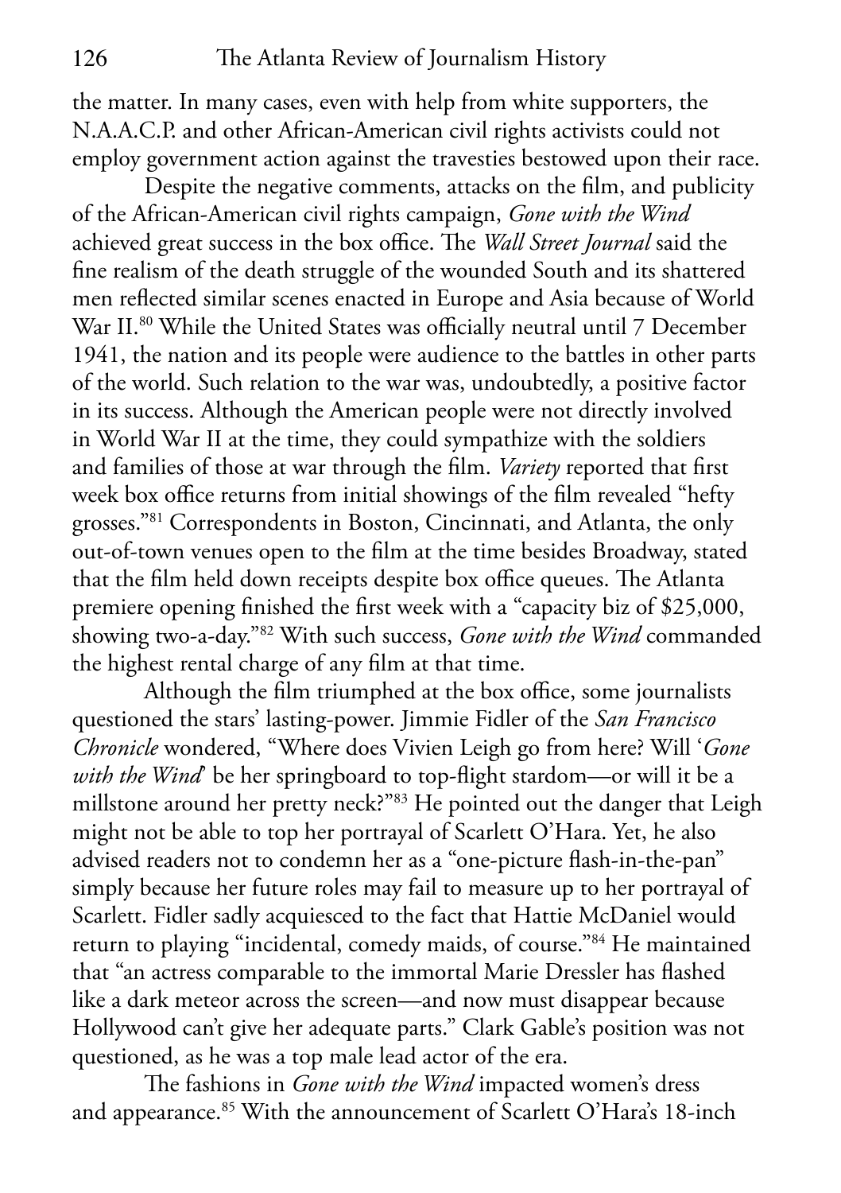the matter. In many cases, even with help from white supporters, the N.A.A.C.P. and other African-American civil rights activists could not employ government action against the travesties bestowed upon their race.

Despite the negative comments, attacks on the film, and publicity of the African-American civil rights campaign, *Gone with the Wind* achieved great success in the box office. The *Wall Street Journal* said the fine realism of the death struggle of the wounded South and its shattered men reflected similar scenes enacted in Europe and Asia because of World War II.[80] While the United States was officially neutral until 7 December 1941, the nation and its people were audience to the battles in other parts of the world. Such relation to the war was, undoubtedly, a positive factor in its success. Although the American people were not directly involved in World War II at the time, they could sympathize with the soldiers and families of those at war through the film. *Variety* reported that first week box office returns from initial showings of the film revealed "hefty grosses."[81] Correspondents in Boston, Cincinnati, and Atlanta, the only out-of-town venues open to the film at the time besides Broadway, stated that the film held down receipts despite box office queues. The Atlanta premiere opening finished the first week with a "capacity biz of $25,000, showing two-a-day."[82] With such success, *Gone with the Wind* commanded the highest rental charge of any film at that time.

Although the film triumphed at the box office, some journalists questioned the stars' lasting-power. Jimmie Fidler of the *San Francisco Chronicle* wondered, "Where does Vivien Leigh go from here? Will '*Gone with the Wind*' be her springboard to top-flight stardom—or will it be a millstone around her pretty neck?"[83] He pointed out the danger that Leigh might not be able to top her portrayal of Scarlett O'Hara. Yet, he also advised readers not to condemn her as a "one-picture flash-in-the-pan" simply because her future roles may fail to measure up to her portrayal of Scarlett. Fidler sadly acquiesced to the fact that Hattie McDaniel would return to playing "incidental, comedy maids, of course."[84] He maintained that "an actress comparable to the immortal Marie Dressler has flashed like a dark meteor across the screen—and now must disappear because Hollywood can't give her adequate parts." Clark Gable's position was not questioned, as he was a top male lead actor of the era.

The fashions in *Gone with the Wind* impacted women's dress and appearance.[85] With the announcement of Scarlett O'Hara's 18-inch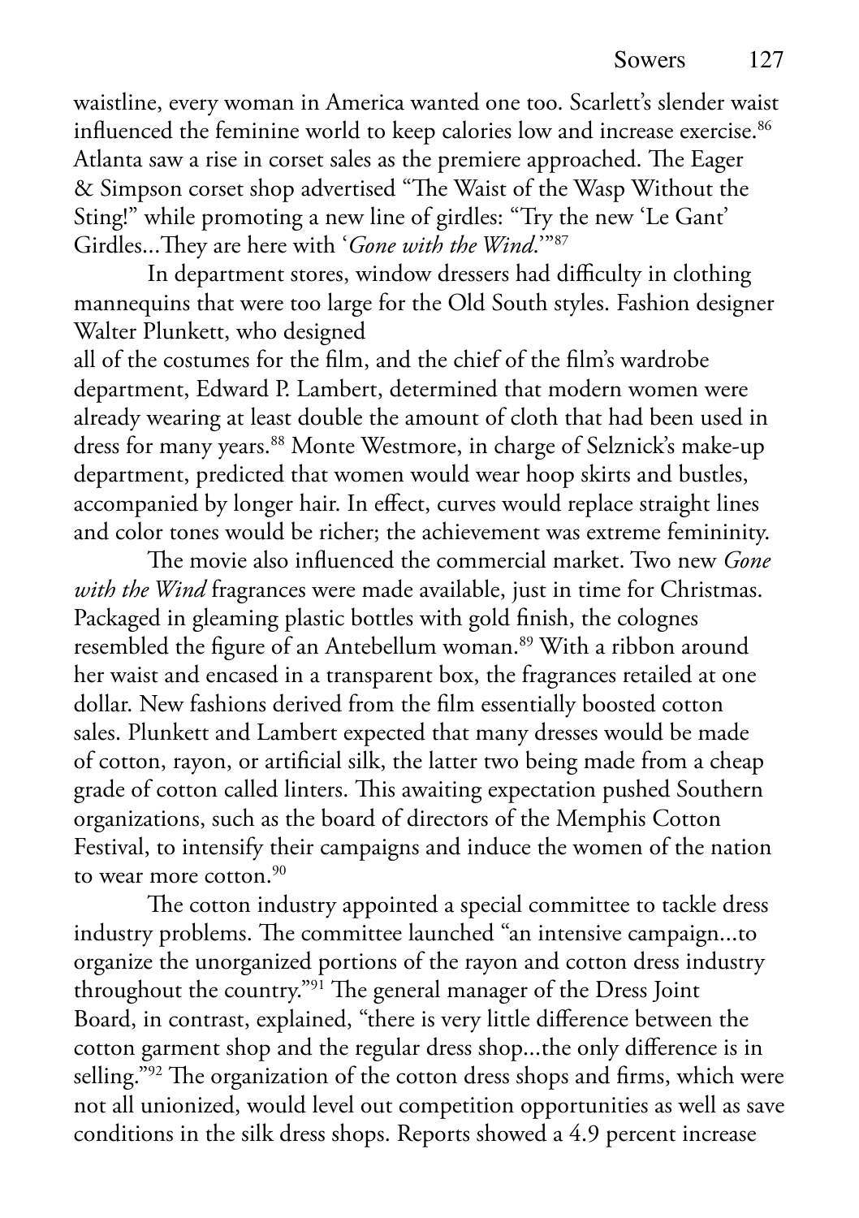waistline, every woman in America wanted one too. Scarlett's slender waist influenced the feminine world to keep calories low and increase exercise.[86] Atlanta saw a rise in corset sales as the premiere approached. The Eager & Simpson corset shop advertised "The Waist of the Wasp Without the Sting!" while promoting a new line of girdles: "Try the new 'Le Gant' Girdles...They are here with '*Gone with the Wind*.'"[87]

In department stores, window dressers had difficulty in clothing mannequins that were too large for the Old South styles. Fashion designer Walter Plunkett, who designed all of the costumes for the film, and the chief of the film's wardrobe department, Edward P. Lambert, determined that modern women were already wearing at least double the amount of cloth that had been used in dress for many years.[88] Monte Westmore, in charge of Selznick's make-up department, predicted that women would wear hoop skirts and bustles, accompanied by longer hair. In effect, curves would replace straight lines and color tones would be richer; the achievement was extreme femininity.

The movie also influenced the commercial market. Two new *Gone with the Wind* fragrances were made available, just in time for Christmas. Packaged in gleaming plastic bottles with gold finish, the colognes resembled the figure of an Antebellum woman.[89] With a ribbon around her waist and encased in a transparent box, the fragrances retailed at one dollar. New fashions derived from the film essentially boosted cotton sales. Plunkett and Lambert expected that many dresses would be made of cotton, rayon, or artificial silk, the latter two being made from a cheap grade of cotton called linters. This awaiting expectation pushed Southern organizations, such as the board of directors of the Memphis Cotton Festival, to intensify their campaigns and induce the women of the nation to wear more cotton.[90]

The cotton industry appointed a special committee to tackle dress industry problems. The committee launched "an intensive campaign...to organize the unorganized portions of the rayon and cotton dress industry throughout the country."[91] The general manager of the Dress Joint Board, in contrast, explained, "there is very little difference between the cotton garment shop and the regular dress shop...the only difference is in selling."[92] The organization of the cotton dress shops and firms, which were not all unionized, would level out competition opportunities as well as save conditions in the silk dress shops. Reports showed a 4.9 percent increase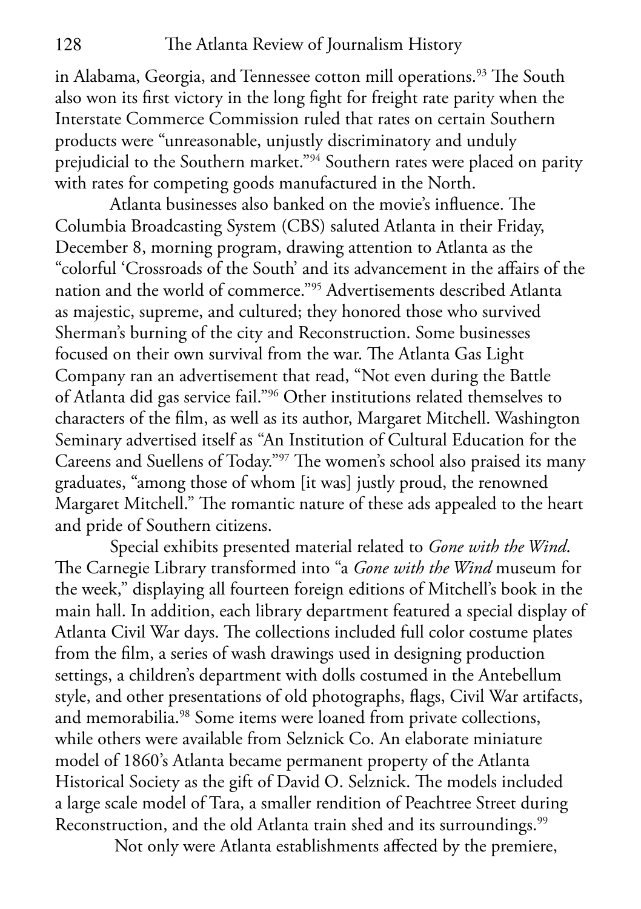in Alabama, Georgia, and Tennessee cotton mill operations.[93] The South also won its first victory in the long fight for freight rate parity when the Interstate Commerce Commission ruled that rates on certain Southern products were "unreasonable, unjustly discriminatory and unduly prejudicial to the Southern market."[94] Southern rates were placed on parity with rates for competing goods manufactured in the North.

Atlanta businesses also banked on the movie's influence. The Columbia Broadcasting System (CBS) saluted Atlanta in their Friday, December 8, morning program, drawing attention to Atlanta as the "colorful 'Crossroads of the South' and its advancement in the affairs of the nation and the world of commerce."[95] Advertisements described Atlanta as majestic, supreme, and cultured; they honored those who survived Sherman's burning of the city and Reconstruction. Some businesses focused on their own survival from the war. The Atlanta Gas Light Company ran an advertisement that read, "Not even during the Battle of Atlanta did gas service fail."[96] Other institutions related themselves to characters of the film, as well as its author, Margaret Mitchell. Washington Seminary advertised itself as "An Institution of Cultural Education for the Careens and Suellens of Today."[97] The women's school also praised its many graduates, "among those of whom [it was] justly proud, the renowned Margaret Mitchell." The romantic nature of these ads appealed to the heart and pride of Southern citizens.

Special exhibits presented material related to *Gone with the Wind*. The Carnegie Library transformed into "a *Gone with the Wind* museum for the week," displaying all fourteen foreign editions of Mitchell's book in the main hall. In addition, each library department featured a special display of Atlanta Civil War days. The collections included full color costume plates from the film, a series of wash drawings used in designing production settings, a children's department with dolls costumed in the Antebellum style, and other presentations of old photographs, flags, Civil War artifacts, and memorabilia.[98] Some items were loaned from private collections, while others were available from Selznick Co. An elaborate miniature model of 1860's Atlanta became permanent property of the Atlanta Historical Society as the gift of David O. Selznick. The models included a large scale model of Tara, a smaller rendition of Peachtree Street during Reconstruction, and the old Atlanta train shed and its surroundings.[99]

Not only were Atlanta establishments affected by the premiere,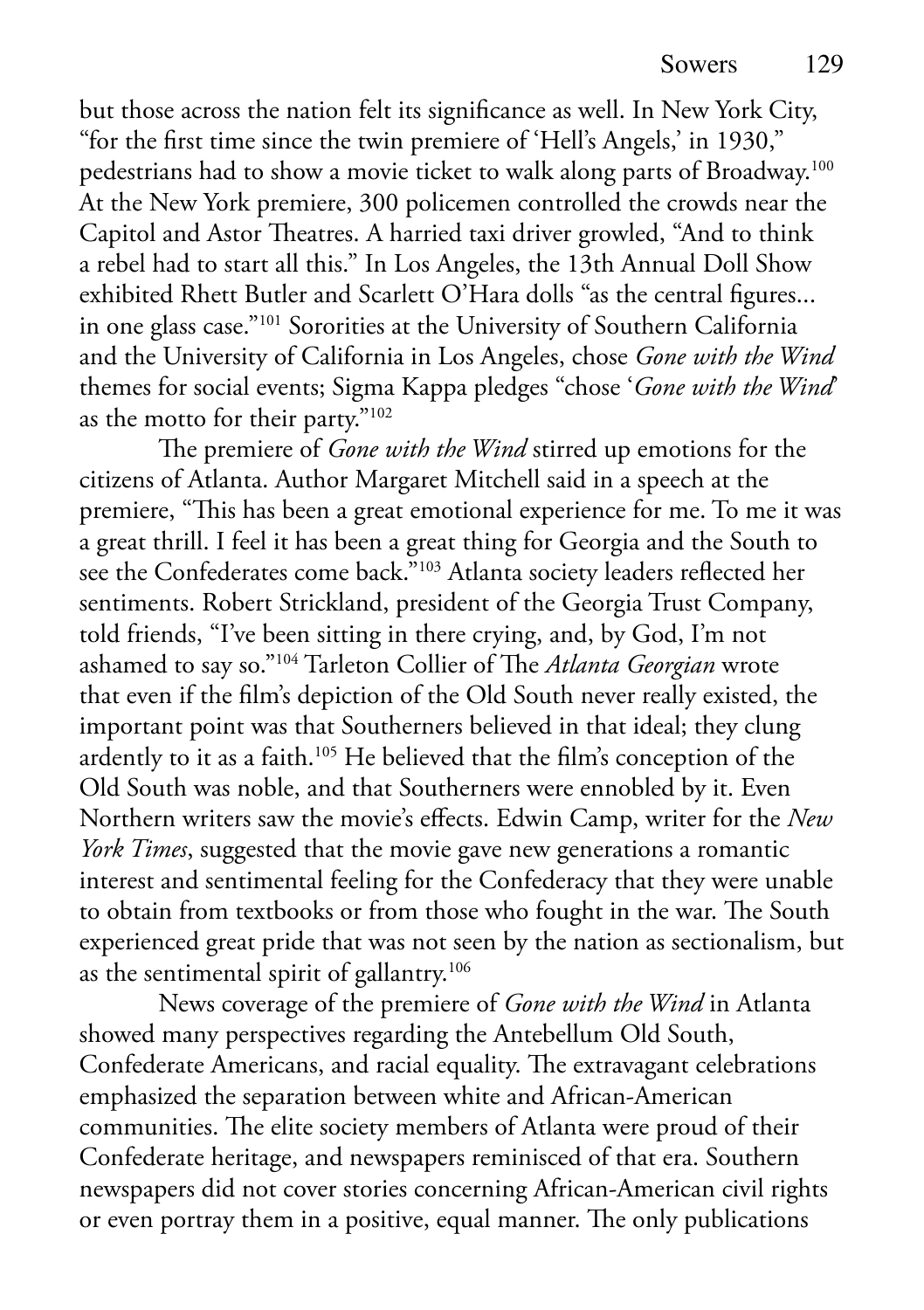but those across the nation felt its significance as well. In New York City, "for the first time since the twin premiere of 'Hell's Angels,' in 1930," pedestrians had to show a movie ticket to walk along parts of Broadway.[100] At the New York premiere, 300 policemen controlled the crowds near the Capitol and Astor Theatres. A harried taxi driver growled, "And to think a rebel had to start all this." In Los Angeles, the 13th Annual Doll Show exhibited Rhett Butler and Scarlett O'Hara dolls "as the central figures... in one glass case."[101] Sororities at the University of Southern California and the University of California in Los Angeles, chose *Gone with the Wind* themes for social events; Sigma Kappa pledges "chose '*Gone with the Wind*' as the motto for their party."[102]

The premiere of *Gone with the Wind* stirred up emotions for the citizens of Atlanta. Author Margaret Mitchell said in a speech at the premiere, "This has been a great emotional experience for me. To me it was a great thrill. I feel it has been a great thing for Georgia and the South to see the Confederates come back."[103] Atlanta society leaders reflected her sentiments. Robert Strickland, president of the Georgia Trust Company, told friends, "I've been sitting in there crying, and, by God, I'm not ashamed to say so."[104] Tarleton Collier of The *Atlanta Georgian* wrote that even if the film's depiction of the Old South never really existed, the important point was that Southerners believed in that ideal; they clung ardently to it as a faith.[105] He believed that the film's conception of the Old South was noble, and that Southerners were ennobled by it. Even Northern writers saw the movie's effects. Edwin Camp, writer for the *New York Times*, suggested that the movie gave new generations a romantic interest and sentimental feeling for the Confederacy that they were unable to obtain from textbooks or from those who fought in the war. The South experienced great pride that was not seen by the nation as sectionalism, but as the sentimental spirit of gallantry.[106]

News coverage of the premiere of *Gone with the Wind* in Atlanta showed many perspectives regarding the Antebellum Old South, Confederate Americans, and racial equality. The extravagant celebrations emphasized the separation between white and African-American communities. The elite society members of Atlanta were proud of their Confederate heritage, and newspapers reminisced of that era. Southern newspapers did not cover stories concerning African-American civil rights or even portray them in a positive, equal manner. The only publications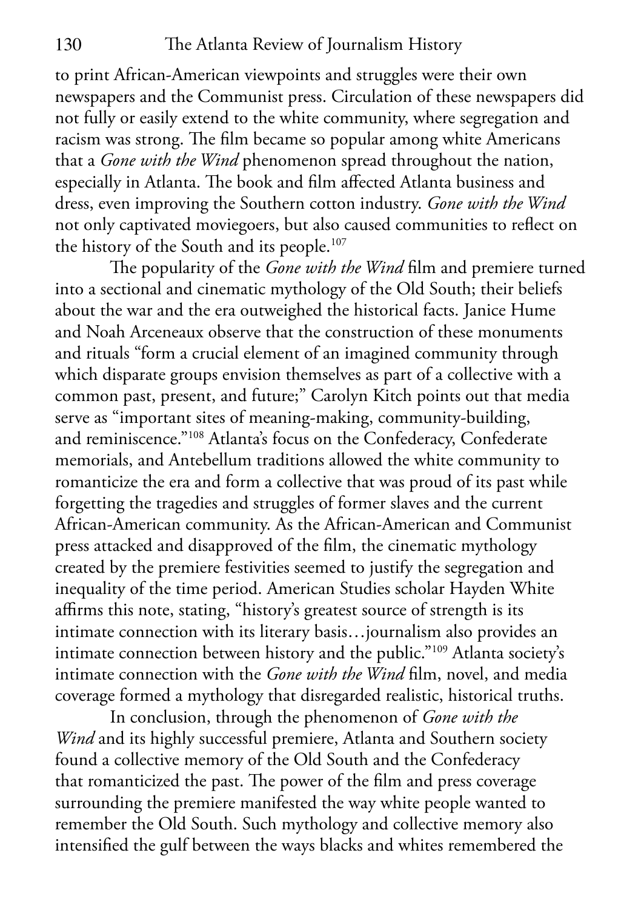to print African-American viewpoints and struggles were their own newspapers and the Communist press. Circulation of these newspapers did not fully or easily extend to the white community, where segregation and racism was strong. The film became so popular among white Americans that a *Gone with the Wind* phenomenon spread throughout the nation, especially in Atlanta. The book and film affected Atlanta business and dress, even improving the Southern cotton industry. *Gone with the Wind* not only captivated moviegoers, but also caused communities to reflect on the history of the South and its people.[107]

The popularity of the *Gone with the Wind* film and premiere turned into a sectional and cinematic mythology of the Old South; their beliefs about the war and the era outweighed the historical facts. Janice Hume and Noah Arceneaux observe that the construction of these monuments and rituals "form a crucial element of an imagined community through which disparate groups envision themselves as part of a collective with a common past, present, and future;" Carolyn Kitch points out that media serve as "important sites of meaning-making, community-building, and reminiscence."[108] Atlanta's focus on the Confederacy, Confederate memorials, and Antebellum traditions allowed the white community to romanticize the era and form a collective that was proud of its past while forgetting the tragedies and struggles of former slaves and the current African-American community. As the African-American and Communist press attacked and disapproved of the film, the cinematic mythology created by the premiere festivities seemed to justify the segregation and inequality of the time period. American Studies scholar Hayden White affirms this note, stating, "history's greatest source of strength is its intimate connection with its literary basis…journalism also provides an intimate connection between history and the public."[109] Atlanta society's intimate connection with the *Gone with the Wind* film, novel, and media coverage formed a mythology that disregarded realistic, historical truths.

In conclusion, through the phenomenon of *Gone with the Wind* and its highly successful premiere, Atlanta and Southern society found a collective memory of the Old South and the Confederacy that romanticized the past. The power of the film and press coverage surrounding the premiere manifested the way white people wanted to remember the Old South. Such mythology and collective memory also intensified the gulf between the ways blacks and whites remembered the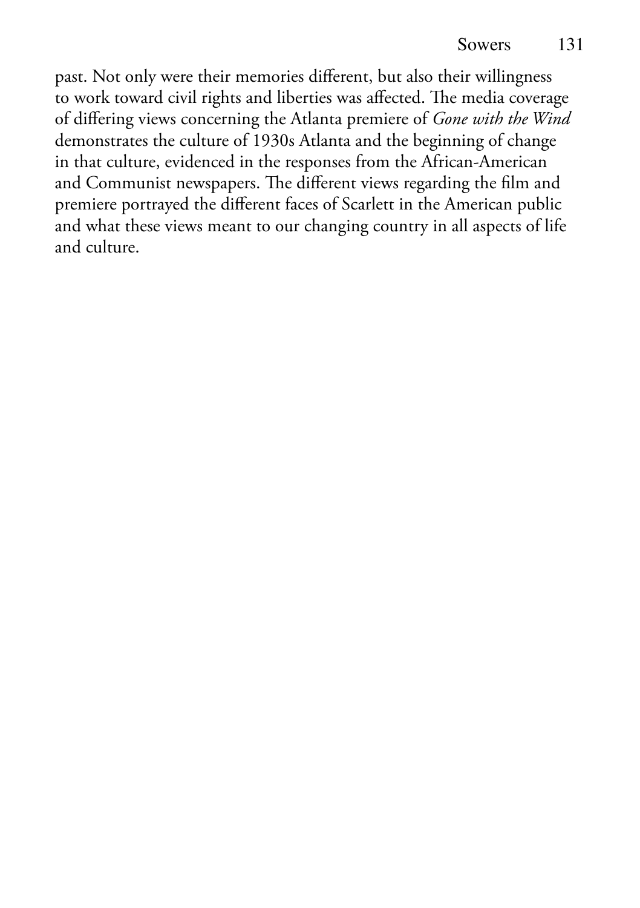past. Not only were their memories different, but also their willingness to work toward civil rights and liberties was affected. The media coverage of differing views concerning the Atlanta premiere of *Gone with the Wind* demonstrates the culture of 1930s Atlanta and the beginning of change in that culture, evidenced in the responses from the African-American and Communist newspapers. The different views regarding the film and premiere portrayed the different faces of Scarlett in the American public and what these views meant to our changing country in all aspects of life and culture.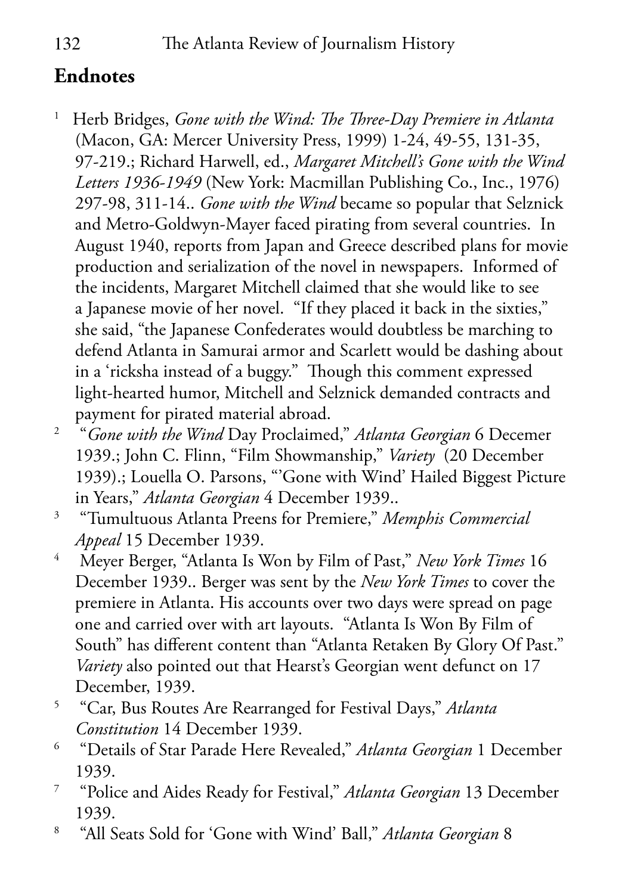## Endnotes

1. Herb Bridges, *Gone with the Wind: The Three-Day Premiere in Atlanta* (Macon, GA: Mercer University Press, 1999) 1-24, 49-55, 131-35, 97-219.; Richard Harwell, ed., *Margaret Mitchell's Gone with the Wind Letters 1936-1949* (New York: Macmillan Publishing Co., Inc., 1976) 297-98, 311-14.. *Gone with the Wind* became so popular that Selznick and Metro-Goldwyn-Mayer faced pirating from several countries. In August 1940, reports from Japan and Greece described plans for movie production and serialization of the novel in newspapers. Informed of the incidents, Margaret Mitchell claimed that she would like to see a Japanese movie of her novel. "If they placed it back in the sixties," she said, "the Japanese Confederates would doubtless be marching to defend Atlanta in Samurai armor and Scarlett would be dashing about in a 'ricksha instead of a buggy." Though this comment expressed light-hearted humor, Mitchell and Selznick demanded contracts and payment for pirated material abroad.
2. "*Gone with the Wind* Day Proclaimed," *Atlanta Georgian* 6 Decemer 1939.; John C. Flinn, "Film Showmanship," *Variety* (20 December 1939).; Louella O. Parsons, "'Gone with Wind' Hailed Biggest Picture in Years," *Atlanta Georgian* 4 December 1939..
3. "Tumultuous Atlanta Preens for Premiere," *Memphis Commercial Appeal* 15 December 1939.
4. Meyer Berger, "Atlanta Is Won by Film of Past," *New York Times* 16 December 1939.. Berger was sent by the *New York Times* to cover the premiere in Atlanta. His accounts over two days were spread on page one and carried over with art layouts. "Atlanta Is Won By Film of South" has different content than "Atlanta Retaken By Glory Of Past." *Variety* also pointed out that Hearst's Georgian went defunct on 17 December, 1939.
5. "Car, Bus Routes Are Rearranged for Festival Days," *Atlanta Constitution* 14 December 1939.
6. "Details of Star Parade Here Revealed," *Atlanta Georgian* 1 December 1939.
7. "Police and Aides Ready for Festival," *Atlanta Georgian* 13 December 1939.
8. "All Seats Sold for 'Gone with Wind' Ball," *Atlanta Georgian* 8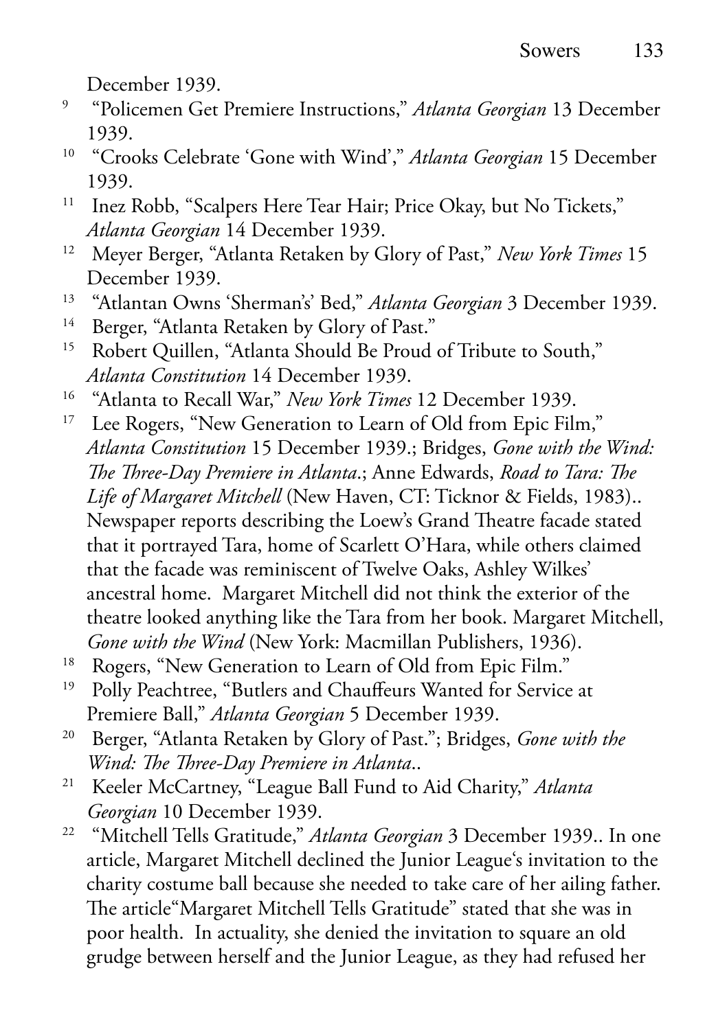December 1939.

9 "Policemen Get Premiere Instructions," *Atlanta Georgian* 13 December 1939.

10 "Crooks Celebrate 'Gone with Wind'," *Atlanta Georgian* 15 December 1939.

11 Inez Robb, "Scalpers Here Tear Hair; Price Okay, but No Tickets," *Atlanta Georgian* 14 December 1939.

12 Meyer Berger, "Atlanta Retaken by Glory of Past," *New York Times* 15 December 1939.

13 "Atlantan Owns 'Sherman's' Bed," *Atlanta Georgian* 3 December 1939.

14 Berger, "Atlanta Retaken by Glory of Past."

15 Robert Quillen, "Atlanta Should Be Proud of Tribute to South," *Atlanta Constitution* 14 December 1939.

16 "Atlanta to Recall War," *New York Times* 12 December 1939.

17 Lee Rogers, "New Generation to Learn of Old from Epic Film," *Atlanta Constitution* 15 December 1939.; Bridges, *Gone with the Wind: The Three-Day Premiere in Atlanta*.; Anne Edwards, *Road to Tara: The Life of Margaret Mitchell* (New Haven, CT: Ticknor & Fields, 1983).. Newspaper reports describing the Loew's Grand Theatre facade stated that it portrayed Tara, home of Scarlett O'Hara, while others claimed that the facade was reminiscent of Twelve Oaks, Ashley Wilkes' ancestral home. Margaret Mitchell did not think the exterior of the theatre looked anything like the Tara from her book. Margaret Mitchell, *Gone with the Wind* (New York: Macmillan Publishers, 1936).

18 Rogers, "New Generation to Learn of Old from Epic Film."

19 Polly Peachtree, "Butlers and Chauffeurs Wanted for Service at Premiere Ball," *Atlanta Georgian* 5 December 1939.

20 Berger, "Atlanta Retaken by Glory of Past."; Bridges, *Gone with the Wind: The Three-Day Premiere in Atlanta*..

21 Keeler McCartney, "League Ball Fund to Aid Charity," *Atlanta Georgian* 10 December 1939.

22 "Mitchell Tells Gratitude," *Atlanta Georgian* 3 December 1939.. In one article, Margaret Mitchell declined the Junior League's invitation to the charity costume ball because she needed to take care of her ailing father. The article"Margaret Mitchell Tells Gratitude" stated that she was in poor health. In actuality, she denied the invitation to square an old grudge between herself and the Junior League, as they had refused her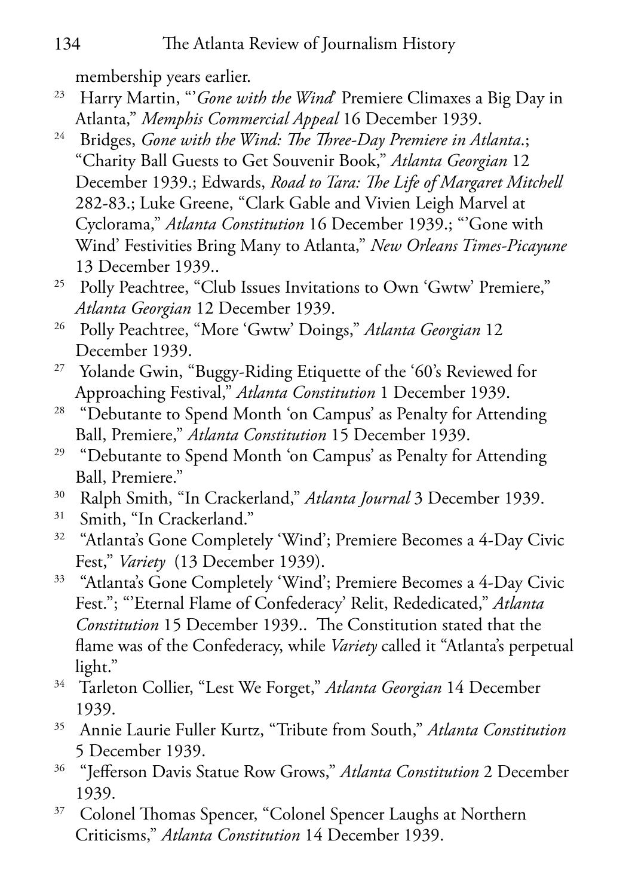membership years earlier.

[23] Harry Martin, "'*Gone with the Wind*' Premiere Climaxes a Big Day in Atlanta," *Memphis Commercial Appeal* 16 December 1939.

[24] Bridges, *Gone with the Wind: The Three-Day Premiere in Atlanta*.; "Charity Ball Guests to Get Souvenir Book," *Atlanta Georgian* 12 December 1939.; Edwards, *Road to Tara: The Life of Margaret Mitchell* 282-83.; Luke Greene, "Clark Gable and Vivien Leigh Marvel at Cyclorama," *Atlanta Constitution* 16 December 1939.; "'Gone with Wind' Festivities Bring Many to Atlanta," *New Orleans Times-Picayune* 13 December 1939..

[25] Polly Peachtree, "Club Issues Invitations to Own 'Gwtw' Premiere," *Atlanta Georgian* 12 December 1939.

[26] Polly Peachtree, "More 'Gwtw' Doings," *Atlanta Georgian* 12 December 1939.

[27] Yolande Gwin, "Buggy-Riding Etiquette of the '60's Reviewed for Approaching Festival," *Atlanta Constitution* 1 December 1939.

[28] "Debutante to Spend Month 'on Campus' as Penalty for Attending Ball, Premiere," *Atlanta Constitution* 15 December 1939.

[29] "Debutante to Spend Month 'on Campus' as Penalty for Attending Ball, Premiere."

[30] Ralph Smith, "In Crackerland," *Atlanta Journal* 3 December 1939.

[31] Smith, "In Crackerland."

[32] "Atlanta's Gone Completely 'Wind'; Premiere Becomes a 4-Day Civic Fest," *Variety* (13 December 1939).

[33] "Atlanta's Gone Completely 'Wind'; Premiere Becomes a 4-Day Civic Fest."; "'Eternal Flame of Confederacy' Relit, Rededicated," *Atlanta Constitution* 15 December 1939.. The Constitution stated that the flame was of the Confederacy, while *Variety* called it "Atlanta's perpetual light."

[34] Tarleton Collier, "Lest We Forget," *Atlanta Georgian* 14 December 1939.

[35] Annie Laurie Fuller Kurtz, "Tribute from South," *Atlanta Constitution* 5 December 1939.

[36] "Jefferson Davis Statue Row Grows," *Atlanta Constitution* 2 December 1939.

[37] Colonel Thomas Spencer, "Colonel Spencer Laughs at Northern Criticisms," *Atlanta Constitution* 14 December 1939.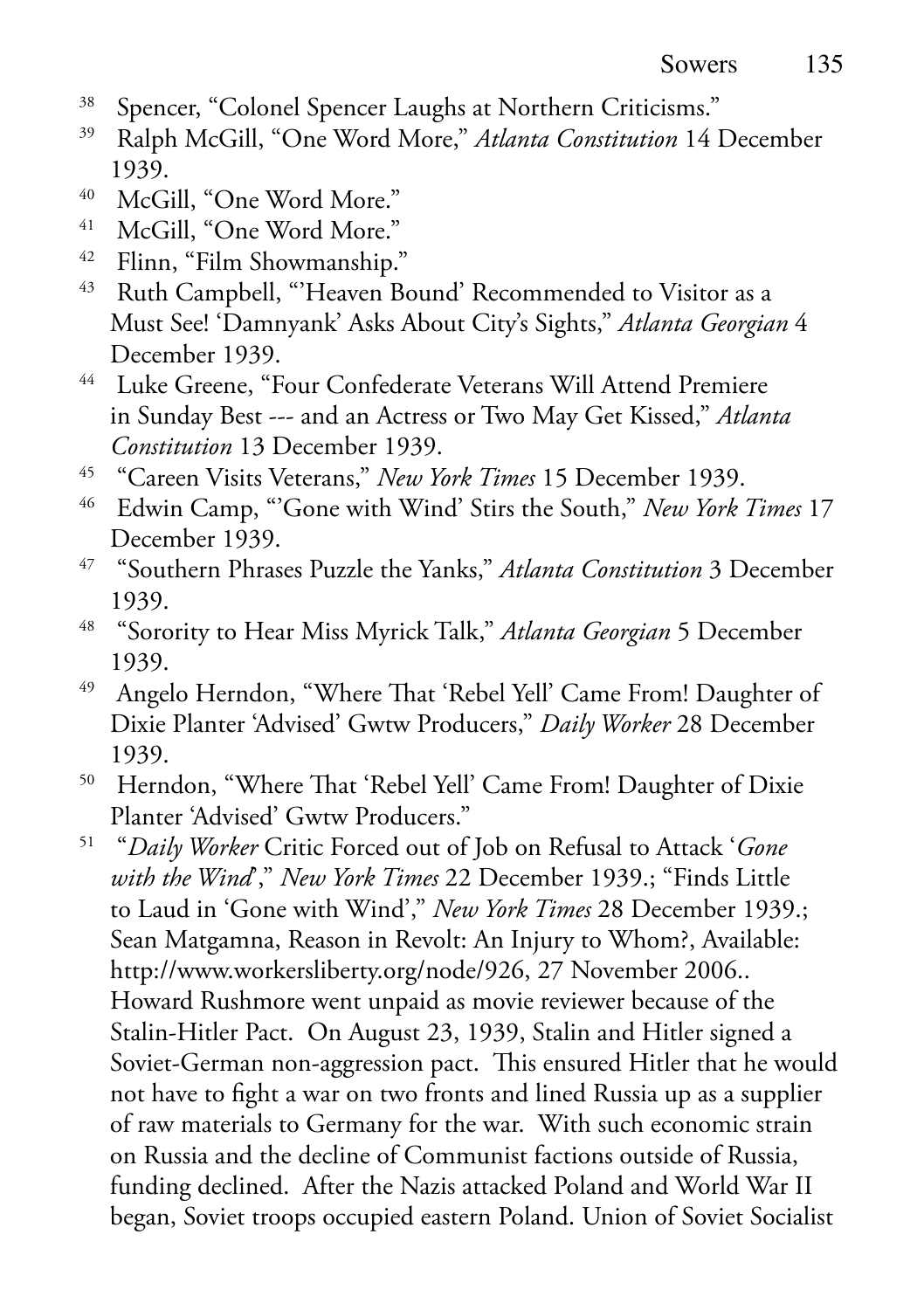[38] Spencer, "Colonel Spencer Laughs at Northern Criticisms."

[39] Ralph McGill, "One Word More," *Atlanta Constitution* 14 December 1939.

[40] McGill, "One Word More."

[41] McGill, "One Word More."

[42] Flinn, "Film Showmanship."

[43] Ruth Campbell, "'Heaven Bound' Recommended to Visitor as a Must See! 'Damnyank' Asks About City's Sights," *Atlanta Georgian* 4 December 1939.

[44] Luke Greene, "Four Confederate Veterans Will Attend Premiere in Sunday Best --- and an Actress or Two May Get Kissed," *Atlanta Constitution* 13 December 1939.

[45] "Careen Visits Veterans," *New York Times* 15 December 1939.

[46] Edwin Camp, "'Gone with Wind' Stirs the South," *New York Times* 17 December 1939.

[47] "Southern Phrases Puzzle the Yanks," *Atlanta Constitution* 3 December 1939.

[48] "Sorority to Hear Miss Myrick Talk," *Atlanta Georgian* 5 December 1939.

[49] Angelo Herndon, "Where That 'Rebel Yell' Came From! Daughter of Dixie Planter 'Advised' Gwtw Producers," *Daily Worker* 28 December 1939.

[50] Herndon, "Where That 'Rebel Yell' Came From! Daughter of Dixie Planter 'Advised' Gwtw Producers."

[51] "*Daily Worker* Critic Forced out of Job on Refusal to Attack '*Gone with the Wind*'," *New York Times* 22 December 1939.; "Finds Little to Laud in 'Gone with Wind'," *New York Times* 28 December 1939.; Sean Matgamna, Reason in Revolt: An Injury to Whom?, Available: http://www.workersliberty.org/node/926, 27 November 2006.. Howard Rushmore went unpaid as movie reviewer because of the Stalin-Hitler Pact. On August 23, 1939, Stalin and Hitler signed a Soviet-German non-aggression pact. This ensured Hitler that he would not have to fight a war on two fronts and lined Russia up as a supplier of raw materials to Germany for the war. With such economic strain on Russia and the decline of Communist factions outside of Russia, funding declined. After the Nazis attacked Poland and World War II began, Soviet troops occupied eastern Poland. Union of Soviet Socialist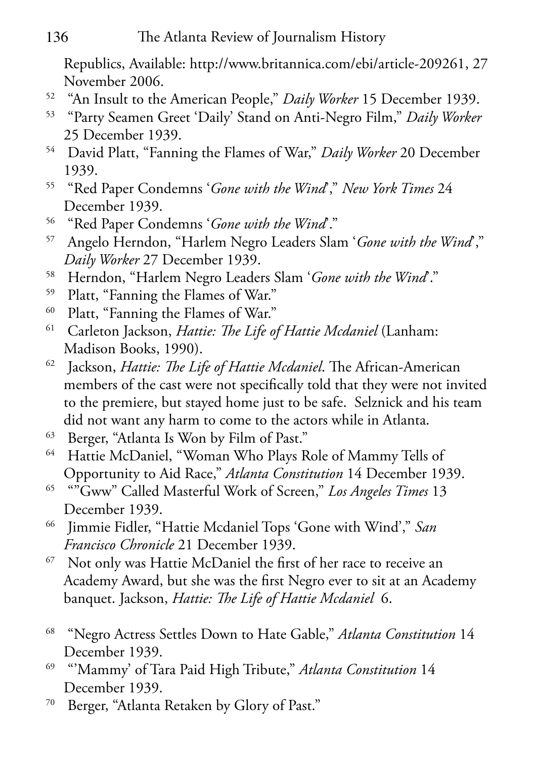Republics, Available: http://www.britannica.com/ebi/article-209261, 27 November 2006.

52. "An Insult to the American People," *Daily Worker* 15 December 1939.
53. "Party Seamen Greet 'Daily' Stand on Anti-Negro Film," *Daily Worker* 25 December 1939.
54. David Platt, "Fanning the Flames of War," *Daily Worker* 20 December 1939.
55. "Red Paper Condemns '*Gone with the Wind*'," *New York Times* 24 December 1939.
56. "Red Paper Condemns '*Gone with the Wind*'."
57. Angelo Herndon, "Harlem Negro Leaders Slam '*Gone with the Wind*'," *Daily Worker* 27 December 1939.
58. Herndon, "Harlem Negro Leaders Slam '*Gone with the Wind*'."
59. Platt, "Fanning the Flames of War."
60. Platt, "Fanning the Flames of War."
61. Carleton Jackson, *Hattie: The Life of Hattie Mcdaniel* (Lanham: Madison Books, 1990).
62. Jackson, *Hattie: The Life of Hattie Mcdaniel*. The African-American members of the cast were not specifically told that they were not invited to the premiere, but stayed home just to be safe. Selznick and his team did not want any harm to come to the actors while in Atlanta.
63. Berger, "Atlanta Is Won by Film of Past."
64. Hattie McDaniel, "Woman Who Plays Role of Mammy Tells of Opportunity to Aid Race," *Atlanta Constitution* 14 December 1939.
65. ""Gww" Called Masterful Work of Screen," *Los Angeles Times* 13 December 1939.
66. Jimmie Fidler, "Hattie Mcdaniel Tops 'Gone with Wind'," *San Francisco Chronicle* 21 December 1939.
67. Not only was Hattie McDaniel the first of her race to receive an Academy Award, but she was the first Negro ever to sit at an Academy banquet. Jackson, *Hattie: The Life of Hattie Mcdaniel* 6.
68. "Negro Actress Settles Down to Hate Gable," *Atlanta Constitution* 14 December 1939.
69. "'Mammy' of Tara Paid High Tribute," *Atlanta Constitution* 14 December 1939.
70. Berger, "Atlanta Retaken by Glory of Past."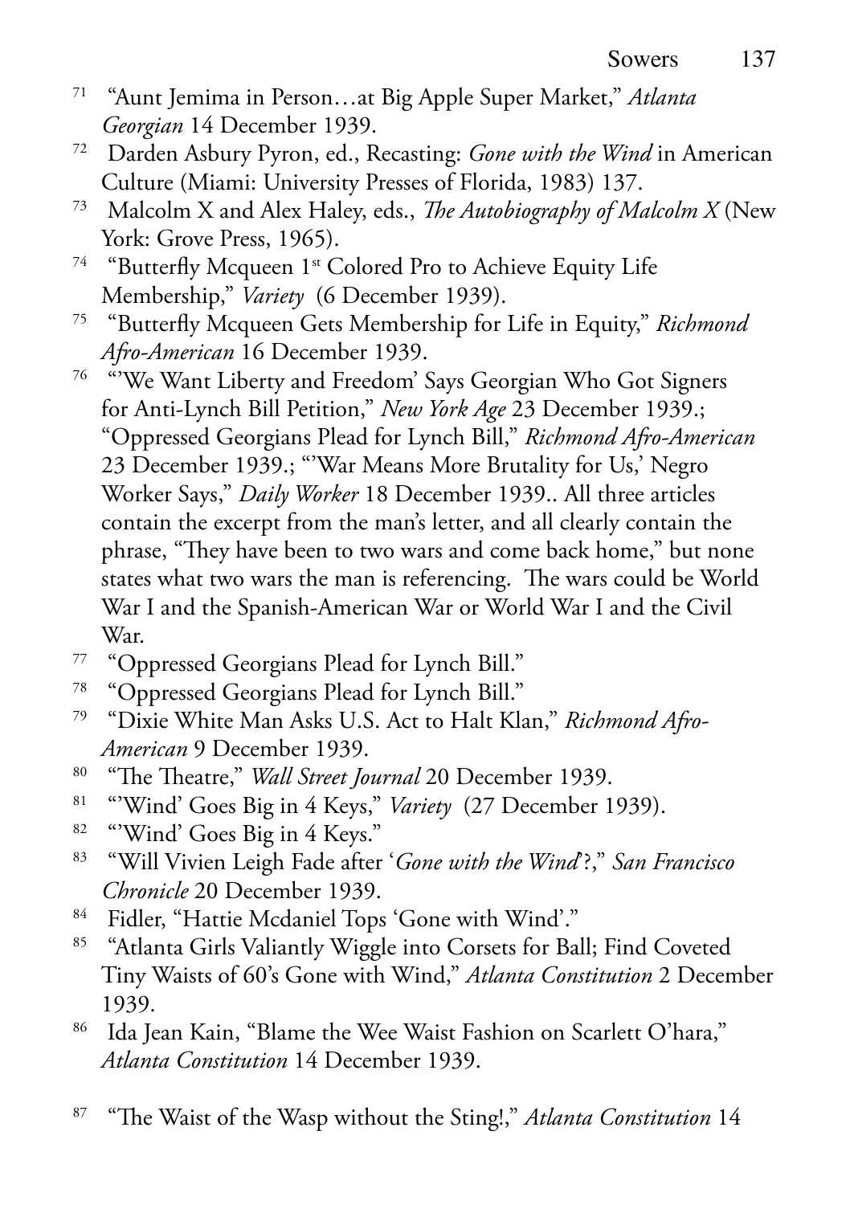71 "Aunt Jemima in Person…at Big Apple Super Market," *Atlanta Georgian* 14 December 1939.

72 Darden Asbury Pyron, ed., Recasting: *Gone with the Wind* in American Culture (Miami: University Presses of Florida, 1983) 137.

73 Malcolm X and Alex Haley, eds., *The Autobiography of Malcolm X* (New York: Grove Press, 1965).

74 "Butterfly Mcqueen 1st Colored Pro to Achieve Equity Life Membership," *Variety* (6 December 1939).

75 "Butterfly Mcqueen Gets Membership for Life in Equity," *Richmond Afro-American* 16 December 1939.

76 "'We Want Liberty and Freedom' Says Georgian Who Got Signers for Anti-Lynch Bill Petition," *New York Age* 23 December 1939.; "Oppressed Georgians Plead for Lynch Bill," *Richmond Afro-American* 23 December 1939.; "'War Means More Brutality for Us,' Negro Worker Says," *Daily Worker* 18 December 1939.. All three articles contain the excerpt from the man's letter, and all clearly contain the phrase, "They have been to two wars and come back home," but none states what two wars the man is referencing. The wars could be World War I and the Spanish-American War or World War I and the Civil War.

77 "Oppressed Georgians Plead for Lynch Bill."

78 "Oppressed Georgians Plead for Lynch Bill."

79 "Dixie White Man Asks U.S. Act to Halt Klan," *Richmond Afro-American* 9 December 1939.

80 "The Theatre," *Wall Street Journal* 20 December 1939.

81 "'Wind' Goes Big in 4 Keys," *Variety* (27 December 1939).

82 "'Wind' Goes Big in 4 Keys."

83 "Will Vivien Leigh Fade after '*Gone with the Wind*'?," *San Francisco Chronicle* 20 December 1939.

84 Fidler, "Hattie Mcdaniel Tops 'Gone with Wind'."

85 "Atlanta Girls Valiantly Wiggle into Corsets for Ball; Find Coveted Tiny Waists of 60's Gone with Wind," *Atlanta Constitution* 2 December 1939.

86 Ida Jean Kain, "Blame the Wee Waist Fashion on Scarlett O'hara," *Atlanta Constitution* 14 December 1939.

87 "The Waist of the Wasp without the Sting!," *Atlanta Constitution* 14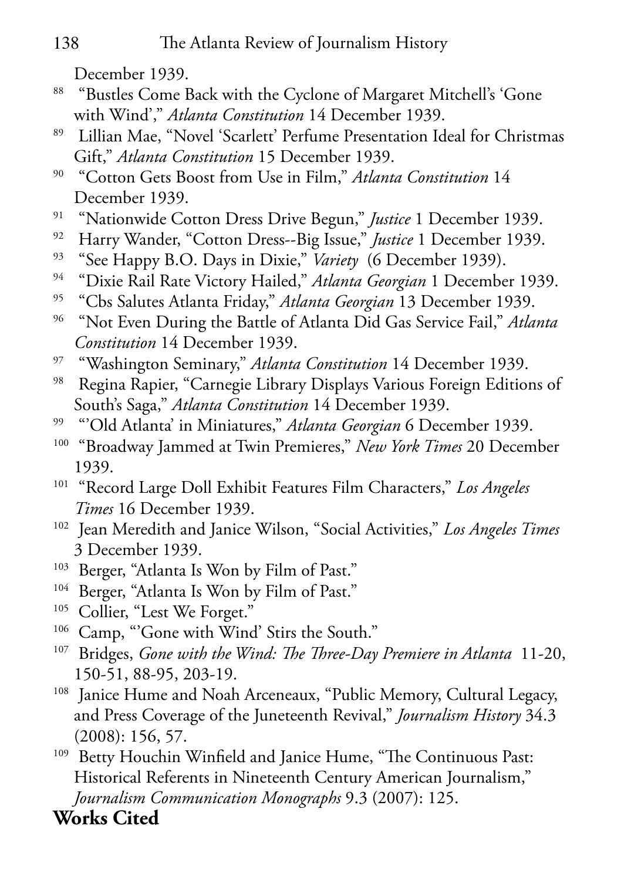December 1939.

[88] "Bustles Come Back with the Cyclone of Margaret Mitchell's 'Gone with Wind'," *Atlanta Constitution* 14 December 1939.

[89] Lillian Mae, "Novel 'Scarlett' Perfume Presentation Ideal for Christmas Gift," *Atlanta Constitution* 15 December 1939.

[90] "Cotton Gets Boost from Use in Film," *Atlanta Constitution* 14 December 1939.

[91] "Nationwide Cotton Dress Drive Begun," *Justice* 1 December 1939.

[92] Harry Wander, "Cotton Dress--Big Issue," *Justice* 1 December 1939.

[93] "See Happy B.O. Days in Dixie," *Variety* (6 December 1939).

[94] "Dixie Rail Rate Victory Hailed," *Atlanta Georgian* 1 December 1939.

[95] "Cbs Salutes Atlanta Friday," *Atlanta Georgian* 13 December 1939.

[96] "Not Even During the Battle of Atlanta Did Gas Service Fail," *Atlanta Constitution* 14 December 1939.

[97] "Washington Seminary," *Atlanta Constitution* 14 December 1939.

[98] Regina Rapier, "Carnegie Library Displays Various Foreign Editions of South's Saga," *Atlanta Constitution* 14 December 1939.

[99] "'Old Atlanta' in Miniatures," *Atlanta Georgian* 6 December 1939.

[100] "Broadway Jammed at Twin Premieres," *New York Times* 20 December 1939.

[101] "Record Large Doll Exhibit Features Film Characters," *Los Angeles Times* 16 December 1939.

[102] Jean Meredith and Janice Wilson, "Social Activities," *Los Angeles Times* 3 December 1939.

[103] Berger, "Atlanta Is Won by Film of Past."

[104] Berger, "Atlanta Is Won by Film of Past."

[105] Collier, "Lest We Forget."

[106] Camp, "'Gone with Wind' Stirs the South."

[107] Bridges, *Gone with the Wind: The Three-Day Premiere in Atlanta* 11-20, 150-51, 88-95, 203-19.

[108] Janice Hume and Noah Arceneaux, "Public Memory, Cultural Legacy, and Press Coverage of the Juneteenth Revival," *Journalism History* 34.3 (2008): 156, 57.

[109] Betty Houchin Winfield and Janice Hume, "The Continuous Past: Historical Referents in Nineteenth Century American Journalism," *Journalism Communication Monographs* 9.3 (2007): 125.

## Works Cited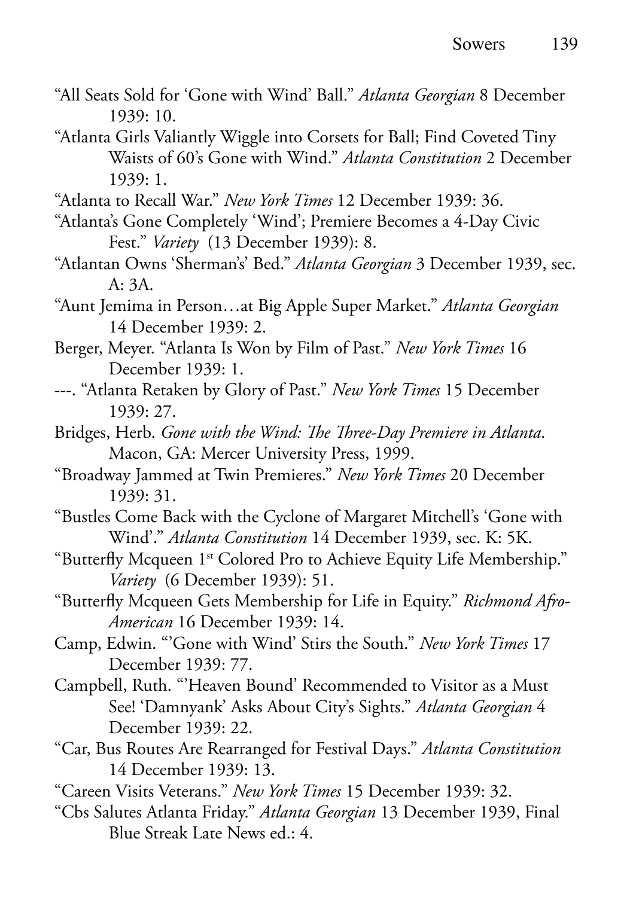"All Seats Sold for 'Gone with Wind' Ball." *Atlanta Georgian* 8 December 1939: 10.

"Atlanta Girls Valiantly Wiggle into Corsets for Ball; Find Coveted Tiny Waists of 60's Gone with Wind." *Atlanta Constitution* 2 December 1939: 1.

"Atlanta to Recall War." *New York Times* 12 December 1939: 36.

"Atlanta's Gone Completely 'Wind'; Premiere Becomes a 4-Day Civic Fest." *Variety* (13 December 1939): 8.

"Atlantan Owns 'Sherman's' Bed." *Atlanta Georgian* 3 December 1939, sec. A: 3A.

"Aunt Jemima in Person…at Big Apple Super Market." *Atlanta Georgian* 14 December 1939: 2.

Berger, Meyer. "Atlanta Is Won by Film of Past." *New York Times* 16 December 1939: 1.

---. "Atlanta Retaken by Glory of Past." *New York Times* 15 December 1939: 27.

Bridges, Herb. *Gone with the Wind: The Three-Day Premiere in Atlanta*. Macon, GA: Mercer University Press, 1999.

"Broadway Jammed at Twin Premieres." *New York Times* 20 December 1939: 31.

"Bustles Come Back with the Cyclone of Margaret Mitchell's 'Gone with Wind'." *Atlanta Constitution* 14 December 1939, sec. K: 5K.

"Butterfly Mcqueen 1st Colored Pro to Achieve Equity Life Membership." *Variety* (6 December 1939): 51.

"Butterfly Mcqueen Gets Membership for Life in Equity." *Richmond Afro-American* 16 December 1939: 14.

Camp, Edwin. "'Gone with Wind' Stirs the South." *New York Times* 17 December 1939: 77.

Campbell, Ruth. "'Heaven Bound' Recommended to Visitor as a Must See! 'Damnyank' Asks About City's Sights." *Atlanta Georgian* 4 December 1939: 22.

"Car, Bus Routes Are Rearranged for Festival Days." *Atlanta Constitution* 14 December 1939: 13.

"Careen Visits Veterans." *New York Times* 15 December 1939: 32.

"Cbs Salutes Atlanta Friday." *Atlanta Georgian* 13 December 1939, Final Blue Streak Late News ed.: 4.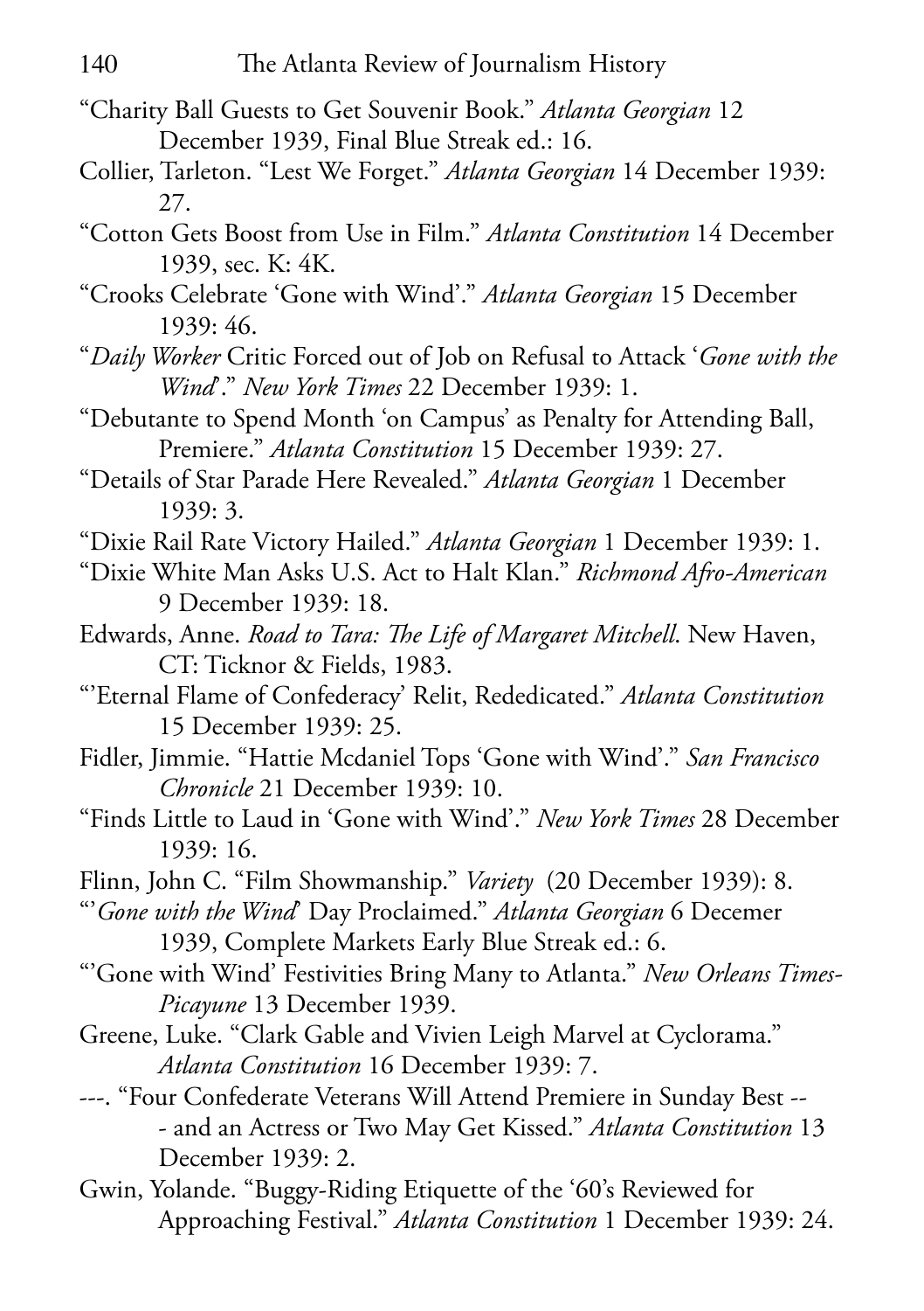"Charity Ball Guests to Get Souvenir Book." *Atlanta Georgian* 12 December 1939, Final Blue Streak ed.: 16.

Collier, Tarleton. "Lest We Forget." *Atlanta Georgian* 14 December 1939: 27.

"Cotton Gets Boost from Use in Film." *Atlanta Constitution* 14 December 1939, sec. K: 4K.

"Crooks Celebrate 'Gone with Wind'." *Atlanta Georgian* 15 December 1939: 46.

"*Daily Worker* Critic Forced out of Job on Refusal to Attack '*Gone with the Wind*'." *New York Times* 22 December 1939: 1.

"Debutante to Spend Month 'on Campus' as Penalty for Attending Ball, Premiere." *Atlanta Constitution* 15 December 1939: 27.

"Details of Star Parade Here Revealed." *Atlanta Georgian* 1 December 1939: 3.

"Dixie Rail Rate Victory Hailed." *Atlanta Georgian* 1 December 1939: 1.

"Dixie White Man Asks U.S. Act to Halt Klan." *Richmond Afro-American* 9 December 1939: 18.

Edwards, Anne. *Road to Tara: The Life of Margaret Mitchell*. New Haven, CT: Ticknor & Fields, 1983.

"'Eternal Flame of Confederacy' Relit, Rededicated." *Atlanta Constitution* 15 December 1939: 25.

Fidler, Jimmie. "Hattie Mcdaniel Tops 'Gone with Wind'." *San Francisco Chronicle* 21 December 1939: 10.

"Finds Little to Laud in 'Gone with Wind'." *New York Times* 28 December 1939: 16.

Flinn, John C. "Film Showmanship." *Variety* (20 December 1939): 8.

"'*Gone with the Wind*' Day Proclaimed." *Atlanta Georgian* 6 Decemer 1939, Complete Markets Early Blue Streak ed.: 6.

"'Gone with Wind' Festivities Bring Many to Atlanta." *New Orleans Times-Picayune* 13 December 1939.

Greene, Luke. "Clark Gable and Vivien Leigh Marvel at Cyclorama." *Atlanta Constitution* 16 December 1939: 7.

---. "Four Confederate Veterans Will Attend Premiere in Sunday Best --- and an Actress or Two May Get Kissed." *Atlanta Constitution* 13 December 1939: 2.

Gwin, Yolande. "Buggy-Riding Etiquette of the '60's Reviewed for Approaching Festival." *Atlanta Constitution* 1 December 1939: 24.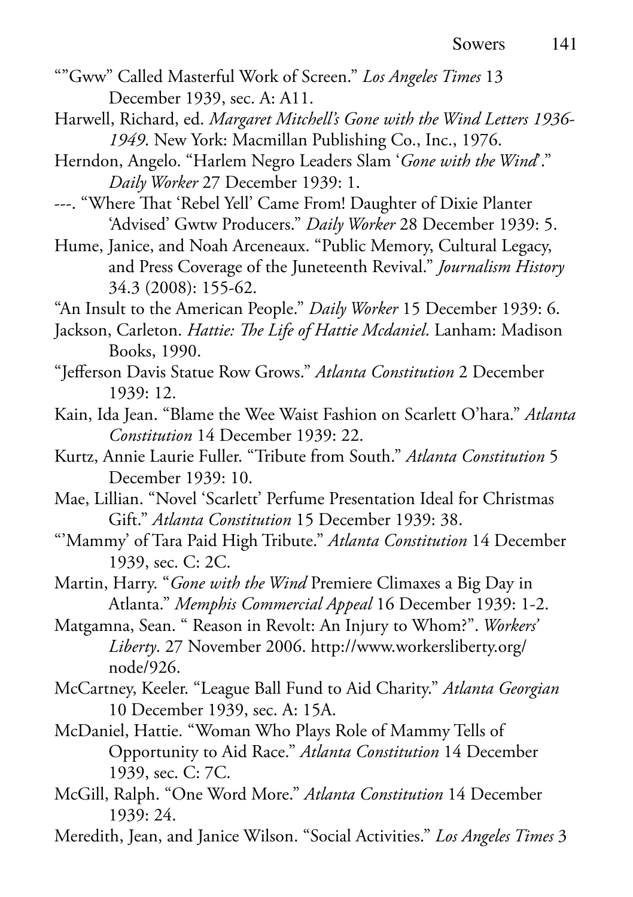""Gww" Called Masterful Work of Screen." *Los Angeles Times* 13 December 1939, sec. A: A11.

Harwell, Richard, ed. *Margaret Mitchell's Gone with the Wind Letters 1936-1949*. New York: Macmillan Publishing Co., Inc., 1976.

Herndon, Angelo. "Harlem Negro Leaders Slam '*Gone with the Wind*'." *Daily Worker* 27 December 1939: 1.

---. "Where That 'Rebel Yell' Came From! Daughter of Dixie Planter 'Advised' Gwtw Producers." *Daily Worker* 28 December 1939: 5.

Hume, Janice, and Noah Arceneaux. "Public Memory, Cultural Legacy, and Press Coverage of the Juneteenth Revival." *Journalism History* 34.3 (2008): 155-62.

"An Insult to the American People." *Daily Worker* 15 December 1939: 6.

Jackson, Carleton. *Hattie: The Life of Hattie Mcdaniel*. Lanham: Madison Books, 1990.

"Jefferson Davis Statue Row Grows." *Atlanta Constitution* 2 December 1939: 12.

Kain, Ida Jean. "Blame the Wee Waist Fashion on Scarlett O'hara." *Atlanta Constitution* 14 December 1939: 22.

Kurtz, Annie Laurie Fuller. "Tribute from South." *Atlanta Constitution* 5 December 1939: 10.

Mae, Lillian. "Novel 'Scarlett' Perfume Presentation Ideal for Christmas Gift." *Atlanta Constitution* 15 December 1939: 38.

"'Mammy' of Tara Paid High Tribute." *Atlanta Constitution* 14 December 1939, sec. C: 2C.

Martin, Harry. "*Gone with the Wind* Premiere Climaxes a Big Day in Atlanta." *Memphis Commercial Appeal* 16 December 1939: 1-2.

Matgamna, Sean. " Reason in Revolt: An Injury to Whom?". *Workers' Liberty*. 27 November 2006. http://www.workersliberty.org/node/926.

McCartney, Keeler. "League Ball Fund to Aid Charity." *Atlanta Georgian* 10 December 1939, sec. A: 15A.

McDaniel, Hattie. "Woman Who Plays Role of Mammy Tells of Opportunity to Aid Race." *Atlanta Constitution* 14 December 1939, sec. C: 7C.

McGill, Ralph. "One Word More." *Atlanta Constitution* 14 December 1939: 24.

Meredith, Jean, and Janice Wilson. "Social Activities." *Los Angeles Times* 3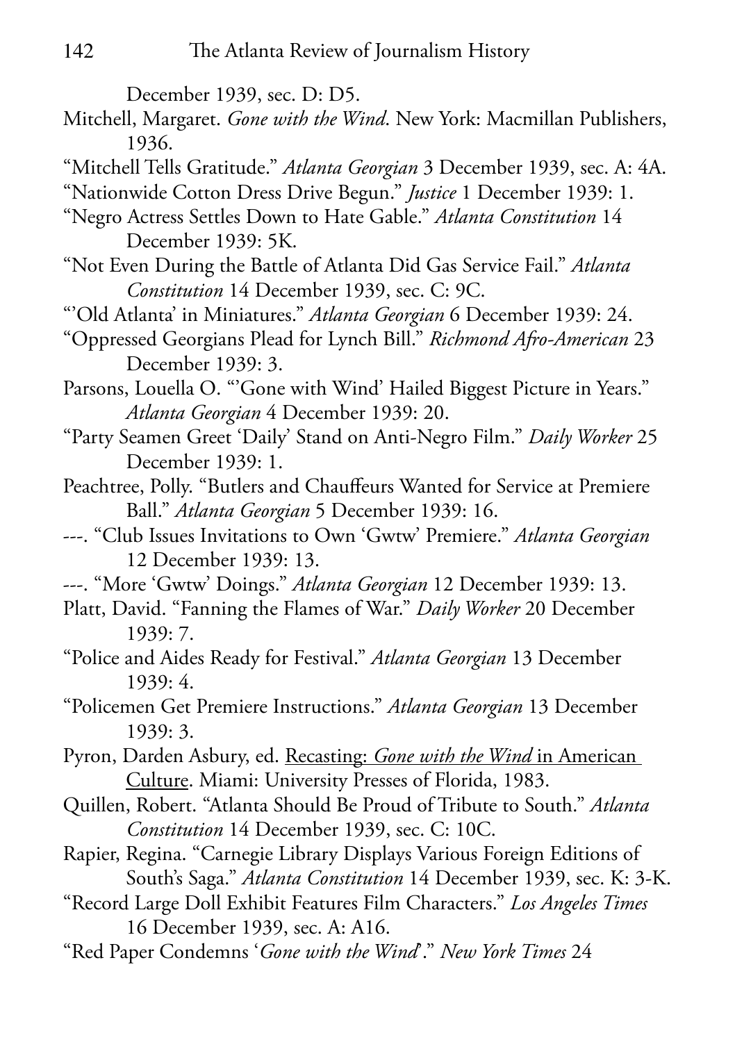December 1939, sec. D: D5.

Mitchell, Margaret. *Gone with the Wind*. New York: Macmillan Publishers, 1936.

"Mitchell Tells Gratitude." *Atlanta Georgian* 3 December 1939, sec. A: 4A.

"Nationwide Cotton Dress Drive Begun." *Justice* 1 December 1939: 1.

"Negro Actress Settles Down to Hate Gable." *Atlanta Constitution* 14 December 1939: 5K.

"Not Even During the Battle of Atlanta Did Gas Service Fail." *Atlanta Constitution* 14 December 1939, sec. C: 9C.

"'Old Atlanta' in Miniatures." *Atlanta Georgian* 6 December 1939: 24.

"Oppressed Georgians Plead for Lynch Bill." *Richmond Afro-American* 23 December 1939: 3.

Parsons, Louella O. "'Gone with Wind' Hailed Biggest Picture in Years." *Atlanta Georgian* 4 December 1939: 20.

"Party Seamen Greet 'Daily' Stand on Anti-Negro Film." *Daily Worker* 25 December 1939: 1.

Peachtree, Polly. "Butlers and Chauffeurs Wanted for Service at Premiere Ball." *Atlanta Georgian* 5 December 1939: 16.

---. "Club Issues Invitations to Own 'Gwtw' Premiere." *Atlanta Georgian* 12 December 1939: 13.

---. "More 'Gwtw' Doings." *Atlanta Georgian* 12 December 1939: 13.

Platt, David. "Fanning the Flames of War." *Daily Worker* 20 December 1939: 7.

"Police and Aides Ready for Festival." *Atlanta Georgian* 13 December 1939: 4.

"Policemen Get Premiere Instructions." *Atlanta Georgian* 13 December 1939: 3.

Pyron, Darden Asbury, ed. Recasting: *Gone with the Wind* in American Culture. Miami: University Presses of Florida, 1983.

Quillen, Robert. "Atlanta Should Be Proud of Tribute to South." *Atlanta Constitution* 14 December 1939, sec. C: 10C.

Rapier, Regina. "Carnegie Library Displays Various Foreign Editions of South's Saga." *Atlanta Constitution* 14 December 1939, sec. K: 3-K.

"Record Large Doll Exhibit Features Film Characters." *Los Angeles Times* 16 December 1939, sec. A: A16.

"Red Paper Condemns '*Gone with the Wind*'." *New York Times* 24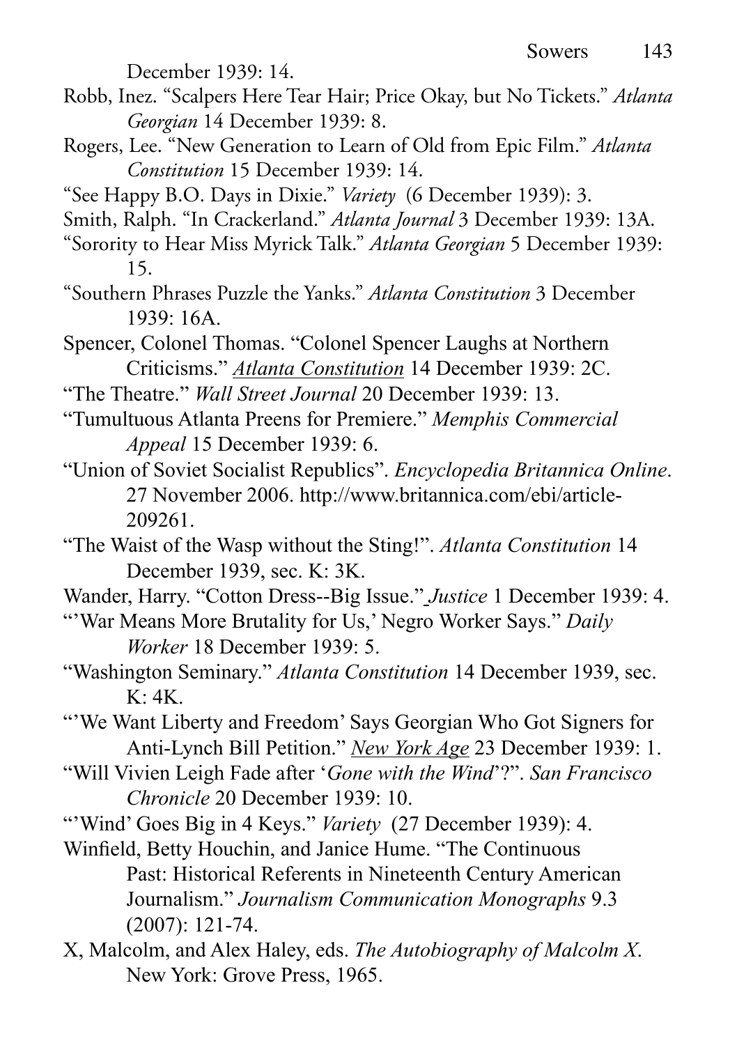December 1939: 14.

Robb, Inez. "Scalpers Here Tear Hair; Price Okay, but No Tickets." *Atlanta Georgian* 14 December 1939: 8.

Rogers, Lee. "New Generation to Learn of Old from Epic Film." *Atlanta Constitution* 15 December 1939: 14.

"See Happy B.O. Days in Dixie." *Variety* (6 December 1939): 3.

Smith, Ralph. "In Crackerland." *Atlanta Journal* 3 December 1939: 13A.

"Sorority to Hear Miss Myrick Talk." *Atlanta Georgian* 5 December 1939: 15.

"Southern Phrases Puzzle the Yanks." *Atlanta Constitution* 3 December 1939: 16A.

Spencer, Colonel Thomas. "Colonel Spencer Laughs at Northern Criticisms." <u>*Atlanta Constitution*</u> 14 December 1939: 2C.

"The Theatre." *Wall Street Journal* 20 December 1939: 13.

"Tumultuous Atlanta Preens for Premiere." *Memphis Commercial Appeal* 15 December 1939: 6.

"Union of Soviet Socialist Republics". *Encyclopedia Britannica Online*. 27 November 2006. http://www.britannica.com/ebi/article-209261.

"The Waist of the Wasp without the Sting!". *Atlanta Constitution* 14 December 1939, sec. K: 3K.

Wander, Harry. "Cotton Dress--Big Issue." *Justice* 1 December 1939: 4.

"'War Means More Brutality for Us,' Negro Worker Says." *Daily Worker* 18 December 1939: 5.

"Washington Seminary." *Atlanta Constitution* 14 December 1939, sec. K: 4K.

"'We Want Liberty and Freedom' Says Georgian Who Got Signers for Anti-Lynch Bill Petition." <u>*New York Age*</u> 23 December 1939: 1.

"Will Vivien Leigh Fade after '*Gone with the Wind*'?". *San Francisco Chronicle* 20 December 1939: 10.

"'Wind' Goes Big in 4 Keys." *Variety* (27 December 1939): 4.

Winfield, Betty Houchin, and Janice Hume. "The Continuous Past: Historical Referents in Nineteenth Century American Journalism." *Journalism Communication Monographs* 9.3 (2007): 121-74.

X, Malcolm, and Alex Haley, eds. *The Autobiography of Malcolm X*. New York: Grove Press, 1965.